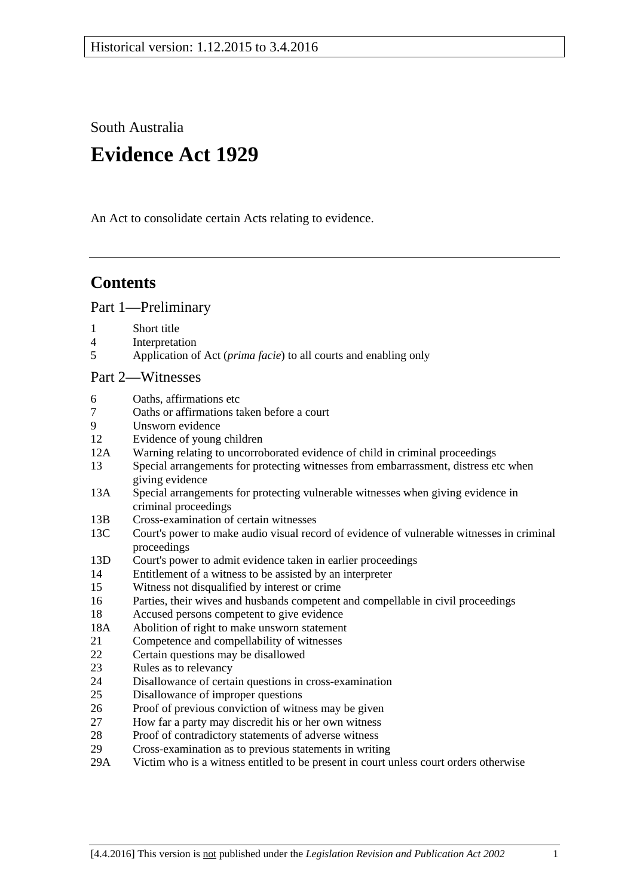Historical version: 1.12.2015 to 3.4.2016

South Australia

# Evidence Act 1929

An Act to consolidate certain Acts relating to evidence.

---

## Contents

### Part 1—Preliminary

1 Short title
4 Interpretation
5 Application of Act (*prima facie*) to all courts and enabling only

### Part 2—Witnesses

6 Oaths, affirmations etc
7 Oaths or affirmations taken before a court
9 Unsworn evidence
12 Evidence of young children
12A Warning relating to uncorroborated evidence of child in criminal proceedings
13 Special arrangements for protecting witnesses from embarrassment, distress etc when giving evidence
13A Special arrangements for protecting vulnerable witnesses when giving evidence in criminal proceedings
13B Cross-examination of certain witnesses
13C Court's power to make audio visual record of evidence of vulnerable witnesses in criminal proceedings
13D Court's power to admit evidence taken in earlier proceedings
14 Entitlement of a witness to be assisted by an interpreter
15 Witness not disqualified by interest or crime
16 Parties, their wives and husbands competent and compellable in civil proceedings
18 Accused persons competent to give evidence
18A Abolition of right to make unsworn statement
21 Competence and compellability of witnesses
22 Certain questions may be disallowed
23 Rules as to relevancy
24 Disallowance of certain questions in cross-examination
25 Disallowance of improper questions
26 Proof of previous conviction of witness may be given
27 How far a party may discredit his or her own witness
28 Proof of contradictory statements of adverse witness
29 Cross-examination as to previous statements in writing
29A Victim who is a witness entitled to be present in court unless court orders otherwise

[4.4.2016] This version is not published under the *Legislation Revision and Publication Act 2002*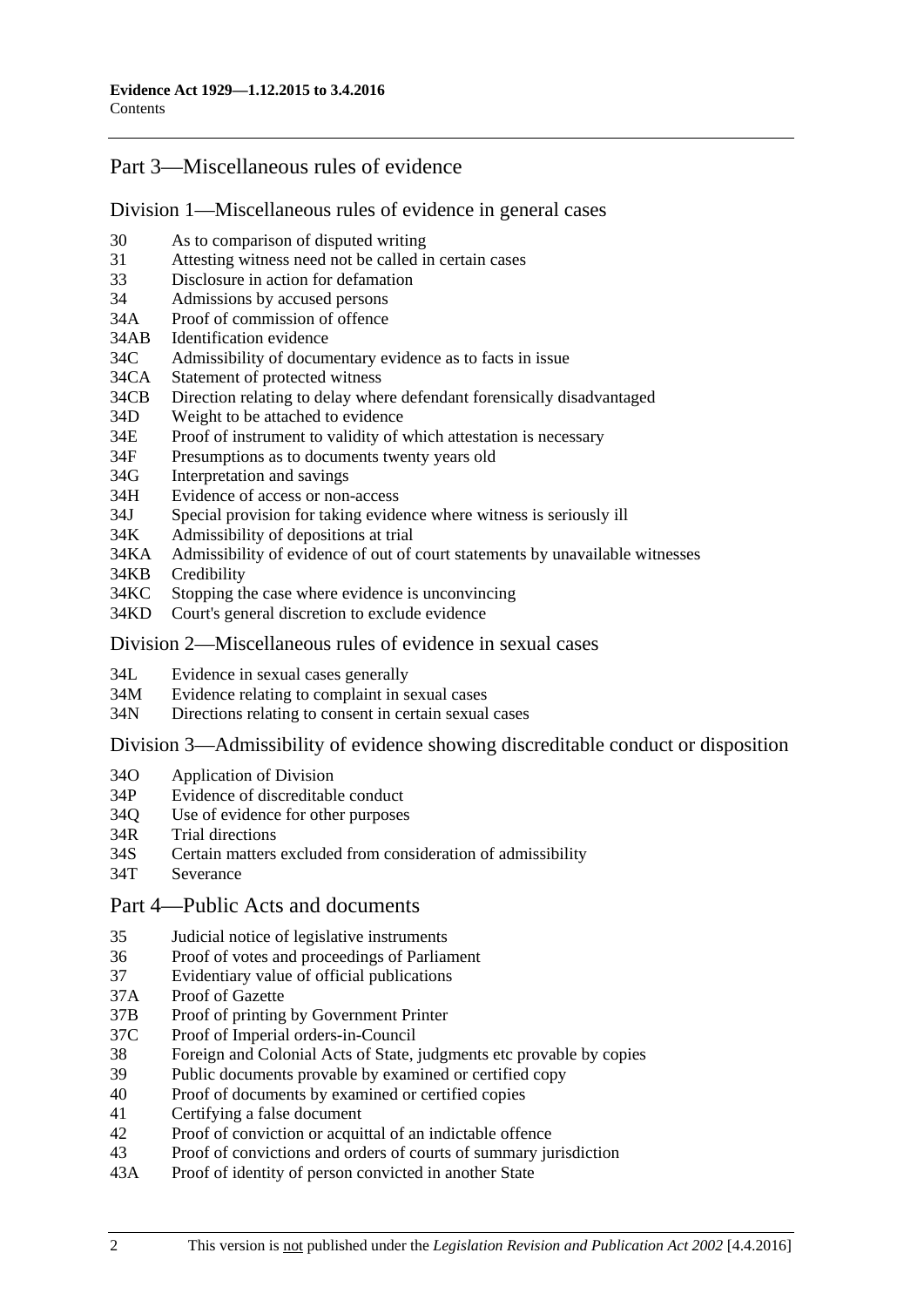## Part 3—Miscellaneous rules of evidence

### Division 1—Miscellaneous rules of evidence in general cases

30 As to comparison of disputed writing
31 Attesting witness need not be called in certain cases
33 Disclosure in action for defamation
34 Admissions by accused persons
34A Proof of commission of offence
34AB Identification evidence
34C Admissibility of documentary evidence as to facts in issue
34CA Statement of protected witness
34CB Direction relating to delay where defendant forensically disadvantaged
34D Weight to be attached to evidence
34E Proof of instrument to validity of which attestation is necessary
34F Presumptions as to documents twenty years old
34G Interpretation and savings
34H Evidence of access or non-access
34J Special provision for taking evidence where witness is seriously ill
34K Admissibility of depositions at trial
34KA Admissibility of evidence of out of court statements by unavailable witnesses
34KB Credibility
34KC Stopping the case where evidence is unconvincing
34KD Court's general discretion to exclude evidence

### Division 2—Miscellaneous rules of evidence in sexual cases

34L Evidence in sexual cases generally
34M Evidence relating to complaint in sexual cases
34N Directions relating to consent in certain sexual cases

### Division 3—Admissibility of evidence showing discreditable conduct or disposition

34O Application of Division
34P Evidence of discreditable conduct
34Q Use of evidence for other purposes
34R Trial directions
34S Certain matters excluded from consideration of admissibility
34T Severance

## Part 4—Public Acts and documents

35 Judicial notice of legislative instruments
36 Proof of votes and proceedings of Parliament
37 Evidentiary value of official publications
37A Proof of Gazette
37B Proof of printing by Government Printer
37C Proof of Imperial orders-in-Council
38 Foreign and Colonial Acts of State, judgments etc provable by copies
39 Public documents provable by examined or certified copy
40 Proof of documents by examined or certified copies
41 Certifying a false document
42 Proof of conviction or acquittal of an indictable offence
43 Proof of convictions and orders of courts of summary jurisdiction
43A Proof of identity of person convicted in another State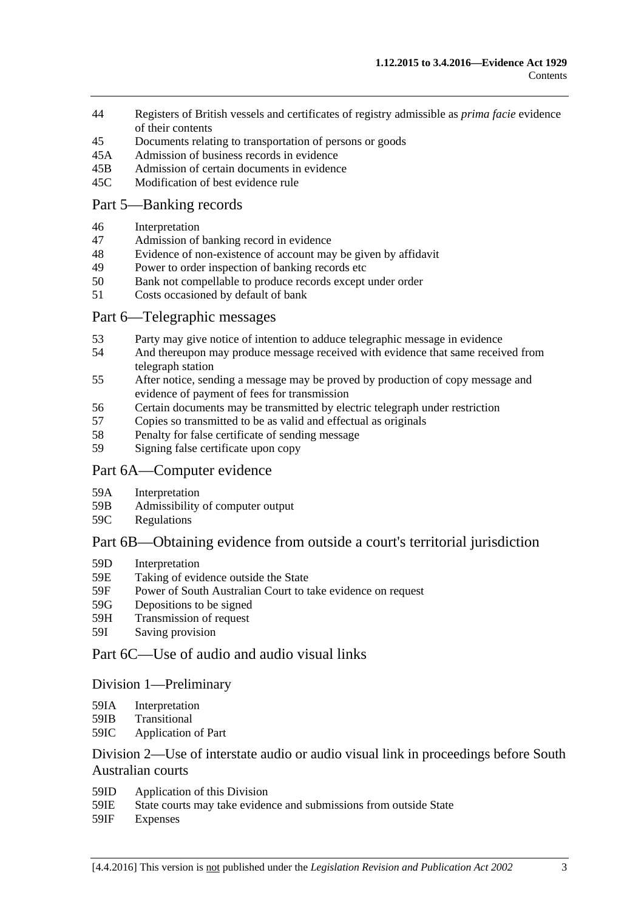44 Registers of British vessels and certificates of registry admissible as *prima facie* evidence of their contents
45 Documents relating to transportation of persons or goods
45A Admission of business records in evidence
45B Admission of certain documents in evidence
45C Modification of best evidence rule

## Part 5—Banking records

46 Interpretation
47 Admission of banking record in evidence
48 Evidence of non-existence of account may be given by affidavit
49 Power to order inspection of banking records etc
50 Bank not compellable to produce records except under order
51 Costs occasioned by default of bank

## Part 6—Telegraphic messages

53 Party may give notice of intention to adduce telegraphic message in evidence
54 And thereupon may produce message received with evidence that same received from telegraph station
55 After notice, sending a message may be proved by production of copy message and evidence of payment of fees for transmission
56 Certain documents may be transmitted by electric telegraph under restriction
57 Copies so transmitted to be as valid and effectual as originals
58 Penalty for false certificate of sending message
59 Signing false certificate upon copy

## Part 6A—Computer evidence

59A Interpretation
59B Admissibility of computer output
59C Regulations

## Part 6B—Obtaining evidence from outside a court's territorial jurisdiction

59D Interpretation
59E Taking of evidence outside the State
59F Power of South Australian Court to take evidence on request
59G Depositions to be signed
59H Transmission of request
59I Saving provision

## Part 6C—Use of audio and audio visual links

### Division 1—Preliminary

59IA Interpretation
59IB Transitional
59IC Application of Part

### Division 2—Use of interstate audio or audio visual link in proceedings before South Australian courts

59ID Application of this Division
59IE State courts may take evidence and submissions from outside State
59IF Expenses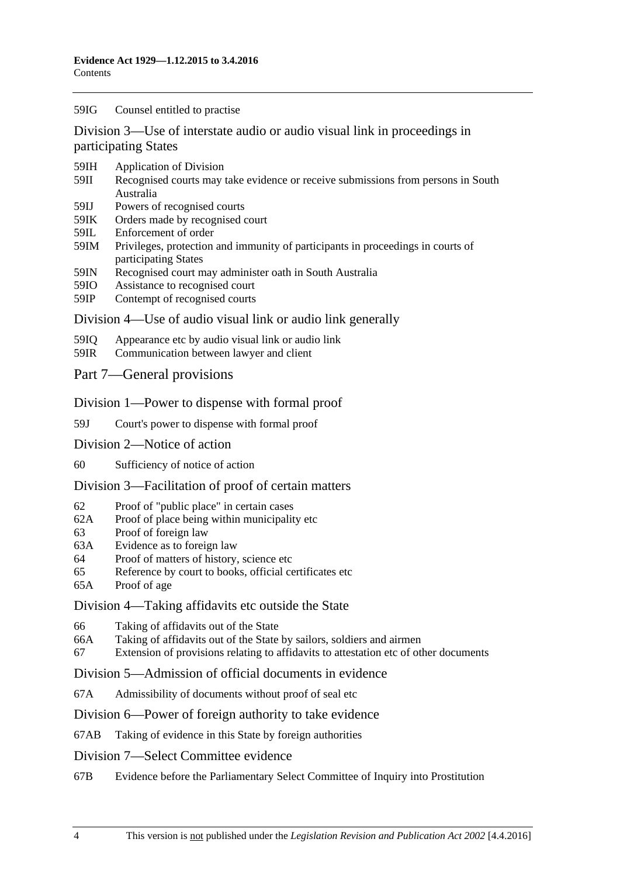59IG Counsel entitled to practise

## Division 3—Use of interstate audio or audio visual link in proceedings in participating States

59IH Application of Division
59II Recognised courts may take evidence or receive submissions from persons in South Australia
59IJ Powers of recognised courts
59IK Orders made by recognised court
59IL Enforcement of order
59IM Privileges, protection and immunity of participants in proceedings in courts of participating States
59IN Recognised court may administer oath in South Australia
59IO Assistance to recognised court
59IP Contempt of recognised courts

## Division 4—Use of audio visual link or audio link generally

59IQ Appearance etc by audio visual link or audio link
59IR Communication between lawyer and client

# Part 7—General provisions

## Division 1—Power to dispense with formal proof

59J Court's power to dispense with formal proof

## Division 2—Notice of action

60 Sufficiency of notice of action

## Division 3—Facilitation of proof of certain matters

62 Proof of "public place" in certain cases
62A Proof of place being within municipality etc
63 Proof of foreign law
63A Evidence as to foreign law
64 Proof of matters of history, science etc
65 Reference by court to books, official certificates etc
65A Proof of age

## Division 4—Taking affidavits etc outside the State

66 Taking of affidavits out of the State
66A Taking of affidavits out of the State by sailors, soldiers and airmen
67 Extension of provisions relating to affidavits to attestation etc of other documents

## Division 5—Admission of official documents in evidence

67A Admissibility of documents without proof of seal etc

## Division 6—Power of foreign authority to take evidence

67AB Taking of evidence in this State by foreign authorities

## Division 7—Select Committee evidence

67B Evidence before the Parliamentary Select Committee of Inquiry into Prostitution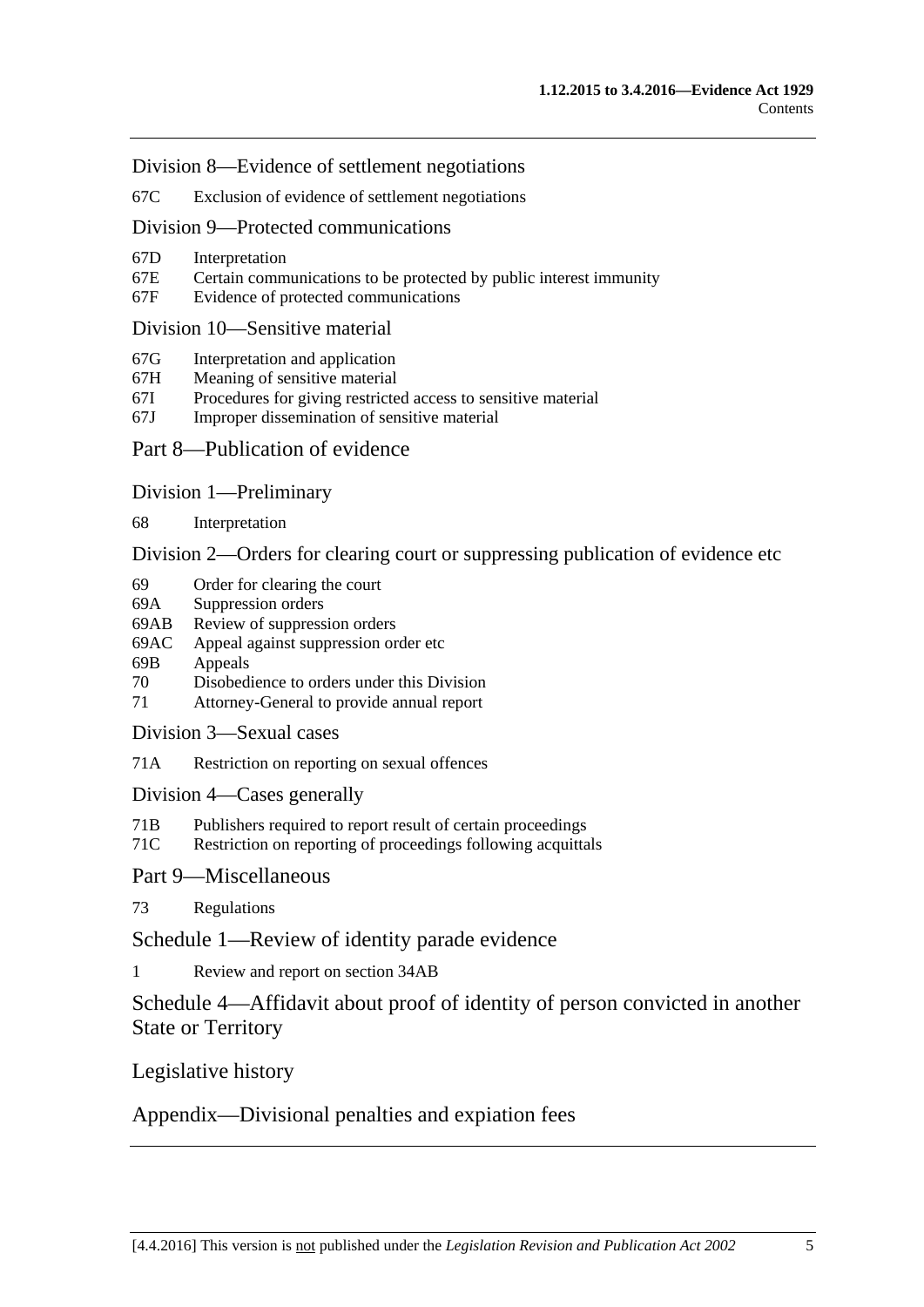## Division 8—Evidence of settlement negotiations

67C Exclusion of evidence of settlement negotiations

## Division 9—Protected communications

67D Interpretation
67E Certain communications to be protected by public interest immunity
67F Evidence of protected communications

## Division 10—Sensitive material

67G Interpretation and application
67H Meaning of sensitive material
67I Procedures for giving restricted access to sensitive material
67J Improper dissemination of sensitive material

# Part 8—Publication of evidence

## Division 1—Preliminary

68 Interpretation

## Division 2—Orders for clearing court or suppressing publication of evidence etc

69 Order for clearing the court
69A Suppression orders
69AB Review of suppression orders
69AC Appeal against suppression order etc
69B Appeals
70 Disobedience to orders under this Division
71 Attorney-General to provide annual report

## Division 3—Sexual cases

71A Restriction on reporting on sexual offences

## Division 4—Cases generally

71B Publishers required to report result of certain proceedings
71C Restriction on reporting of proceedings following acquittals

# Part 9—Miscellaneous

73 Regulations

# Schedule 1—Review of identity parade evidence

1 Review and report on section 34AB

# Schedule 4—Affidavit about proof of identity of person convicted in another State or Territory

# Legislative history

# Appendix—Divisional penalties and expiation fees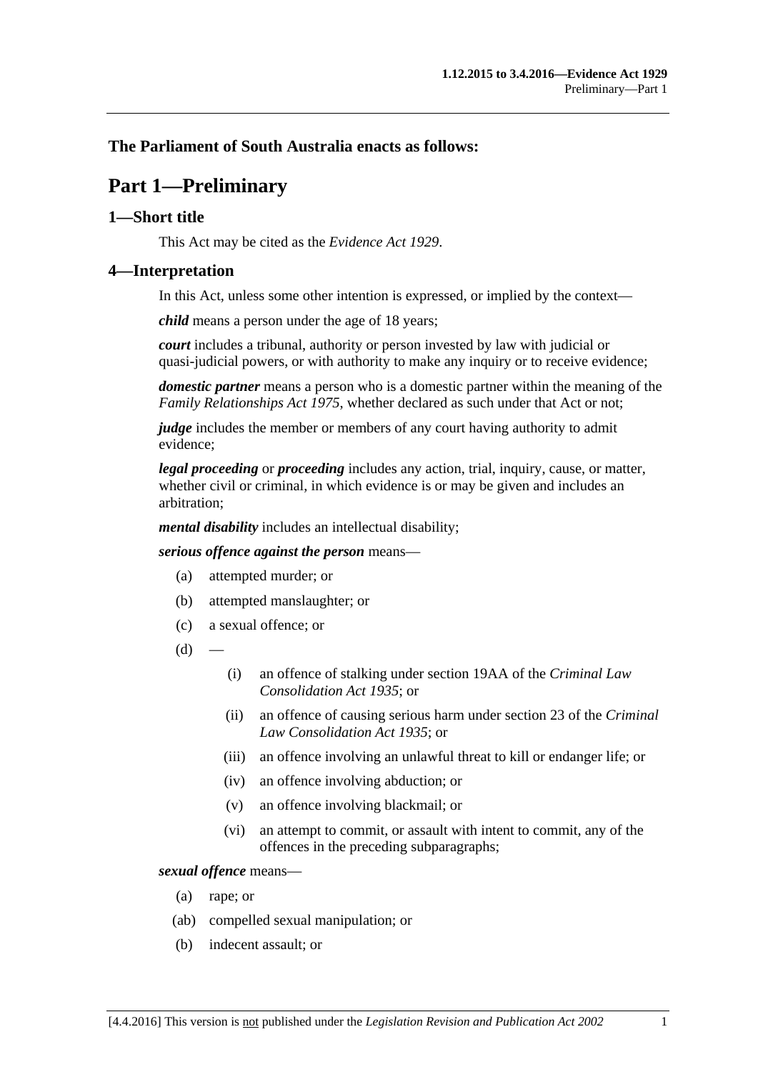## The Parliament of South Australia enacts as follows:

# Part 1—Preliminary

## 1—Short title

This Act may be cited as the *Evidence Act 1929*.

## 4—Interpretation

In this Act, unless some other intention is expressed, or implied by the context—

***child*** means a person under the age of 18 years;

***court*** includes a tribunal, authority or person invested by law with judicial or quasi-judicial powers, or with authority to make any inquiry or to receive evidence;

***domestic partner*** means a person who is a domestic partner within the meaning of the *Family Relationships Act 1975*, whether declared as such under that Act or not;

***judge*** includes the member or members of any court having authority to admit evidence;

***legal proceeding*** or ***proceeding*** includes any action, trial, inquiry, cause, or matter, whether civil or criminal, in which evidence is or may be given and includes an arbitration;

***mental disability*** includes an intellectual disability;

***serious offence against the person*** means—

- (a) attempted murder; or
- (b) attempted manslaughter; or
- (c) a sexual offence; or
- (d) —
  - (i) an offence of stalking under section 19AA of the *Criminal Law Consolidation Act 1935*; or
  - (ii) an offence of causing serious harm under section 23 of the *Criminal Law Consolidation Act 1935*; or
  - (iii) an offence involving an unlawful threat to kill or endanger life; or
  - (iv) an offence involving abduction; or
  - (v) an offence involving blackmail; or
  - (vi) an attempt to commit, or assault with intent to commit, any of the offences in the preceding subparagraphs;

***sexual offence*** means—

- (a) rape; or
- (ab) compelled sexual manipulation; or
- (b) indecent assault; or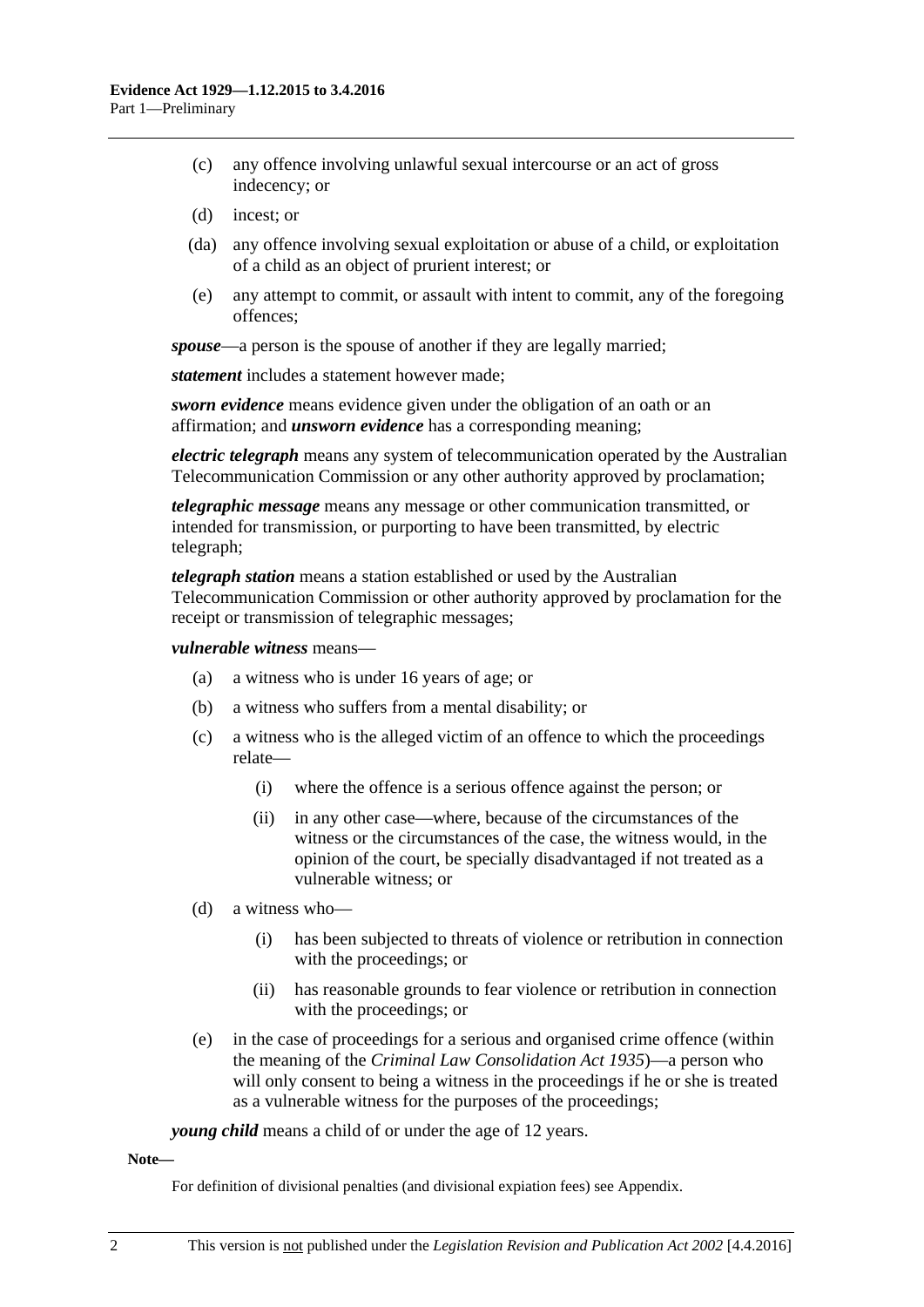(c) any offence involving unlawful sexual intercourse or an act of gross indecency; or

(d) incest; or

(da) any offence involving sexual exploitation or abuse of a child, or exploitation of a child as an object of prurient interest; or

(e) any attempt to commit, or assault with intent to commit, any of the foregoing offences;

***spouse***—a person is the spouse of another if they are legally married;

***statement*** includes a statement however made;

***sworn evidence*** means evidence given under the obligation of an oath or an affirmation; and ***unsworn evidence*** has a corresponding meaning;

***electric telegraph*** means any system of telecommunication operated by the Australian Telecommunication Commission or any other authority approved by proclamation;

***telegraphic message*** means any message or other communication transmitted, or intended for transmission, or purporting to have been transmitted, by electric telegraph;

***telegraph station*** means a station established or used by the Australian Telecommunication Commission or other authority approved by proclamation for the receipt or transmission of telegraphic messages;

***vulnerable witness*** means—

(a) a witness who is under 16 years of age; or

(b) a witness who suffers from a mental disability; or

(c) a witness who is the alleged victim of an offence to which the proceedings relate—

(i) where the offence is a serious offence against the person; or

(ii) in any other case—where, because of the circumstances of the witness or the circumstances of the case, the witness would, in the opinion of the court, be specially disadvantaged if not treated as a vulnerable witness; or

(d) a witness who—

(i) has been subjected to threats of violence or retribution in connection with the proceedings; or

(ii) has reasonable grounds to fear violence or retribution in connection with the proceedings; or

(e) in the case of proceedings for a serious and organised crime offence (within the meaning of the *Criminal Law Consolidation Act 1935*)—a person who will only consent to being a witness in the proceedings if he or she is treated as a vulnerable witness for the purposes of the proceedings;

***young child*** means a child of or under the age of 12 years.

**Note—**

For definition of divisional penalties (and divisional expiation fees) see Appendix.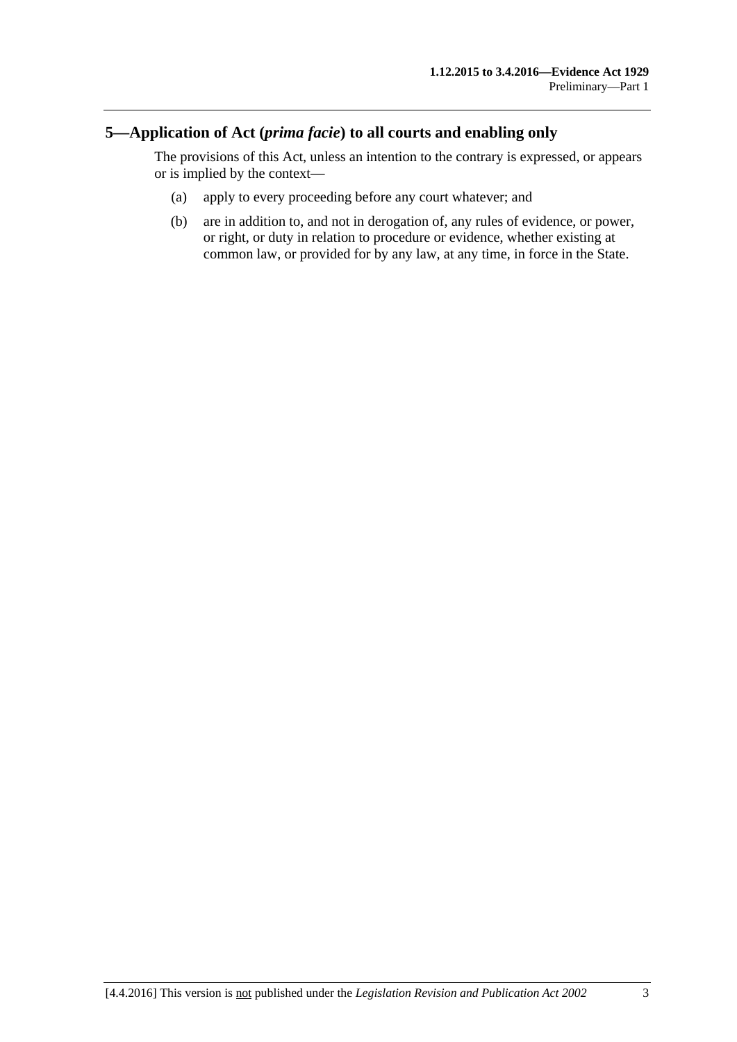## 5—Application of Act (*prima facie*) to all courts and enabling only

The provisions of this Act, unless an intention to the contrary is expressed, or appears or is implied by the context—

(a) apply to every proceeding before any court whatever; and

(b) are in addition to, and not in derogation of, any rules of evidence, or power, or right, or duty in relation to procedure or evidence, whether existing at common law, or provided for by any law, at any time, in force in the State.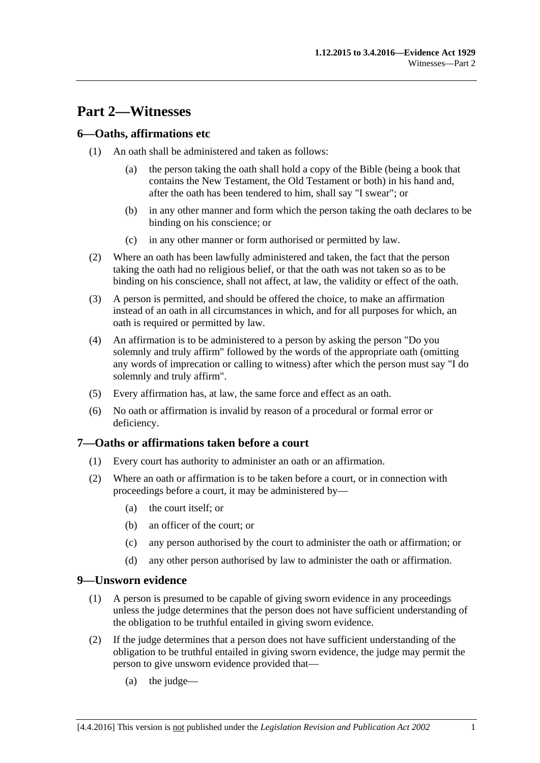# Part 2—Witnesses

## 6—Oaths, affirmations etc

(1) An oath shall be administered and taken as follows:

(a) the person taking the oath shall hold a copy of the Bible (being a book that contains the New Testament, the Old Testament or both) in his hand and, after the oath has been tendered to him, shall say "I swear"; or

(b) in any other manner and form which the person taking the oath declares to be binding on his conscience; or

(c) in any other manner or form authorised or permitted by law.

(2) Where an oath has been lawfully administered and taken, the fact that the person taking the oath had no religious belief, or that the oath was not taken so as to be binding on his conscience, shall not affect, at law, the validity or effect of the oath.

(3) A person is permitted, and should be offered the choice, to make an affirmation instead of an oath in all circumstances in which, and for all purposes for which, an oath is required or permitted by law.

(4) An affirmation is to be administered to a person by asking the person "Do you solemnly and truly affirm" followed by the words of the appropriate oath (omitting any words of imprecation or calling to witness) after which the person must say "I do solemnly and truly affirm".

(5) Every affirmation has, at law, the same force and effect as an oath.

(6) No oath or affirmation is invalid by reason of a procedural or formal error or deficiency.

## 7—Oaths or affirmations taken before a court

(1) Every court has authority to administer an oath or an affirmation.

(2) Where an oath or affirmation is to be taken before a court, or in connection with proceedings before a court, it may be administered by—

(a) the court itself; or

(b) an officer of the court; or

(c) any person authorised by the court to administer the oath or affirmation; or

(d) any other person authorised by law to administer the oath or affirmation.

## 9—Unsworn evidence

(1) A person is presumed to be capable of giving sworn evidence in any proceedings unless the judge determines that the person does not have sufficient understanding of the obligation to be truthful entailed in giving sworn evidence.

(2) If the judge determines that a person does not have sufficient understanding of the obligation to be truthful entailed in giving sworn evidence, the judge may permit the person to give unsworn evidence provided that—

(a) the judge—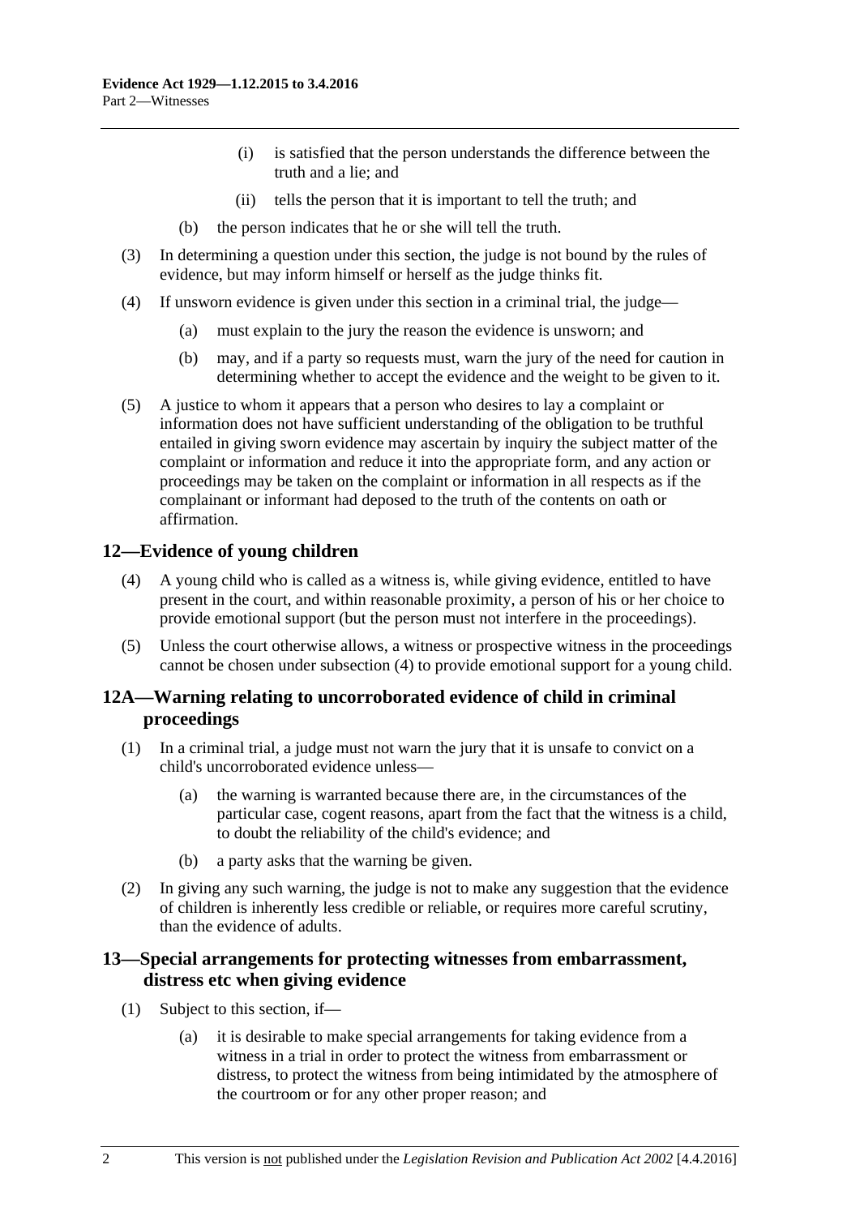(i) is satisfied that the person understands the difference between the truth and a lie; and

(ii) tells the person that it is important to tell the truth; and

(b) the person indicates that he or she will tell the truth.

(3) In determining a question under this section, the judge is not bound by the rules of evidence, but may inform himself or herself as the judge thinks fit.

(4) If unsworn evidence is given under this section in a criminal trial, the judge—

(a) must explain to the jury the reason the evidence is unsworn; and

(b) may, and if a party so requests must, warn the jury of the need for caution in determining whether to accept the evidence and the weight to be given to it.

(5) A justice to whom it appears that a person who desires to lay a complaint or information does not have sufficient understanding of the obligation to be truthful entailed in giving sworn evidence may ascertain by inquiry the subject matter of the complaint or information and reduce it into the appropriate form, and any action or proceedings may be taken on the complaint or information in all respects as if the complainant or informant had deposed to the truth of the contents on oath or affirmation.

## 12—Evidence of young children

(4) A young child who is called as a witness is, while giving evidence, entitled to have present in the court, and within reasonable proximity, a person of his or her choice to provide emotional support (but the person must not interfere in the proceedings).

(5) Unless the court otherwise allows, a witness or prospective witness in the proceedings cannot be chosen under subsection (4) to provide emotional support for a young child.

## 12A—Warning relating to uncorroborated evidence of child in criminal proceedings

(1) In a criminal trial, a judge must not warn the jury that it is unsafe to convict on a child's uncorroborated evidence unless—

(a) the warning is warranted because there are, in the circumstances of the particular case, cogent reasons, apart from the fact that the witness is a child, to doubt the reliability of the child's evidence; and

(b) a party asks that the warning be given.

(2) In giving any such warning, the judge is not to make any suggestion that the evidence of children is inherently less credible or reliable, or requires more careful scrutiny, than the evidence of adults.

## 13—Special arrangements for protecting witnesses from embarrassment, distress etc when giving evidence

(1) Subject to this section, if—

(a) it is desirable to make special arrangements for taking evidence from a witness in a trial in order to protect the witness from embarrassment or distress, to protect the witness from being intimidated by the atmosphere of the courtroom or for any other proper reason; and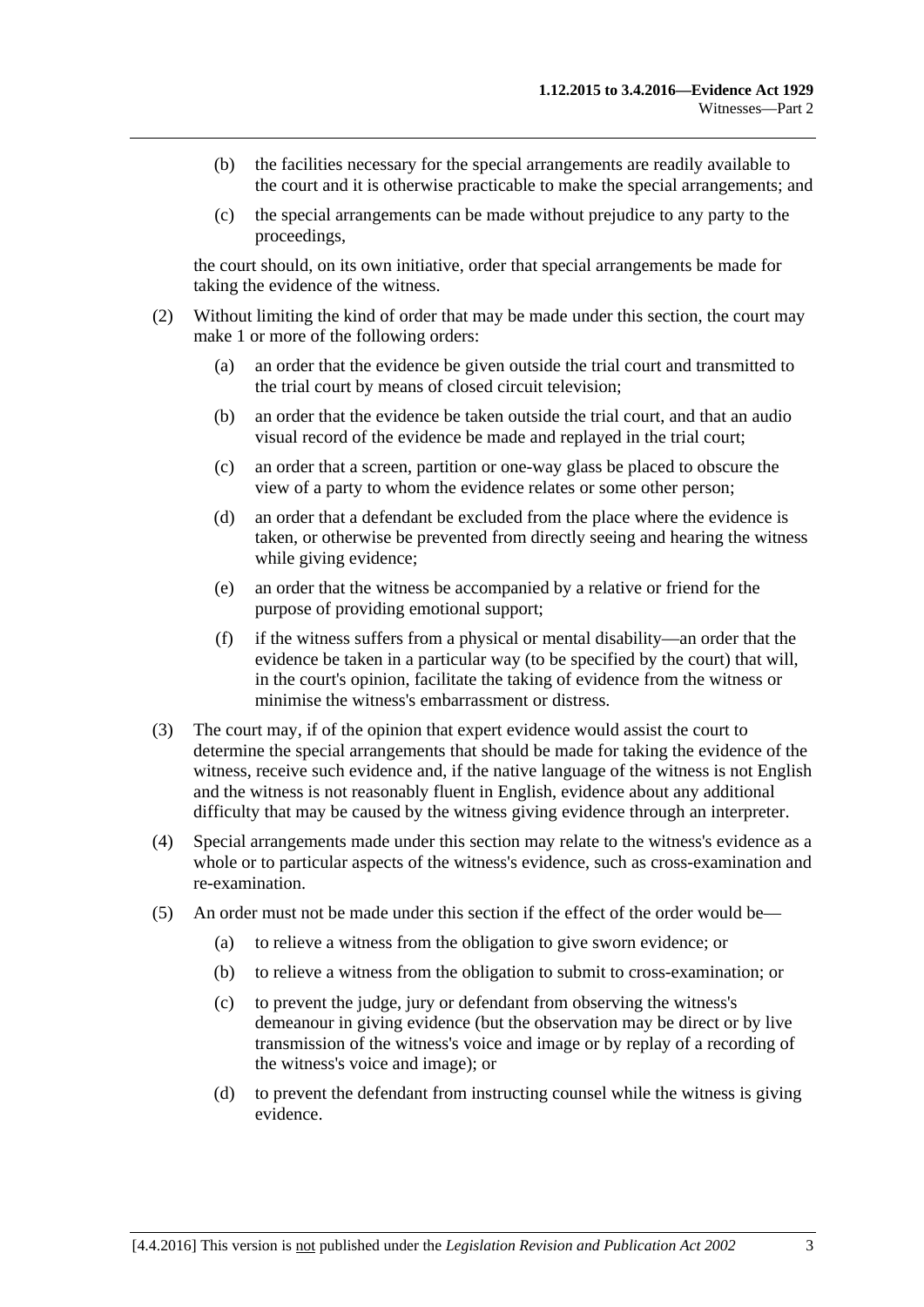(b) the facilities necessary for the special arrangements are readily available to the court and it is otherwise practicable to make the special arrangements; and

(c) the special arrangements can be made without prejudice to any party to the proceedings,

the court should, on its own initiative, order that special arrangements be made for taking the evidence of the witness.

(2) Without limiting the kind of order that may be made under this section, the court may make 1 or more of the following orders:

(a) an order that the evidence be given outside the trial court and transmitted to the trial court by means of closed circuit television;

(b) an order that the evidence be taken outside the trial court, and that an audio visual record of the evidence be made and replayed in the trial court;

(c) an order that a screen, partition or one-way glass be placed to obscure the view of a party to whom the evidence relates or some other person;

(d) an order that a defendant be excluded from the place where the evidence is taken, or otherwise be prevented from directly seeing and hearing the witness while giving evidence;

(e) an order that the witness be accompanied by a relative or friend for the purpose of providing emotional support;

(f) if the witness suffers from a physical or mental disability—an order that the evidence be taken in a particular way (to be specified by the court) that will, in the court's opinion, facilitate the taking of evidence from the witness or minimise the witness's embarrassment or distress.

(3) The court may, if of the opinion that expert evidence would assist the court to determine the special arrangements that should be made for taking the evidence of the witness, receive such evidence and, if the native language of the witness is not English and the witness is not reasonably fluent in English, evidence about any additional difficulty that may be caused by the witness giving evidence through an interpreter.

(4) Special arrangements made under this section may relate to the witness's evidence as a whole or to particular aspects of the witness's evidence, such as cross-examination and re-examination.

(5) An order must not be made under this section if the effect of the order would be—

(a) to relieve a witness from the obligation to give sworn evidence; or

(b) to relieve a witness from the obligation to submit to cross-examination; or

(c) to prevent the judge, jury or defendant from observing the witness's demeanour in giving evidence (but the observation may be direct or by live transmission of the witness's voice and image or by replay of a recording of the witness's voice and image); or

(d) to prevent the defendant from instructing counsel while the witness is giving evidence.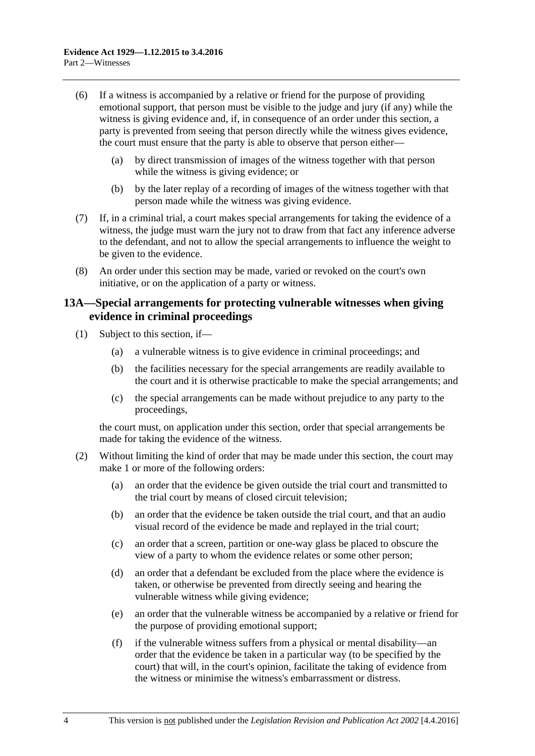(6) If a witness is accompanied by a relative or friend for the purpose of providing emotional support, that person must be visible to the judge and jury (if any) while the witness is giving evidence and, if, in consequence of an order under this section, a party is prevented from seeing that person directly while the witness gives evidence, the court must ensure that the party is able to observe that person either—

(a) by direct transmission of images of the witness together with that person while the witness is giving evidence; or

(b) by the later replay of a recording of images of the witness together with that person made while the witness was giving evidence.

(7) If, in a criminal trial, a court makes special arrangements for taking the evidence of a witness, the judge must warn the jury not to draw from that fact any inference adverse to the defendant, and not to allow the special arrangements to influence the weight to be given to the evidence.

(8) An order under this section may be made, varied or revoked on the court's own initiative, or on the application of a party or witness.

## 13A—Special arrangements for protecting vulnerable witnesses when giving evidence in criminal proceedings

(1) Subject to this section, if—

(a) a vulnerable witness is to give evidence in criminal proceedings; and

(b) the facilities necessary for the special arrangements are readily available to the court and it is otherwise practicable to make the special arrangements; and

(c) the special arrangements can be made without prejudice to any party to the proceedings,

the court must, on application under this section, order that special arrangements be made for taking the evidence of the witness.

(2) Without limiting the kind of order that may be made under this section, the court may make 1 or more of the following orders:

(a) an order that the evidence be given outside the trial court and transmitted to the trial court by means of closed circuit television;

(b) an order that the evidence be taken outside the trial court, and that an audio visual record of the evidence be made and replayed in the trial court;

(c) an order that a screen, partition or one-way glass be placed to obscure the view of a party to whom the evidence relates or some other person;

(d) an order that a defendant be excluded from the place where the evidence is taken, or otherwise be prevented from directly seeing and hearing the vulnerable witness while giving evidence;

(e) an order that the vulnerable witness be accompanied by a relative or friend for the purpose of providing emotional support;

(f) if the vulnerable witness suffers from a physical or mental disability—an order that the evidence be taken in a particular way (to be specified by the court) that will, in the court's opinion, facilitate the taking of evidence from the witness or minimise the witness's embarrassment or distress.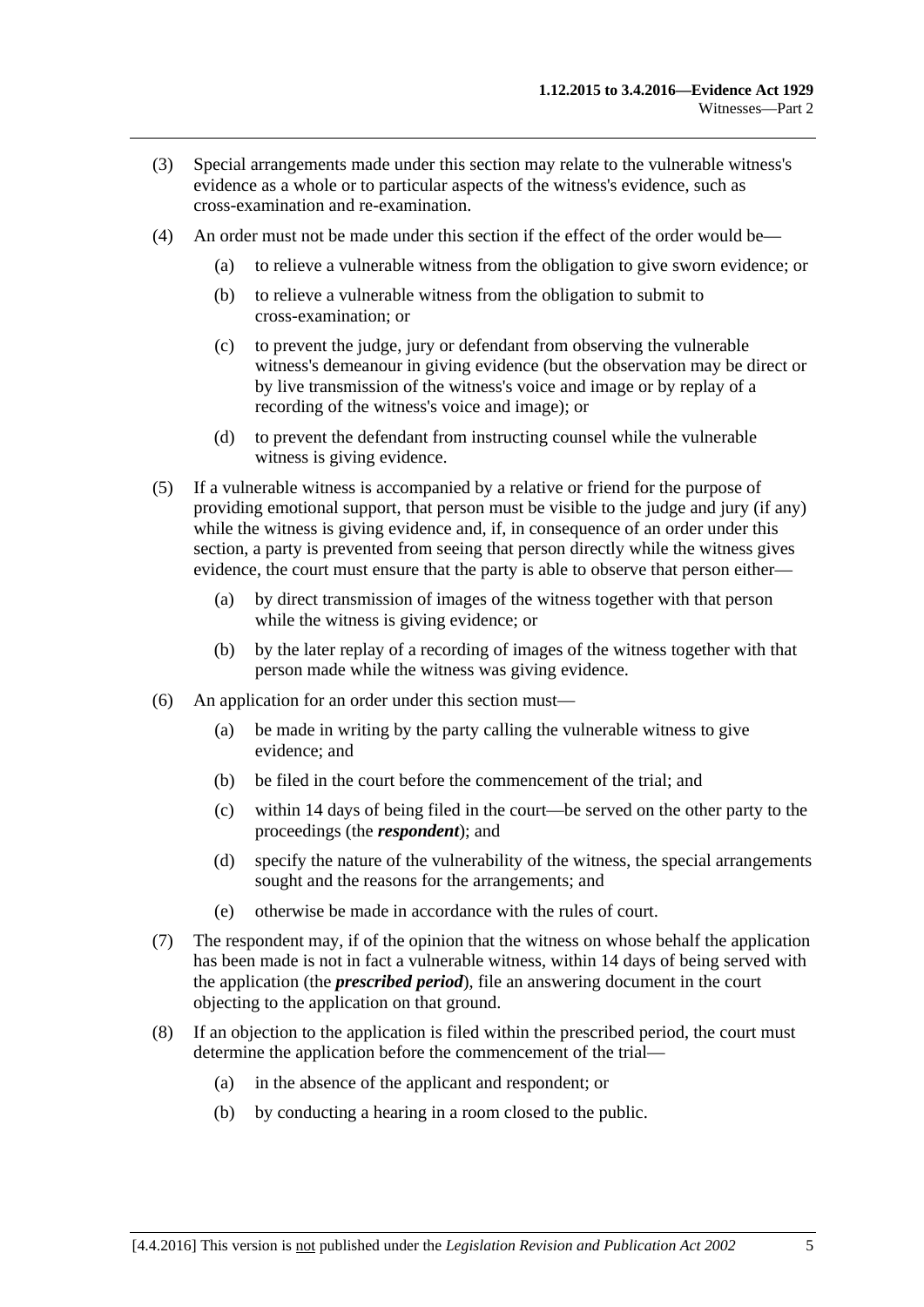(3) Special arrangements made under this section may relate to the vulnerable witness's evidence as a whole or to particular aspects of the witness's evidence, such as cross-examination and re-examination.

(4) An order must not be made under this section if the effect of the order would be—

(a) to relieve a vulnerable witness from the obligation to give sworn evidence; or

(b) to relieve a vulnerable witness from the obligation to submit to cross-examination; or

(c) to prevent the judge, jury or defendant from observing the vulnerable witness's demeanour in giving evidence (but the observation may be direct or by live transmission of the witness's voice and image or by replay of a recording of the witness's voice and image); or

(d) to prevent the defendant from instructing counsel while the vulnerable witness is giving evidence.

(5) If a vulnerable witness is accompanied by a relative or friend for the purpose of providing emotional support, that person must be visible to the judge and jury (if any) while the witness is giving evidence and, if, in consequence of an order under this section, a party is prevented from seeing that person directly while the witness gives evidence, the court must ensure that the party is able to observe that person either—

(a) by direct transmission of images of the witness together with that person while the witness is giving evidence; or

(b) by the later replay of a recording of images of the witness together with that person made while the witness was giving evidence.

(6) An application for an order under this section must—

(a) be made in writing by the party calling the vulnerable witness to give evidence; and

(b) be filed in the court before the commencement of the trial; and

(c) within 14 days of being filed in the court—be served on the other party to the proceedings (the ***respondent***); and

(d) specify the nature of the vulnerability of the witness, the special arrangements sought and the reasons for the arrangements; and

(e) otherwise be made in accordance with the rules of court.

(7) The respondent may, if of the opinion that the witness on whose behalf the application has been made is not in fact a vulnerable witness, within 14 days of being served with the application (the ***prescribed period***), file an answering document in the court objecting to the application on that ground.

(8) If an objection to the application is filed within the prescribed period, the court must determine the application before the commencement of the trial—

(a) in the absence of the applicant and respondent; or

(b) by conducting a hearing in a room closed to the public.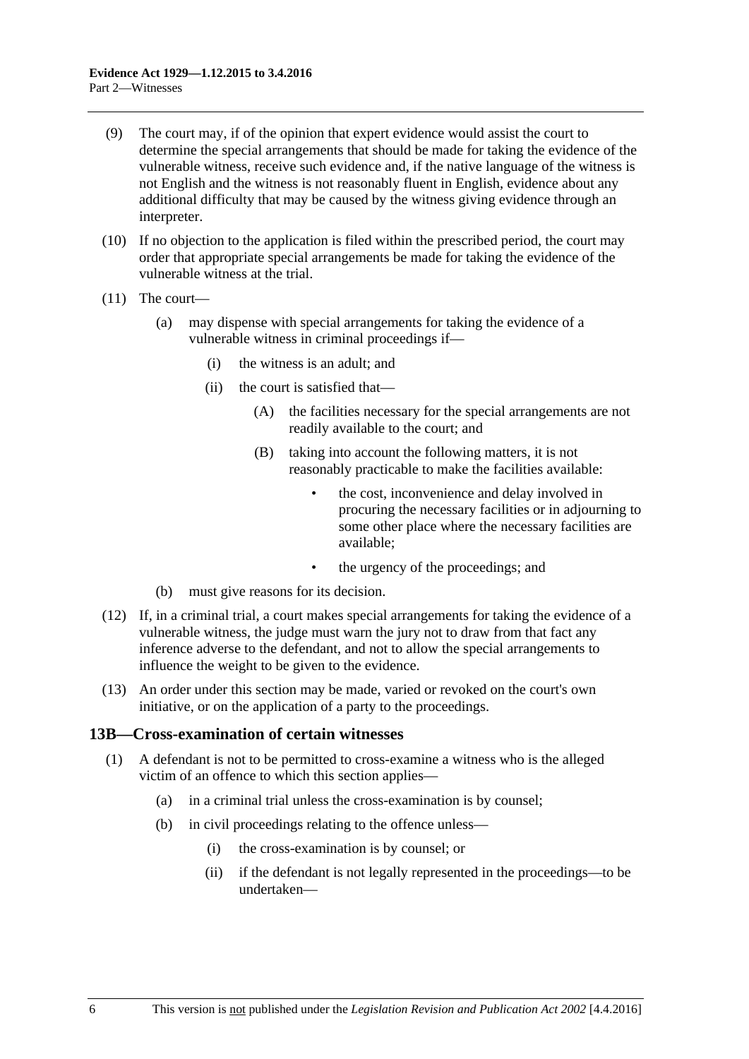(9) The court may, if of the opinion that expert evidence would assist the court to determine the special arrangements that should be made for taking the evidence of the vulnerable witness, receive such evidence and, if the native language of the witness is not English and the witness is not reasonably fluent in English, evidence about any additional difficulty that may be caused by the witness giving evidence through an interpreter.

(10) If no objection to the application is filed within the prescribed period, the court may order that appropriate special arrangements be made for taking the evidence of the vulnerable witness at the trial.

(11) The court—

- (a) may dispense with special arrangements for taking the evidence of a vulnerable witness in criminal proceedings if—
  - (i) the witness is an adult; and
  - (ii) the court is satisfied that—
    - (A) the facilities necessary for the special arrangements are not readily available to the court; and
    - (B) taking into account the following matters, it is not reasonably practicable to make the facilities available:
      - the cost, inconvenience and delay involved in procuring the necessary facilities or in adjourning to some other place where the necessary facilities are available;
      - the urgency of the proceedings; and
- (b) must give reasons for its decision.

(12) If, in a criminal trial, a court makes special arrangements for taking the evidence of a vulnerable witness, the judge must warn the jury not to draw from that fact any inference adverse to the defendant, and not to allow the special arrangements to influence the weight to be given to the evidence.

(13) An order under this section may be made, varied or revoked on the court's own initiative, or on the application of a party to the proceedings.

## 13B—Cross-examination of certain witnesses

(1) A defendant is not to be permitted to cross-examine a witness who is the alleged victim of an offence to which this section applies—

- (a) in a criminal trial unless the cross-examination is by counsel;
- (b) in civil proceedings relating to the offence unless—
  - (i) the cross-examination is by counsel; or
  - (ii) if the defendant is not legally represented in the proceedings—to be undertaken—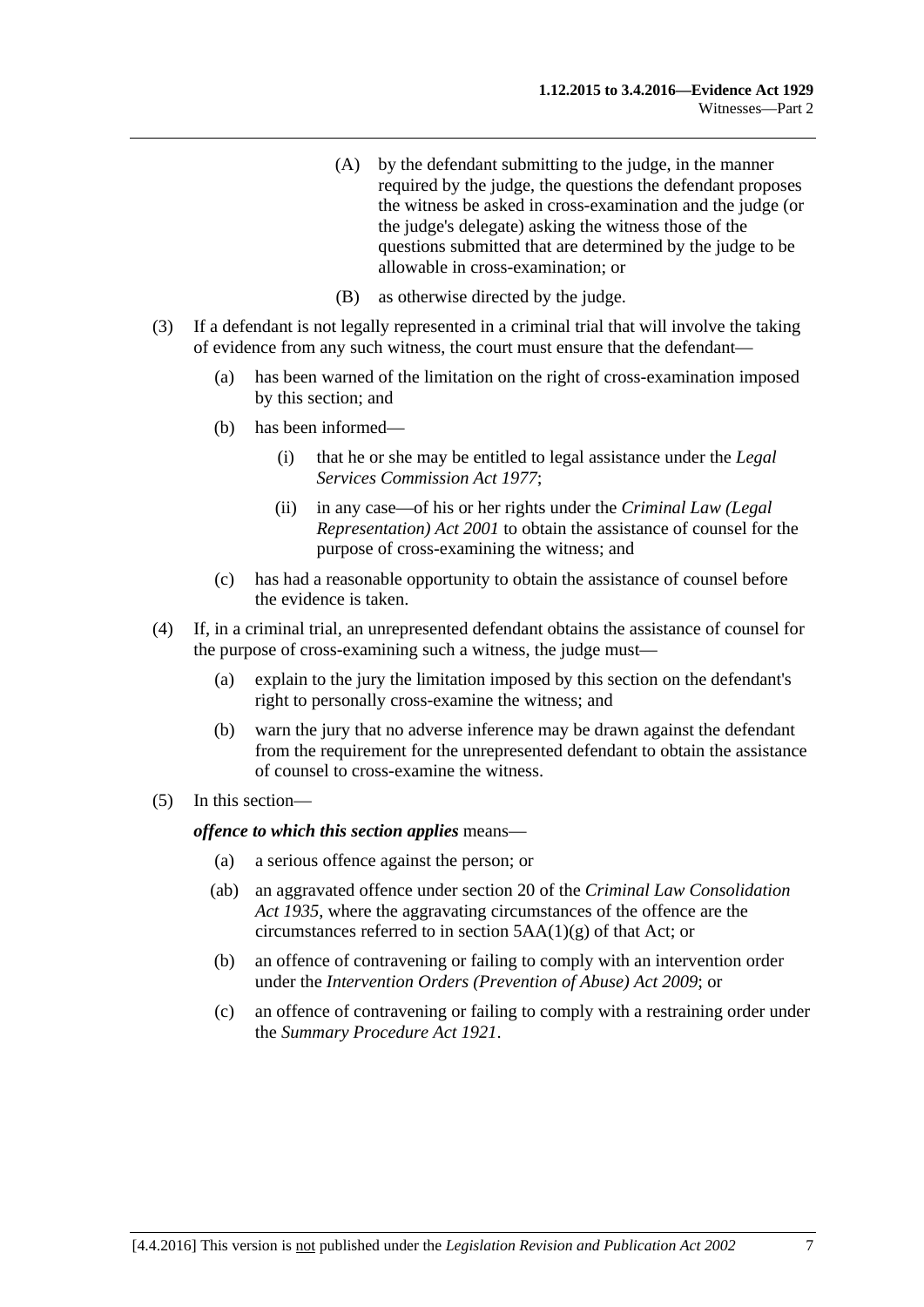(A) by the defendant submitting to the judge, in the manner required by the judge, the questions the defendant proposes the witness be asked in cross-examination and the judge (or the judge's delegate) asking the witness those of the questions submitted that are determined by the judge to be allowable in cross-examination; or

(B) as otherwise directed by the judge.

(3) If a defendant is not legally represented in a criminal trial that will involve the taking of evidence from any such witness, the court must ensure that the defendant—

(a) has been warned of the limitation on the right of cross-examination imposed by this section; and

(b) has been informed—

(i) that he or she may be entitled to legal assistance under the *Legal Services Commission Act 1977*;

(ii) in any case—of his or her rights under the *Criminal Law (Legal Representation) Act 2001* to obtain the assistance of counsel for the purpose of cross-examining the witness; and

(c) has had a reasonable opportunity to obtain the assistance of counsel before the evidence is taken.

(4) If, in a criminal trial, an unrepresented defendant obtains the assistance of counsel for the purpose of cross-examining such a witness, the judge must—

(a) explain to the jury the limitation imposed by this section on the defendant's right to personally cross-examine the witness; and

(b) warn the jury that no adverse inference may be drawn against the defendant from the requirement for the unrepresented defendant to obtain the assistance of counsel to cross-examine the witness.

(5) In this section—

***offence to which this section applies*** means—

(a) a serious offence against the person; or

(ab) an aggravated offence under section 20 of the *Criminal Law Consolidation Act 1935*, where the aggravating circumstances of the offence are the circumstances referred to in section 5AA(1)(g) of that Act; or

(b) an offence of contravening or failing to comply with an intervention order under the *Intervention Orders (Prevention of Abuse) Act 2009*; or

(c) an offence of contravening or failing to comply with a restraining order under the *Summary Procedure Act 1921*.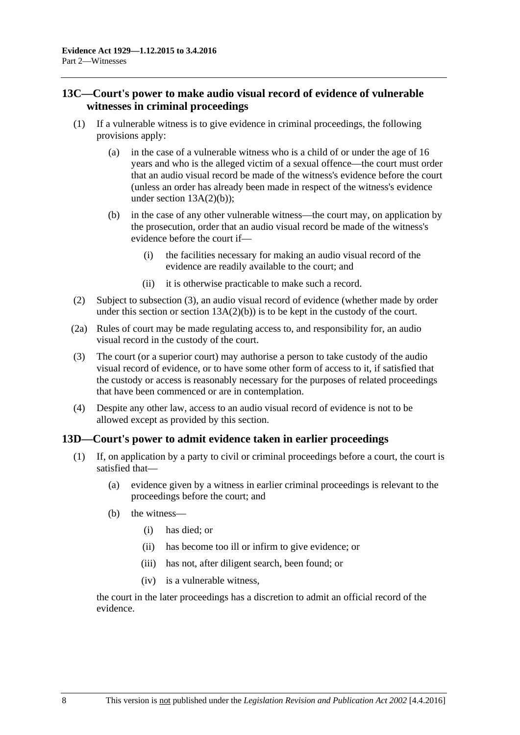## 13C—Court's power to make audio visual record of evidence of vulnerable witnesses in criminal proceedings

(1) If a vulnerable witness is to give evidence in criminal proceedings, the following provisions apply:

(a) in the case of a vulnerable witness who is a child of or under the age of 16 years and who is the alleged victim of a sexual offence—the court must order that an audio visual record be made of the witness's evidence before the court (unless an order has already been made in respect of the witness's evidence under section 13A(2)(b));

(b) in the case of any other vulnerable witness—the court may, on application by the prosecution, order that an audio visual record be made of the witness's evidence before the court if—

(i) the facilities necessary for making an audio visual record of the evidence are readily available to the court; and

(ii) it is otherwise practicable to make such a record.

(2) Subject to subsection (3), an audio visual record of evidence (whether made by order under this section or section 13A(2)(b)) is to be kept in the custody of the court.

(2a) Rules of court may be made regulating access to, and responsibility for, an audio visual record in the custody of the court.

(3) The court (or a superior court) may authorise a person to take custody of the audio visual record of evidence, or to have some other form of access to it, if satisfied that the custody or access is reasonably necessary for the purposes of related proceedings that have been commenced or are in contemplation.

(4) Despite any other law, access to an audio visual record of evidence is not to be allowed except as provided by this section.

## 13D—Court's power to admit evidence taken in earlier proceedings

(1) If, on application by a party to civil or criminal proceedings before a court, the court is satisfied that—

(a) evidence given by a witness in earlier criminal proceedings is relevant to the proceedings before the court; and

(b) the witness—

(i) has died; or

(ii) has become too ill or infirm to give evidence; or

(iii) has not, after diligent search, been found; or

(iv) is a vulnerable witness,

the court in the later proceedings has a discretion to admit an official record of the evidence.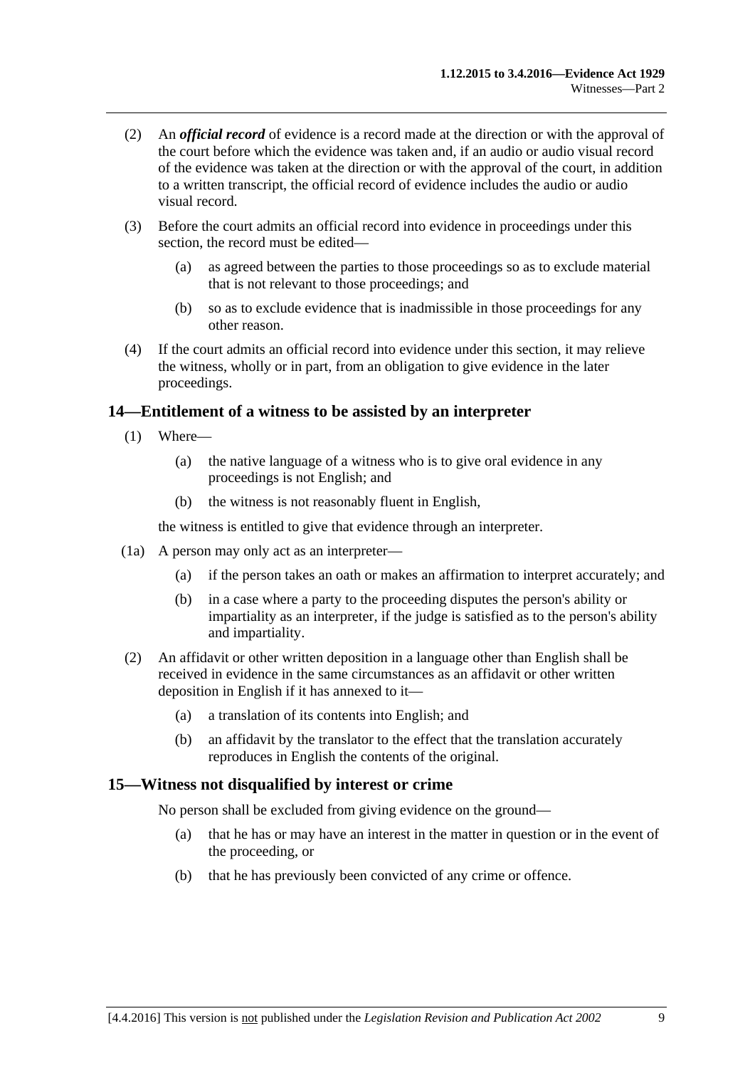(2) An ***official record*** of evidence is a record made at the direction or with the approval of the court before which the evidence was taken and, if an audio or audio visual record of the evidence was taken at the direction or with the approval of the court, in addition to a written transcript, the official record of evidence includes the audio or audio visual record.

(3) Before the court admits an official record into evidence in proceedings under this section, the record must be edited—

(a) as agreed between the parties to those proceedings so as to exclude material that is not relevant to those proceedings; and

(b) so as to exclude evidence that is inadmissible in those proceedings for any other reason.

(4) If the court admits an official record into evidence under this section, it may relieve the witness, wholly or in part, from an obligation to give evidence in the later proceedings.

## 14—Entitlement of a witness to be assisted by an interpreter

(1) Where—

(a) the native language of a witness who is to give oral evidence in any proceedings is not English; and

(b) the witness is not reasonably fluent in English,

the witness is entitled to give that evidence through an interpreter.

(1a) A person may only act as an interpreter—

(a) if the person takes an oath or makes an affirmation to interpret accurately; and

(b) in a case where a party to the proceeding disputes the person's ability or impartiality as an interpreter, if the judge is satisfied as to the person's ability and impartiality.

(2) An affidavit or other written deposition in a language other than English shall be received in evidence in the same circumstances as an affidavit or other written deposition in English if it has annexed to it—

(a) a translation of its contents into English; and

(b) an affidavit by the translator to the effect that the translation accurately reproduces in English the contents of the original.

## 15—Witness not disqualified by interest or crime

No person shall be excluded from giving evidence on the ground—

(a) that he has or may have an interest in the matter in question or in the event of the proceeding, or

(b) that he has previously been convicted of any crime or offence.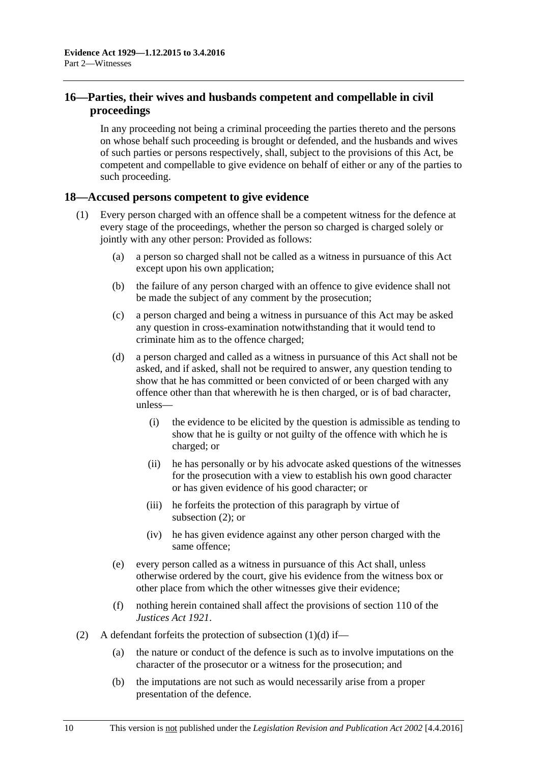## 16—Parties, their wives and husbands competent and compellable in civil proceedings

In any proceeding not being a criminal proceeding the parties thereto and the persons on whose behalf such proceeding is brought or defended, and the husbands and wives of such parties or persons respectively, shall, subject to the provisions of this Act, be competent and compellable to give evidence on behalf of either or any of the parties to such proceeding.

## 18—Accused persons competent to give evidence

(1) Every person charged with an offence shall be a competent witness for the defence at every stage of the proceedings, whether the person so charged is charged solely or jointly with any other person: Provided as follows:

(a) a person so charged shall not be called as a witness in pursuance of this Act except upon his own application;

(b) the failure of any person charged with an offence to give evidence shall not be made the subject of any comment by the prosecution;

(c) a person charged and being a witness in pursuance of this Act may be asked any question in cross-examination notwithstanding that it would tend to criminate him as to the offence charged;

(d) a person charged and called as a witness in pursuance of this Act shall not be asked, and if asked, shall not be required to answer, any question tending to show that he has committed or been convicted of or been charged with any offence other than that wherewith he is then charged, or is of bad character, unless—

(i) the evidence to be elicited by the question is admissible as tending to show that he is guilty or not guilty of the offence with which he is charged; or

(ii) he has personally or by his advocate asked questions of the witnesses for the prosecution with a view to establish his own good character or has given evidence of his good character; or

(iii) he forfeits the protection of this paragraph by virtue of subsection (2); or

(iv) he has given evidence against any other person charged with the same offence;

(e) every person called as a witness in pursuance of this Act shall, unless otherwise ordered by the court, give his evidence from the witness box or other place from which the other witnesses give their evidence;

(f) nothing herein contained shall affect the provisions of section 110 of the *Justices Act 1921*.

(2) A defendant forfeits the protection of subsection (1)(d) if—

(a) the nature or conduct of the defence is such as to involve imputations on the character of the prosecutor or a witness for the prosecution; and

(b) the imputations are not such as would necessarily arise from a proper presentation of the defence.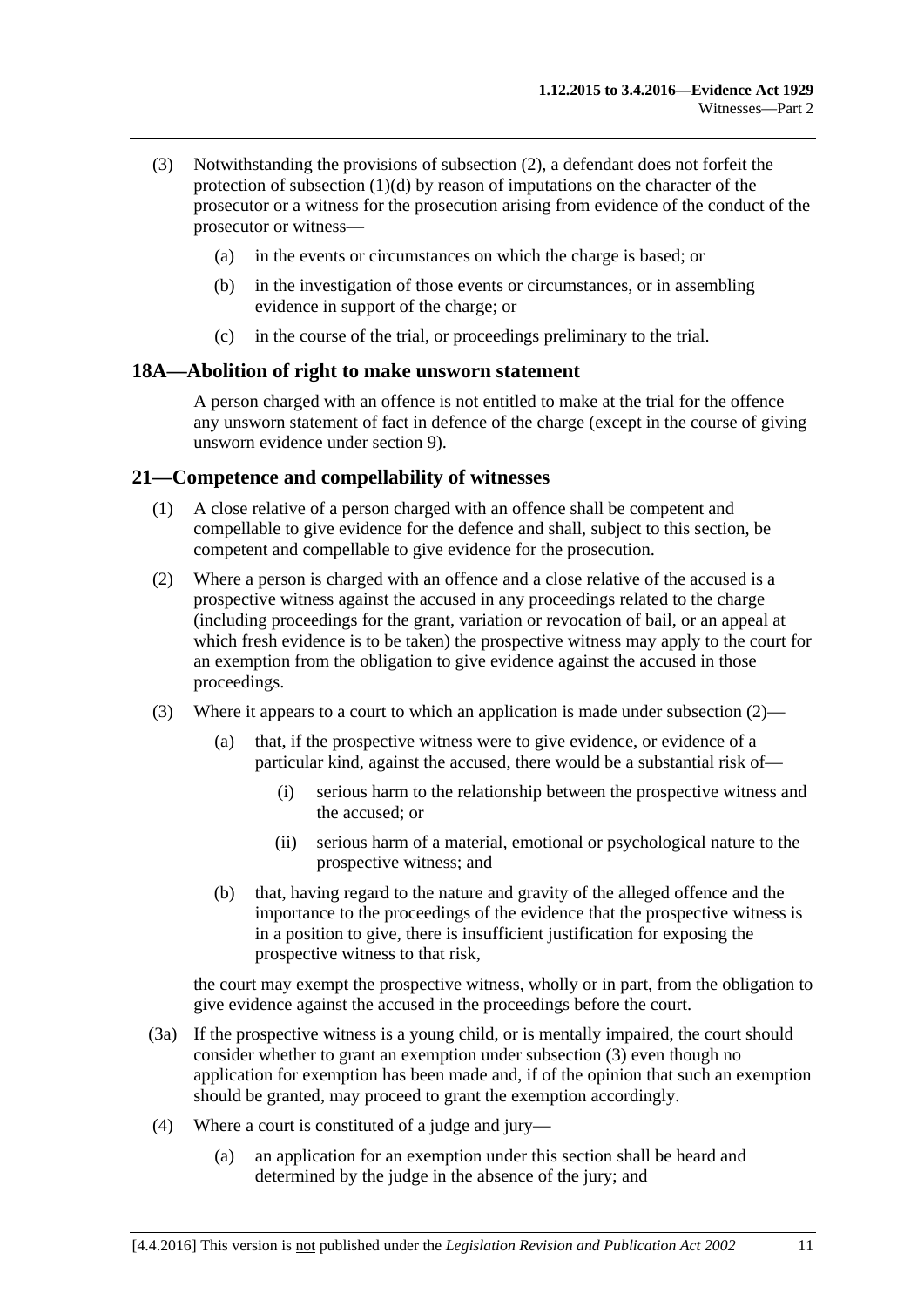(3) Notwithstanding the provisions of subsection (2), a defendant does not forfeit the protection of subsection (1)(d) by reason of imputations on the character of the prosecutor or a witness for the prosecution arising from evidence of the conduct of the prosecutor or witness—

(a) in the events or circumstances on which the charge is based; or

(b) in the investigation of those events or circumstances, or in assembling evidence in support of the charge; or

(c) in the course of the trial, or proceedings preliminary to the trial.

## 18A—Abolition of right to make unsworn statement

A person charged with an offence is not entitled to make at the trial for the offence any unsworn statement of fact in defence of the charge (except in the course of giving unsworn evidence under section 9).

## 21—Competence and compellability of witnesses

(1) A close relative of a person charged with an offence shall be competent and compellable to give evidence for the defence and shall, subject to this section, be competent and compellable to give evidence for the prosecution.

(2) Where a person is charged with an offence and a close relative of the accused is a prospective witness against the accused in any proceedings related to the charge (including proceedings for the grant, variation or revocation of bail, or an appeal at which fresh evidence is to be taken) the prospective witness may apply to the court for an exemption from the obligation to give evidence against the accused in those proceedings.

(3) Where it appears to a court to which an application is made under subsection (2)—

(a) that, if the prospective witness were to give evidence, or evidence of a particular kind, against the accused, there would be a substantial risk of—

(i) serious harm to the relationship between the prospective witness and the accused; or

(ii) serious harm of a material, emotional or psychological nature to the prospective witness; and

(b) that, having regard to the nature and gravity of the alleged offence and the importance to the proceedings of the evidence that the prospective witness is in a position to give, there is insufficient justification for exposing the prospective witness to that risk,

the court may exempt the prospective witness, wholly or in part, from the obligation to give evidence against the accused in the proceedings before the court.

(3a) If the prospective witness is a young child, or is mentally impaired, the court should consider whether to grant an exemption under subsection (3) even though no application for exemption has been made and, if of the opinion that such an exemption should be granted, may proceed to grant the exemption accordingly.

(4) Where a court is constituted of a judge and jury—

(a) an application for an exemption under this section shall be heard and determined by the judge in the absence of the jury; and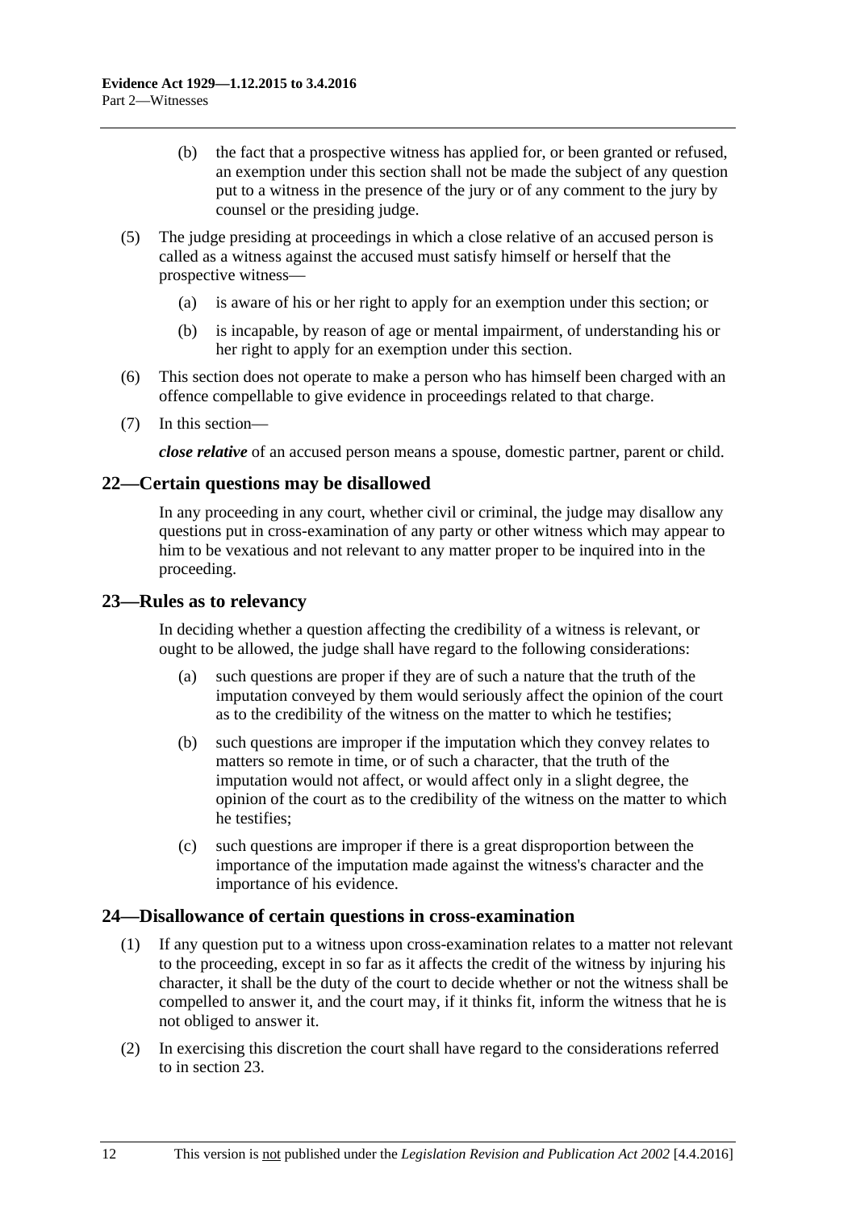(b) the fact that a prospective witness has applied for, or been granted or refused, an exemption under this section shall not be made the subject of any question put to a witness in the presence of the jury or of any comment to the jury by counsel or the presiding judge.

(5) The judge presiding at proceedings in which a close relative of an accused person is called as a witness against the accused must satisfy himself or herself that the prospective witness—

(a) is aware of his or her right to apply for an exemption under this section; or

(b) is incapable, by reason of age or mental impairment, of understanding his or her right to apply for an exemption under this section.

(6) This section does not operate to make a person who has himself been charged with an offence compellable to give evidence in proceedings related to that charge.

(7) In this section—

***close relative*** of an accused person means a spouse, domestic partner, parent or child.

## 22—Certain questions may be disallowed

In any proceeding in any court, whether civil or criminal, the judge may disallow any questions put in cross-examination of any party or other witness which may appear to him to be vexatious and not relevant to any matter proper to be inquired into in the proceeding.

## 23—Rules as to relevancy

In deciding whether a question affecting the credibility of a witness is relevant, or ought to be allowed, the judge shall have regard to the following considerations:

(a) such questions are proper if they are of such a nature that the truth of the imputation conveyed by them would seriously affect the opinion of the court as to the credibility of the witness on the matter to which he testifies;

(b) such questions are improper if the imputation which they convey relates to matters so remote in time, or of such a character, that the truth of the imputation would not affect, or would affect only in a slight degree, the opinion of the court as to the credibility of the witness on the matter to which he testifies;

(c) such questions are improper if there is a great disproportion between the importance of the imputation made against the witness's character and the importance of his evidence.

## 24—Disallowance of certain questions in cross-examination

(1) If any question put to a witness upon cross-examination relates to a matter not relevant to the proceeding, except in so far as it affects the credit of the witness by injuring his character, it shall be the duty of the court to decide whether or not the witness shall be compelled to answer it, and the court may, if it thinks fit, inform the witness that he is not obliged to answer it.

(2) In exercising this discretion the court shall have regard to the considerations referred to in section 23.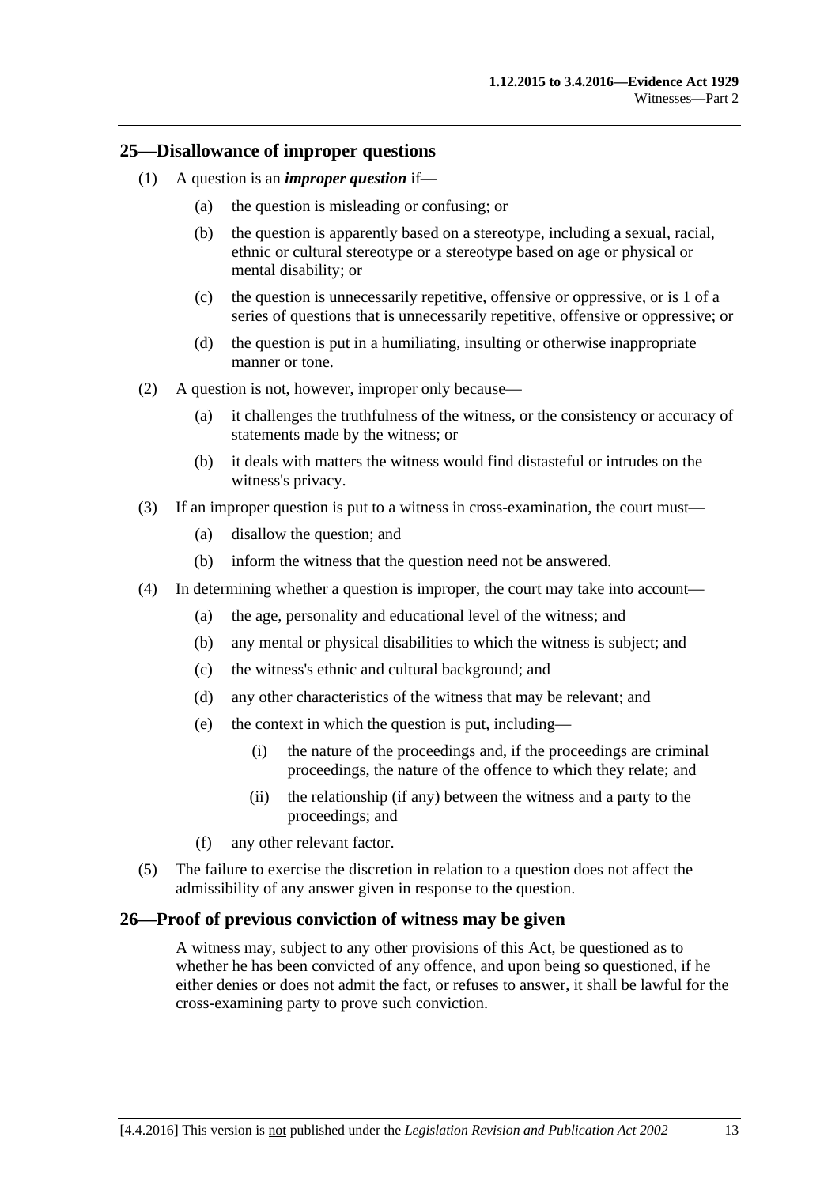## 25—Disallowance of improper questions

(1) A question is an ***improper question*** if—

(a) the question is misleading or confusing; or

(b) the question is apparently based on a stereotype, including a sexual, racial, ethnic or cultural stereotype or a stereotype based on age or physical or mental disability; or

(c) the question is unnecessarily repetitive, offensive or oppressive, or is 1 of a series of questions that is unnecessarily repetitive, offensive or oppressive; or

(d) the question is put in a humiliating, insulting or otherwise inappropriate manner or tone.

(2) A question is not, however, improper only because—

(a) it challenges the truthfulness of the witness, or the consistency or accuracy of statements made by the witness; or

(b) it deals with matters the witness would find distasteful or intrudes on the witness's privacy.

(3) If an improper question is put to a witness in cross-examination, the court must—

(a) disallow the question; and

(b) inform the witness that the question need not be answered.

(4) In determining whether a question is improper, the court may take into account—

(a) the age, personality and educational level of the witness; and

(b) any mental or physical disabilities to which the witness is subject; and

(c) the witness's ethnic and cultural background; and

(d) any other characteristics of the witness that may be relevant; and

(e) the context in which the question is put, including—

(i) the nature of the proceedings and, if the proceedings are criminal proceedings, the nature of the offence to which they relate; and

(ii) the relationship (if any) between the witness and a party to the proceedings; and

(f) any other relevant factor.

(5) The failure to exercise the discretion in relation to a question does not affect the admissibility of any answer given in response to the question.

## 26—Proof of previous conviction of witness may be given

A witness may, subject to any other provisions of this Act, be questioned as to whether he has been convicted of any offence, and upon being so questioned, if he either denies or does not admit the fact, or refuses to answer, it shall be lawful for the cross-examining party to prove such conviction.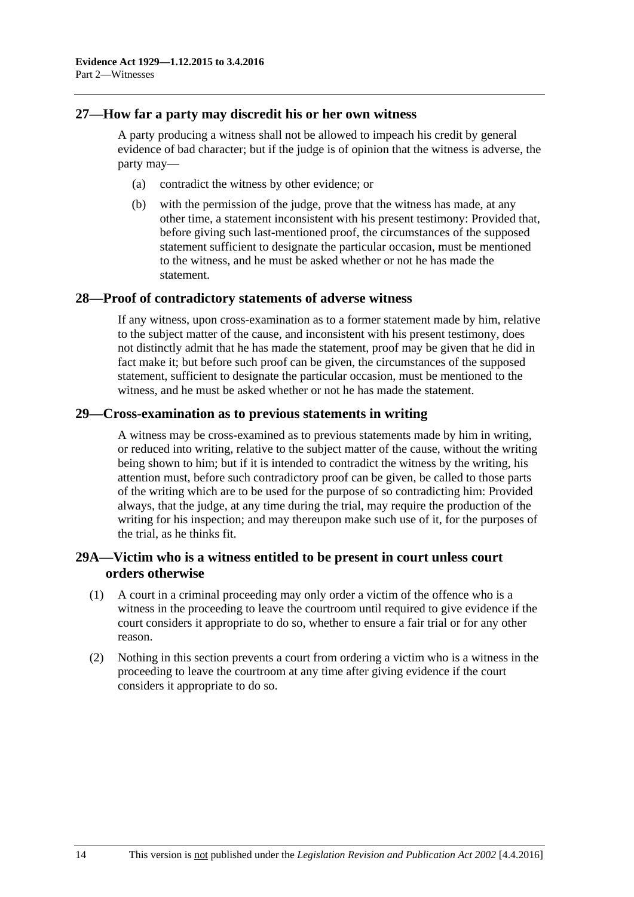## 27—How far a party may discredit his or her own witness

A party producing a witness shall not be allowed to impeach his credit by general evidence of bad character; but if the judge is of opinion that the witness is adverse, the party may—

- (a) contradict the witness by other evidence; or
- (b) with the permission of the judge, prove that the witness has made, at any other time, a statement inconsistent with his present testimony: Provided that, before giving such last-mentioned proof, the circumstances of the supposed statement sufficient to designate the particular occasion, must be mentioned to the witness, and he must be asked whether or not he has made the statement.

## 28—Proof of contradictory statements of adverse witness

If any witness, upon cross-examination as to a former statement made by him, relative to the subject matter of the cause, and inconsistent with his present testimony, does not distinctly admit that he has made the statement, proof may be given that he did in fact make it; but before such proof can be given, the circumstances of the supposed statement, sufficient to designate the particular occasion, must be mentioned to the witness, and he must be asked whether or not he has made the statement.

## 29—Cross-examination as to previous statements in writing

A witness may be cross-examined as to previous statements made by him in writing, or reduced into writing, relative to the subject matter of the cause, without the writing being shown to him; but if it is intended to contradict the witness by the writing, his attention must, before such contradictory proof can be given, be called to those parts of the writing which are to be used for the purpose of so contradicting him: Provided always, that the judge, at any time during the trial, may require the production of the writing for his inspection; and may thereupon make such use of it, for the purposes of the trial, as he thinks fit.

## 29A—Victim who is a witness entitled to be present in court unless court orders otherwise

(1) A court in a criminal proceeding may only order a victim of the offence who is a witness in the proceeding to leave the courtroom until required to give evidence if the court considers it appropriate to do so, whether to ensure a fair trial or for any other reason.

(2) Nothing in this section prevents a court from ordering a victim who is a witness in the proceeding to leave the courtroom at any time after giving evidence if the court considers it appropriate to do so.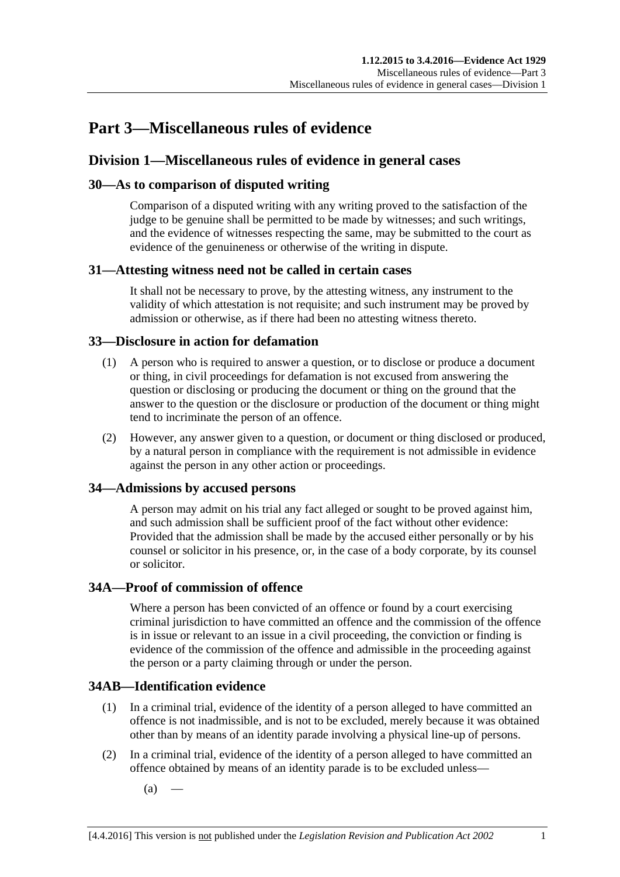# Part 3—Miscellaneous rules of evidence

## Division 1—Miscellaneous rules of evidence in general cases

### 30—As to comparison of disputed writing

Comparison of a disputed writing with any writing proved to the satisfaction of the judge to be genuine shall be permitted to be made by witnesses; and such writings, and the evidence of witnesses respecting the same, may be submitted to the court as evidence of the genuineness or otherwise of the writing in dispute.

### 31—Attesting witness need not be called in certain cases

It shall not be necessary to prove, by the attesting witness, any instrument to the validity of which attestation is not requisite; and such instrument may be proved by admission or otherwise, as if there had been no attesting witness thereto.

### 33—Disclosure in action for defamation

(1) A person who is required to answer a question, or to disclose or produce a document or thing, in civil proceedings for defamation is not excused from answering the question or disclosing or producing the document or thing on the ground that the answer to the question or the disclosure or production of the document or thing might tend to incriminate the person of an offence.

(2) However, any answer given to a question, or document or thing disclosed or produced, by a natural person in compliance with the requirement is not admissible in evidence against the person in any other action or proceedings.

### 34—Admissions by accused persons

A person may admit on his trial any fact alleged or sought to be proved against him, and such admission shall be sufficient proof of the fact without other evidence: Provided that the admission shall be made by the accused either personally or by his counsel or solicitor in his presence, or, in the case of a body corporate, by its counsel or solicitor.

### 34A—Proof of commission of offence

Where a person has been convicted of an offence or found by a court exercising criminal jurisdiction to have committed an offence and the commission of the offence is in issue or relevant to an issue in a civil proceeding, the conviction or finding is evidence of the commission of the offence and admissible in the proceeding against the person or a party claiming through or under the person.

### 34AB—Identification evidence

(1) In a criminal trial, evidence of the identity of a person alleged to have committed an offence is not inadmissible, and is not to be excluded, merely because it was obtained other than by means of an identity parade involving a physical line-up of persons.

(2) In a criminal trial, evidence of the identity of a person alleged to have committed an offence obtained by means of an identity parade is to be excluded unless—

(a) —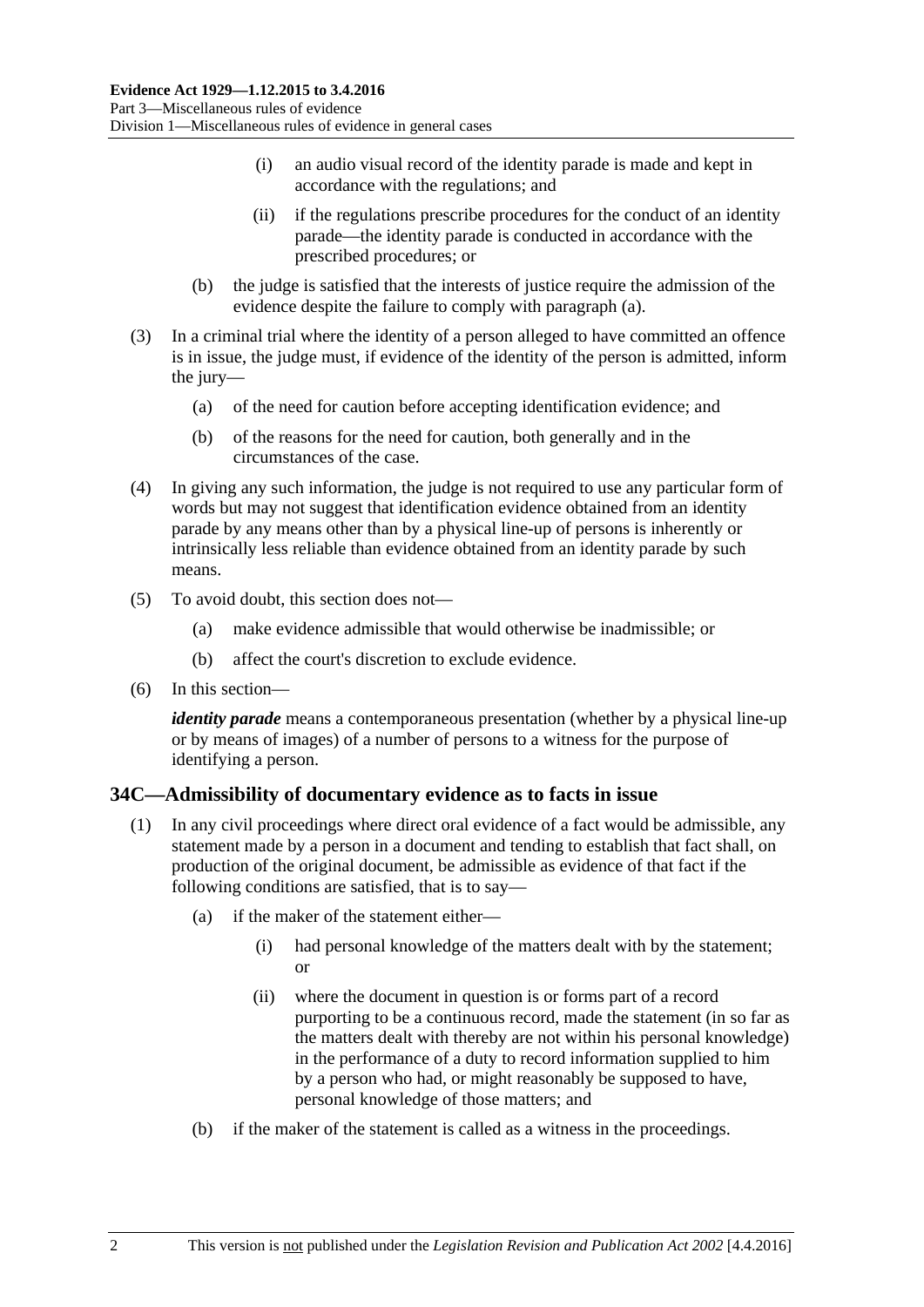(i) an audio visual record of the identity parade is made and kept in accordance with the regulations; and

(ii) if the regulations prescribe procedures for the conduct of an identity parade—the identity parade is conducted in accordance with the prescribed procedures; or

(b) the judge is satisfied that the interests of justice require the admission of the evidence despite the failure to comply with paragraph (a).

(3) In a criminal trial where the identity of a person alleged to have committed an offence is in issue, the judge must, if evidence of the identity of the person is admitted, inform the jury—

(a) of the need for caution before accepting identification evidence; and

(b) of the reasons for the need for caution, both generally and in the circumstances of the case.

(4) In giving any such information, the judge is not required to use any particular form of words but may not suggest that identification evidence obtained from an identity parade by any means other than by a physical line-up of persons is inherently or intrinsically less reliable than evidence obtained from an identity parade by such means.

(5) To avoid doubt, this section does not—

(a) make evidence admissible that would otherwise be inadmissible; or

(b) affect the court's discretion to exclude evidence.

(6) In this section—

***identity parade*** means a contemporaneous presentation (whether by a physical line-up or by means of images) of a number of persons to a witness for the purpose of identifying a person.

## 34C—Admissibility of documentary evidence as to facts in issue

(1) In any civil proceedings where direct oral evidence of a fact would be admissible, any statement made by a person in a document and tending to establish that fact shall, on production of the original document, be admissible as evidence of that fact if the following conditions are satisfied, that is to say—

(a) if the maker of the statement either—

(i) had personal knowledge of the matters dealt with by the statement; or

(ii) where the document in question is or forms part of a record purporting to be a continuous record, made the statement (in so far as the matters dealt with thereby are not within his personal knowledge) in the performance of a duty to record information supplied to him by a person who had, or might reasonably be supposed to have, personal knowledge of those matters; and

(b) if the maker of the statement is called as a witness in the proceedings.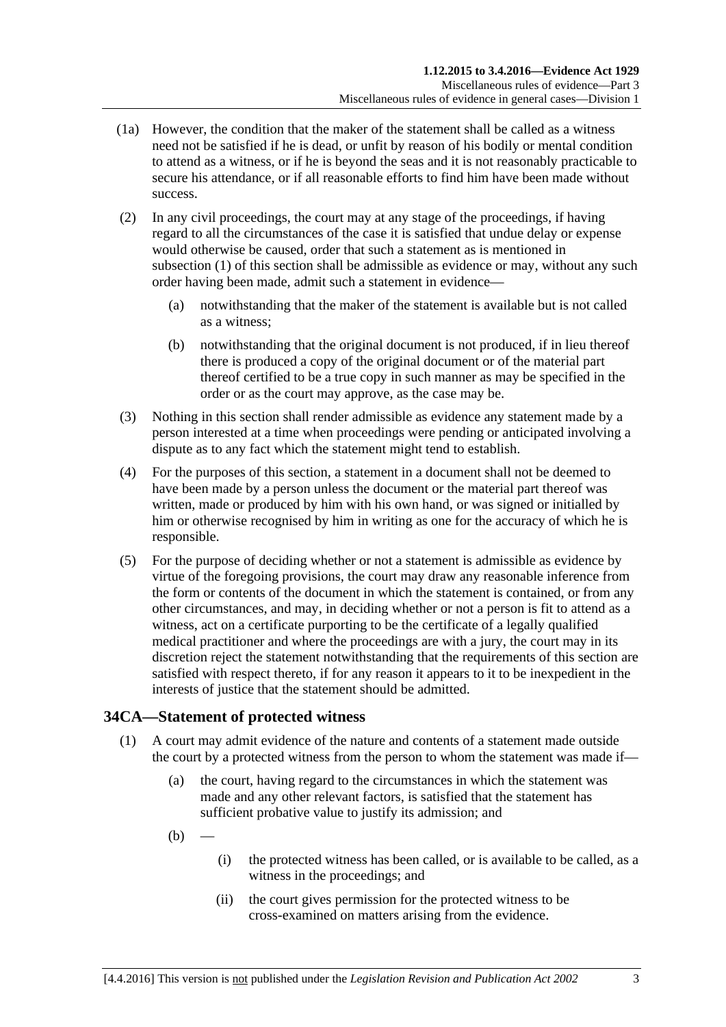(1a) However, the condition that the maker of the statement shall be called as a witness need not be satisfied if he is dead, or unfit by reason of his bodily or mental condition to attend as a witness, or if he is beyond the seas and it is not reasonably practicable to secure his attendance, or if all reasonable efforts to find him have been made without success.

(2) In any civil proceedings, the court may at any stage of the proceedings, if having regard to all the circumstances of the case it is satisfied that undue delay or expense would otherwise be caused, order that such a statement as is mentioned in subsection (1) of this section shall be admissible as evidence or may, without any such order having been made, admit such a statement in evidence—

(a) notwithstanding that the maker of the statement is available but is not called as a witness;

(b) notwithstanding that the original document is not produced, if in lieu thereof there is produced a copy of the original document or of the material part thereof certified to be a true copy in such manner as may be specified in the order or as the court may approve, as the case may be.

(3) Nothing in this section shall render admissible as evidence any statement made by a person interested at a time when proceedings were pending or anticipated involving a dispute as to any fact which the statement might tend to establish.

(4) For the purposes of this section, a statement in a document shall not be deemed to have been made by a person unless the document or the material part thereof was written, made or produced by him with his own hand, or was signed or initialled by him or otherwise recognised by him in writing as one for the accuracy of which he is responsible.

(5) For the purpose of deciding whether or not a statement is admissible as evidence by virtue of the foregoing provisions, the court may draw any reasonable inference from the form or contents of the document in which the statement is contained, or from any other circumstances, and may, in deciding whether or not a person is fit to attend as a witness, act on a certificate purporting to be the certificate of a legally qualified medical practitioner and where the proceedings are with a jury, the court may in its discretion reject the statement notwithstanding that the requirements of this section are satisfied with respect thereto, if for any reason it appears to it to be inexpedient in the interests of justice that the statement should be admitted.

## 34CA—Statement of protected witness

(1) A court may admit evidence of the nature and contents of a statement made outside the court by a protected witness from the person to whom the statement was made if—

(a) the court, having regard to the circumstances in which the statement was made and any other relevant factors, is satisfied that the statement has sufficient probative value to justify its admission; and

(b) —

(i) the protected witness has been called, or is available to be called, as a witness in the proceedings; and

(ii) the court gives permission for the protected witness to be cross-examined on matters arising from the evidence.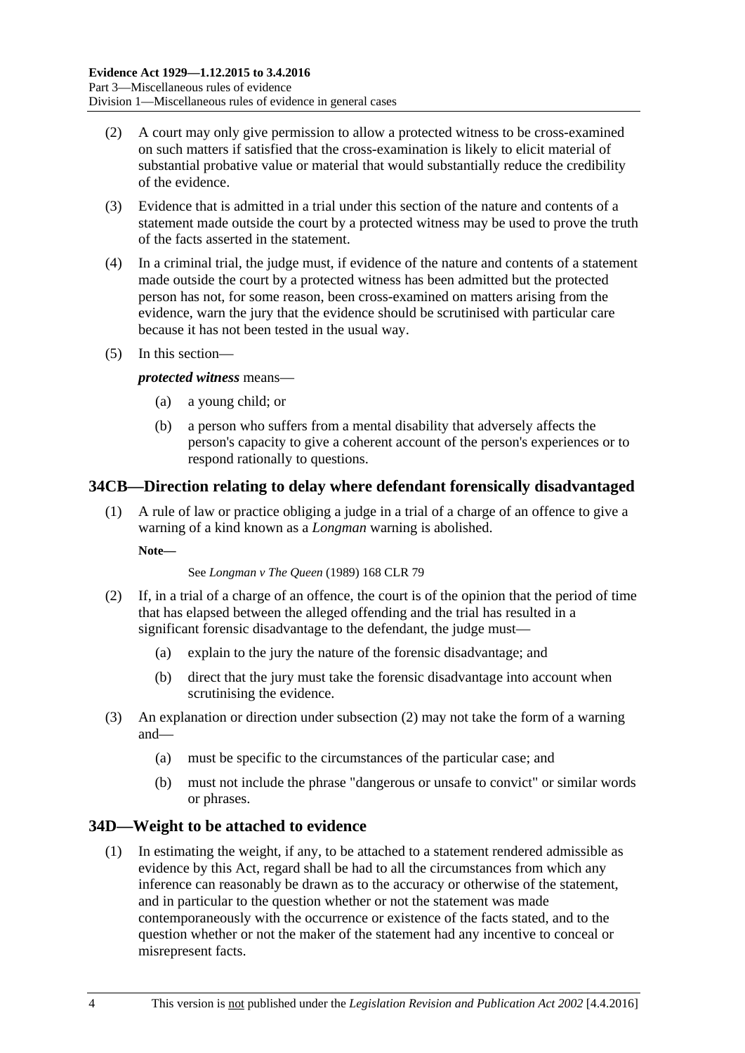(2) A court may only give permission to allow a protected witness to be cross-examined on such matters if satisfied that the cross-examination is likely to elicit material of substantial probative value or material that would substantially reduce the credibility of the evidence.

(3) Evidence that is admitted in a trial under this section of the nature and contents of a statement made outside the court by a protected witness may be used to prove the truth of the facts asserted in the statement.

(4) In a criminal trial, the judge must, if evidence of the nature and contents of a statement made outside the court by a protected witness has been admitted but the protected person has not, for some reason, been cross-examined on matters arising from the evidence, warn the jury that the evidence should be scrutinised with particular care because it has not been tested in the usual way.

(5) In this section—

***protected witness*** means—

- (a) a young child; or
- (b) a person who suffers from a mental disability that adversely affects the person's capacity to give a coherent account of the person's experiences or to respond rationally to questions.

## 34CB—Direction relating to delay where defendant forensically disadvantaged

(1) A rule of law or practice obliging a judge in a trial of a charge of an offence to give a warning of a kind known as a *Longman* warning is abolished.

**Note—**

See *Longman v The Queen* (1989) 168 CLR 79

(2) If, in a trial of a charge of an offence, the court is of the opinion that the period of time that has elapsed between the alleged offending and the trial has resulted in a significant forensic disadvantage to the defendant, the judge must—

- (a) explain to the jury the nature of the forensic disadvantage; and
- (b) direct that the jury must take the forensic disadvantage into account when scrutinising the evidence.

(3) An explanation or direction under subsection (2) may not take the form of a warning and—

- (a) must be specific to the circumstances of the particular case; and
- (b) must not include the phrase "dangerous or unsafe to convict" or similar words or phrases.

## 34D—Weight to be attached to evidence

(1) In estimating the weight, if any, to be attached to a statement rendered admissible as evidence by this Act, regard shall be had to all the circumstances from which any inference can reasonably be drawn as to the accuracy or otherwise of the statement, and in particular to the question whether or not the statement was made contemporaneously with the occurrence or existence of the facts stated, and to the question whether or not the maker of the statement had any incentive to conceal or misrepresent facts.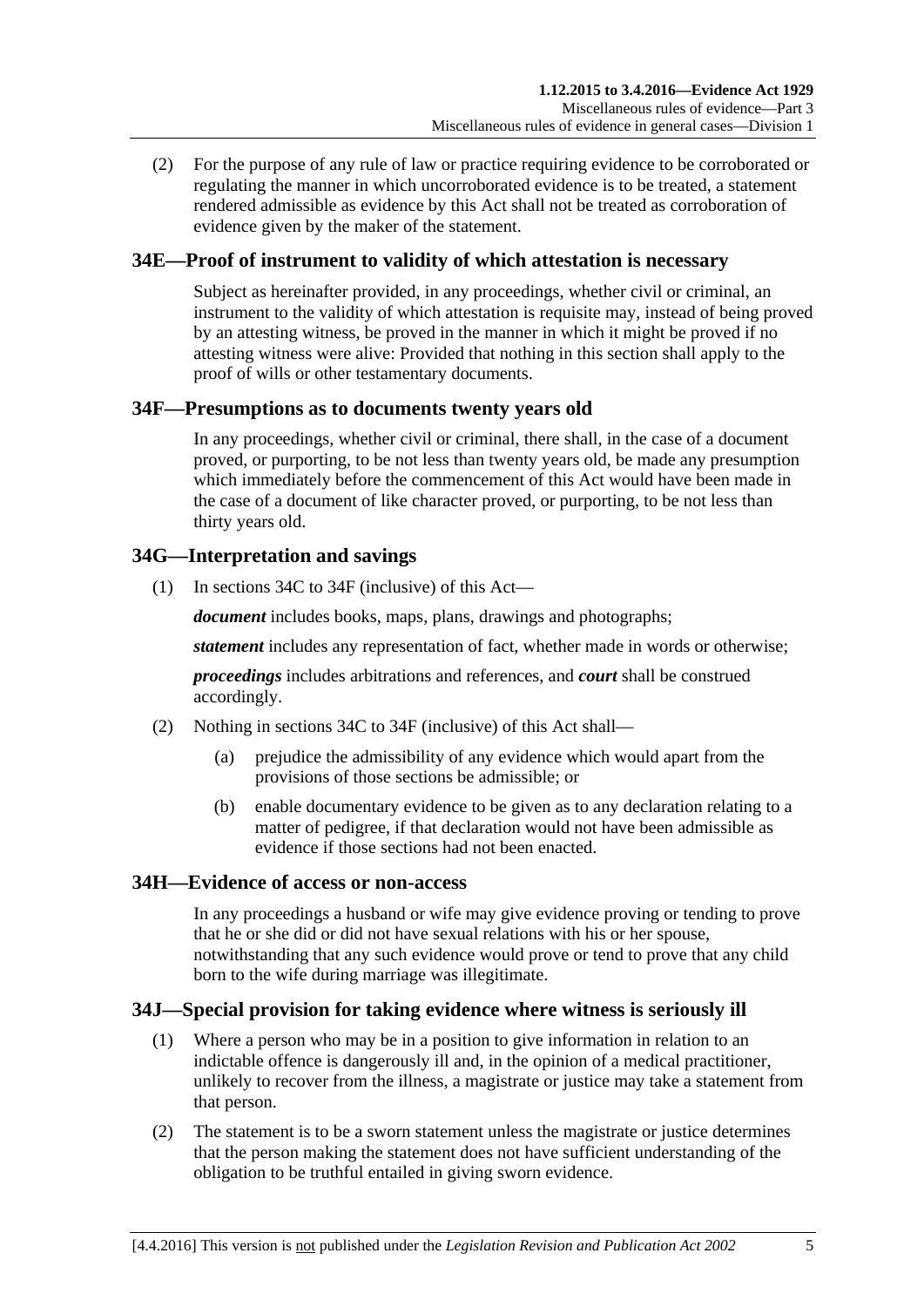(2) For the purpose of any rule of law or practice requiring evidence to be corroborated or regulating the manner in which uncorroborated evidence is to be treated, a statement rendered admissible as evidence by this Act shall not be treated as corroboration of evidence given by the maker of the statement.

## 34E—Proof of instrument to validity of which attestation is necessary

Subject as hereinafter provided, in any proceedings, whether civil or criminal, an instrument to the validity of which attestation is requisite may, instead of being proved by an attesting witness, be proved in the manner in which it might be proved if no attesting witness were alive: Provided that nothing in this section shall apply to the proof of wills or other testamentary documents.

## 34F—Presumptions as to documents twenty years old

In any proceedings, whether civil or criminal, there shall, in the case of a document proved, or purporting, to be not less than twenty years old, be made any presumption which immediately before the commencement of this Act would have been made in the case of a document of like character proved, or purporting, to be not less than thirty years old.

## 34G—Interpretation and savings

(1) In sections 34C to 34F (inclusive) of this Act—

***document*** includes books, maps, plans, drawings and photographs;

***statement*** includes any representation of fact, whether made in words or otherwise;

***proceedings*** includes arbitrations and references, and ***court*** shall be construed accordingly.

(2) Nothing in sections 34C to 34F (inclusive) of this Act shall—

(a) prejudice the admissibility of any evidence which would apart from the provisions of those sections be admissible; or

(b) enable documentary evidence to be given as to any declaration relating to a matter of pedigree, if that declaration would not have been admissible as evidence if those sections had not been enacted.

## 34H—Evidence of access or non-access

In any proceedings a husband or wife may give evidence proving or tending to prove that he or she did or did not have sexual relations with his or her spouse, notwithstanding that any such evidence would prove or tend to prove that any child born to the wife during marriage was illegitimate.

## 34J—Special provision for taking evidence where witness is seriously ill

(1) Where a person who may be in a position to give information in relation to an indictable offence is dangerously ill and, in the opinion of a medical practitioner, unlikely to recover from the illness, a magistrate or justice may take a statement from that person.

(2) The statement is to be a sworn statement unless the magistrate or justice determines that the person making the statement does not have sufficient understanding of the obligation to be truthful entailed in giving sworn evidence.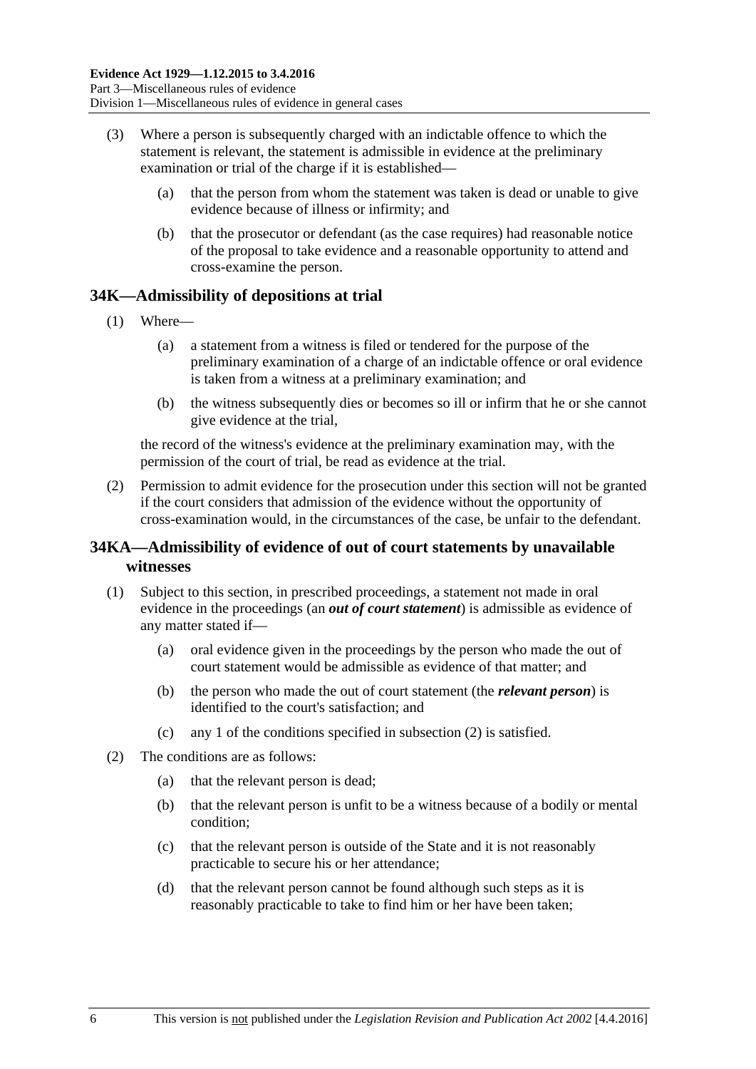(3) Where a person is subsequently charged with an indictable offence to which the statement is relevant, the statement is admissible in evidence at the preliminary examination or trial of the charge if it is established—

(a) that the person from whom the statement was taken is dead or unable to give evidence because of illness or infirmity; and

(b) that the prosecutor or defendant (as the case requires) had reasonable notice of the proposal to take evidence and a reasonable opportunity to attend and cross-examine the person.

## 34K—Admissibility of depositions at trial

(1) Where—

(a) a statement from a witness is filed or tendered for the purpose of the preliminary examination of a charge of an indictable offence or oral evidence is taken from a witness at a preliminary examination; and

(b) the witness subsequently dies or becomes so ill or infirm that he or she cannot give evidence at the trial,

the record of the witness's evidence at the preliminary examination may, with the permission of the court of trial, be read as evidence at the trial.

(2) Permission to admit evidence for the prosecution under this section will not be granted if the court considers that admission of the evidence without the opportunity of cross-examination would, in the circumstances of the case, be unfair to the defendant.

## 34KA—Admissibility of evidence of out of court statements by unavailable witnesses

(1) Subject to this section, in prescribed proceedings, a statement not made in oral evidence in the proceedings (an ***out of court statement***) is admissible as evidence of any matter stated if—

(a) oral evidence given in the proceedings by the person who made the out of court statement would be admissible as evidence of that matter; and

(b) the person who made the out of court statement (the ***relevant person***) is identified to the court's satisfaction; and

(c) any 1 of the conditions specified in subsection (2) is satisfied.

(2) The conditions are as follows:

(a) that the relevant person is dead;

(b) that the relevant person is unfit to be a witness because of a bodily or mental condition;

(c) that the relevant person is outside of the State and it is not reasonably practicable to secure his or her attendance;

(d) that the relevant person cannot be found although such steps as it is reasonably practicable to take to find him or her have been taken;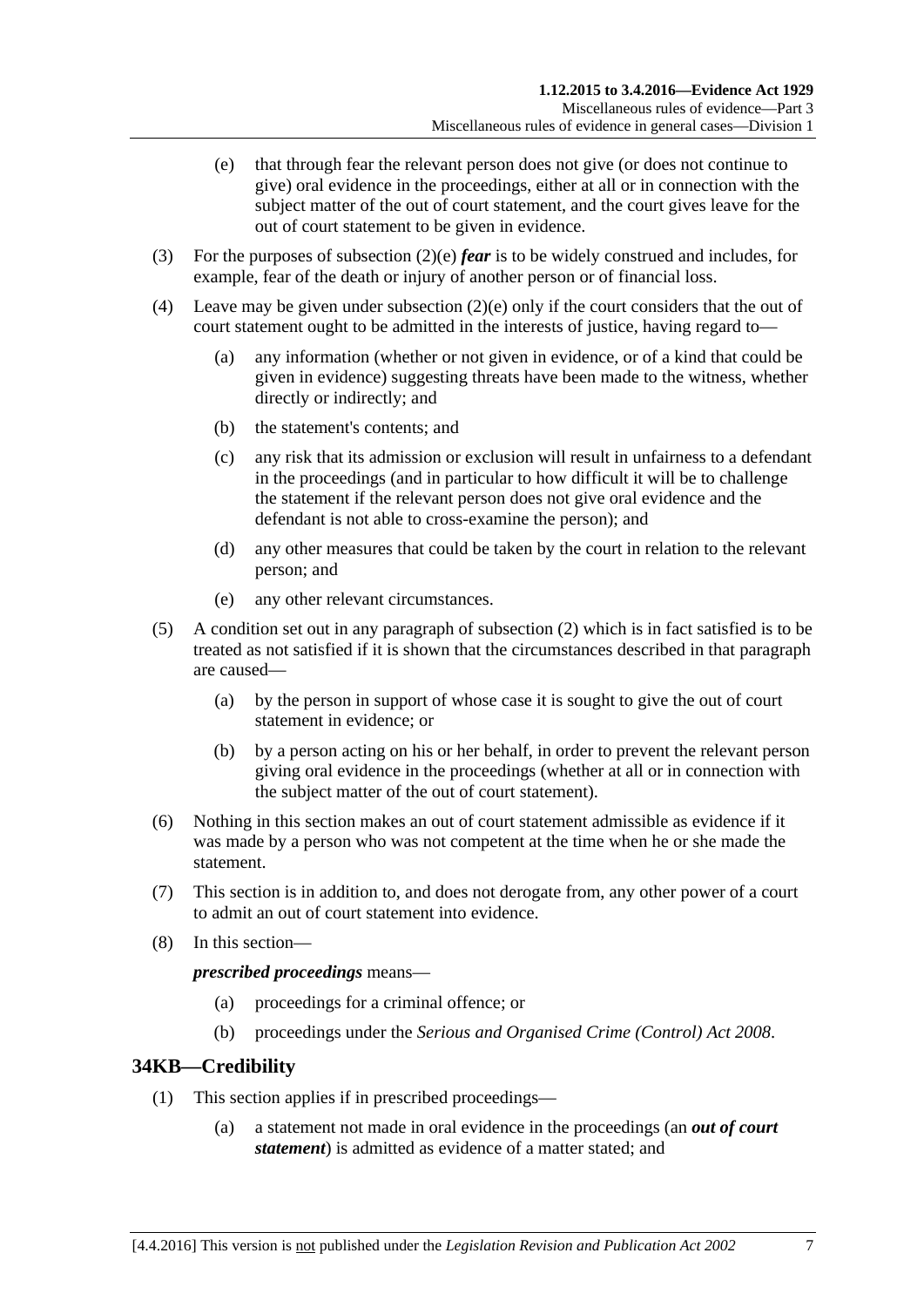(e) that through fear the relevant person does not give (or does not continue to give) oral evidence in the proceedings, either at all or in connection with the subject matter of the out of court statement, and the court gives leave for the out of court statement to be given in evidence.

(3) For the purposes of subsection (2)(e) ***fear*** is to be widely construed and includes, for example, fear of the death or injury of another person or of financial loss.

(4) Leave may be given under subsection (2)(e) only if the court considers that the out of court statement ought to be admitted in the interests of justice, having regard to—

(a) any information (whether or not given in evidence, or of a kind that could be given in evidence) suggesting threats have been made to the witness, whether directly or indirectly; and

(b) the statement's contents; and

(c) any risk that its admission or exclusion will result in unfairness to a defendant in the proceedings (and in particular to how difficult it will be to challenge the statement if the relevant person does not give oral evidence and the defendant is not able to cross-examine the person); and

(d) any other measures that could be taken by the court in relation to the relevant person; and

(e) any other relevant circumstances.

(5) A condition set out in any paragraph of subsection (2) which is in fact satisfied is to be treated as not satisfied if it is shown that the circumstances described in that paragraph are caused—

(a) by the person in support of whose case it is sought to give the out of court statement in evidence; or

(b) by a person acting on his or her behalf, in order to prevent the relevant person giving oral evidence in the proceedings (whether at all or in connection with the subject matter of the out of court statement).

(6) Nothing in this section makes an out of court statement admissible as evidence if it was made by a person who was not competent at the time when he or she made the statement.

(7) This section is in addition to, and does not derogate from, any other power of a court to admit an out of court statement into evidence.

(8) In this section—

***prescribed proceedings*** means—

(a) proceedings for a criminal offence; or

(b) proceedings under the *Serious and Organised Crime (Control) Act 2008*.

## 34KB—Credibility

(1) This section applies if in prescribed proceedings—

(a) a statement not made in oral evidence in the proceedings (an ***out of court statement***) is admitted as evidence of a matter stated; and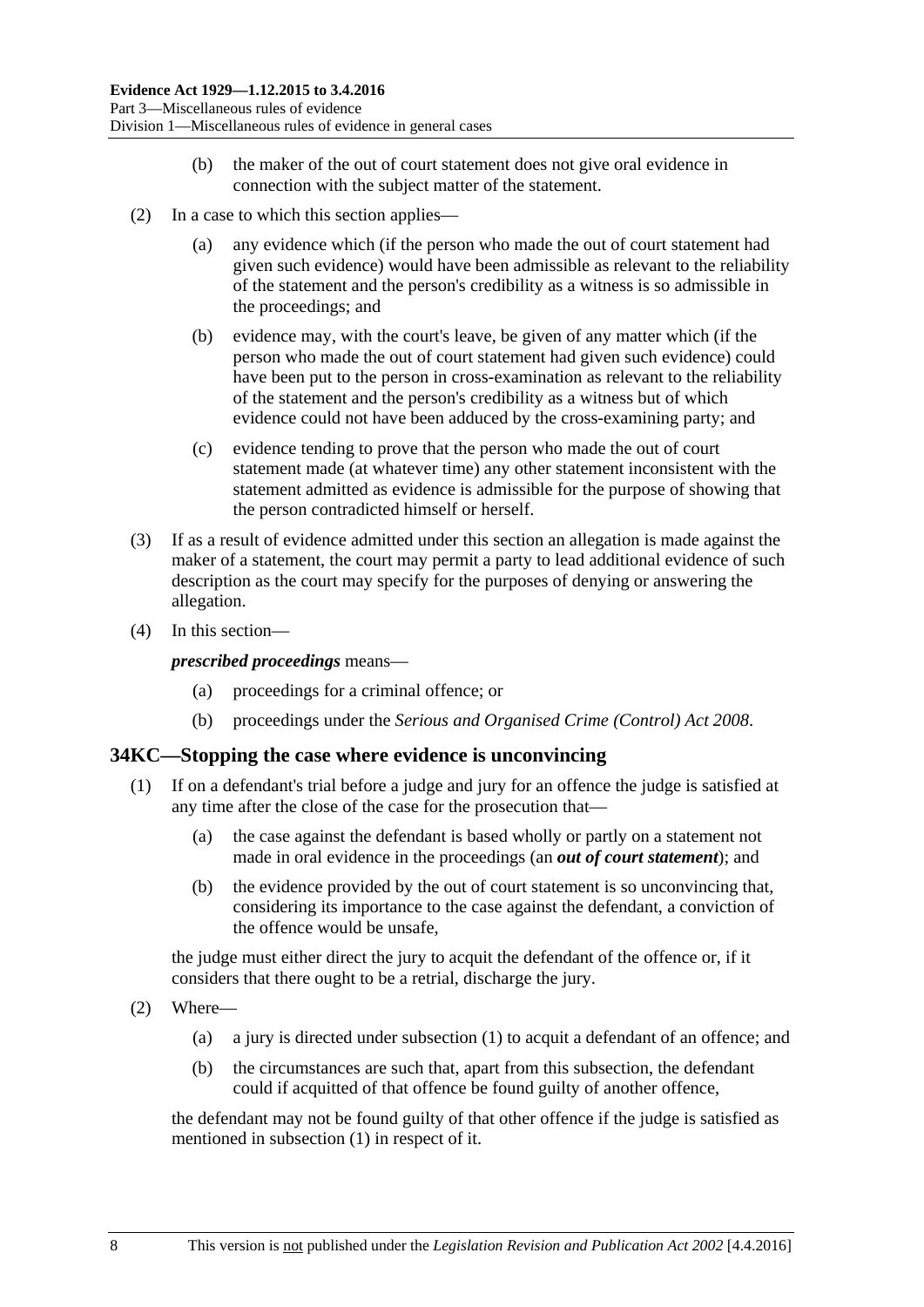(b) the maker of the out of court statement does not give oral evidence in connection with the subject matter of the statement.

(2) In a case to which this section applies—

(a) any evidence which (if the person who made the out of court statement had given such evidence) would have been admissible as relevant to the reliability of the statement and the person's credibility as a witness is so admissible in the proceedings; and

(b) evidence may, with the court's leave, be given of any matter which (if the person who made the out of court statement had given such evidence) could have been put to the person in cross-examination as relevant to the reliability of the statement and the person's credibility as a witness but of which evidence could not have been adduced by the cross-examining party; and

(c) evidence tending to prove that the person who made the out of court statement made (at whatever time) any other statement inconsistent with the statement admitted as evidence is admissible for the purpose of showing that the person contradicted himself or herself.

(3) If as a result of evidence admitted under this section an allegation is made against the maker of a statement, the court may permit a party to lead additional evidence of such description as the court may specify for the purposes of denying or answering the allegation.

(4) In this section—

***prescribed proceedings*** means—

(a) proceedings for a criminal offence; or

(b) proceedings under the *Serious and Organised Crime (Control) Act 2008*.

## 34KC—Stopping the case where evidence is unconvincing

(1) If on a defendant's trial before a judge and jury for an offence the judge is satisfied at any time after the close of the case for the prosecution that—

(a) the case against the defendant is based wholly or partly on a statement not made in oral evidence in the proceedings (an ***out of court statement***); and

(b) the evidence provided by the out of court statement is so unconvincing that, considering its importance to the case against the defendant, a conviction of the offence would be unsafe,

the judge must either direct the jury to acquit the defendant of the offence or, if it considers that there ought to be a retrial, discharge the jury.

(2) Where—

(a) a jury is directed under subsection (1) to acquit a defendant of an offence; and

(b) the circumstances are such that, apart from this subsection, the defendant could if acquitted of that offence be found guilty of another offence,

the defendant may not be found guilty of that other offence if the judge is satisfied as mentioned in subsection (1) in respect of it.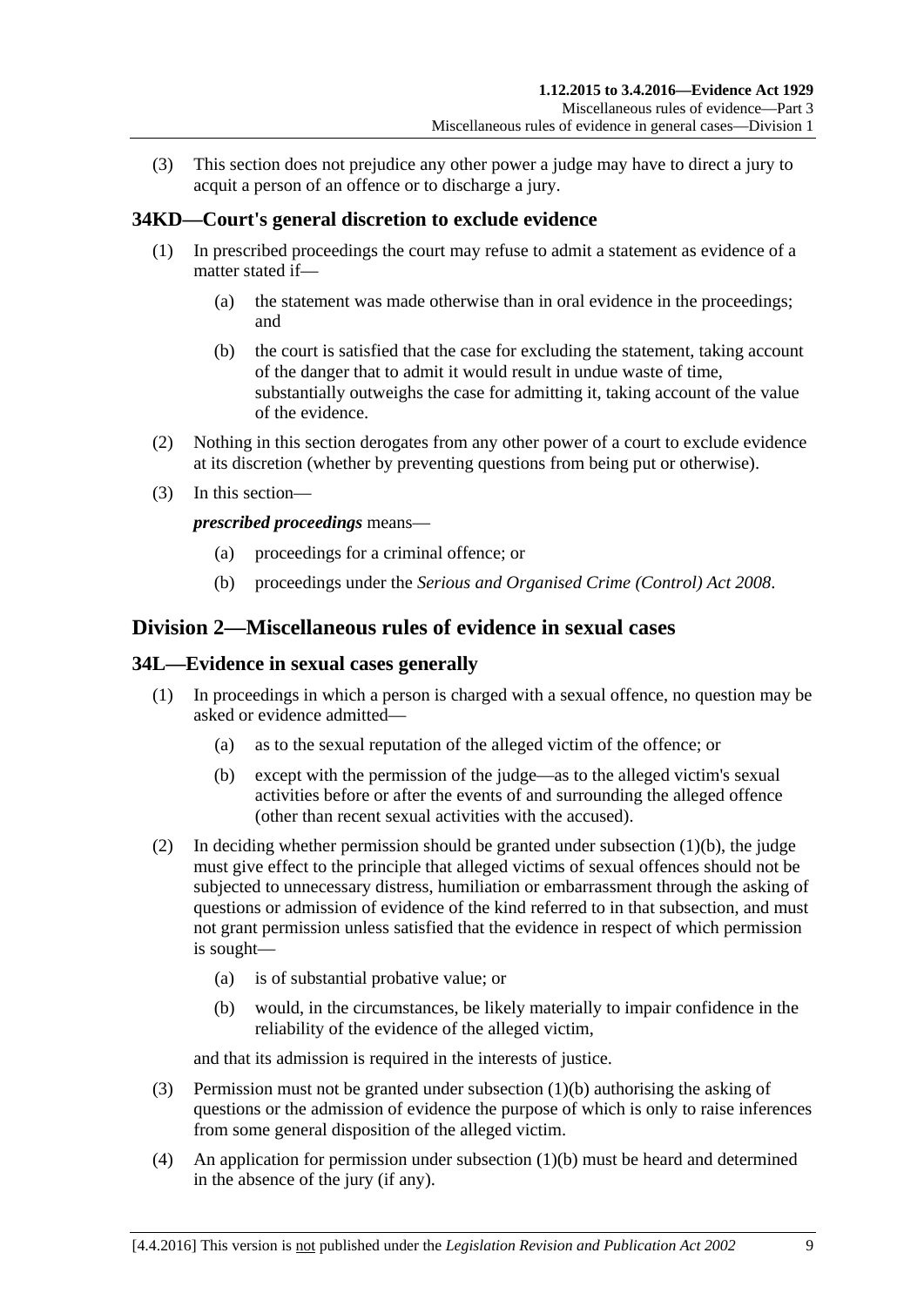(3) This section does not prejudice any other power a judge may have to direct a jury to acquit a person of an offence or to discharge a jury.

## 34KD—Court's general discretion to exclude evidence

(1) In prescribed proceedings the court may refuse to admit a statement as evidence of a matter stated if—

(a) the statement was made otherwise than in oral evidence in the proceedings; and

(b) the court is satisfied that the case for excluding the statement, taking account of the danger that to admit it would result in undue waste of time, substantially outweighs the case for admitting it, taking account of the value of the evidence.

(2) Nothing in this section derogates from any other power of a court to exclude evidence at its discretion (whether by preventing questions from being put or otherwise).

(3) In this section—

***prescribed proceedings*** means—

(a) proceedings for a criminal offence; or

(b) proceedings under the *Serious and Organised Crime (Control) Act 2008*.

# Division 2—Miscellaneous rules of evidence in sexual cases

## 34L—Evidence in sexual cases generally

(1) In proceedings in which a person is charged with a sexual offence, no question may be asked or evidence admitted—

(a) as to the sexual reputation of the alleged victim of the offence; or

(b) except with the permission of the judge—as to the alleged victim's sexual activities before or after the events of and surrounding the alleged offence (other than recent sexual activities with the accused).

(2) In deciding whether permission should be granted under subsection (1)(b), the judge must give effect to the principle that alleged victims of sexual offences should not be subjected to unnecessary distress, humiliation or embarrassment through the asking of questions or admission of evidence of the kind referred to in that subsection, and must not grant permission unless satisfied that the evidence in respect of which permission is sought—

(a) is of substantial probative value; or

(b) would, in the circumstances, be likely materially to impair confidence in the reliability of the evidence of the alleged victim,

and that its admission is required in the interests of justice.

(3) Permission must not be granted under subsection (1)(b) authorising the asking of questions or the admission of evidence the purpose of which is only to raise inferences from some general disposition of the alleged victim.

(4) An application for permission under subsection (1)(b) must be heard and determined in the absence of the jury (if any).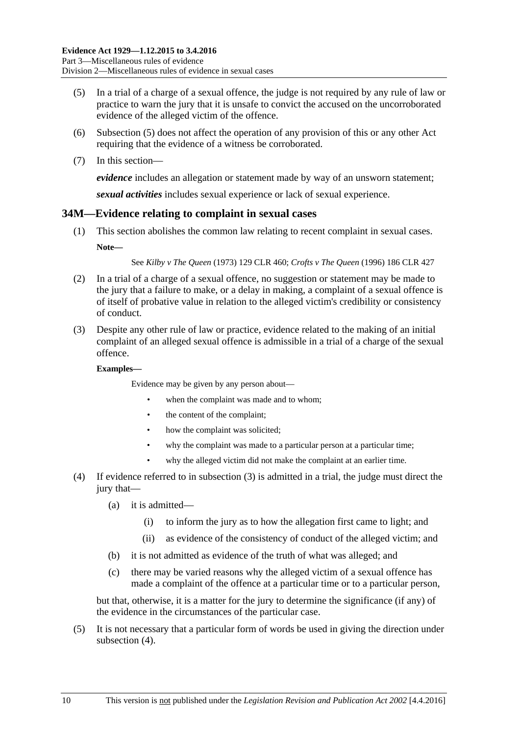(5) In a trial of a charge of a sexual offence, the judge is not required by any rule of law or practice to warn the jury that it is unsafe to convict the accused on the uncorroborated evidence of the alleged victim of the offence.

(6) Subsection (5) does not affect the operation of any provision of this or any other Act requiring that the evidence of a witness be corroborated.

(7) In this section—

***evidence*** includes an allegation or statement made by way of an unsworn statement;

***sexual activities*** includes sexual experience or lack of sexual experience.

## 34M—Evidence relating to complaint in sexual cases

(1) This section abolishes the common law relating to recent complaint in sexual cases.

**Note—**

See *Kilby v The Queen* (1973) 129 CLR 460; *Crofts v The Queen* (1996) 186 CLR 427

(2) In a trial of a charge of a sexual offence, no suggestion or statement may be made to the jury that a failure to make, or a delay in making, a complaint of a sexual offence is of itself of probative value in relation to the alleged victim's credibility or consistency of conduct.

(3) Despite any other rule of law or practice, evidence related to the making of an initial complaint of an alleged sexual offence is admissible in a trial of a charge of the sexual offence.

**Examples—**

Evidence may be given by any person about—

- when the complaint was made and to whom;
- the content of the complaint;
- how the complaint was solicited;
- why the complaint was made to a particular person at a particular time;
- why the alleged victim did not make the complaint at an earlier time.

(4) If evidence referred to in subsection (3) is admitted in a trial, the judge must direct the jury that—

(a) it is admitted—

(i) to inform the jury as to how the allegation first came to light; and

(ii) as evidence of the consistency of conduct of the alleged victim; and

(b) it is not admitted as evidence of the truth of what was alleged; and

(c) there may be varied reasons why the alleged victim of a sexual offence has made a complaint of the offence at a particular time or to a particular person,

but that, otherwise, it is a matter for the jury to determine the significance (if any) of the evidence in the circumstances of the particular case.

(5) It is not necessary that a particular form of words be used in giving the direction under subsection (4).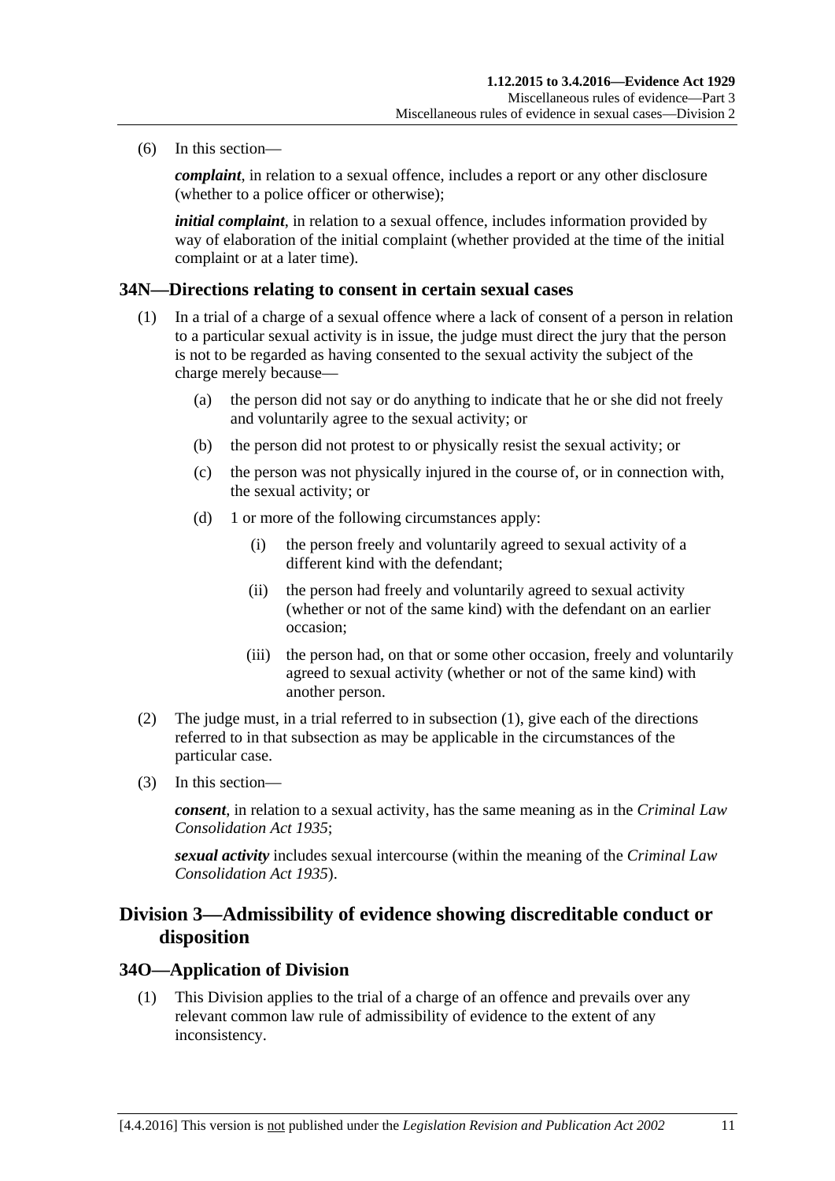(6) In this section—

***complaint***, in relation to a sexual offence, includes a report or any other disclosure (whether to a police officer or otherwise);

***initial complaint***, in relation to a sexual offence, includes information provided by way of elaboration of the initial complaint (whether provided at the time of the initial complaint or at a later time).

### 34N—Directions relating to consent in certain sexual cases

(1) In a trial of a charge of a sexual offence where a lack of consent of a person in relation to a particular sexual activity is in issue, the judge must direct the jury that the person is not to be regarded as having consented to the sexual activity the subject of the charge merely because—

(a) the person did not say or do anything to indicate that he or she did not freely and voluntarily agree to the sexual activity; or

(b) the person did not protest to or physically resist the sexual activity; or

(c) the person was not physically injured in the course of, or in connection with, the sexual activity; or

(d) 1 or more of the following circumstances apply:

(i) the person freely and voluntarily agreed to sexual activity of a different kind with the defendant;

(ii) the person had freely and voluntarily agreed to sexual activity (whether or not of the same kind) with the defendant on an earlier occasion;

(iii) the person had, on that or some other occasion, freely and voluntarily agreed to sexual activity (whether or not of the same kind) with another person.

(2) The judge must, in a trial referred to in subsection (1), give each of the directions referred to in that subsection as may be applicable in the circumstances of the particular case.

(3) In this section—

***consent***, in relation to a sexual activity, has the same meaning as in the *Criminal Law Consolidation Act 1935*;

***sexual activity*** includes sexual intercourse (within the meaning of the *Criminal Law Consolidation Act 1935*).

## Division 3—Admissibility of evidence showing discreditable conduct or disposition

### 34O—Application of Division

(1) This Division applies to the trial of a charge of an offence and prevails over any relevant common law rule of admissibility of evidence to the extent of any inconsistency.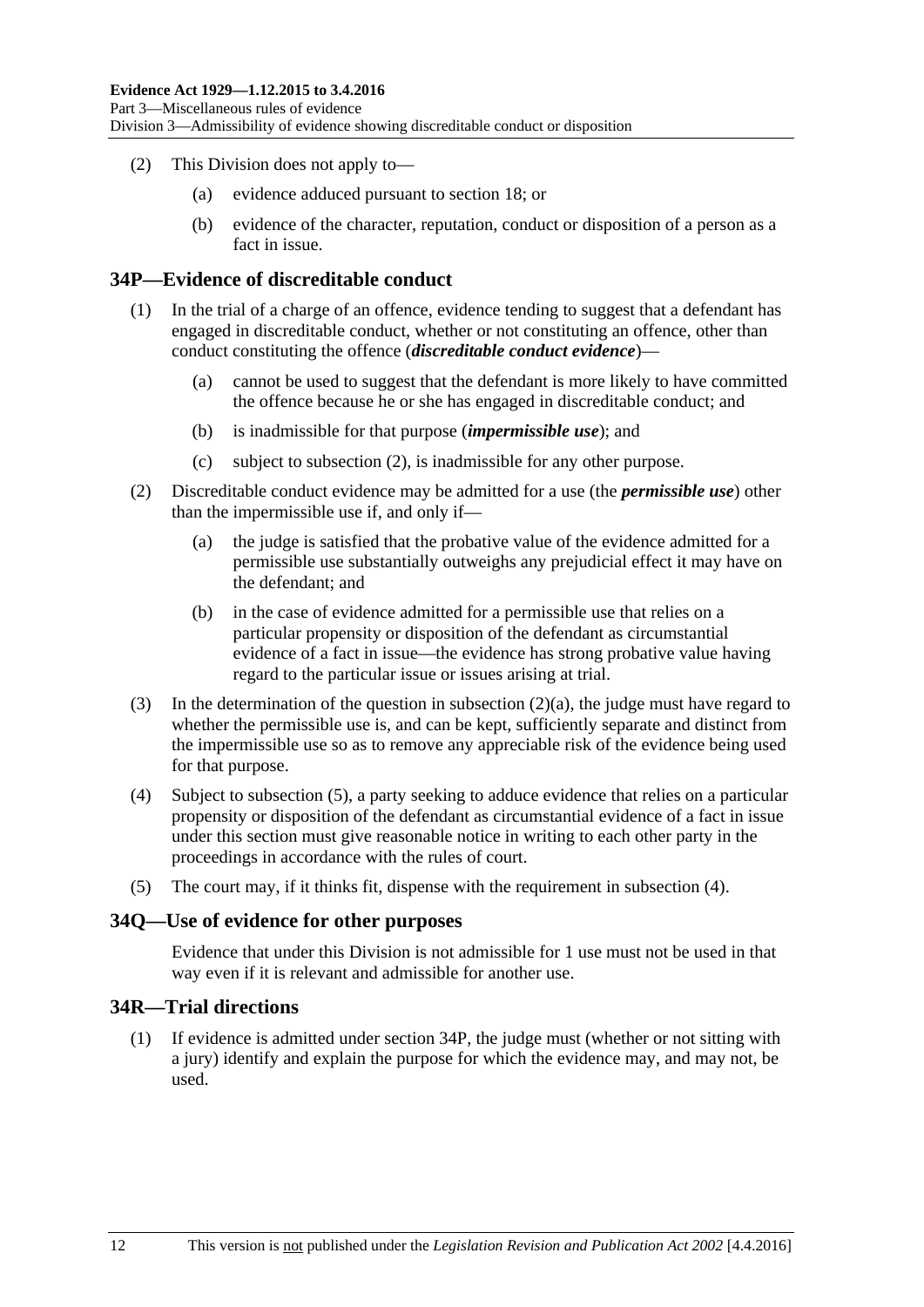(2) This Division does not apply to—

(a) evidence adduced pursuant to section 18; or

(b) evidence of the character, reputation, conduct or disposition of a person as a fact in issue.

## 34P—Evidence of discreditable conduct

(1) In the trial of a charge of an offence, evidence tending to suggest that a defendant has engaged in discreditable conduct, whether or not constituting an offence, other than conduct constituting the offence (***discreditable conduct evidence***)—

(a) cannot be used to suggest that the defendant is more likely to have committed the offence because he or she has engaged in discreditable conduct; and

(b) is inadmissible for that purpose (***impermissible use***); and

(c) subject to subsection (2), is inadmissible for any other purpose.

(2) Discreditable conduct evidence may be admitted for a use (the ***permissible use***) other than the impermissible use if, and only if—

(a) the judge is satisfied that the probative value of the evidence admitted for a permissible use substantially outweighs any prejudicial effect it may have on the defendant; and

(b) in the case of evidence admitted for a permissible use that relies on a particular propensity or disposition of the defendant as circumstantial evidence of a fact in issue—the evidence has strong probative value having regard to the particular issue or issues arising at trial.

(3) In the determination of the question in subsection (2)(a), the judge must have regard to whether the permissible use is, and can be kept, sufficiently separate and distinct from the impermissible use so as to remove any appreciable risk of the evidence being used for that purpose.

(4) Subject to subsection (5), a party seeking to adduce evidence that relies on a particular propensity or disposition of the defendant as circumstantial evidence of a fact in issue under this section must give reasonable notice in writing to each other party in the proceedings in accordance with the rules of court.

(5) The court may, if it thinks fit, dispense with the requirement in subsection (4).

## 34Q—Use of evidence for other purposes

Evidence that under this Division is not admissible for 1 use must not be used in that way even if it is relevant and admissible for another use.

## 34R—Trial directions

(1) If evidence is admitted under section 34P, the judge must (whether or not sitting with a jury) identify and explain the purpose for which the evidence may, and may not, be used.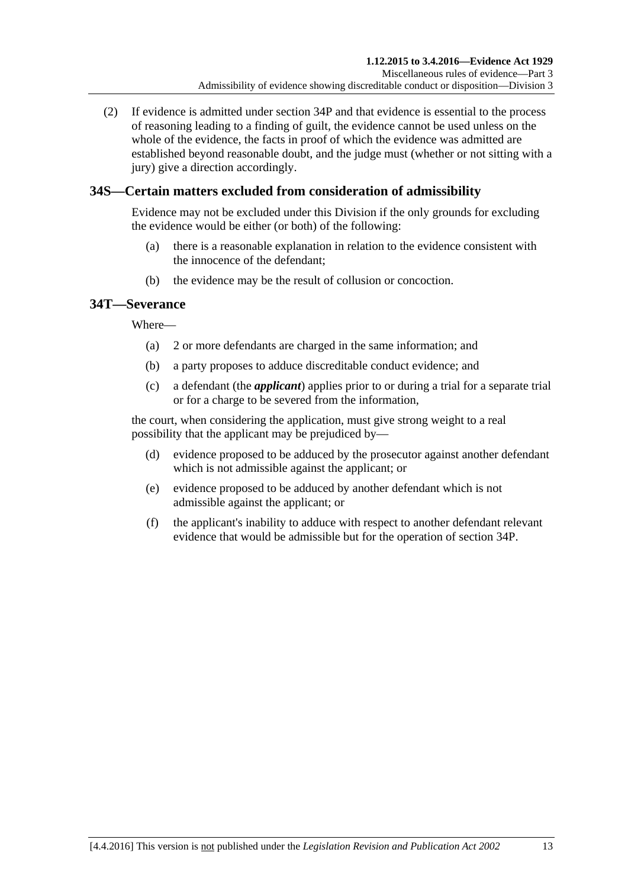(2) If evidence is admitted under section 34P and that evidence is essential to the process of reasoning leading to a finding of guilt, the evidence cannot be used unless on the whole of the evidence, the facts in proof of which the evidence was admitted are established beyond reasonable doubt, and the judge must (whether or not sitting with a jury) give a direction accordingly.

## 34S—Certain matters excluded from consideration of admissibility

Evidence may not be excluded under this Division if the only grounds for excluding the evidence would be either (or both) of the following:

(a) there is a reasonable explanation in relation to the evidence consistent with the innocence of the defendant;

(b) the evidence may be the result of collusion or concoction.

## 34T—Severance

Where—

(a) 2 or more defendants are charged in the same information; and

(b) a party proposes to adduce discreditable conduct evidence; and

(c) a defendant (the ***applicant***) applies prior to or during a trial for a separate trial or for a charge to be severed from the information,

the court, when considering the application, must give strong weight to a real possibility that the applicant may be prejudiced by—

(d) evidence proposed to be adduced by the prosecutor against another defendant which is not admissible against the applicant; or

(e) evidence proposed to be adduced by another defendant which is not admissible against the applicant; or

(f) the applicant's inability to adduce with respect to another defendant relevant evidence that would be admissible but for the operation of section 34P.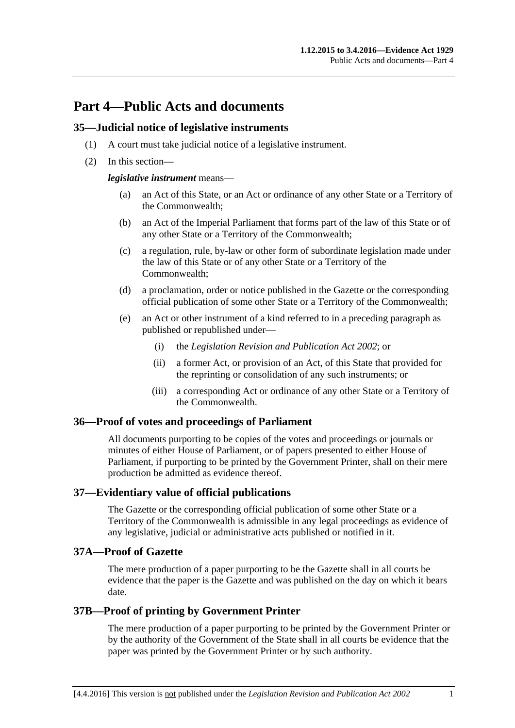# Part 4—Public Acts and documents

## 35—Judicial notice of legislative instruments

(1) A court must take judicial notice of a legislative instrument.

(2) In this section—

***legislative instrument*** means—

- (a) an Act of this State, or an Act or ordinance of any other State or a Territory of the Commonwealth;
- (b) an Act of the Imperial Parliament that forms part of the law of this State or of any other State or a Territory of the Commonwealth;
- (c) a regulation, rule, by-law or other form of subordinate legislation made under the law of this State or of any other State or a Territory of the Commonwealth;
- (d) a proclamation, order or notice published in the Gazette or the corresponding official publication of some other State or a Territory of the Commonwealth;
- (e) an Act or other instrument of a kind referred to in a preceding paragraph as published or republished under—
  - (i) the *Legislation Revision and Publication Act 2002*; or
  - (ii) a former Act, or provision of an Act, of this State that provided for the reprinting or consolidation of any such instruments; or
  - (iii) a corresponding Act or ordinance of any other State or a Territory of the Commonwealth.

## 36—Proof of votes and proceedings of Parliament

All documents purporting to be copies of the votes and proceedings or journals or minutes of either House of Parliament, or of papers presented to either House of Parliament, if purporting to be printed by the Government Printer, shall on their mere production be admitted as evidence thereof.

## 37—Evidentiary value of official publications

The Gazette or the corresponding official publication of some other State or a Territory of the Commonwealth is admissible in any legal proceedings as evidence of any legislative, judicial or administrative acts published or notified in it.

## 37A—Proof of Gazette

The mere production of a paper purporting to be the Gazette shall in all courts be evidence that the paper is the Gazette and was published on the day on which it bears date.

## 37B—Proof of printing by Government Printer

The mere production of a paper purporting to be printed by the Government Printer or by the authority of the Government of the State shall in all courts be evidence that the paper was printed by the Government Printer or by such authority.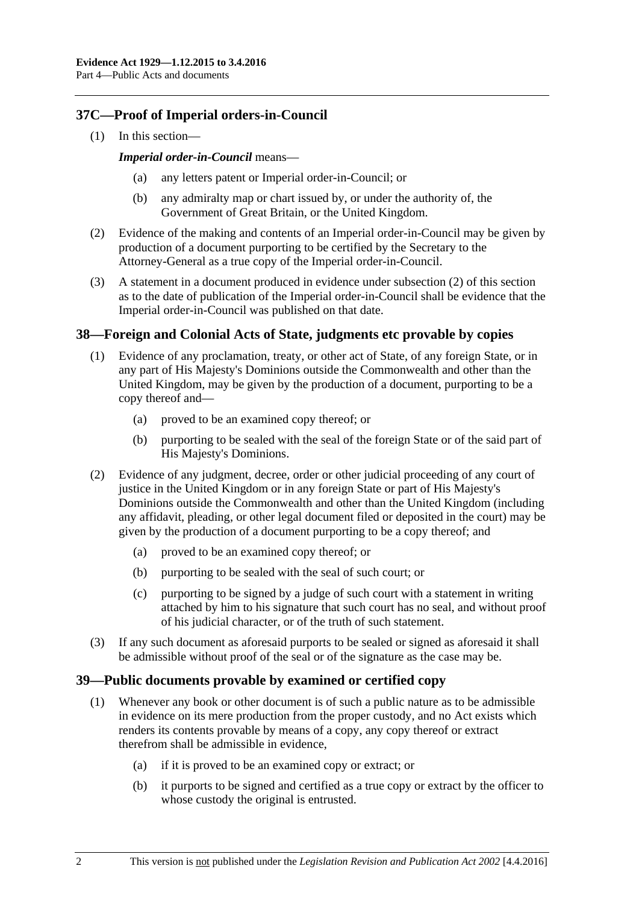## 37C—Proof of Imperial orders-in-Council

(1) In this section—

***Imperial order-in-Council*** means—

(a) any letters patent or Imperial order-in-Council; or

(b) any admiralty map or chart issued by, or under the authority of, the Government of Great Britain, or the United Kingdom.

(2) Evidence of the making and contents of an Imperial order-in-Council may be given by production of a document purporting to be certified by the Secretary to the Attorney-General as a true copy of the Imperial order-in-Council.

(3) A statement in a document produced in evidence under subsection (2) of this section as to the date of publication of the Imperial order-in-Council shall be evidence that the Imperial order-in-Council was published on that date.

## 38—Foreign and Colonial Acts of State, judgments etc provable by copies

(1) Evidence of any proclamation, treaty, or other act of State, of any foreign State, or in any part of His Majesty's Dominions outside the Commonwealth and other than the United Kingdom, may be given by the production of a document, purporting to be a copy thereof and—

(a) proved to be an examined copy thereof; or

(b) purporting to be sealed with the seal of the foreign State or of the said part of His Majesty's Dominions.

(2) Evidence of any judgment, decree, order or other judicial proceeding of any court of justice in the United Kingdom or in any foreign State or part of His Majesty's Dominions outside the Commonwealth and other than the United Kingdom (including any affidavit, pleading, or other legal document filed or deposited in the court) may be given by the production of a document purporting to be a copy thereof; and

(a) proved to be an examined copy thereof; or

(b) purporting to be sealed with the seal of such court; or

(c) purporting to be signed by a judge of such court with a statement in writing attached by him to his signature that such court has no seal, and without proof of his judicial character, or of the truth of such statement.

(3) If any such document as aforesaid purports to be sealed or signed as aforesaid it shall be admissible without proof of the seal or of the signature as the case may be.

## 39—Public documents provable by examined or certified copy

(1) Whenever any book or other document is of such a public nature as to be admissible in evidence on its mere production from the proper custody, and no Act exists which renders its contents provable by means of a copy, any copy thereof or extract therefrom shall be admissible in evidence,

(a) if it is proved to be an examined copy or extract; or

(b) it purports to be signed and certified as a true copy or extract by the officer to whose custody the original is entrusted.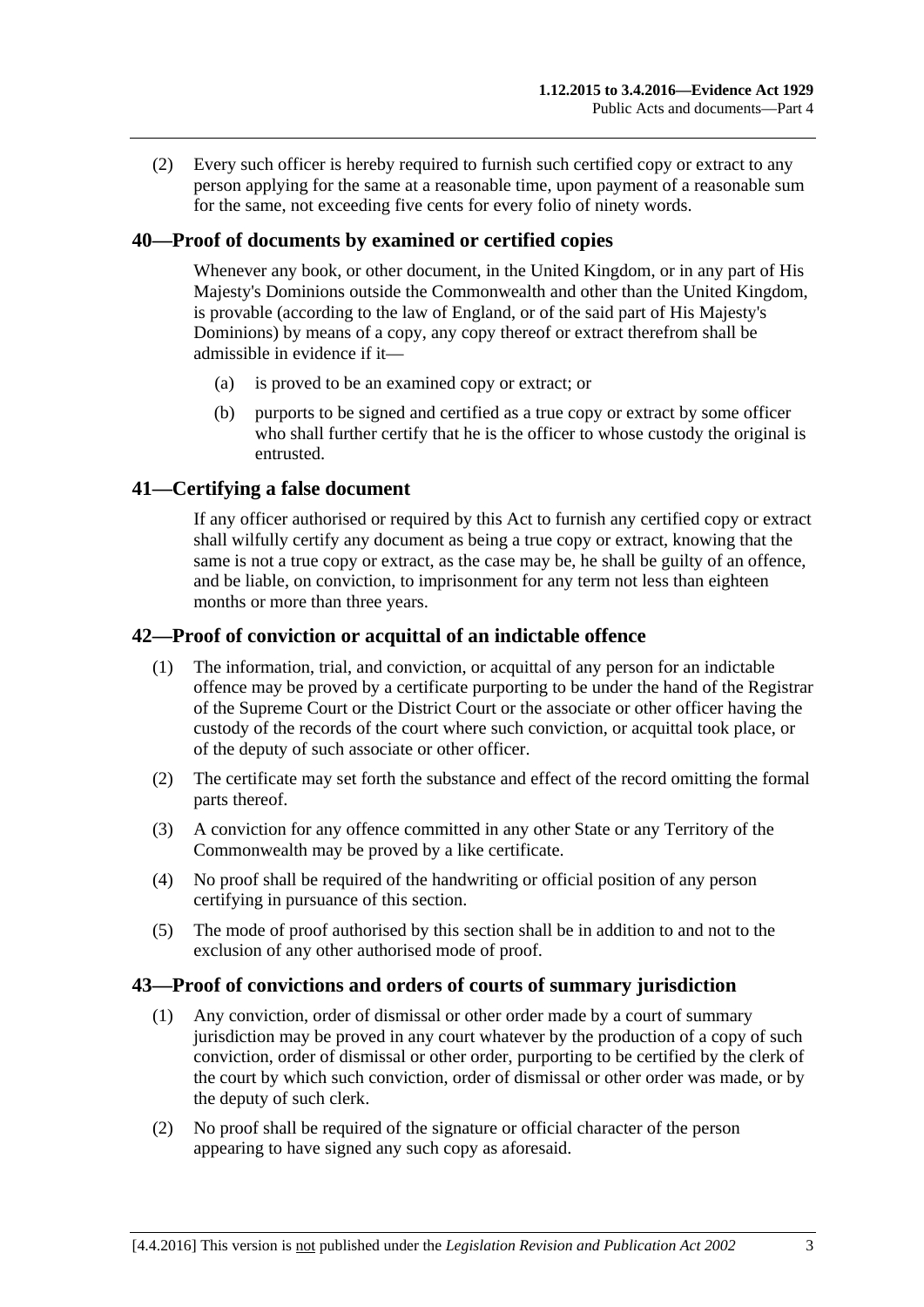(2) Every such officer is hereby required to furnish such certified copy or extract to any person applying for the same at a reasonable time, upon payment of a reasonable sum for the same, not exceeding five cents for every folio of ninety words.

## 40—Proof of documents by examined or certified copies

Whenever any book, or other document, in the United Kingdom, or in any part of His Majesty's Dominions outside the Commonwealth and other than the United Kingdom, is provable (according to the law of England, or of the said part of His Majesty's Dominions) by means of a copy, any copy thereof or extract therefrom shall be admissible in evidence if it—

(a) is proved to be an examined copy or extract; or

(b) purports to be signed and certified as a true copy or extract by some officer who shall further certify that he is the officer to whose custody the original is entrusted.

## 41—Certifying a false document

If any officer authorised or required by this Act to furnish any certified copy or extract shall wilfully certify any document as being a true copy or extract, knowing that the same is not a true copy or extract, as the case may be, he shall be guilty of an offence, and be liable, on conviction, to imprisonment for any term not less than eighteen months or more than three years.

## 42—Proof of conviction or acquittal of an indictable offence

(1) The information, trial, and conviction, or acquittal of any person for an indictable offence may be proved by a certificate purporting to be under the hand of the Registrar of the Supreme Court or the District Court or the associate or other officer having the custody of the records of the court where such conviction, or acquittal took place, or of the deputy of such associate or other officer.

(2) The certificate may set forth the substance and effect of the record omitting the formal parts thereof.

(3) A conviction for any offence committed in any other State or any Territory of the Commonwealth may be proved by a like certificate.

(4) No proof shall be required of the handwriting or official position of any person certifying in pursuance of this section.

(5) The mode of proof authorised by this section shall be in addition to and not to the exclusion of any other authorised mode of proof.

## 43—Proof of convictions and orders of courts of summary jurisdiction

(1) Any conviction, order of dismissal or other order made by a court of summary jurisdiction may be proved in any court whatever by the production of a copy of such conviction, order of dismissal or other order, purporting to be certified by the clerk of the court by which such conviction, order of dismissal or other order was made, or by the deputy of such clerk.

(2) No proof shall be required of the signature or official character of the person appearing to have signed any such copy as aforesaid.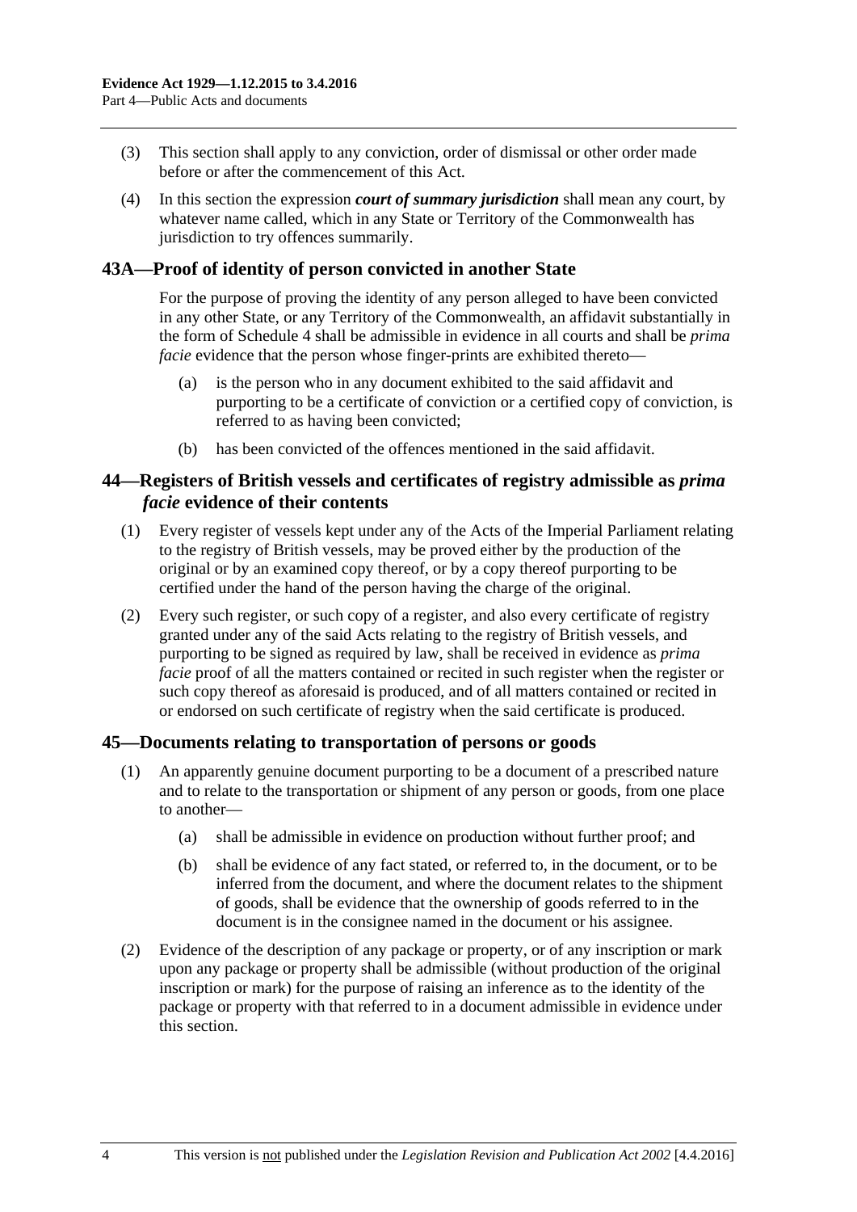(3) This section shall apply to any conviction, order of dismissal or other order made before or after the commencement of this Act.

(4) In this section the expression ***court of summary jurisdiction*** shall mean any court, by whatever name called, which in any State or Territory of the Commonwealth has jurisdiction to try offences summarily.

## 43A—Proof of identity of person convicted in another State

For the purpose of proving the identity of any person alleged to have been convicted in any other State, or any Territory of the Commonwealth, an affidavit substantially in the form of Schedule 4 shall be admissible in evidence in all courts and shall be *prima facie* evidence that the person whose finger-prints are exhibited thereto—

(a) is the person who in any document exhibited to the said affidavit and purporting to be a certificate of conviction or a certified copy of conviction, is referred to as having been convicted;

(b) has been convicted of the offences mentioned in the said affidavit.

## 44—Registers of British vessels and certificates of registry admissible as *prima facie* evidence of their contents

(1) Every register of vessels kept under any of the Acts of the Imperial Parliament relating to the registry of British vessels, may be proved either by the production of the original or by an examined copy thereof, or by a copy thereof purporting to be certified under the hand of the person having the charge of the original.

(2) Every such register, or such copy of a register, and also every certificate of registry granted under any of the said Acts relating to the registry of British vessels, and purporting to be signed as required by law, shall be received in evidence as *prima facie* proof of all the matters contained or recited in such register when the register or such copy thereof as aforesaid is produced, and of all matters contained or recited in or endorsed on such certificate of registry when the said certificate is produced.

## 45—Documents relating to transportation of persons or goods

(1) An apparently genuine document purporting to be a document of a prescribed nature and to relate to the transportation or shipment of any person or goods, from one place to another—

(a) shall be admissible in evidence on production without further proof; and

(b) shall be evidence of any fact stated, or referred to, in the document, or to be inferred from the document, and where the document relates to the shipment of goods, shall be evidence that the ownership of goods referred to in the document is in the consignee named in the document or his assignee.

(2) Evidence of the description of any package or property, or of any inscription or mark upon any package or property shall be admissible (without production of the original inscription or mark) for the purpose of raising an inference as to the identity of the package or property with that referred to in a document admissible in evidence under this section.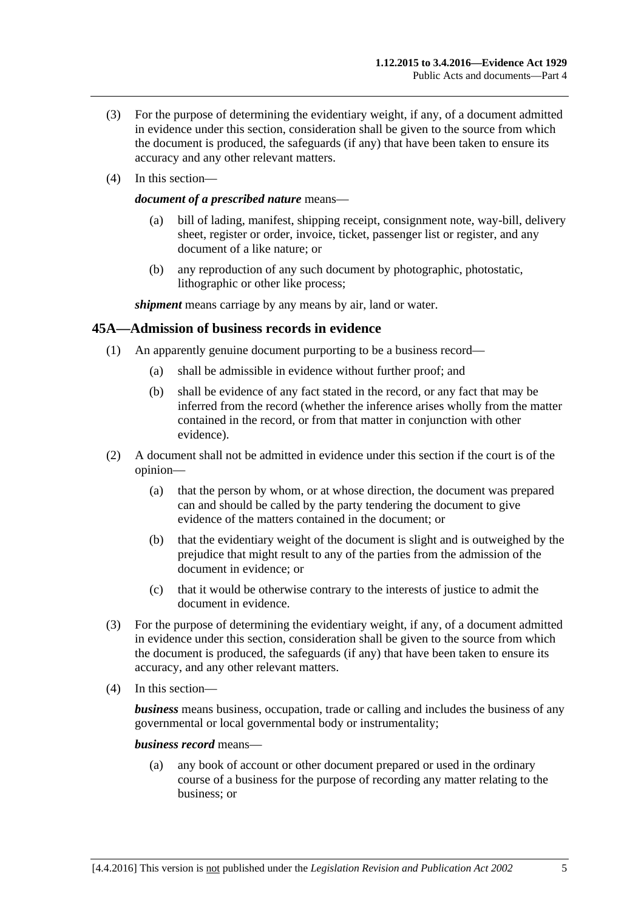(3) For the purpose of determining the evidentiary weight, if any, of a document admitted in evidence under this section, consideration shall be given to the source from which the document is produced, the safeguards (if any) that have been taken to ensure its accuracy and any other relevant matters.

(4) In this section—

***document of a prescribed nature*** means—

(a) bill of lading, manifest, shipping receipt, consignment note, way-bill, delivery sheet, register or order, invoice, ticket, passenger list or register, and any document of a like nature; or

(b) any reproduction of any such document by photographic, photostatic, lithographic or other like process;

***shipment*** means carriage by any means by air, land or water.

## 45A—Admission of business records in evidence

(1) An apparently genuine document purporting to be a business record—

(a) shall be admissible in evidence without further proof; and

(b) shall be evidence of any fact stated in the record, or any fact that may be inferred from the record (whether the inference arises wholly from the matter contained in the record, or from that matter in conjunction with other evidence).

(2) A document shall not be admitted in evidence under this section if the court is of the opinion—

(a) that the person by whom, or at whose direction, the document was prepared can and should be called by the party tendering the document to give evidence of the matters contained in the document; or

(b) that the evidentiary weight of the document is slight and is outweighed by the prejudice that might result to any of the parties from the admission of the document in evidence; or

(c) that it would be otherwise contrary to the interests of justice to admit the document in evidence.

(3) For the purpose of determining the evidentiary weight, if any, of a document admitted in evidence under this section, consideration shall be given to the source from which the document is produced, the safeguards (if any) that have been taken to ensure its accuracy, and any other relevant matters.

(4) In this section—

***business*** means business, occupation, trade or calling and includes the business of any governmental or local governmental body or instrumentality;

***business record*** means—

(a) any book of account or other document prepared or used in the ordinary course of a business for the purpose of recording any matter relating to the business; or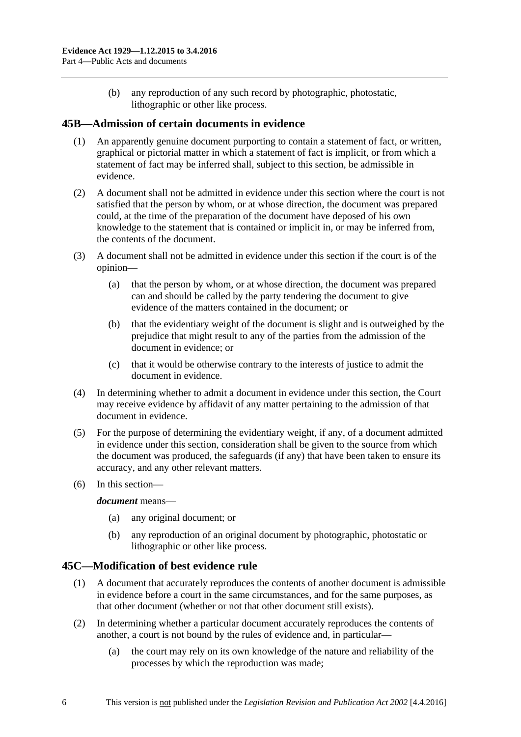(b) any reproduction of any such record by photographic, photostatic, lithographic or other like process.

## 45B—Admission of certain documents in evidence

(1) An apparently genuine document purporting to contain a statement of fact, or written, graphical or pictorial matter in which a statement of fact is implicit, or from which a statement of fact may be inferred shall, subject to this section, be admissible in evidence.

(2) A document shall not be admitted in evidence under this section where the court is not satisfied that the person by whom, or at whose direction, the document was prepared could, at the time of the preparation of the document have deposed of his own knowledge to the statement that is contained or implicit in, or may be inferred from, the contents of the document.

(3) A document shall not be admitted in evidence under this section if the court is of the opinion—

(a) that the person by whom, or at whose direction, the document was prepared can and should be called by the party tendering the document to give evidence of the matters contained in the document; or

(b) that the evidentiary weight of the document is slight and is outweighed by the prejudice that might result to any of the parties from the admission of the document in evidence; or

(c) that it would be otherwise contrary to the interests of justice to admit the document in evidence.

(4) In determining whether to admit a document in evidence under this section, the Court may receive evidence by affidavit of any matter pertaining to the admission of that document in evidence.

(5) For the purpose of determining the evidentiary weight, if any, of a document admitted in evidence under this section, consideration shall be given to the source from which the document was produced, the safeguards (if any) that have been taken to ensure its accuracy, and any other relevant matters.

(6) In this section—

***document*** means—

(a) any original document; or

(b) any reproduction of an original document by photographic, photostatic or lithographic or other like process.

## 45C—Modification of best evidence rule

(1) A document that accurately reproduces the contents of another document is admissible in evidence before a court in the same circumstances, and for the same purposes, as that other document (whether or not that other document still exists).

(2) In determining whether a particular document accurately reproduces the contents of another, a court is not bound by the rules of evidence and, in particular—

(a) the court may rely on its own knowledge of the nature and reliability of the processes by which the reproduction was made;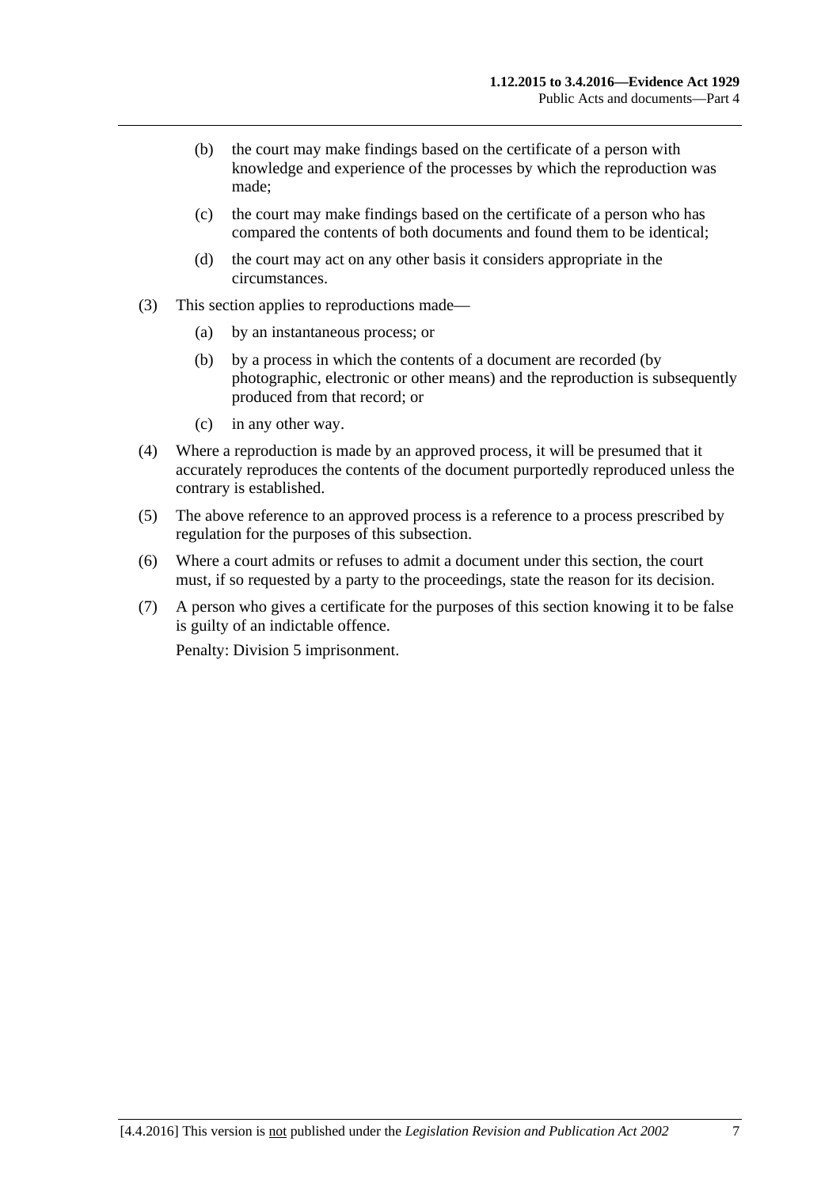(b) the court may make findings based on the certificate of a person with knowledge and experience of the processes by which the reproduction was made;

(c) the court may make findings based on the certificate of a person who has compared the contents of both documents and found them to be identical;

(d) the court may act on any other basis it considers appropriate in the circumstances.

(3) This section applies to reproductions made—

(a) by an instantaneous process; or

(b) by a process in which the contents of a document are recorded (by photographic, electronic or other means) and the reproduction is subsequently produced from that record; or

(c) in any other way.

(4) Where a reproduction is made by an approved process, it will be presumed that it accurately reproduces the contents of the document purportedly reproduced unless the contrary is established.

(5) The above reference to an approved process is a reference to a process prescribed by regulation for the purposes of this subsection.

(6) Where a court admits or refuses to admit a document under this section, the court must, if so requested by a party to the proceedings, state the reason for its decision.

(7) A person who gives a certificate for the purposes of this section knowing it to be false is guilty of an indictable offence.

Penalty: Division 5 imprisonment.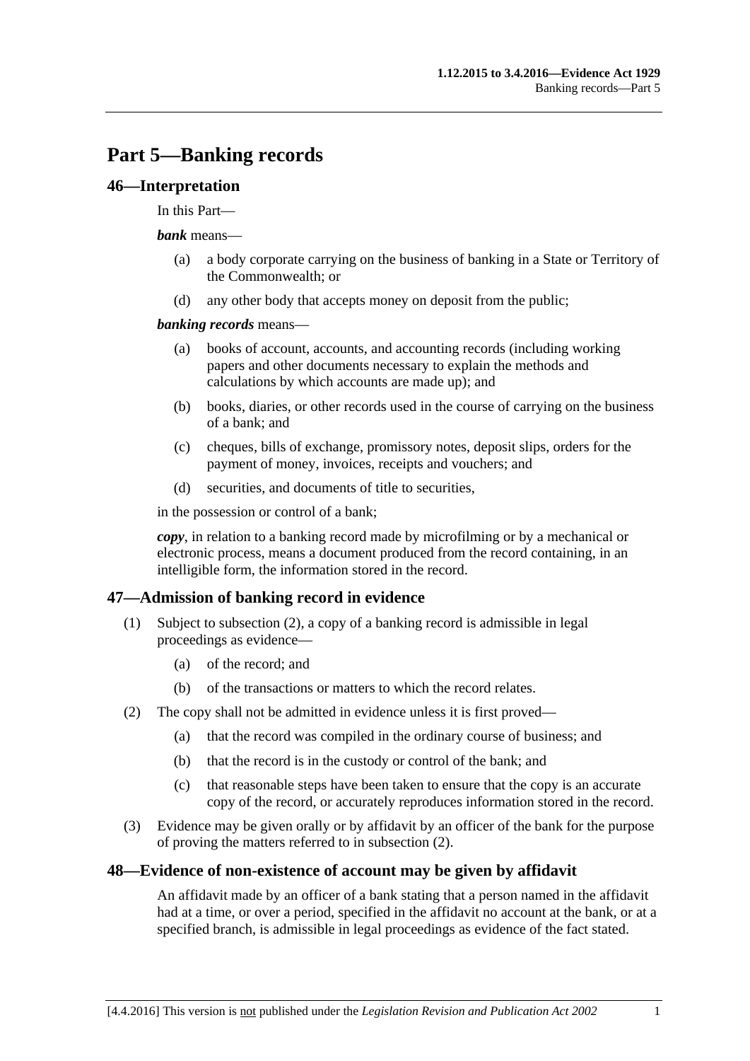# Part 5—Banking records

## 46—Interpretation

In this Part—

***bank*** means—

- (a) a body corporate carrying on the business of banking in a State or Territory of the Commonwealth; or
- (d) any other body that accepts money on deposit from the public;

***banking records*** means—

- (a) books of account, accounts, and accounting records (including working papers and other documents necessary to explain the methods and calculations by which accounts are made up); and
- (b) books, diaries, or other records used in the course of carrying on the business of a bank; and
- (c) cheques, bills of exchange, promissory notes, deposit slips, orders for the payment of money, invoices, receipts and vouchers; and
- (d) securities, and documents of title to securities,

in the possession or control of a bank;

***copy***, in relation to a banking record made by microfilming or by a mechanical or electronic process, means a document produced from the record containing, in an intelligible form, the information stored in the record.

## 47—Admission of banking record in evidence

(1) Subject to subsection (2), a copy of a banking record is admissible in legal proceedings as evidence—

- (a) of the record; and
- (b) of the transactions or matters to which the record relates.

(2) The copy shall not be admitted in evidence unless it is first proved—

- (a) that the record was compiled in the ordinary course of business; and
- (b) that the record is in the custody or control of the bank; and
- (c) that reasonable steps have been taken to ensure that the copy is an accurate copy of the record, or accurately reproduces information stored in the record.

(3) Evidence may be given orally or by affidavit by an officer of the bank for the purpose of proving the matters referred to in subsection (2).

## 48—Evidence of non-existence of account may be given by affidavit

An affidavit made by an officer of a bank stating that a person named in the affidavit had at a time, or over a period, specified in the affidavit no account at the bank, or at a specified branch, is admissible in legal proceedings as evidence of the fact stated.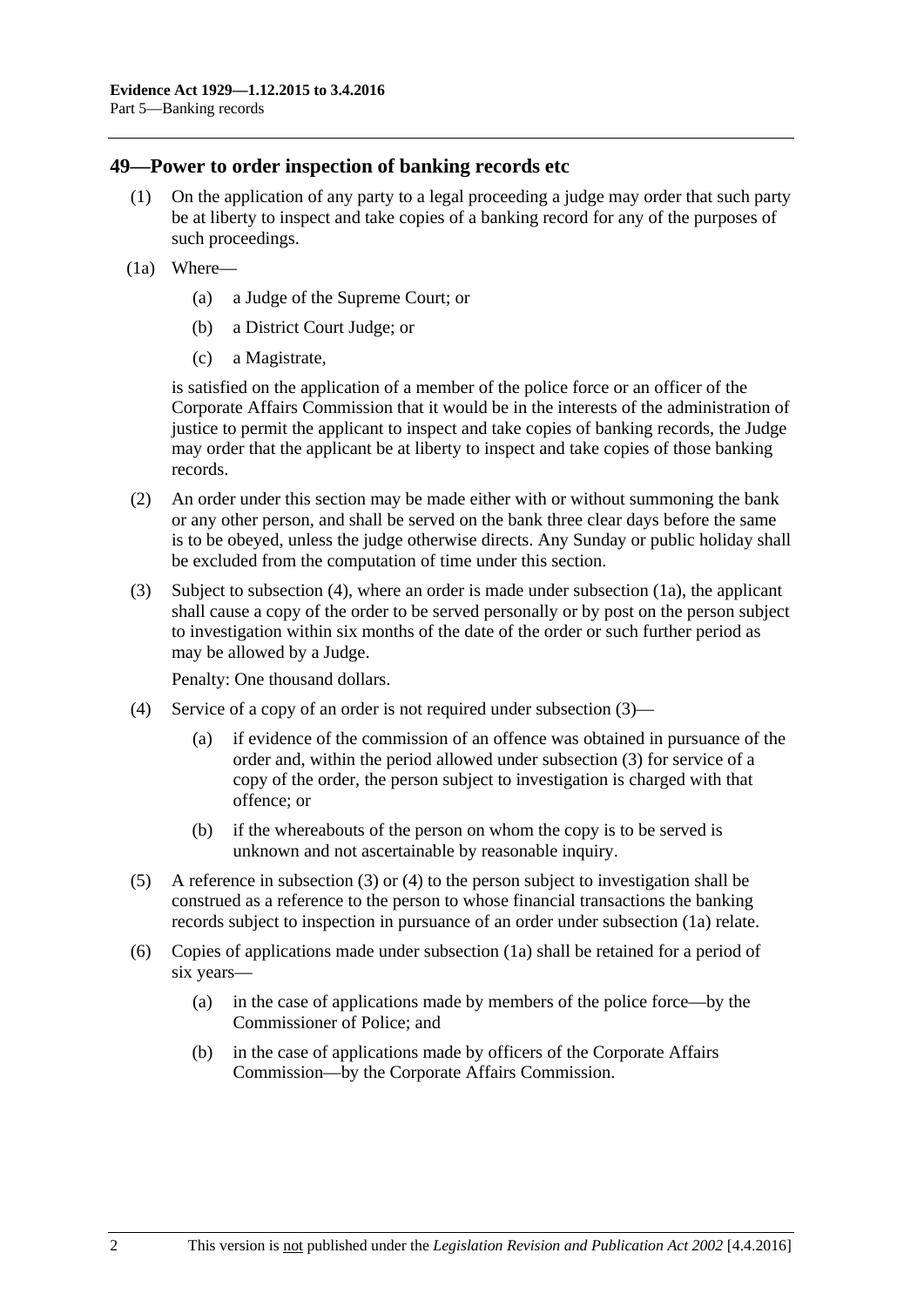## 49—Power to order inspection of banking records etc

(1) On the application of any party to a legal proceeding a judge may order that such party be at liberty to inspect and take copies of a banking record for any of the purposes of such proceedings.

(1a) Where—

(a) a Judge of the Supreme Court; or

(b) a District Court Judge; or

(c) a Magistrate,

is satisfied on the application of a member of the police force or an officer of the Corporate Affairs Commission that it would be in the interests of the administration of justice to permit the applicant to inspect and take copies of banking records, the Judge may order that the applicant be at liberty to inspect and take copies of those banking records.

(2) An order under this section may be made either with or without summoning the bank or any other person, and shall be served on the bank three clear days before the same is to be obeyed, unless the judge otherwise directs. Any Sunday or public holiday shall be excluded from the computation of time under this section.

(3) Subject to subsection (4), where an order is made under subsection (1a), the applicant shall cause a copy of the order to be served personally or by post on the person subject to investigation within six months of the date of the order or such further period as may be allowed by a Judge.

Penalty: One thousand dollars.

(4) Service of a copy of an order is not required under subsection (3)—

(a) if evidence of the commission of an offence was obtained in pursuance of the order and, within the period allowed under subsection (3) for service of a copy of the order, the person subject to investigation is charged with that offence; or

(b) if the whereabouts of the person on whom the copy is to be served is unknown and not ascertainable by reasonable inquiry.

(5) A reference in subsection (3) or (4) to the person subject to investigation shall be construed as a reference to the person to whose financial transactions the banking records subject to inspection in pursuance of an order under subsection (1a) relate.

(6) Copies of applications made under subsection (1a) shall be retained for a period of six years—

(a) in the case of applications made by members of the police force—by the Commissioner of Police; and

(b) in the case of applications made by officers of the Corporate Affairs Commission—by the Corporate Affairs Commission.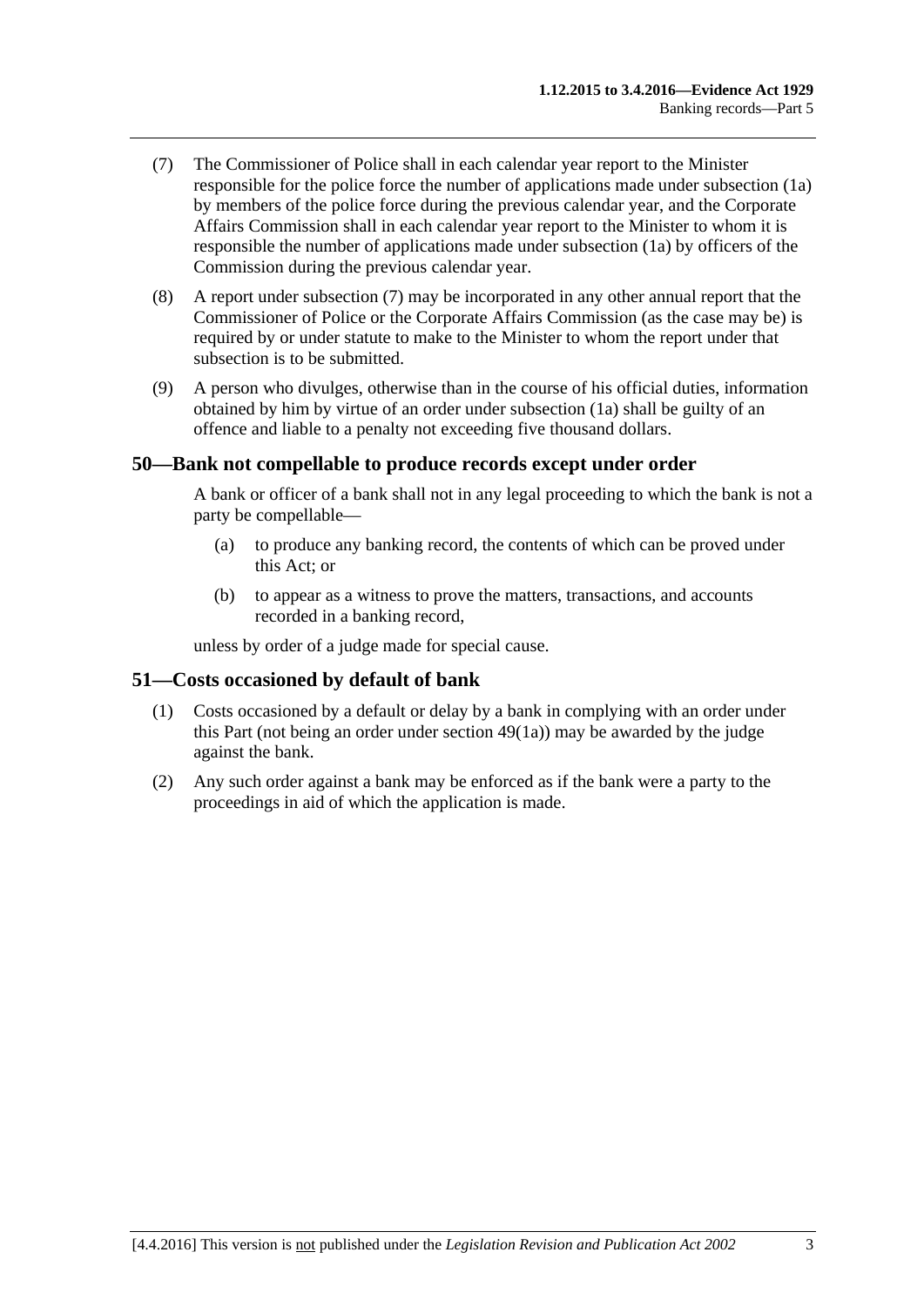(7) The Commissioner of Police shall in each calendar year report to the Minister responsible for the police force the number of applications made under subsection (1a) by members of the police force during the previous calendar year, and the Corporate Affairs Commission shall in each calendar year report to the Minister to whom it is responsible the number of applications made under subsection (1a) by officers of the Commission during the previous calendar year.

(8) A report under subsection (7) may be incorporated in any other annual report that the Commissioner of Police or the Corporate Affairs Commission (as the case may be) is required by or under statute to make to the Minister to whom the report under that subsection is to be submitted.

(9) A person who divulges, otherwise than in the course of his official duties, information obtained by him by virtue of an order under subsection (1a) shall be guilty of an offence and liable to a penalty not exceeding five thousand dollars.

## 50—Bank not compellable to produce records except under order

A bank or officer of a bank shall not in any legal proceeding to which the bank is not a party be compellable—

(a) to produce any banking record, the contents of which can be proved under this Act; or

(b) to appear as a witness to prove the matters, transactions, and accounts recorded in a banking record,

unless by order of a judge made for special cause.

## 51—Costs occasioned by default of bank

(1) Costs occasioned by a default or delay by a bank in complying with an order under this Part (not being an order under section 49(1a)) may be awarded by the judge against the bank.

(2) Any such order against a bank may be enforced as if the bank were a party to the proceedings in aid of which the application is made.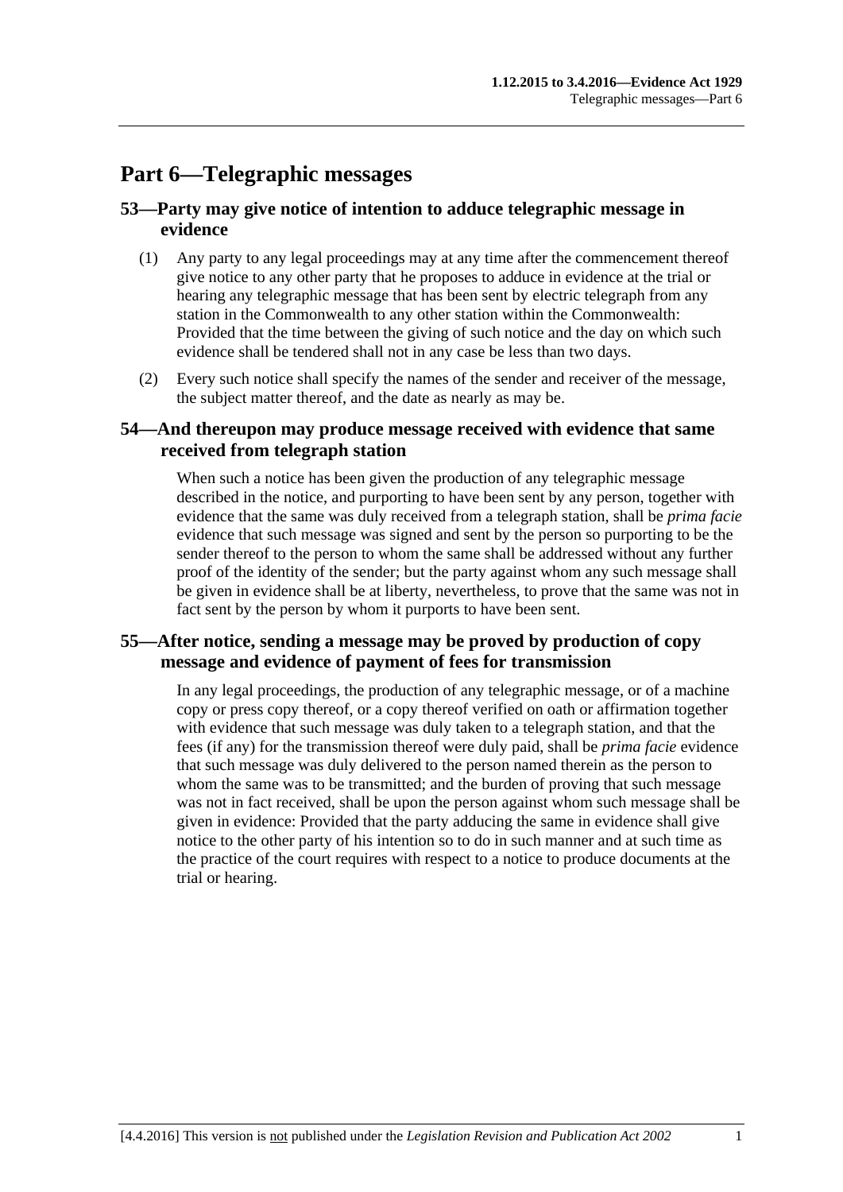# Part 6—Telegraphic messages

## 53—Party may give notice of intention to adduce telegraphic message in evidence

(1) Any party to any legal proceedings may at any time after the commencement thereof give notice to any other party that he proposes to adduce in evidence at the trial or hearing any telegraphic message that has been sent by electric telegraph from any station in the Commonwealth to any other station within the Commonwealth: Provided that the time between the giving of such notice and the day on which such evidence shall be tendered shall not in any case be less than two days.

(2) Every such notice shall specify the names of the sender and receiver of the message, the subject matter thereof, and the date as nearly as may be.

## 54—And thereupon may produce message received with evidence that same received from telegraph station

When such a notice has been given the production of any telegraphic message described in the notice, and purporting to have been sent by any person, together with evidence that the same was duly received from a telegraph station, shall be *prima facie* evidence that such message was signed and sent by the person so purporting to be the sender thereof to the person to whom the same shall be addressed without any further proof of the identity of the sender; but the party against whom any such message shall be given in evidence shall be at liberty, nevertheless, to prove that the same was not in fact sent by the person by whom it purports to have been sent.

## 55—After notice, sending a message may be proved by production of copy message and evidence of payment of fees for transmission

In any legal proceedings, the production of any telegraphic message, or of a machine copy or press copy thereof, or a copy thereof verified on oath or affirmation together with evidence that such message was duly taken to a telegraph station, and that the fees (if any) for the transmission thereof were duly paid, shall be *prima facie* evidence that such message was duly delivered to the person named therein as the person to whom the same was to be transmitted; and the burden of proving that such message was not in fact received, shall be upon the person against whom such message shall be given in evidence: Provided that the party adducing the same in evidence shall give notice to the other party of his intention so to do in such manner and at such time as the practice of the court requires with respect to a notice to produce documents at the trial or hearing.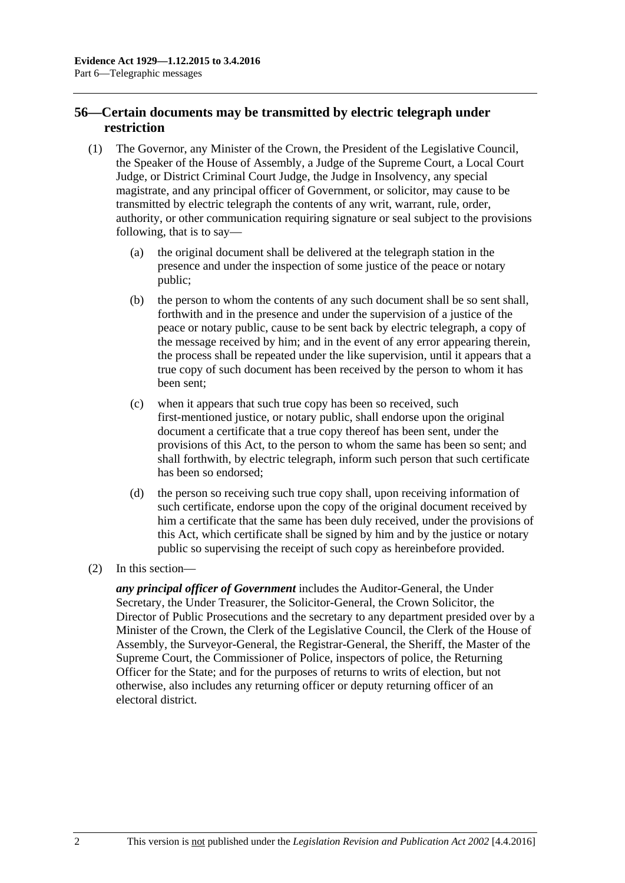## 56—Certain documents may be transmitted by electric telegraph under restriction

(1) The Governor, any Minister of the Crown, the President of the Legislative Council, the Speaker of the House of Assembly, a Judge of the Supreme Court, a Local Court Judge, or District Criminal Court Judge, the Judge in Insolvency, any special magistrate, and any principal officer of Government, or solicitor, may cause to be transmitted by electric telegraph the contents of any writ, warrant, rule, order, authority, or other communication requiring signature or seal subject to the provisions following, that is to say—

(a) the original document shall be delivered at the telegraph station in the presence and under the inspection of some justice of the peace or notary public;

(b) the person to whom the contents of any such document shall be so sent shall, forthwith and in the presence and under the supervision of a justice of the peace or notary public, cause to be sent back by electric telegraph, a copy of the message received by him; and in the event of any error appearing therein, the process shall be repeated under the like supervision, until it appears that a true copy of such document has been received by the person to whom it has been sent;

(c) when it appears that such true copy has been so received, such first-mentioned justice, or notary public, shall endorse upon the original document a certificate that a true copy thereof has been sent, under the provisions of this Act, to the person to whom the same has been so sent; and shall forthwith, by electric telegraph, inform such person that such certificate has been so endorsed;

(d) the person so receiving such true copy shall, upon receiving information of such certificate, endorse upon the copy of the original document received by him a certificate that the same has been duly received, under the provisions of this Act, which certificate shall be signed by him and by the justice or notary public so supervising the receipt of such copy as hereinbefore provided.

(2) In this section—

***any principal officer of Government*** includes the Auditor-General, the Under Secretary, the Under Treasurer, the Solicitor-General, the Crown Solicitor, the Director of Public Prosecutions and the secretary to any department presided over by a Minister of the Crown, the Clerk of the Legislative Council, the Clerk of the House of Assembly, the Surveyor-General, the Registrar-General, the Sheriff, the Master of the Supreme Court, the Commissioner of Police, inspectors of police, the Returning Officer for the State; and for the purposes of returns to writs of election, but not otherwise, also includes any returning officer or deputy returning officer of an electoral district.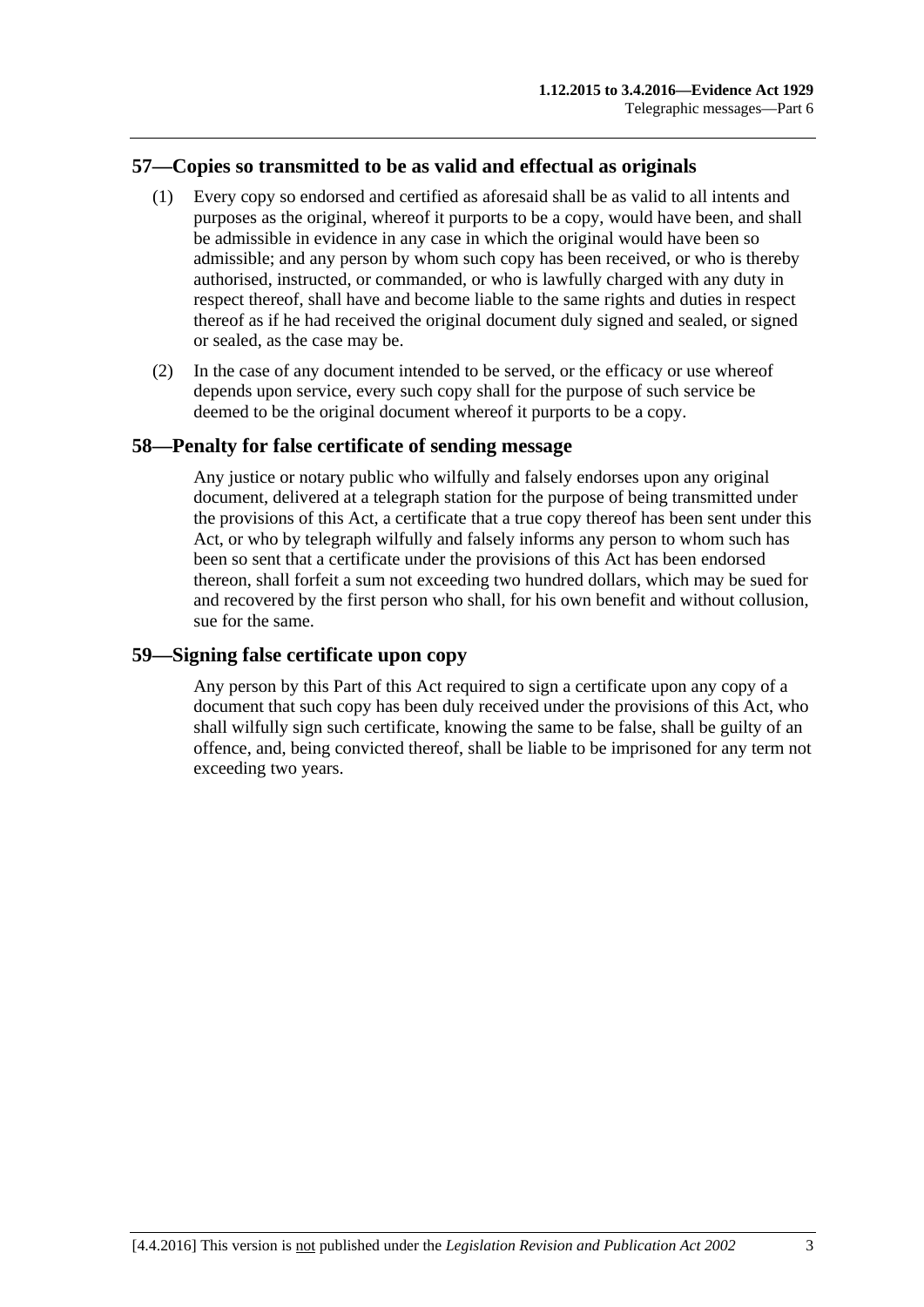## 57—Copies so transmitted to be as valid and effectual as originals

(1) Every copy so endorsed and certified as aforesaid shall be as valid to all intents and purposes as the original, whereof it purports to be a copy, would have been, and shall be admissible in evidence in any case in which the original would have been so admissible; and any person by whom such copy has been received, or who is thereby authorised, instructed, or commanded, or who is lawfully charged with any duty in respect thereof, shall have and become liable to the same rights and duties in respect thereof as if he had received the original document duly signed and sealed, or signed or sealed, as the case may be.

(2) In the case of any document intended to be served, or the efficacy or use whereof depends upon service, every such copy shall for the purpose of such service be deemed to be the original document whereof it purports to be a copy.

## 58—Penalty for false certificate of sending message

Any justice or notary public who wilfully and falsely endorses upon any original document, delivered at a telegraph station for the purpose of being transmitted under the provisions of this Act, a certificate that a true copy thereof has been sent under this Act, or who by telegraph wilfully and falsely informs any person to whom such has been so sent that a certificate under the provisions of this Act has been endorsed thereon, shall forfeit a sum not exceeding two hundred dollars, which may be sued for and recovered by the first person who shall, for his own benefit and without collusion, sue for the same.

## 59—Signing false certificate upon copy

Any person by this Part of this Act required to sign a certificate upon any copy of a document that such copy has been duly received under the provisions of this Act, who shall wilfully sign such certificate, knowing the same to be false, shall be guilty of an offence, and, being convicted thereof, shall be liable to be imprisoned for any term not exceeding two years.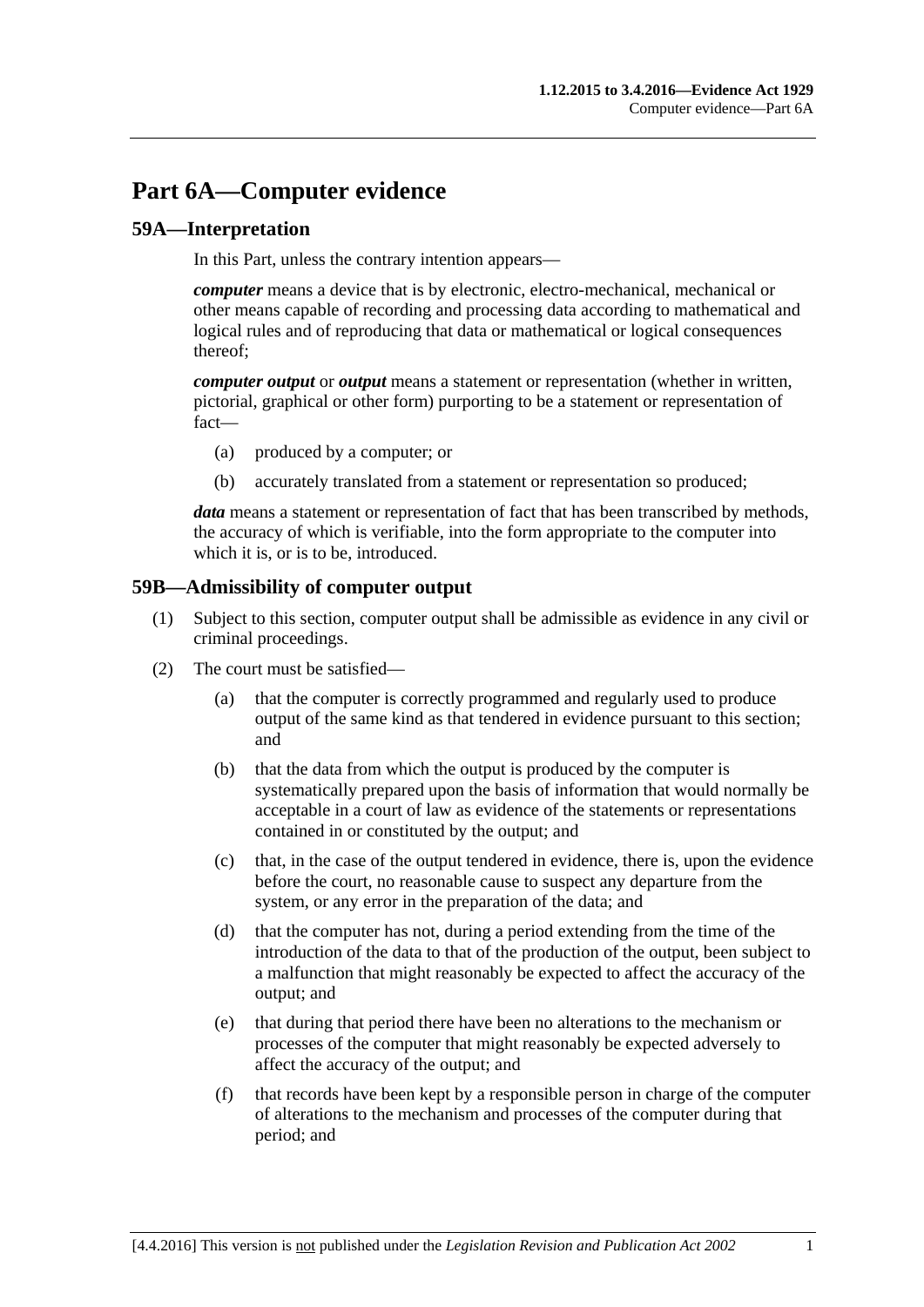# Part 6A—Computer evidence

## 59A—Interpretation

In this Part, unless the contrary intention appears—

***computer*** means a device that is by electronic, electro-mechanical, mechanical or other means capable of recording and processing data according to mathematical and logical rules and of reproducing that data or mathematical or logical consequences thereof;

***computer output*** or ***output*** means a statement or representation (whether in written, pictorial, graphical or other form) purporting to be a statement or representation of fact—

(a) produced by a computer; or

(b) accurately translated from a statement or representation so produced;

***data*** means a statement or representation of fact that has been transcribed by methods, the accuracy of which is verifiable, into the form appropriate to the computer into which it is, or is to be, introduced.

## 59B—Admissibility of computer output

(1) Subject to this section, computer output shall be admissible as evidence in any civil or criminal proceedings.

(2) The court must be satisfied—

(a) that the computer is correctly programmed and regularly used to produce output of the same kind as that tendered in evidence pursuant to this section; and

(b) that the data from which the output is produced by the computer is systematically prepared upon the basis of information that would normally be acceptable in a court of law as evidence of the statements or representations contained in or constituted by the output; and

(c) that, in the case of the output tendered in evidence, there is, upon the evidence before the court, no reasonable cause to suspect any departure from the system, or any error in the preparation of the data; and

(d) that the computer has not, during a period extending from the time of the introduction of the data to that of the production of the output, been subject to a malfunction that might reasonably be expected to affect the accuracy of the output; and

(e) that during that period there have been no alterations to the mechanism or processes of the computer that might reasonably be expected adversely to affect the accuracy of the output; and

(f) that records have been kept by a responsible person in charge of the computer of alterations to the mechanism and processes of the computer during that period; and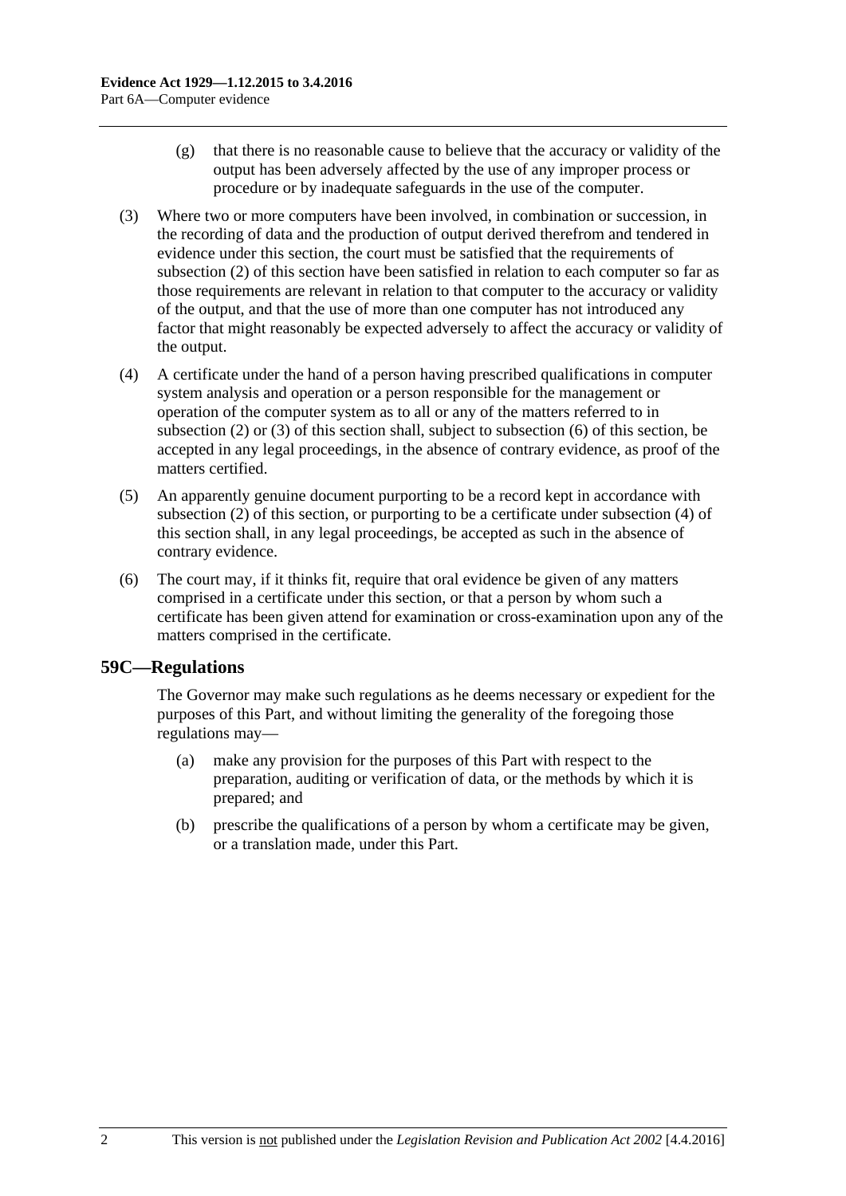(g) that there is no reasonable cause to believe that the accuracy or validity of the output has been adversely affected by the use of any improper process or procedure or by inadequate safeguards in the use of the computer.

(3) Where two or more computers have been involved, in combination or succession, in the recording of data and the production of output derived therefrom and tendered in evidence under this section, the court must be satisfied that the requirements of subsection (2) of this section have been satisfied in relation to each computer so far as those requirements are relevant in relation to that computer to the accuracy or validity of the output, and that the use of more than one computer has not introduced any factor that might reasonably be expected adversely to affect the accuracy or validity of the output.

(4) A certificate under the hand of a person having prescribed qualifications in computer system analysis and operation or a person responsible for the management or operation of the computer system as to all or any of the matters referred to in subsection (2) or (3) of this section shall, subject to subsection (6) of this section, be accepted in any legal proceedings, in the absence of contrary evidence, as proof of the matters certified.

(5) An apparently genuine document purporting to be a record kept in accordance with subsection (2) of this section, or purporting to be a certificate under subsection (4) of this section shall, in any legal proceedings, be accepted as such in the absence of contrary evidence.

(6) The court may, if it thinks fit, require that oral evidence be given of any matters comprised in a certificate under this section, or that a person by whom such a certificate has been given attend for examination or cross-examination upon any of the matters comprised in the certificate.

## 59C—Regulations

The Governor may make such regulations as he deems necessary or expedient for the purposes of this Part, and without limiting the generality of the foregoing those regulations may—

(a) make any provision for the purposes of this Part with respect to the preparation, auditing or verification of data, or the methods by which it is prepared; and

(b) prescribe the qualifications of a person by whom a certificate may be given, or a translation made, under this Part.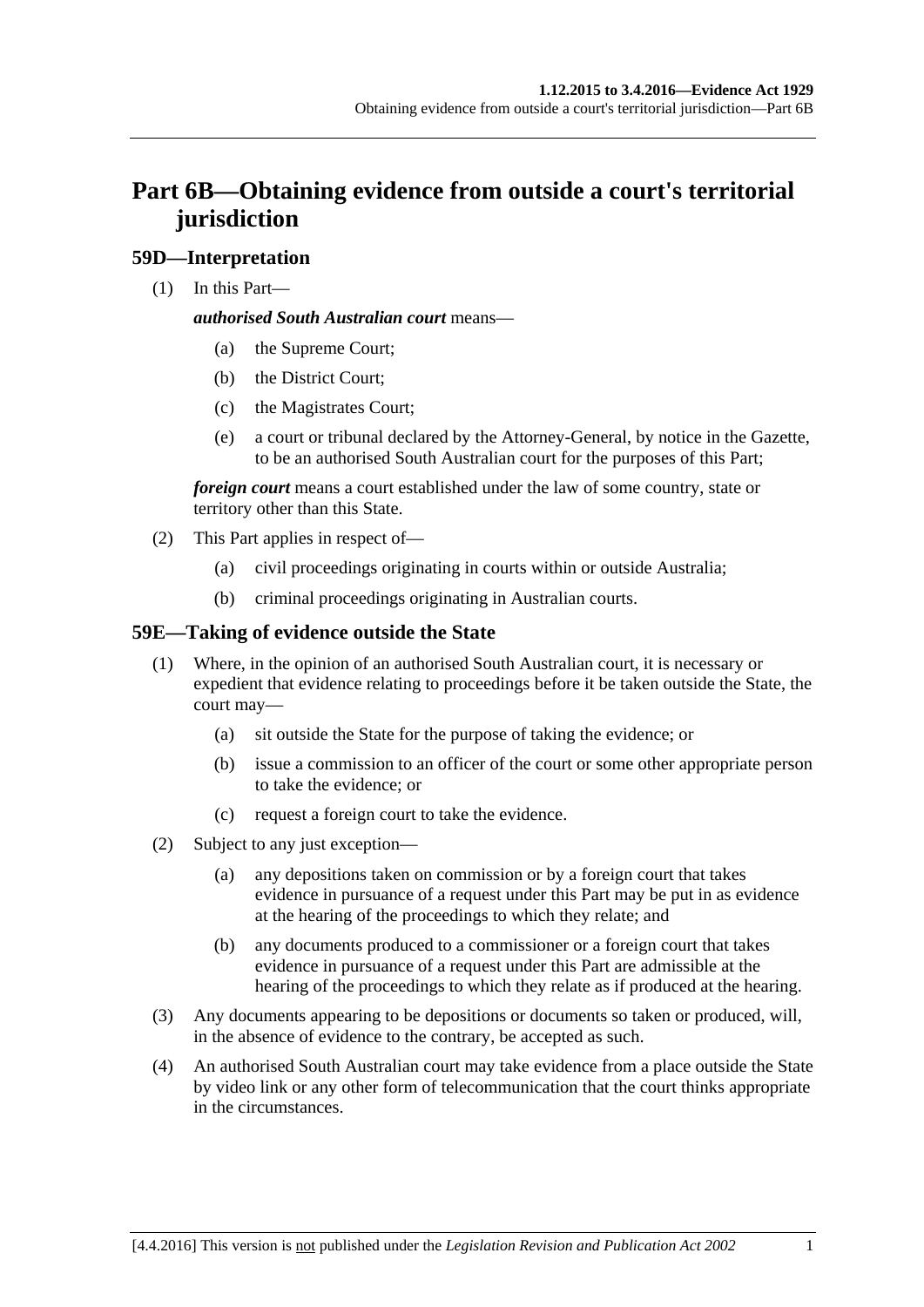# Part 6B—Obtaining evidence from outside a court's territorial jurisdiction

## 59D—Interpretation

(1) In this Part—

***authorised South Australian court*** means—

- (a) the Supreme Court;
- (b) the District Court;
- (c) the Magistrates Court;
- (e) a court or tribunal declared by the Attorney-General, by notice in the Gazette, to be an authorised South Australian court for the purposes of this Part;

***foreign court*** means a court established under the law of some country, state or territory other than this State.

(2) This Part applies in respect of—

- (a) civil proceedings originating in courts within or outside Australia;
- (b) criminal proceedings originating in Australian courts.

## 59E—Taking of evidence outside the State

(1) Where, in the opinion of an authorised South Australian court, it is necessary or expedient that evidence relating to proceedings before it be taken outside the State, the court may—

- (a) sit outside the State for the purpose of taking the evidence; or
- (b) issue a commission to an officer of the court or some other appropriate person to take the evidence; or
- (c) request a foreign court to take the evidence.

(2) Subject to any just exception—

- (a) any depositions taken on commission or by a foreign court that takes evidence in pursuance of a request under this Part may be put in as evidence at the hearing of the proceedings to which they relate; and
- (b) any documents produced to a commissioner or a foreign court that takes evidence in pursuance of a request under this Part are admissible at the hearing of the proceedings to which they relate as if produced at the hearing.

(3) Any documents appearing to be depositions or documents so taken or produced, will, in the absence of evidence to the contrary, be accepted as such.

(4) An authorised South Australian court may take evidence from a place outside the State by video link or any other form of telecommunication that the court thinks appropriate in the circumstances.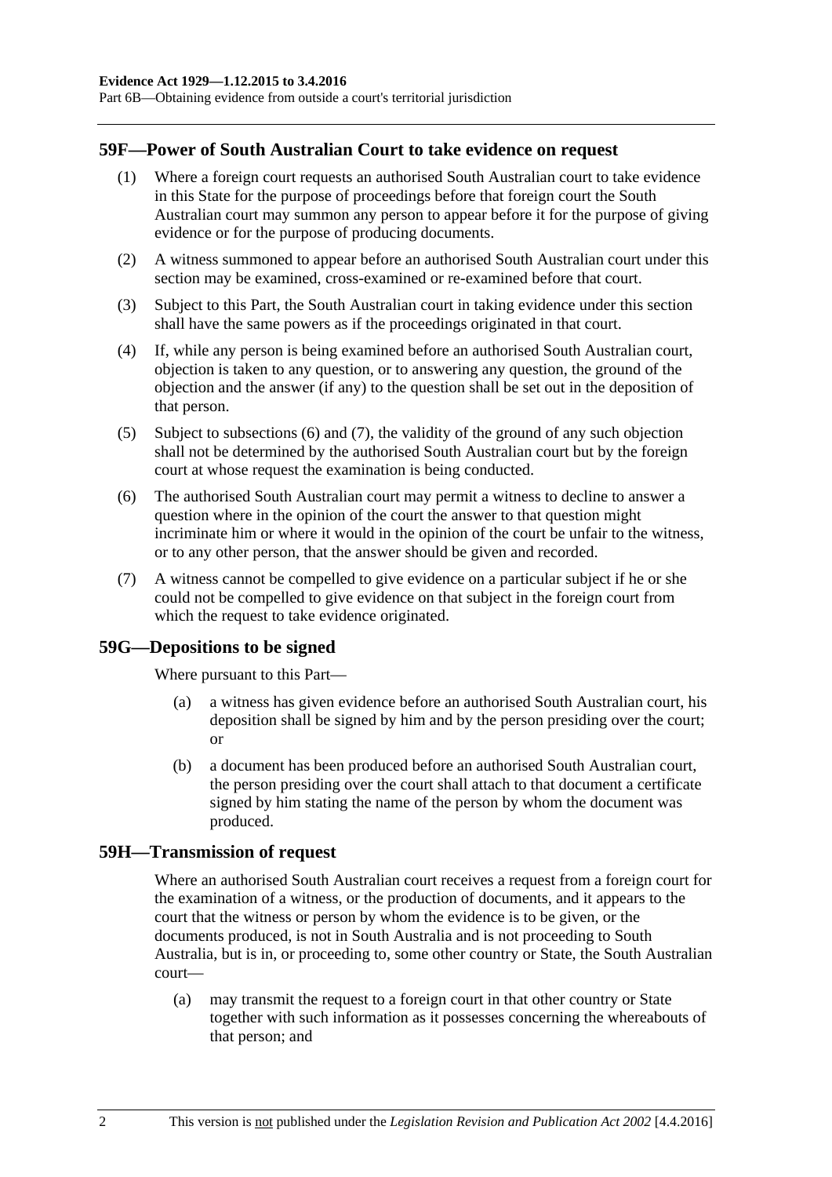## 59F—Power of South Australian Court to take evidence on request

(1) Where a foreign court requests an authorised South Australian court to take evidence in this State for the purpose of proceedings before that foreign court the South Australian court may summon any person to appear before it for the purpose of giving evidence or for the purpose of producing documents.

(2) A witness summoned to appear before an authorised South Australian court under this section may be examined, cross-examined or re-examined before that court.

(3) Subject to this Part, the South Australian court in taking evidence under this section shall have the same powers as if the proceedings originated in that court.

(4) If, while any person is being examined before an authorised South Australian court, objection is taken to any question, or to answering any question, the ground of the objection and the answer (if any) to the question shall be set out in the deposition of that person.

(5) Subject to subsections (6) and (7), the validity of the ground of any such objection shall not be determined by the authorised South Australian court but by the foreign court at whose request the examination is being conducted.

(6) The authorised South Australian court may permit a witness to decline to answer a question where in the opinion of the court the answer to that question might incriminate him or where it would in the opinion of the court be unfair to the witness, or to any other person, that the answer should be given and recorded.

(7) A witness cannot be compelled to give evidence on a particular subject if he or she could not be compelled to give evidence on that subject in the foreign court from which the request to take evidence originated.

## 59G—Depositions to be signed

Where pursuant to this Part—

(a) a witness has given evidence before an authorised South Australian court, his deposition shall be signed by him and by the person presiding over the court; or

(b) a document has been produced before an authorised South Australian court, the person presiding over the court shall attach to that document a certificate signed by him stating the name of the person by whom the document was produced.

## 59H—Transmission of request

Where an authorised South Australian court receives a request from a foreign court for the examination of a witness, or the production of documents, and it appears to the court that the witness or person by whom the evidence is to be given, or the documents produced, is not in South Australia and is not proceeding to South Australia, but is in, or proceeding to, some other country or State, the South Australian court—

(a) may transmit the request to a foreign court in that other country or State together with such information as it possesses concerning the whereabouts of that person; and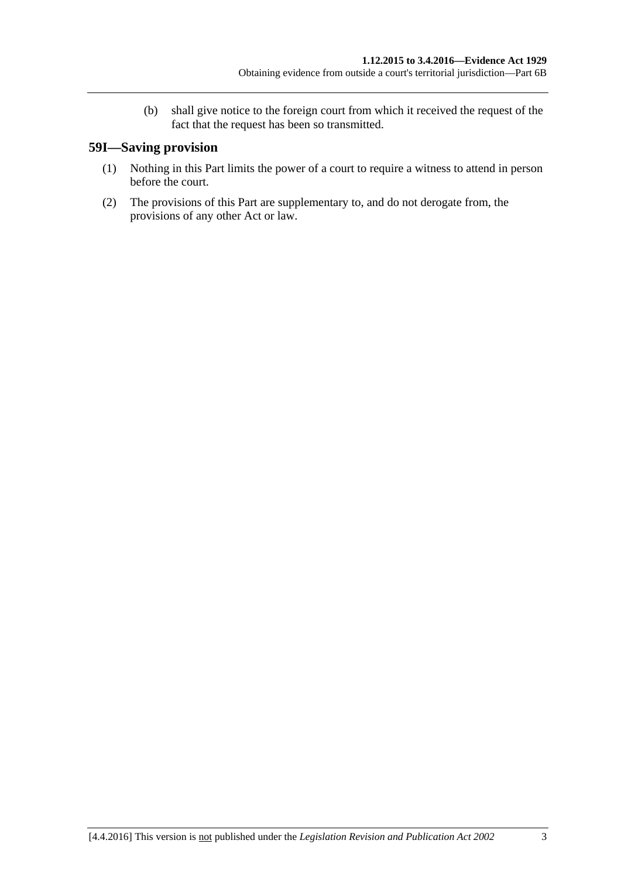(b) shall give notice to the foreign court from which it received the request of the fact that the request has been so transmitted.

## 59I—Saving provision

(1) Nothing in this Part limits the power of a court to require a witness to attend in person before the court.

(2) The provisions of this Part are supplementary to, and do not derogate from, the provisions of any other Act or law.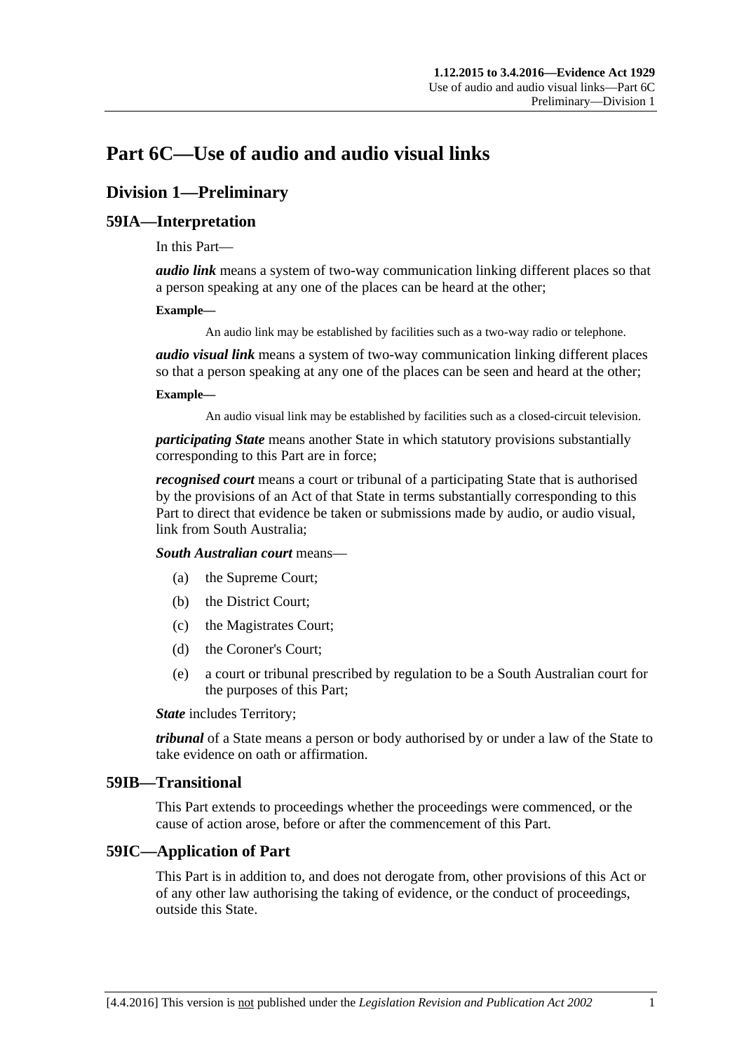# Part 6C—Use of audio and audio visual links

## Division 1—Preliminary

### 59IA—Interpretation

In this Part—

***audio link*** means a system of two-way communication linking different places so that a person speaking at any one of the places can be heard at the other;

**Example—**

An audio link may be established by facilities such as a two-way radio or telephone.

***audio visual link*** means a system of two-way communication linking different places so that a person speaking at any one of the places can be seen and heard at the other;

**Example—**

An audio visual link may be established by facilities such as a closed-circuit television.

***participating State*** means another State in which statutory provisions substantially corresponding to this Part are in force;

***recognised court*** means a court or tribunal of a participating State that is authorised by the provisions of an Act of that State in terms substantially corresponding to this Part to direct that evidence be taken or submissions made by audio, or audio visual, link from South Australia;

***South Australian court*** means—

(a) the Supreme Court;

(b) the District Court;

(c) the Magistrates Court;

(d) the Coroner's Court;

(e) a court or tribunal prescribed by regulation to be a South Australian court for the purposes of this Part;

***State*** includes Territory;

***tribunal*** of a State means a person or body authorised by or under a law of the State to take evidence on oath or affirmation.

### 59IB—Transitional

This Part extends to proceedings whether the proceedings were commenced, or the cause of action arose, before or after the commencement of this Part.

### 59IC—Application of Part

This Part is in addition to, and does not derogate from, other provisions of this Act or of any other law authorising the taking of evidence, or the conduct of proceedings, outside this State.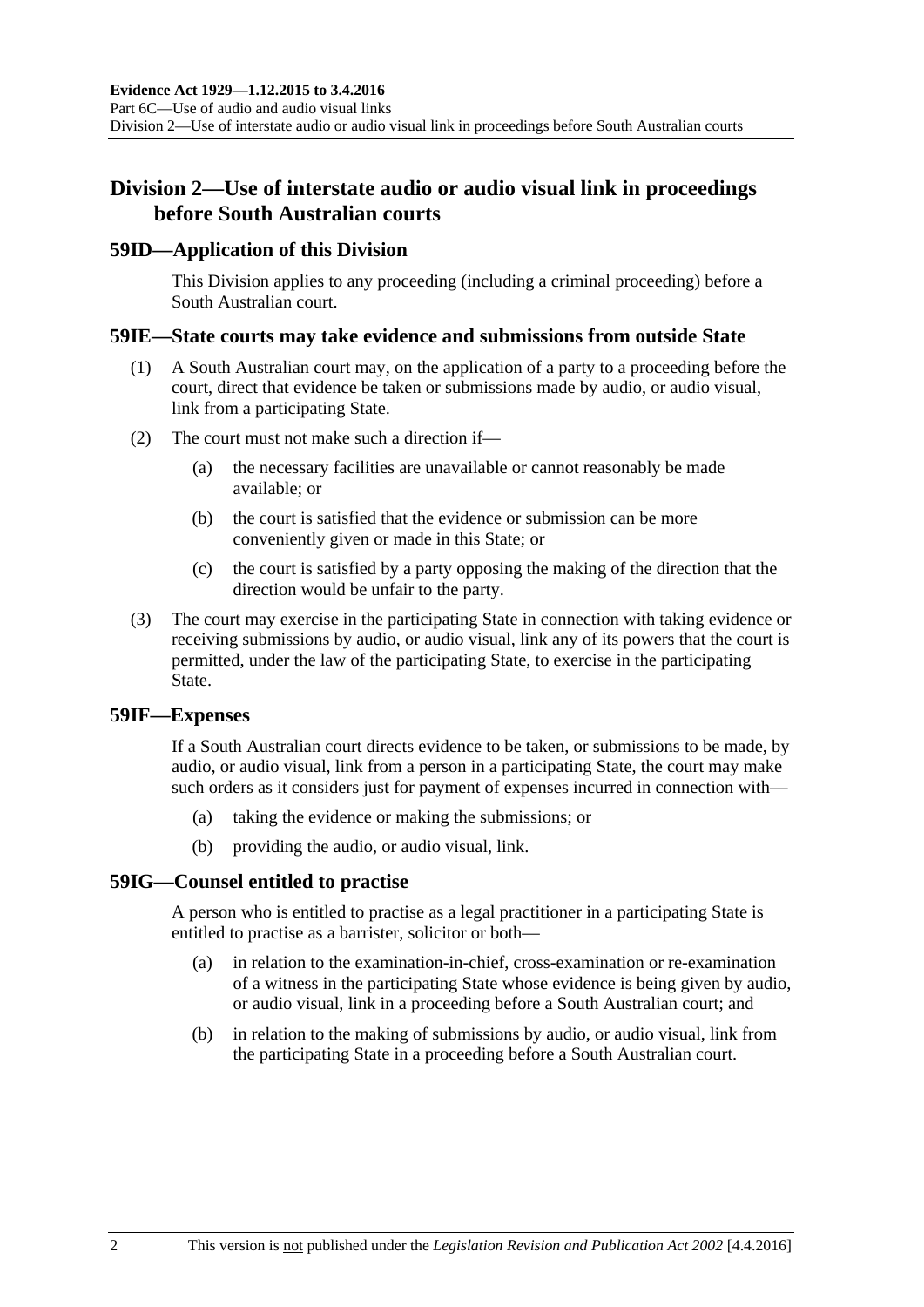## Division 2—Use of interstate audio or audio visual link in proceedings before South Australian courts

### 59ID—Application of this Division

This Division applies to any proceeding (including a criminal proceeding) before a South Australian court.

### 59IE—State courts may take evidence and submissions from outside State

(1) A South Australian court may, on the application of a party to a proceeding before the court, direct that evidence be taken or submissions made by audio, or audio visual, link from a participating State.

(2) The court must not make such a direction if—

(a) the necessary facilities are unavailable or cannot reasonably be made available; or

(b) the court is satisfied that the evidence or submission can be more conveniently given or made in this State; or

(c) the court is satisfied by a party opposing the making of the direction that the direction would be unfair to the party.

(3) The court may exercise in the participating State in connection with taking evidence or receiving submissions by audio, or audio visual, link any of its powers that the court is permitted, under the law of the participating State, to exercise in the participating State.

### 59IF—Expenses

If a South Australian court directs evidence to be taken, or submissions to be made, by audio, or audio visual, link from a person in a participating State, the court may make such orders as it considers just for payment of expenses incurred in connection with—

(a) taking the evidence or making the submissions; or

(b) providing the audio, or audio visual, link.

### 59IG—Counsel entitled to practise

A person who is entitled to practise as a legal practitioner in a participating State is entitled to practise as a barrister, solicitor or both—

(a) in relation to the examination-in-chief, cross-examination or re-examination of a witness in the participating State whose evidence is being given by audio, or audio visual, link in a proceeding before a South Australian court; and

(b) in relation to the making of submissions by audio, or audio visual, link from the participating State in a proceeding before a South Australian court.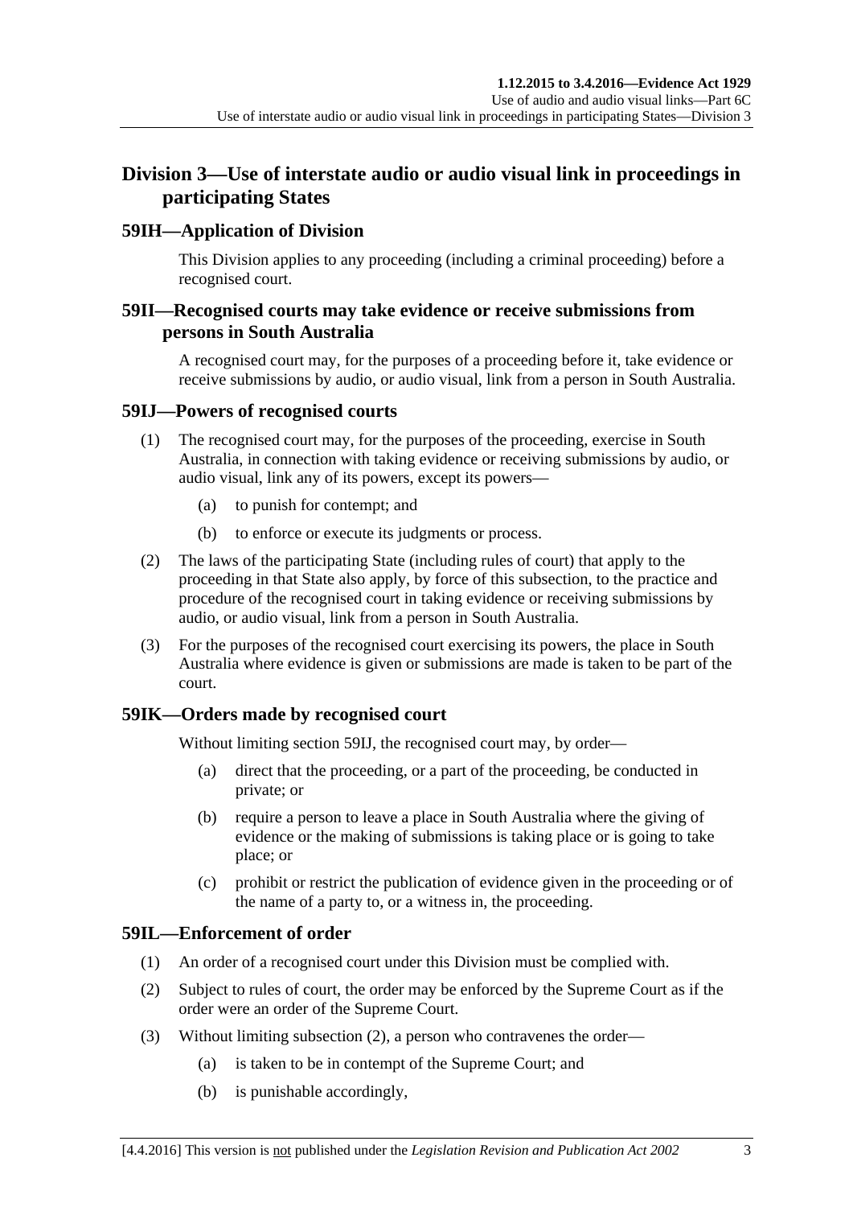## Division 3—Use of interstate audio or audio visual link in proceedings in participating States

### 59IH—Application of Division

This Division applies to any proceeding (including a criminal proceeding) before a recognised court.

### 59II—Recognised courts may take evidence or receive submissions from persons in South Australia

A recognised court may, for the purposes of a proceeding before it, take evidence or receive submissions by audio, or audio visual, link from a person in South Australia.

### 59IJ—Powers of recognised courts

(1) The recognised court may, for the purposes of the proceeding, exercise in South Australia, in connection with taking evidence or receiving submissions by audio, or audio visual, link any of its powers, except its powers—

(a) to punish for contempt; and

(b) to enforce or execute its judgments or process.

(2) The laws of the participating State (including rules of court) that apply to the proceeding in that State also apply, by force of this subsection, to the practice and procedure of the recognised court in taking evidence or receiving submissions by audio, or audio visual, link from a person in South Australia.

(3) For the purposes of the recognised court exercising its powers, the place in South Australia where evidence is given or submissions are made is taken to be part of the court.

### 59IK—Orders made by recognised court

Without limiting section 59IJ, the recognised court may, by order—

(a) direct that the proceeding, or a part of the proceeding, be conducted in private; or

(b) require a person to leave a place in South Australia where the giving of evidence or the making of submissions is taking place or is going to take place; or

(c) prohibit or restrict the publication of evidence given in the proceeding or of the name of a party to, or a witness in, the proceeding.

### 59IL—Enforcement of order

(1) An order of a recognised court under this Division must be complied with.

(2) Subject to rules of court, the order may be enforced by the Supreme Court as if the order were an order of the Supreme Court.

(3) Without limiting subsection (2), a person who contravenes the order—

(a) is taken to be in contempt of the Supreme Court; and

(b) is punishable accordingly,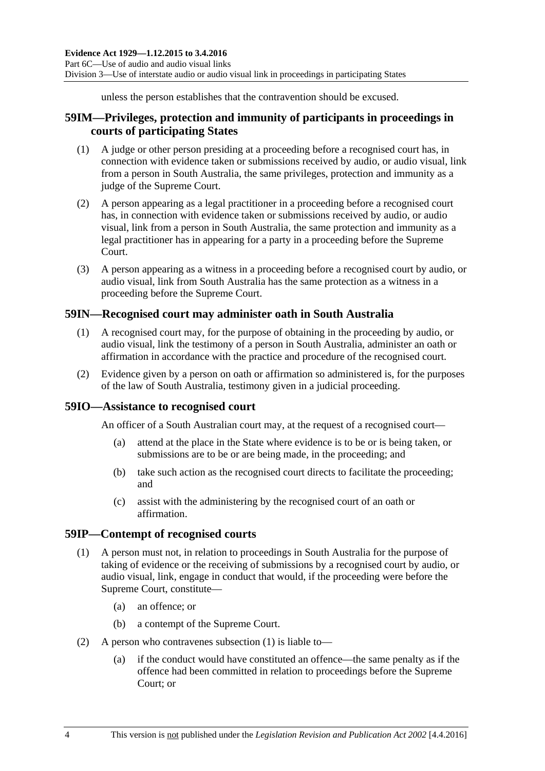unless the person establishes that the contravention should be excused.

## 59IM—Privileges, protection and immunity of participants in proceedings in courts of participating States

(1) A judge or other person presiding at a proceeding before a recognised court has, in connection with evidence taken or submissions received by audio, or audio visual, link from a person in South Australia, the same privileges, protection and immunity as a judge of the Supreme Court.

(2) A person appearing as a legal practitioner in a proceeding before a recognised court has, in connection with evidence taken or submissions received by audio, or audio visual, link from a person in South Australia, the same protection and immunity as a legal practitioner has in appearing for a party in a proceeding before the Supreme Court.

(3) A person appearing as a witness in a proceeding before a recognised court by audio, or audio visual, link from South Australia has the same protection as a witness in a proceeding before the Supreme Court.

## 59IN—Recognised court may administer oath in South Australia

(1) A recognised court may, for the purpose of obtaining in the proceeding by audio, or audio visual, link the testimony of a person in South Australia, administer an oath or affirmation in accordance with the practice and procedure of the recognised court.

(2) Evidence given by a person on oath or affirmation so administered is, for the purposes of the law of South Australia, testimony given in a judicial proceeding.

## 59IO—Assistance to recognised court

An officer of a South Australian court may, at the request of a recognised court—

(a) attend at the place in the State where evidence is to be or is being taken, or submissions are to be or are being made, in the proceeding; and

(b) take such action as the recognised court directs to facilitate the proceeding; and

(c) assist with the administering by the recognised court of an oath or affirmation.

## 59IP—Contempt of recognised courts

(1) A person must not, in relation to proceedings in South Australia for the purpose of taking of evidence or the receiving of submissions by a recognised court by audio, or audio visual, link, engage in conduct that would, if the proceeding were before the Supreme Court, constitute—

(a) an offence; or

(b) a contempt of the Supreme Court.

(2) A person who contravenes subsection (1) is liable to—

(a) if the conduct would have constituted an offence—the same penalty as if the offence had been committed in relation to proceedings before the Supreme Court; or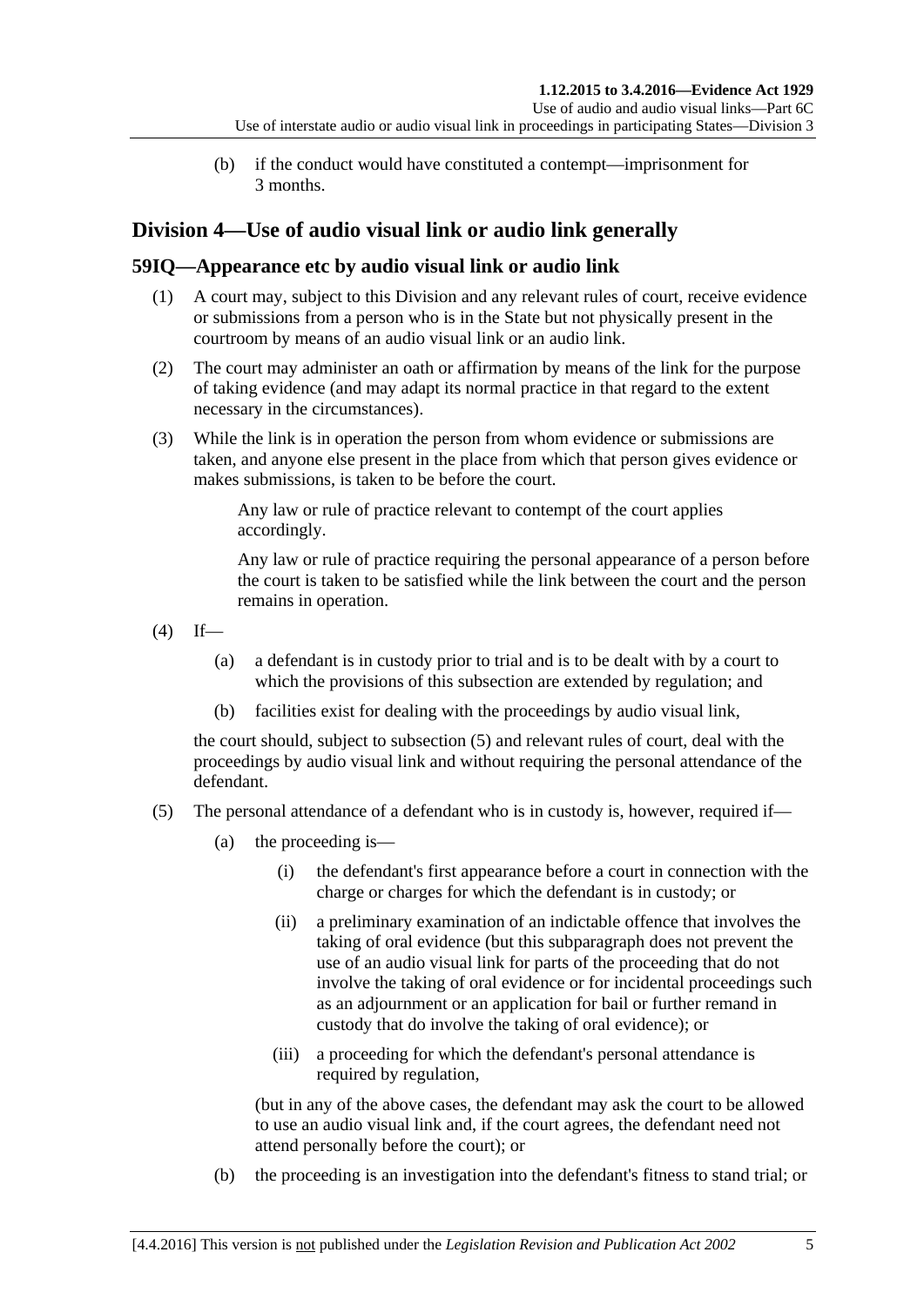(b) if the conduct would have constituted a contempt—imprisonment for 3 months.

## Division 4—Use of audio visual link or audio link generally

### 59IQ—Appearance etc by audio visual link or audio link

(1) A court may, subject to this Division and any relevant rules of court, receive evidence or submissions from a person who is in the State but not physically present in the courtroom by means of an audio visual link or an audio link.

(2) The court may administer an oath or affirmation by means of the link for the purpose of taking evidence (and may adapt its normal practice in that regard to the extent necessary in the circumstances).

(3) While the link is in operation the person from whom evidence or submissions are taken, and anyone else present in the place from which that person gives evidence or makes submissions, is taken to be before the court.

Any law or rule of practice relevant to contempt of the court applies accordingly.

Any law or rule of practice requiring the personal appearance of a person before the court is taken to be satisfied while the link between the court and the person remains in operation.

(4) If—

(a) a defendant is in custody prior to trial and is to be dealt with by a court to which the provisions of this subsection are extended by regulation; and

(b) facilities exist for dealing with the proceedings by audio visual link,

the court should, subject to subsection (5) and relevant rules of court, deal with the proceedings by audio visual link and without requiring the personal attendance of the defendant.

(5) The personal attendance of a defendant who is in custody is, however, required if—

(a) the proceeding is—

(i) the defendant's first appearance before a court in connection with the charge or charges for which the defendant is in custody; or

(ii) a preliminary examination of an indictable offence that involves the taking of oral evidence (but this subparagraph does not prevent the use of an audio visual link for parts of the proceeding that do not involve the taking of oral evidence or for incidental proceedings such as an adjournment or an application for bail or further remand in custody that do involve the taking of oral evidence); or

(iii) a proceeding for which the defendant's personal attendance is required by regulation,

(but in any of the above cases, the defendant may ask the court to be allowed to use an audio visual link and, if the court agrees, the defendant need not attend personally before the court); or

(b) the proceeding is an investigation into the defendant's fitness to stand trial; or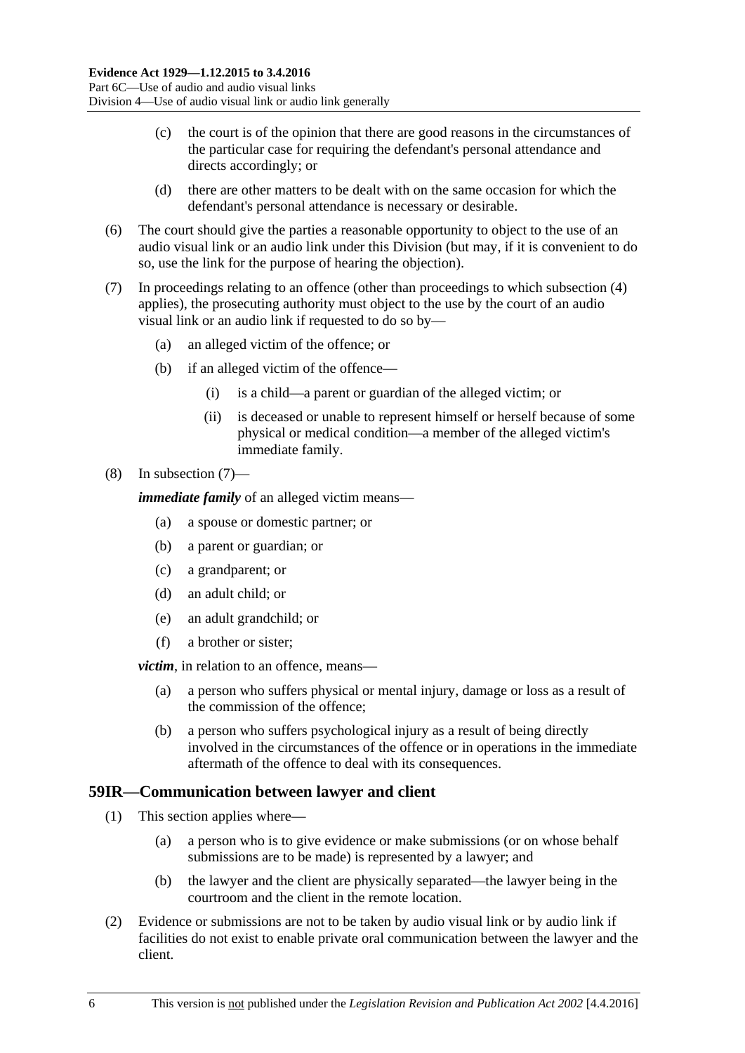(c) the court is of the opinion that there are good reasons in the circumstances of the particular case for requiring the defendant's personal attendance and directs accordingly; or

(d) there are other matters to be dealt with on the same occasion for which the defendant's personal attendance is necessary or desirable.

(6) The court should give the parties a reasonable opportunity to object to the use of an audio visual link or an audio link under this Division (but may, if it is convenient to do so, use the link for the purpose of hearing the objection).

(7) In proceedings relating to an offence (other than proceedings to which subsection (4) applies), the prosecuting authority must object to the use by the court of an audio visual link or an audio link if requested to do so by—

(a) an alleged victim of the offence; or

(b) if an alleged victim of the offence—

(i) is a child—a parent or guardian of the alleged victim; or

(ii) is deceased or unable to represent himself or herself because of some physical or medical condition—a member of the alleged victim's immediate family.

(8) In subsection (7)—

***immediate family*** of an alleged victim means—

(a) a spouse or domestic partner; or

(b) a parent or guardian; or

(c) a grandparent; or

(d) an adult child; or

(e) an adult grandchild; or

(f) a brother or sister;

***victim***, in relation to an offence, means—

(a) a person who suffers physical or mental injury, damage or loss as a result of the commission of the offence;

(b) a person who suffers psychological injury as a result of being directly involved in the circumstances of the offence or in operations in the immediate aftermath of the offence to deal with its consequences.

## 59IR—Communication between lawyer and client

(1) This section applies where—

(a) a person who is to give evidence or make submissions (or on whose behalf submissions are to be made) is represented by a lawyer; and

(b) the lawyer and the client are physically separated—the lawyer being in the courtroom and the client in the remote location.

(2) Evidence or submissions are not to be taken by audio visual link or by audio link if facilities do not exist to enable private oral communication between the lawyer and the client.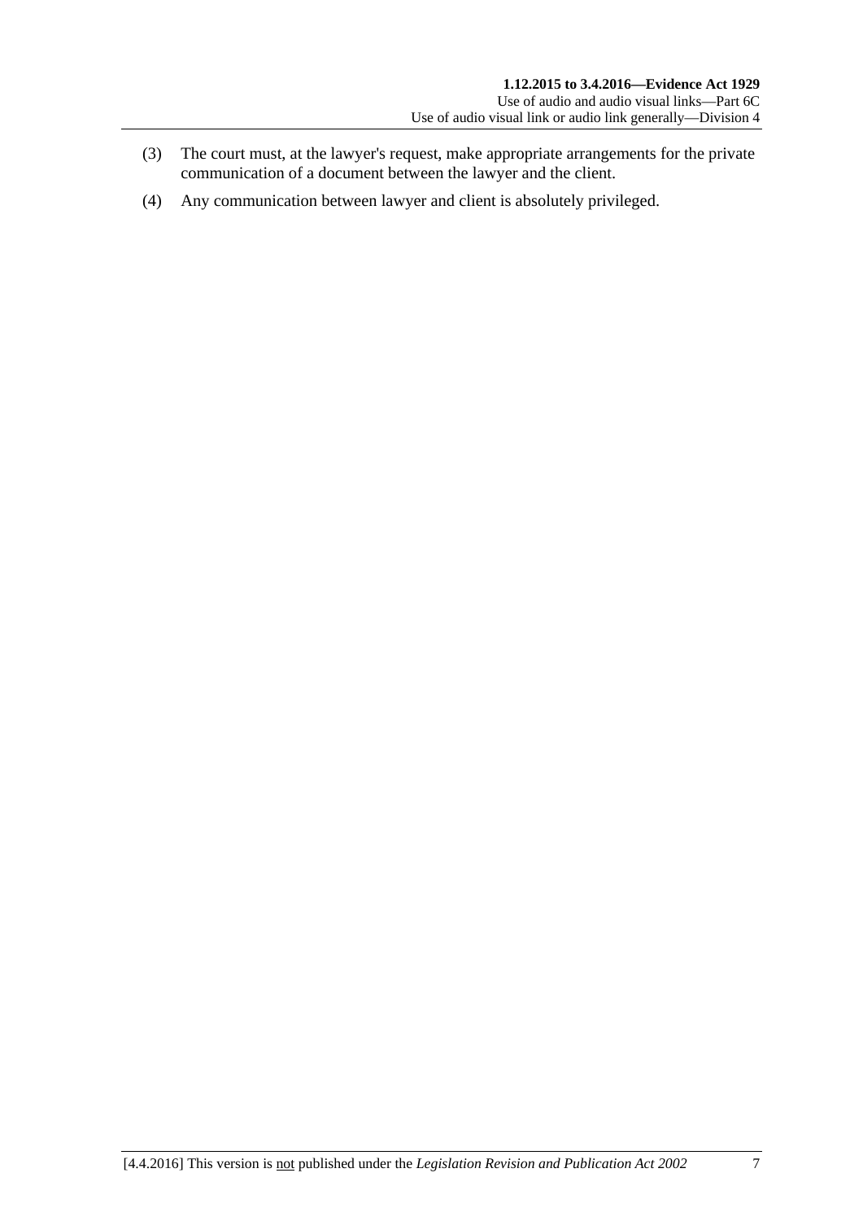(3) The court must, at the lawyer's request, make appropriate arrangements for the private communication of a document between the lawyer and the client.

(4) Any communication between lawyer and client is absolutely privileged.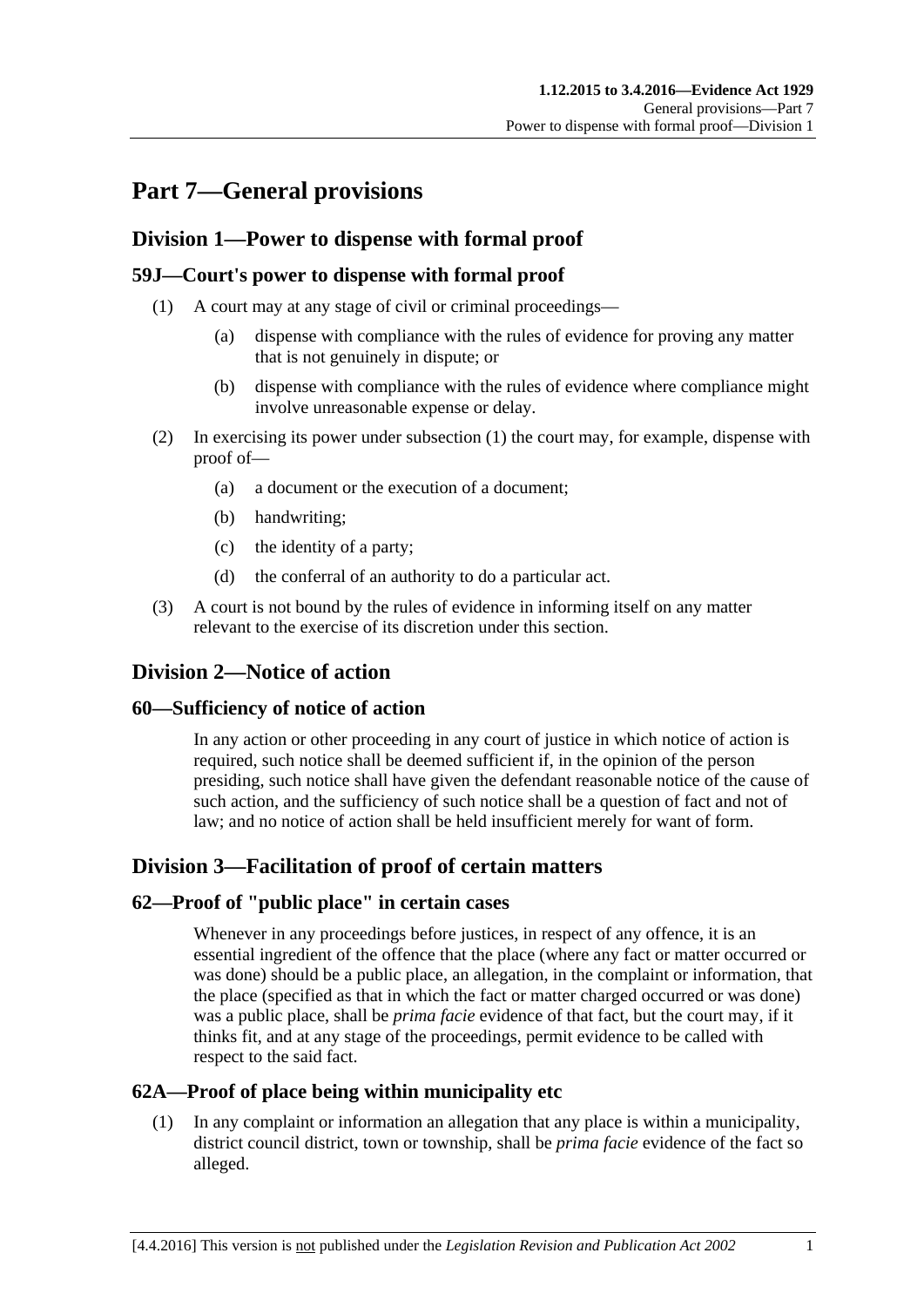# Part 7—General provisions

## Division 1—Power to dispense with formal proof

### 59J—Court's power to dispense with formal proof

(1) A court may at any stage of civil or criminal proceedings—

(a) dispense with compliance with the rules of evidence for proving any matter that is not genuinely in dispute; or

(b) dispense with compliance with the rules of evidence where compliance might involve unreasonable expense or delay.

(2) In exercising its power under subsection (1) the court may, for example, dispense with proof of—

(a) a document or the execution of a document;

(b) handwriting;

(c) the identity of a party;

(d) the conferral of an authority to do a particular act.

(3) A court is not bound by the rules of evidence in informing itself on any matter relevant to the exercise of its discretion under this section.

## Division 2—Notice of action

### 60—Sufficiency of notice of action

In any action or other proceeding in any court of justice in which notice of action is required, such notice shall be deemed sufficient if, in the opinion of the person presiding, such notice shall have given the defendant reasonable notice of the cause of such action, and the sufficiency of such notice shall be a question of fact and not of law; and no notice of action shall be held insufficient merely for want of form.

## Division 3—Facilitation of proof of certain matters

### 62—Proof of "public place" in certain cases

Whenever in any proceedings before justices, in respect of any offence, it is an essential ingredient of the offence that the place (where any fact or matter occurred or was done) should be a public place, an allegation, in the complaint or information, that the place (specified as that in which the fact or matter charged occurred or was done) was a public place, shall be *prima facie* evidence of that fact, but the court may, if it thinks fit, and at any stage of the proceedings, permit evidence to be called with respect to the said fact.

### 62A—Proof of place being within municipality etc

(1) In any complaint or information an allegation that any place is within a municipality, district council district, town or township, shall be *prima facie* evidence of the fact so alleged.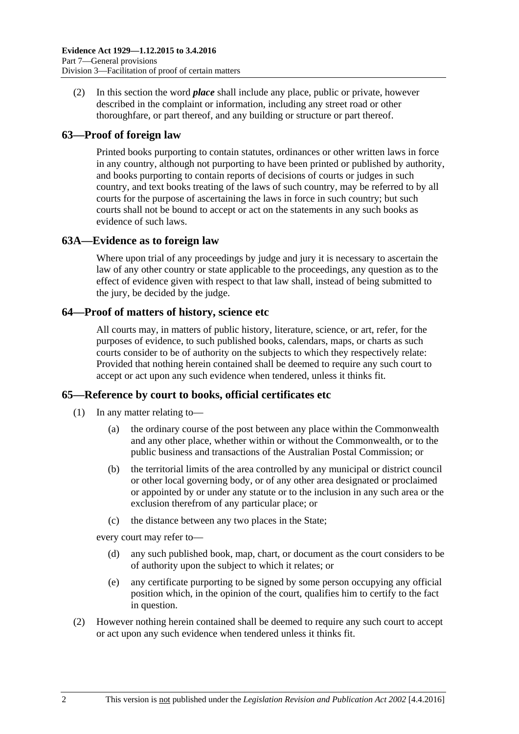(2) In this section the word ***place*** shall include any place, public or private, however described in the complaint or information, including any street road or other thoroughfare, or part thereof, and any building or structure or part thereof.

## 63—Proof of foreign law

Printed books purporting to contain statutes, ordinances or other written laws in force in any country, although not purporting to have been printed or published by authority, and books purporting to contain reports of decisions of courts or judges in such country, and text books treating of the laws of such country, may be referred to by all courts for the purpose of ascertaining the laws in force in such country; but such courts shall not be bound to accept or act on the statements in any such books as evidence of such laws.

## 63A—Evidence as to foreign law

Where upon trial of any proceedings by judge and jury it is necessary to ascertain the law of any other country or state applicable to the proceedings, any question as to the effect of evidence given with respect to that law shall, instead of being submitted to the jury, be decided by the judge.

## 64—Proof of matters of history, science etc

All courts may, in matters of public history, literature, science, or art, refer, for the purposes of evidence, to such published books, calendars, maps, or charts as such courts consider to be of authority on the subjects to which they respectively relate: Provided that nothing herein contained shall be deemed to require any such court to accept or act upon any such evidence when tendered, unless it thinks fit.

## 65—Reference by court to books, official certificates etc

(1) In any matter relating to—

(a) the ordinary course of the post between any place within the Commonwealth and any other place, whether within or without the Commonwealth, or to the public business and transactions of the Australian Postal Commission; or

(b) the territorial limits of the area controlled by any municipal or district council or other local governing body, or of any other area designated or proclaimed or appointed by or under any statute or to the inclusion in any such area or the exclusion therefrom of any particular place; or

(c) the distance between any two places in the State;

every court may refer to—

(d) any such published book, map, chart, or document as the court considers to be of authority upon the subject to which it relates; or

(e) any certificate purporting to be signed by some person occupying any official position which, in the opinion of the court, qualifies him to certify to the fact in question.

(2) However nothing herein contained shall be deemed to require any such court to accept or act upon any such evidence when tendered unless it thinks fit.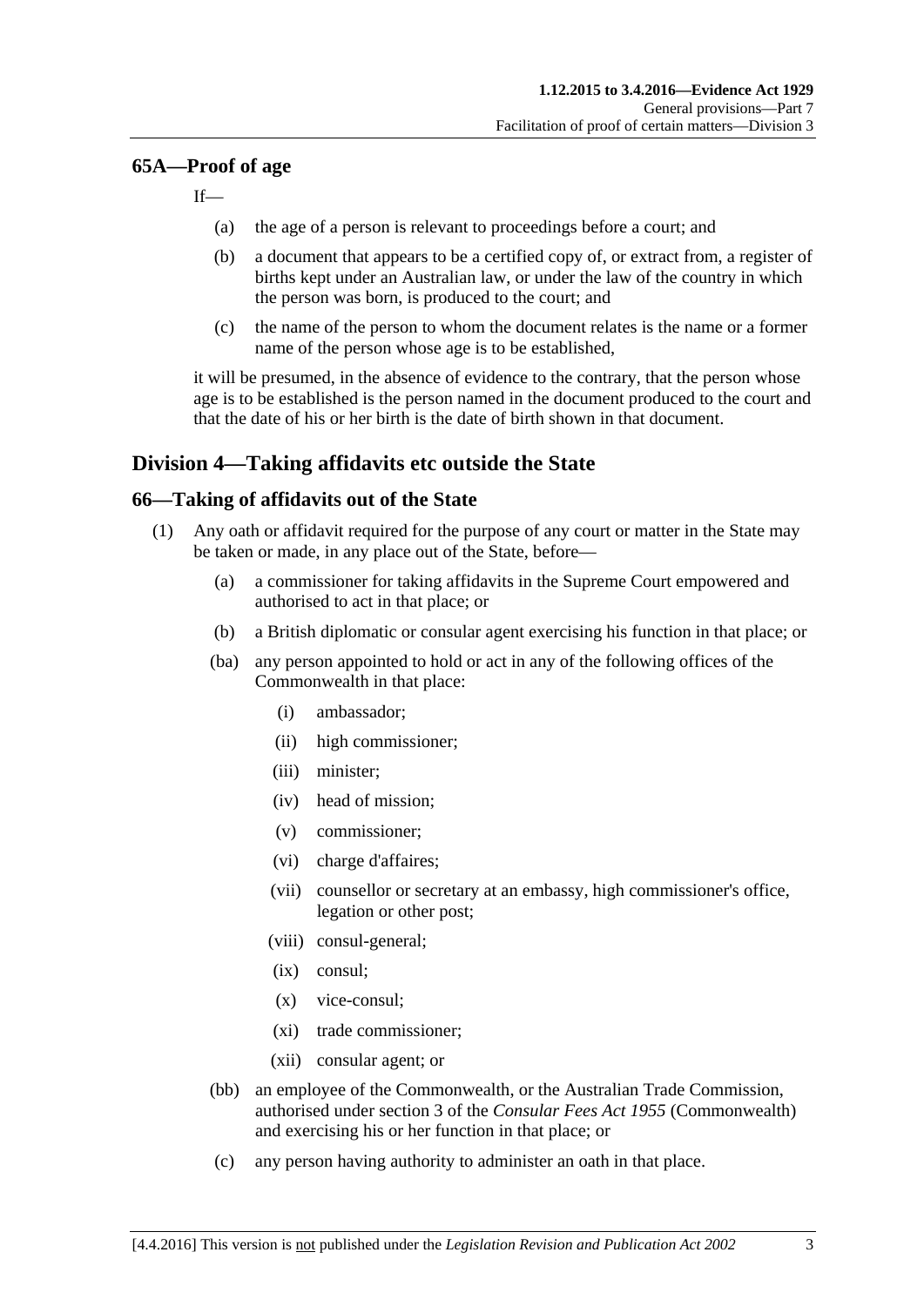## 65A—Proof of age

If—

- (a) the age of a person is relevant to proceedings before a court; and
- (b) a document that appears to be a certified copy of, or extract from, a register of births kept under an Australian law, or under the law of the country in which the person was born, is produced to the court; and
- (c) the name of the person to whom the document relates is the name or a former name of the person whose age is to be established,

it will be presumed, in the absence of evidence to the contrary, that the person whose age is to be established is the person named in the document produced to the court and that the date of his or her birth is the date of birth shown in that document.

# Division 4—Taking affidavits etc outside the State

## 66—Taking of affidavits out of the State

(1) Any oath or affidavit required for the purpose of any court or matter in the State may be taken or made, in any place out of the State, before—

- (a) a commissioner for taking affidavits in the Supreme Court empowered and authorised to act in that place; or
- (b) a British diplomatic or consular agent exercising his function in that place; or
- (ba) any person appointed to hold or act in any of the following offices of the Commonwealth in that place:
  - (i) ambassador;
  - (ii) high commissioner;
  - (iii) minister;
  - (iv) head of mission;
  - (v) commissioner;
  - (vi) charge d'affaires;
  - (vii) counsellor or secretary at an embassy, high commissioner's office, legation or other post;
  - (viii) consul-general;
  - (ix) consul;
  - (x) vice-consul;
  - (xi) trade commissioner;
  - (xii) consular agent; or
- (bb) an employee of the Commonwealth, or the Australian Trade Commission, authorised under section 3 of the *Consular Fees Act 1955* (Commonwealth) and exercising his or her function in that place; or
- (c) any person having authority to administer an oath in that place.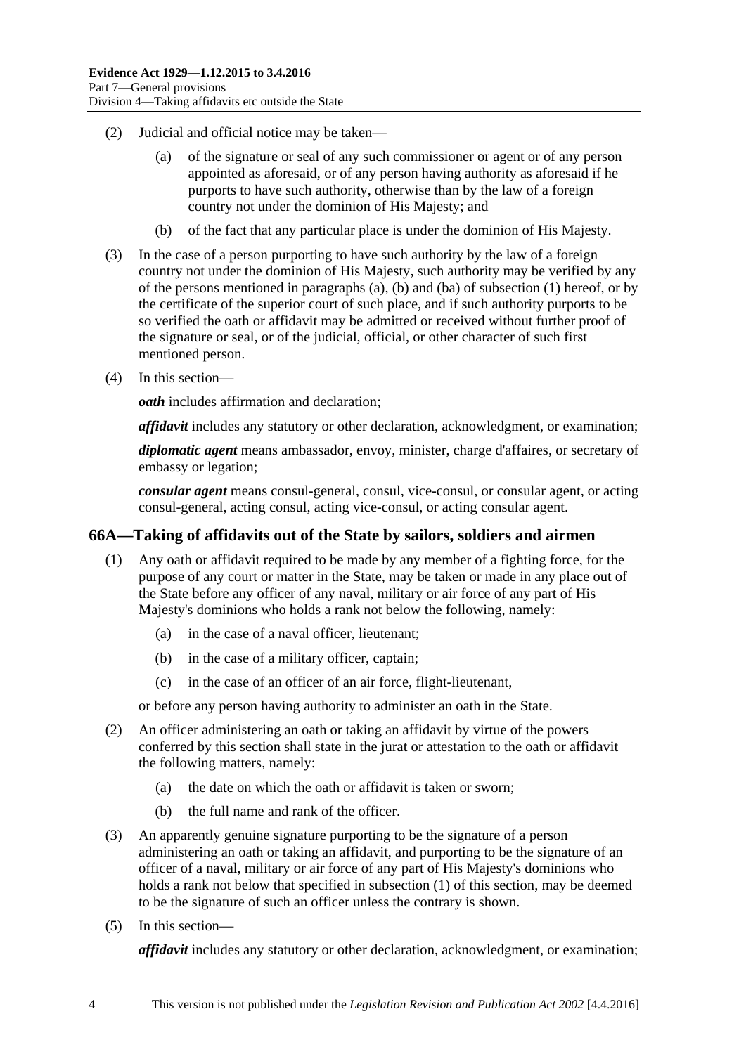(2) Judicial and official notice may be taken—

(a) of the signature or seal of any such commissioner or agent or of any person appointed as aforesaid, or of any person having authority as aforesaid if he purports to have such authority, otherwise than by the law of a foreign country not under the dominion of His Majesty; and

(b) of the fact that any particular place is under the dominion of His Majesty.

(3) In the case of a person purporting to have such authority by the law of a foreign country not under the dominion of His Majesty, such authority may be verified by any of the persons mentioned in paragraphs (a), (b) and (ba) of subsection (1) hereof, or by the certificate of the superior court of such place, and if such authority purports to be so verified the oath or affidavit may be admitted or received without further proof of the signature or seal, or of the judicial, official, or other character of such first mentioned person.

(4) In this section—

***oath*** includes affirmation and declaration;

***affidavit*** includes any statutory or other declaration, acknowledgment, or examination;

***diplomatic agent*** means ambassador, envoy, minister, charge d'affaires, or secretary of embassy or legation;

***consular agent*** means consul-general, consul, vice-consul, or consular agent, or acting consul-general, acting consul, acting vice-consul, or acting consular agent.

## 66A—Taking of affidavits out of the State by sailors, soldiers and airmen

(1) Any oath or affidavit required to be made by any member of a fighting force, for the purpose of any court or matter in the State, may be taken or made in any place out of the State before any officer of any naval, military or air force of any part of His Majesty's dominions who holds a rank not below the following, namely:

(a) in the case of a naval officer, lieutenant;

(b) in the case of a military officer, captain;

(c) in the case of an officer of an air force, flight-lieutenant,

or before any person having authority to administer an oath in the State.

(2) An officer administering an oath or taking an affidavit by virtue of the powers conferred by this section shall state in the jurat or attestation to the oath or affidavit the following matters, namely:

(a) the date on which the oath or affidavit is taken or sworn;

(b) the full name and rank of the officer.

(3) An apparently genuine signature purporting to be the signature of a person administering an oath or taking an affidavit, and purporting to be the signature of an officer of a naval, military or air force of any part of His Majesty's dominions who holds a rank not below that specified in subsection (1) of this section, may be deemed to be the signature of such an officer unless the contrary is shown.

(5) In this section—

***affidavit*** includes any statutory or other declaration, acknowledgment, or examination;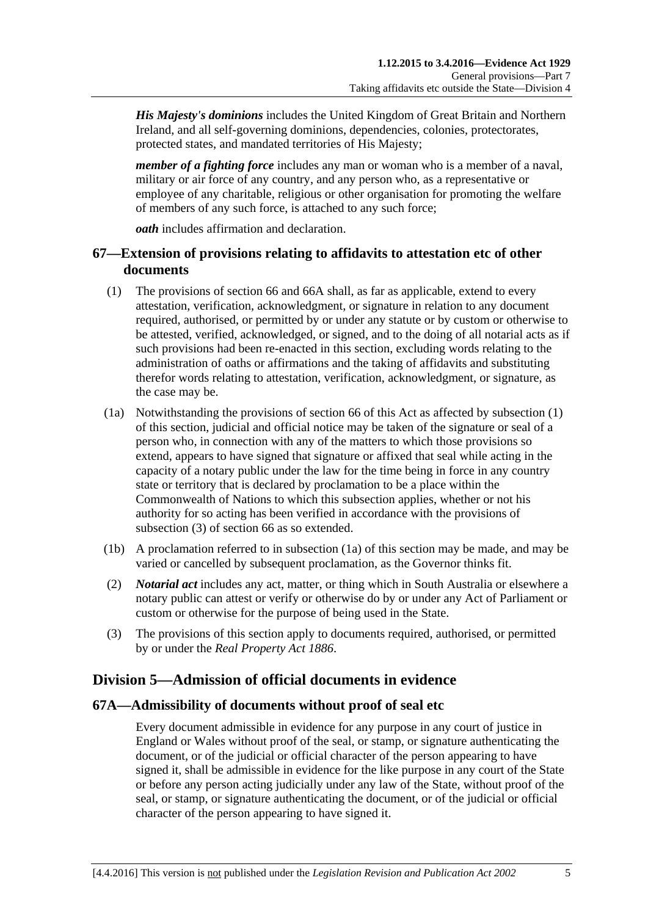***His Majesty's dominions*** includes the United Kingdom of Great Britain and Northern Ireland, and all self-governing dominions, dependencies, colonies, protectorates, protected states, and mandated territories of His Majesty;

***member of a fighting force*** includes any man or woman who is a member of a naval, military or air force of any country, and any person who, as a representative or employee of any charitable, religious or other organisation for promoting the welfare of members of any such force, is attached to any such force;

***oath*** includes affirmation and declaration.

## 67—Extension of provisions relating to affidavits to attestation etc of other documents

(1) The provisions of section 66 and 66A shall, as far as applicable, extend to every attestation, verification, acknowledgment, or signature in relation to any document required, authorised, or permitted by or under any statute or by custom or otherwise to be attested, verified, acknowledged, or signed, and to the doing of all notarial acts as if such provisions had been re-enacted in this section, excluding words relating to the administration of oaths or affirmations and the taking of affidavits and substituting therefor words relating to attestation, verification, acknowledgment, or signature, as the case may be.

(1a) Notwithstanding the provisions of section 66 of this Act as affected by subsection (1) of this section, judicial and official notice may be taken of the signature or seal of a person who, in connection with any of the matters to which those provisions so extend, appears to have signed that signature or affixed that seal while acting in the capacity of a notary public under the law for the time being in force in any country state or territory that is declared by proclamation to be a place within the Commonwealth of Nations to which this subsection applies, whether or not his authority for so acting has been verified in accordance with the provisions of subsection (3) of section 66 as so extended.

(1b) A proclamation referred to in subsection (1a) of this section may be made, and may be varied or cancelled by subsequent proclamation, as the Governor thinks fit.

(2) ***Notarial act*** includes any act, matter, or thing which in South Australia or elsewhere a notary public can attest or verify or otherwise do by or under any Act of Parliament or custom or otherwise for the purpose of being used in the State.

(3) The provisions of this section apply to documents required, authorised, or permitted by or under the *Real Property Act 1886*.

# Division 5—Admission of official documents in evidence

## 67A—Admissibility of documents without proof of seal etc

Every document admissible in evidence for any purpose in any court of justice in England or Wales without proof of the seal, or stamp, or signature authenticating the document, or of the judicial or official character of the person appearing to have signed it, shall be admissible in evidence for the like purpose in any court of the State or before any person acting judicially under any law of the State, without proof of the seal, or stamp, or signature authenticating the document, or of the judicial or official character of the person appearing to have signed it.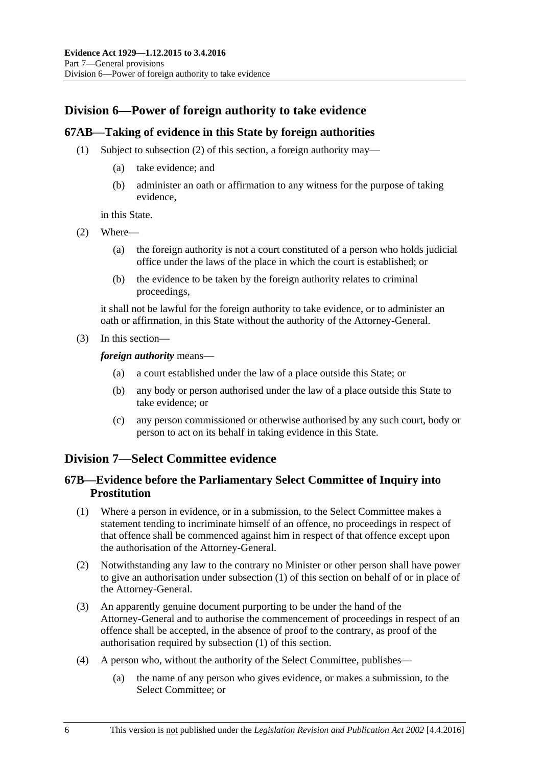## Division 6—Power of foreign authority to take evidence

### 67AB—Taking of evidence in this State by foreign authorities

(1) Subject to subsection (2) of this section, a foreign authority may—

  (a) take evidence; and

  (b) administer an oath or affirmation to any witness for the purpose of taking evidence,

in this State.

(2) Where—

  (a) the foreign authority is not a court constituted of a person who holds judicial office under the laws of the place in which the court is established; or

  (b) the evidence to be taken by the foreign authority relates to criminal proceedings,

it shall not be lawful for the foreign authority to take evidence, or to administer an oath or affirmation, in this State without the authority of the Attorney-General.

(3) In this section—

***foreign authority*** means—

  (a) a court established under the law of a place outside this State; or

  (b) any body or person authorised under the law of a place outside this State to take evidence; or

  (c) any person commissioned or otherwise authorised by any such court, body or person to act on its behalf in taking evidence in this State.

## Division 7—Select Committee evidence

### 67B—Evidence before the Parliamentary Select Committee of Inquiry into Prostitution

(1) Where a person in evidence, or in a submission, to the Select Committee makes a statement tending to incriminate himself of an offence, no proceedings in respect of that offence shall be commenced against him in respect of that offence except upon the authorisation of the Attorney-General.

(2) Notwithstanding any law to the contrary no Minister or other person shall have power to give an authorisation under subsection (1) of this section on behalf of or in place of the Attorney-General.

(3) An apparently genuine document purporting to be under the hand of the Attorney-General and to authorise the commencement of proceedings in respect of an offence shall be accepted, in the absence of proof to the contrary, as proof of the authorisation required by subsection (1) of this section.

(4) A person who, without the authority of the Select Committee, publishes—

  (a) the name of any person who gives evidence, or makes a submission, to the Select Committee; or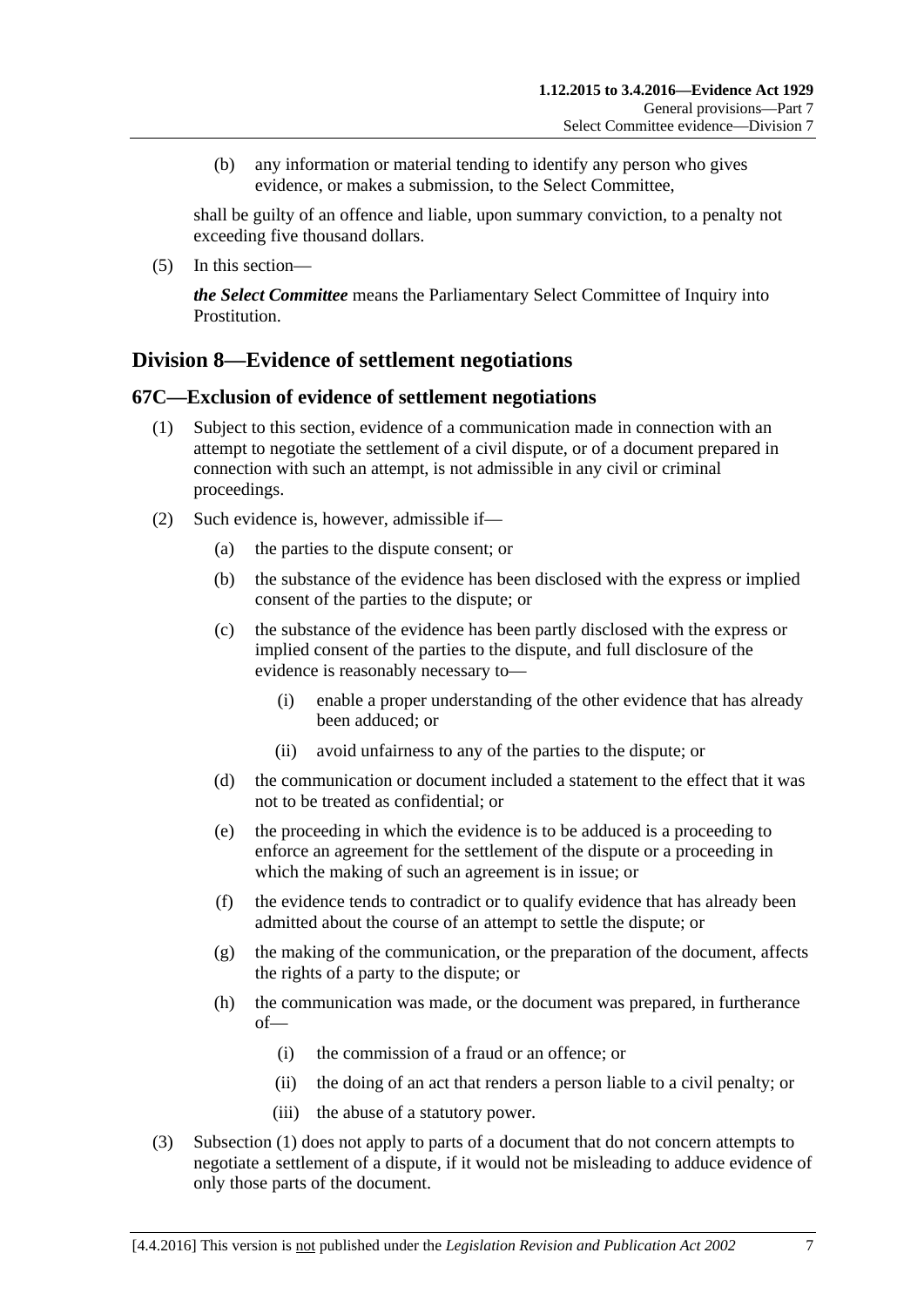(b) any information or material tending to identify any person who gives evidence, or makes a submission, to the Select Committee,

shall be guilty of an offence and liable, upon summary conviction, to a penalty not exceeding five thousand dollars.

(5) In this section—

***the Select Committee*** means the Parliamentary Select Committee of Inquiry into Prostitution.

## Division 8—Evidence of settlement negotiations

### 67C—Exclusion of evidence of settlement negotiations

(1) Subject to this section, evidence of a communication made in connection with an attempt to negotiate the settlement of a civil dispute, or of a document prepared in connection with such an attempt, is not admissible in any civil or criminal proceedings.

(2) Such evidence is, however, admissible if—

- (a) the parties to the dispute consent; or
- (b) the substance of the evidence has been disclosed with the express or implied consent of the parties to the dispute; or
- (c) the substance of the evidence has been partly disclosed with the express or implied consent of the parties to the dispute, and full disclosure of the evidence is reasonably necessary to—
  - (i) enable a proper understanding of the other evidence that has already been adduced; or
  - (ii) avoid unfairness to any of the parties to the dispute; or
- (d) the communication or document included a statement to the effect that it was not to be treated as confidential; or
- (e) the proceeding in which the evidence is to be adduced is a proceeding to enforce an agreement for the settlement of the dispute or a proceeding in which the making of such an agreement is in issue; or
- (f) the evidence tends to contradict or to qualify evidence that has already been admitted about the course of an attempt to settle the dispute; or
- (g) the making of the communication, or the preparation of the document, affects the rights of a party to the dispute; or
- (h) the communication was made, or the document was prepared, in furtherance of—
  - (i) the commission of a fraud or an offence; or
  - (ii) the doing of an act that renders a person liable to a civil penalty; or
  - (iii) the abuse of a statutory power.

(3) Subsection (1) does not apply to parts of a document that do not concern attempts to negotiate a settlement of a dispute, if it would not be misleading to adduce evidence of only those parts of the document.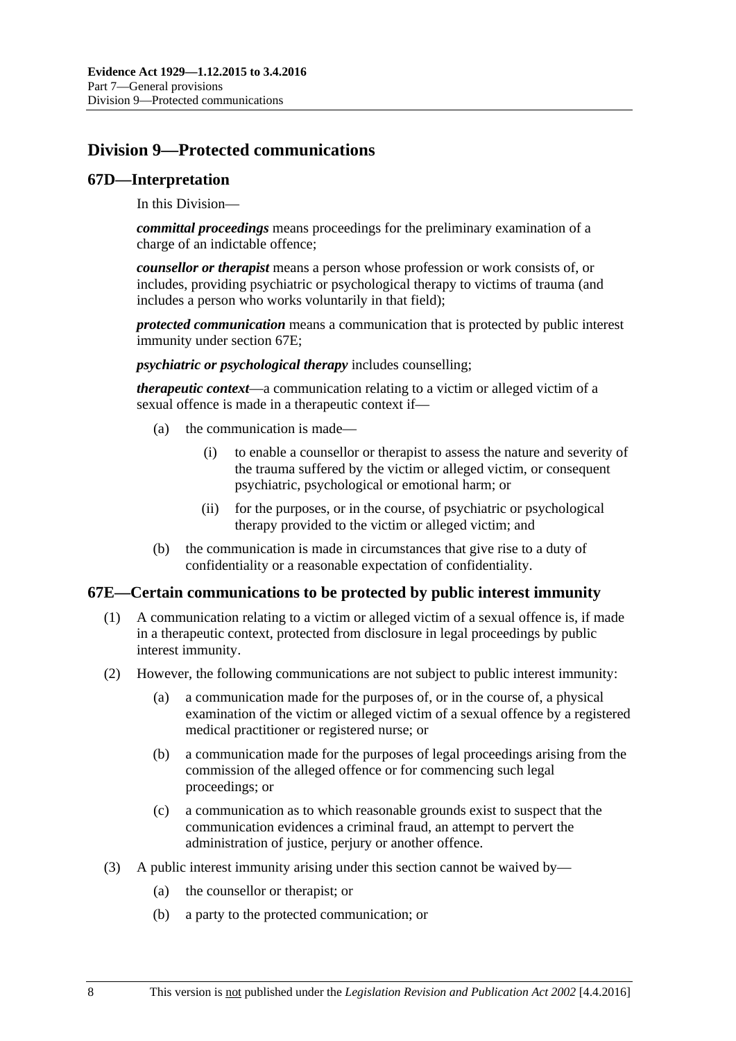## Division 9—Protected communications

### 67D—Interpretation

In this Division—

***committal proceedings*** means proceedings for the preliminary examination of a charge of an indictable offence;

***counsellor or therapist*** means a person whose profession or work consists of, or includes, providing psychiatric or psychological therapy to victims of trauma (and includes a person who works voluntarily in that field);

***protected communication*** means a communication that is protected by public interest immunity under section 67E;

***psychiatric or psychological therapy*** includes counselling;

***therapeutic context***—a communication relating to a victim or alleged victim of a sexual offence is made in a therapeutic context if—

- (a) the communication is made—
  - (i) to enable a counsellor or therapist to assess the nature and severity of the trauma suffered by the victim or alleged victim, or consequent psychiatric, psychological or emotional harm; or
  - (ii) for the purposes, or in the course, of psychiatric or psychological therapy provided to the victim or alleged victim; and
- (b) the communication is made in circumstances that give rise to a duty of confidentiality or a reasonable expectation of confidentiality.

### 67E—Certain communications to be protected by public interest immunity

- (1) A communication relating to a victim or alleged victim of a sexual offence is, if made in a therapeutic context, protected from disclosure in legal proceedings by public interest immunity.
- (2) However, the following communications are not subject to public interest immunity:
  - (a) a communication made for the purposes of, or in the course of, a physical examination of the victim or alleged victim of a sexual offence by a registered medical practitioner or registered nurse; or
  - (b) a communication made for the purposes of legal proceedings arising from the commission of the alleged offence or for commencing such legal proceedings; or
  - (c) a communication as to which reasonable grounds exist to suspect that the communication evidences a criminal fraud, an attempt to pervert the administration of justice, perjury or another offence.
- (3) A public interest immunity arising under this section cannot be waived by—
  - (a) the counsellor or therapist; or
  - (b) a party to the protected communication; or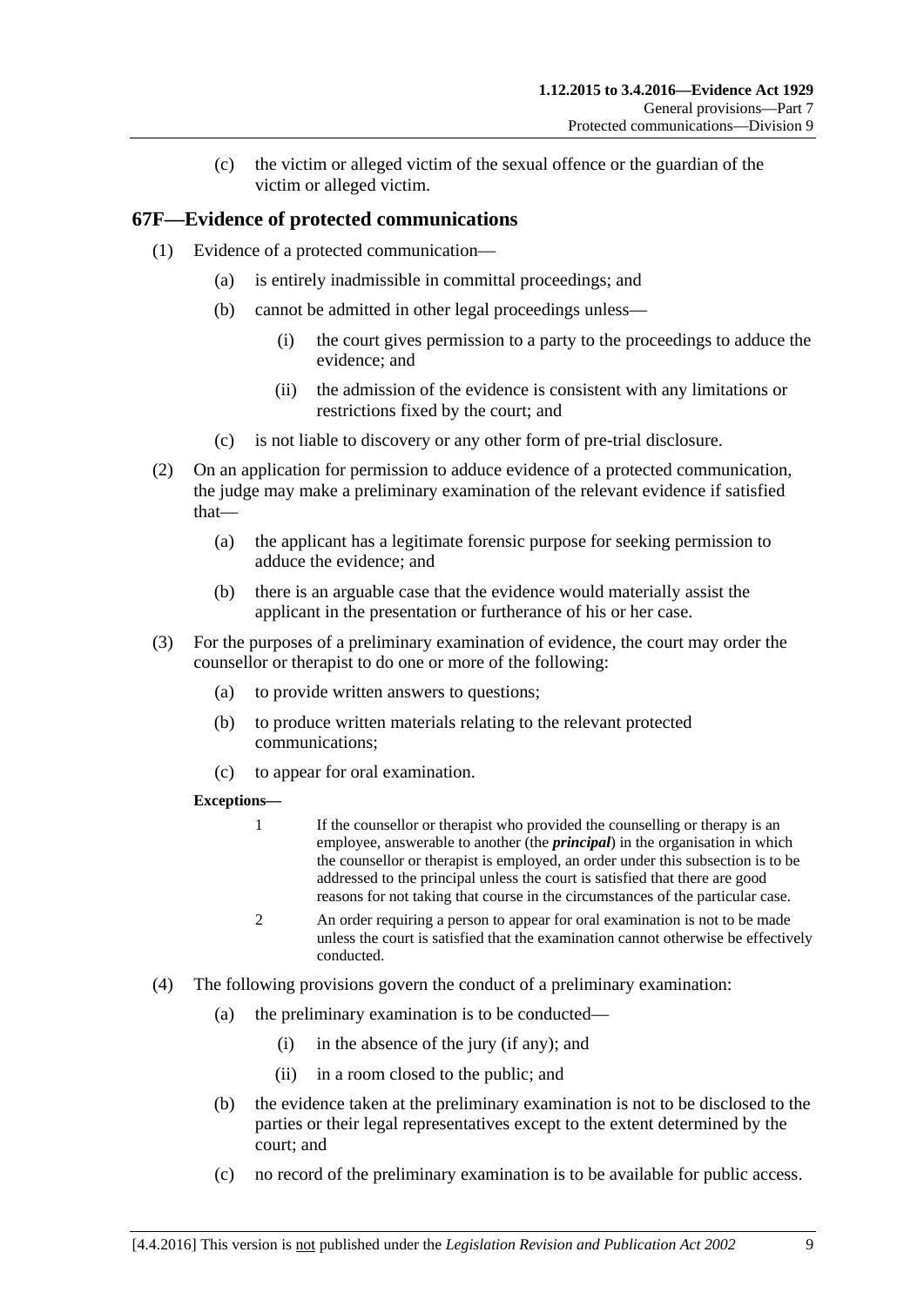(c) the victim or alleged victim of the sexual offence or the guardian of the victim or alleged victim.

## 67F—Evidence of protected communications

(1) Evidence of a protected communication—

(a) is entirely inadmissible in committal proceedings; and

(b) cannot be admitted in other legal proceedings unless—

(i) the court gives permission to a party to the proceedings to adduce the evidence; and

(ii) the admission of the evidence is consistent with any limitations or restrictions fixed by the court; and

(c) is not liable to discovery or any other form of pre-trial disclosure.

(2) On an application for permission to adduce evidence of a protected communication, the judge may make a preliminary examination of the relevant evidence if satisfied that—

(a) the applicant has a legitimate forensic purpose for seeking permission to adduce the evidence; and

(b) there is an arguable case that the evidence would materially assist the applicant in the presentation or furtherance of his or her case.

(3) For the purposes of a preliminary examination of evidence, the court may order the counsellor or therapist to do one or more of the following:

(a) to provide written answers to questions;

(b) to produce written materials relating to the relevant protected communications;

(c) to appear for oral examination.

**Exceptions—**

1 If the counsellor or therapist who provided the counselling or therapy is an employee, answerable to another (the ***principal***) in the organisation in which the counsellor or therapist is employed, an order under this subsection is to be addressed to the principal unless the court is satisfied that there are good reasons for not taking that course in the circumstances of the particular case.

2 An order requiring a person to appear for oral examination is not to be made unless the court is satisfied that the examination cannot otherwise be effectively conducted.

(4) The following provisions govern the conduct of a preliminary examination:

(a) the preliminary examination is to be conducted—

(i) in the absence of the jury (if any); and

(ii) in a room closed to the public; and

(b) the evidence taken at the preliminary examination is not to be disclosed to the parties or their legal representatives except to the extent determined by the court; and

(c) no record of the preliminary examination is to be available for public access.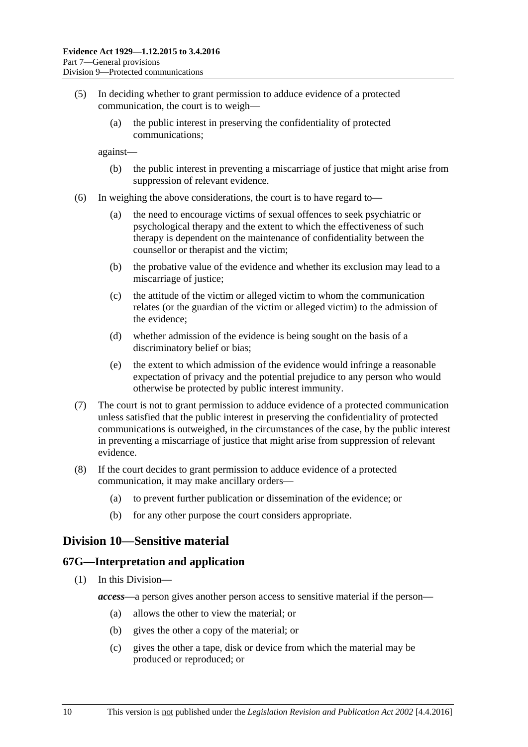(5) In deciding whether to grant permission to adduce evidence of a protected communication, the court is to weigh—

    (a) the public interest in preserving the confidentiality of protected communications;

    against—

    (b) the public interest in preventing a miscarriage of justice that might arise from suppression of relevant evidence.

(6) In weighing the above considerations, the court is to have regard to—

    (a) the need to encourage victims of sexual offences to seek psychiatric or psychological therapy and the extent to which the effectiveness of such therapy is dependent on the maintenance of confidentiality between the counsellor or therapist and the victim;

    (b) the probative value of the evidence and whether its exclusion may lead to a miscarriage of justice;

    (c) the attitude of the victim or alleged victim to whom the communication relates (or the guardian of the victim or alleged victim) to the admission of the evidence;

    (d) whether admission of the evidence is being sought on the basis of a discriminatory belief or bias;

    (e) the extent to which admission of the evidence would infringe a reasonable expectation of privacy and the potential prejudice to any person who would otherwise be protected by public interest immunity.

(7) The court is not to grant permission to adduce evidence of a protected communication unless satisfied that the public interest in preserving the confidentiality of protected communications is outweighed, in the circumstances of the case, by the public interest in preventing a miscarriage of justice that might arise from suppression of relevant evidence.

(8) If the court decides to grant permission to adduce evidence of a protected communication, it may make ancillary orders—

    (a) to prevent further publication or dissemination of the evidence; or

    (b) for any other purpose the court considers appropriate.

## Division 10—Sensitive material

### 67G—Interpretation and application

(1) In this Division—

***access***—a person gives another person access to sensitive material if the person—

    (a) allows the other to view the material; or

    (b) gives the other a copy of the material; or

    (c) gives the other a tape, disk or device from which the material may be produced or reproduced; or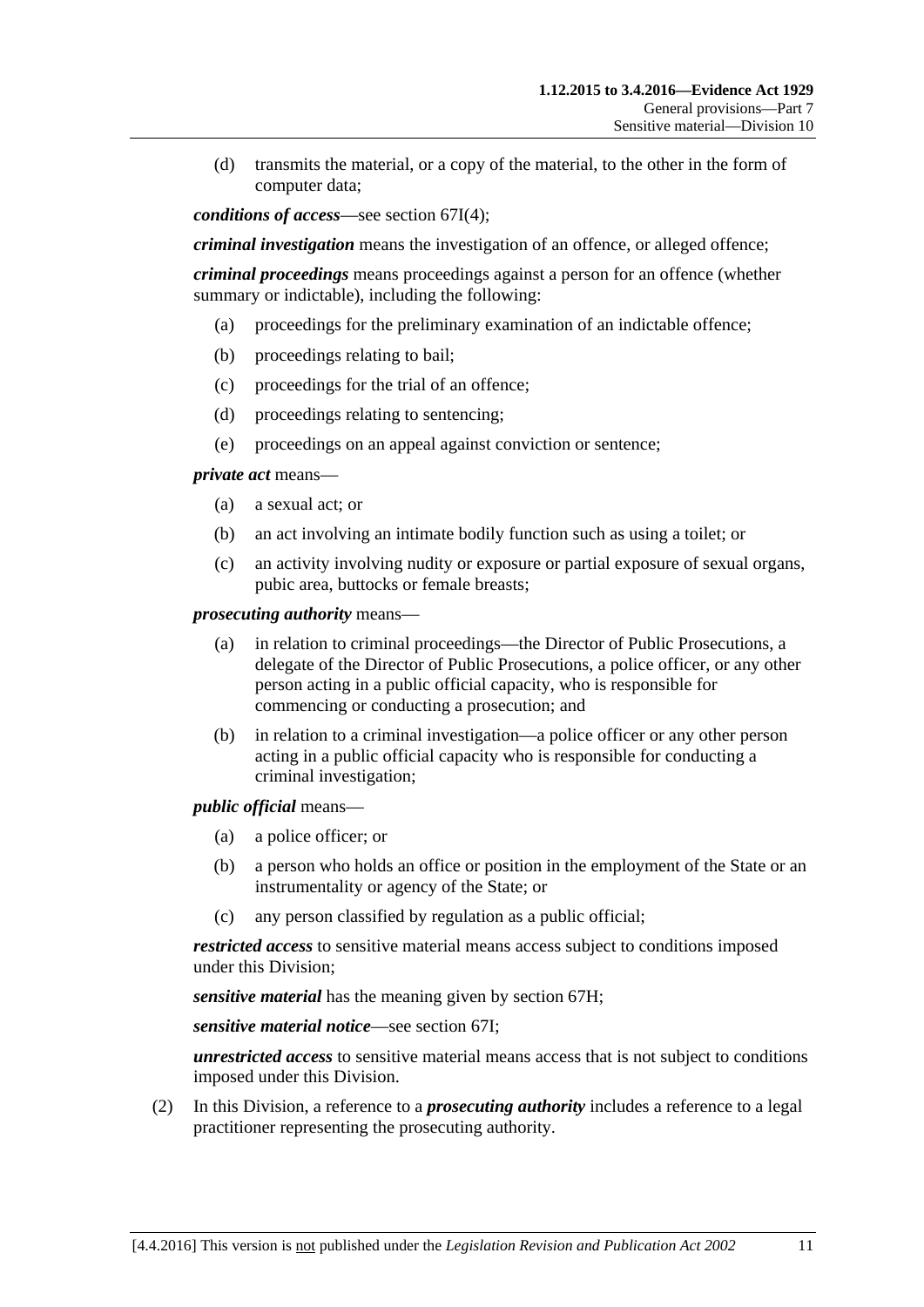(d) transmits the material, or a copy of the material, to the other in the form of computer data;

***conditions of access***—see section 67I(4);

***criminal investigation*** means the investigation of an offence, or alleged offence;

***criminal proceedings*** means proceedings against a person for an offence (whether summary or indictable), including the following:

(a) proceedings for the preliminary examination of an indictable offence;

(b) proceedings relating to bail;

(c) proceedings for the trial of an offence;

(d) proceedings relating to sentencing;

(e) proceedings on an appeal against conviction or sentence;

***private act*** means—

(a) a sexual act; or

(b) an act involving an intimate bodily function such as using a toilet; or

(c) an activity involving nudity or exposure or partial exposure of sexual organs, pubic area, buttocks or female breasts;

***prosecuting authority*** means—

(a) in relation to criminal proceedings—the Director of Public Prosecutions, a delegate of the Director of Public Prosecutions, a police officer, or any other person acting in a public official capacity, who is responsible for commencing or conducting a prosecution; and

(b) in relation to a criminal investigation—a police officer or any other person acting in a public official capacity who is responsible for conducting a criminal investigation;

***public official*** means—

(a) a police officer; or

(b) a person who holds an office or position in the employment of the State or an instrumentality or agency of the State; or

(c) any person classified by regulation as a public official;

***restricted access*** to sensitive material means access subject to conditions imposed under this Division;

***sensitive material*** has the meaning given by section 67H;

***sensitive material notice***—see section 67I;

***unrestricted access*** to sensitive material means access that is not subject to conditions imposed under this Division.

(2) In this Division, a reference to a ***prosecuting authority*** includes a reference to a legal practitioner representing the prosecuting authority.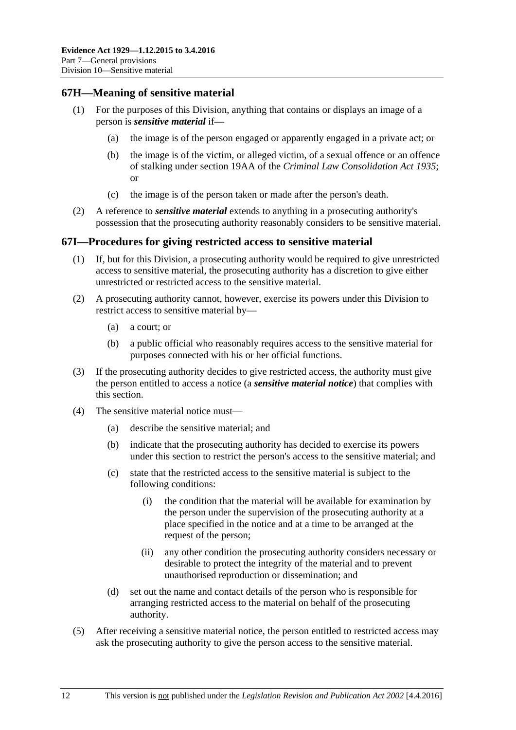## 67H—Meaning of sensitive material

(1) For the purposes of this Division, anything that contains or displays an image of a person is ***sensitive material*** if—

(a) the image is of the person engaged or apparently engaged in a private act; or

(b) the image is of the victim, or alleged victim, of a sexual offence or an offence of stalking under section 19AA of the *Criminal Law Consolidation Act 1935*; or

(c) the image is of the person taken or made after the person's death.

(2) A reference to ***sensitive material*** extends to anything in a prosecuting authority's possession that the prosecuting authority reasonably considers to be sensitive material.

## 67I—Procedures for giving restricted access to sensitive material

(1) If, but for this Division, a prosecuting authority would be required to give unrestricted access to sensitive material, the prosecuting authority has a discretion to give either unrestricted or restricted access to the sensitive material.

(2) A prosecuting authority cannot, however, exercise its powers under this Division to restrict access to sensitive material by—

(a) a court; or

(b) a public official who reasonably requires access to the sensitive material for purposes connected with his or her official functions.

(3) If the prosecuting authority decides to give restricted access, the authority must give the person entitled to access a notice (a ***sensitive material notice***) that complies with this section.

(4) The sensitive material notice must—

(a) describe the sensitive material; and

(b) indicate that the prosecuting authority has decided to exercise its powers under this section to restrict the person's access to the sensitive material; and

(c) state that the restricted access to the sensitive material is subject to the following conditions:

(i) the condition that the material will be available for examination by the person under the supervision of the prosecuting authority at a place specified in the notice and at a time to be arranged at the request of the person;

(ii) any other condition the prosecuting authority considers necessary or desirable to protect the integrity of the material and to prevent unauthorised reproduction or dissemination; and

(d) set out the name and contact details of the person who is responsible for arranging restricted access to the material on behalf of the prosecuting authority.

(5) After receiving a sensitive material notice, the person entitled to restricted access may ask the prosecuting authority to give the person access to the sensitive material.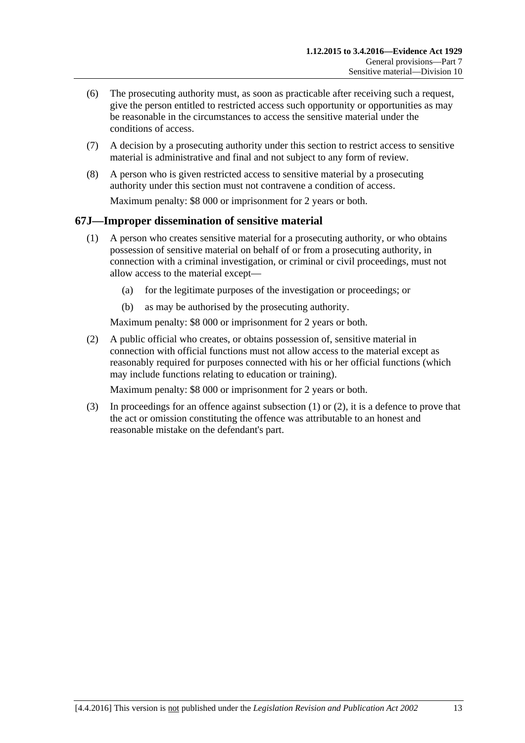(6) The prosecuting authority must, as soon as practicable after receiving such a request, give the person entitled to restricted access such opportunity or opportunities as may be reasonable in the circumstances to access the sensitive material under the conditions of access.

(7) A decision by a prosecuting authority under this section to restrict access to sensitive material is administrative and final and not subject to any form of review.

(8) A person who is given restricted access to sensitive material by a prosecuting authority under this section must not contravene a condition of access.

Maximum penalty: $8 000 or imprisonment for 2 years or both.

## 67J—Improper dissemination of sensitive material

(1) A person who creates sensitive material for a prosecuting authority, or who obtains possession of sensitive material on behalf of or from a prosecuting authority, in connection with a criminal investigation, or criminal or civil proceedings, must not allow access to the material except—

(a) for the legitimate purposes of the investigation or proceedings; or

(b) as may be authorised by the prosecuting authority.

Maximum penalty: $8 000 or imprisonment for 2 years or both.

(2) A public official who creates, or obtains possession of, sensitive material in connection with official functions must not allow access to the material except as reasonably required for purposes connected with his or her official functions (which may include functions relating to education or training).

Maximum penalty: $8 000 or imprisonment for 2 years or both.

(3) In proceedings for an offence against subsection (1) or (2), it is a defence to prove that the act or omission constituting the offence was attributable to an honest and reasonable mistake on the defendant's part.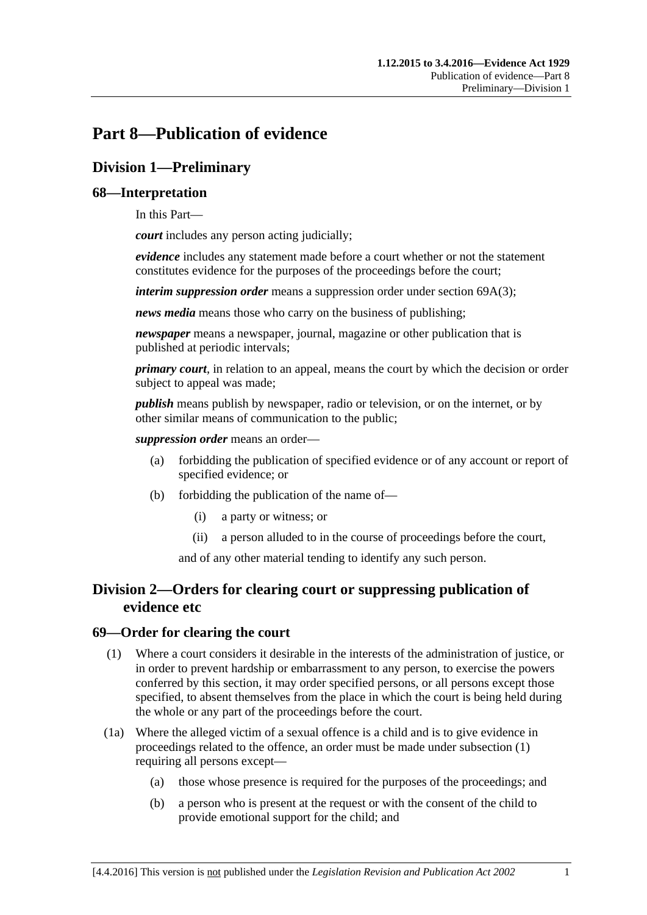# Part 8—Publication of evidence

## Division 1—Preliminary

### 68—Interpretation

In this Part—

***court*** includes any person acting judicially;

***evidence*** includes any statement made before a court whether or not the statement constitutes evidence for the purposes of the proceedings before the court;

***interim suppression order*** means a suppression order under section 69A(3);

***news media*** means those who carry on the business of publishing;

***newspaper*** means a newspaper, journal, magazine or other publication that is published at periodic intervals;

***primary court***, in relation to an appeal, means the court by which the decision or order subject to appeal was made;

***publish*** means publish by newspaper, radio or television, or on the internet, or by other similar means of communication to the public;

***suppression order*** means an order—

(a) forbidding the publication of specified evidence or of any account or report of specified evidence; or

(b) forbidding the publication of the name of—

(i) a party or witness; or

(ii) a person alluded to in the course of proceedings before the court,

and of any other material tending to identify any such person.

## Division 2—Orders for clearing court or suppressing publication of evidence etc

### 69—Order for clearing the court

(1) Where a court considers it desirable in the interests of the administration of justice, or in order to prevent hardship or embarrassment to any person, to exercise the powers conferred by this section, it may order specified persons, or all persons except those specified, to absent themselves from the place in which the court is being held during the whole or any part of the proceedings before the court.

(1a) Where the alleged victim of a sexual offence is a child and is to give evidence in proceedings related to the offence, an order must be made under subsection (1) requiring all persons except—

(a) those whose presence is required for the purposes of the proceedings; and

(b) a person who is present at the request or with the consent of the child to provide emotional support for the child; and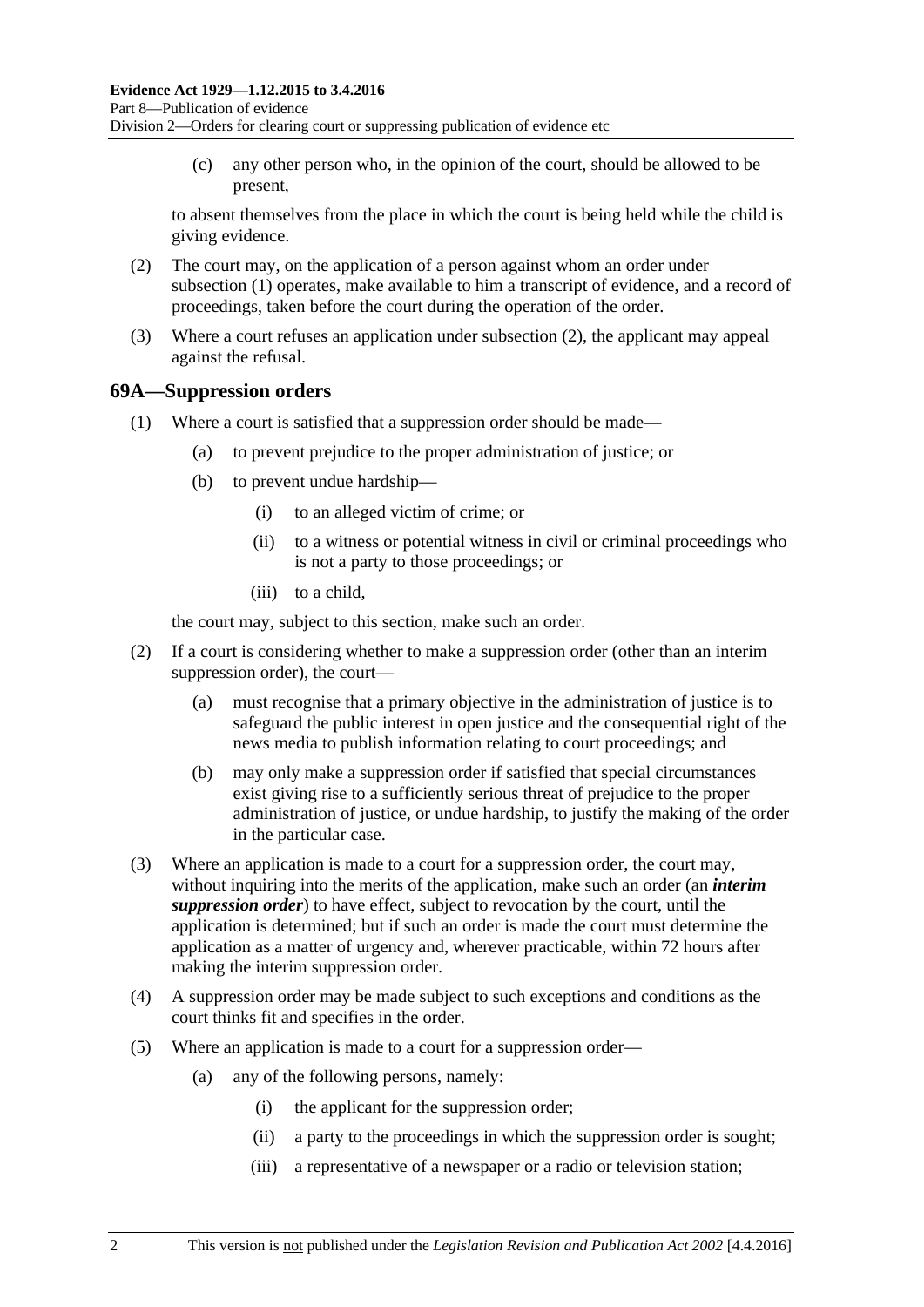(c) any other person who, in the opinion of the court, should be allowed to be present,

to absent themselves from the place in which the court is being held while the child is giving evidence.

(2) The court may, on the application of a person against whom an order under subsection (1) operates, make available to him a transcript of evidence, and a record of proceedings, taken before the court during the operation of the order.

(3) Where a court refuses an application under subsection (2), the applicant may appeal against the refusal.

## 69A—Suppression orders

(1) Where a court is satisfied that a suppression order should be made—

(a) to prevent prejudice to the proper administration of justice; or

(b) to prevent undue hardship—

(i) to an alleged victim of crime; or

(ii) to a witness or potential witness in civil or criminal proceedings who is not a party to those proceedings; or

(iii) to a child,

the court may, subject to this section, make such an order.

(2) If a court is considering whether to make a suppression order (other than an interim suppression order), the court—

(a) must recognise that a primary objective in the administration of justice is to safeguard the public interest in open justice and the consequential right of the news media to publish information relating to court proceedings; and

(b) may only make a suppression order if satisfied that special circumstances exist giving rise to a sufficiently serious threat of prejudice to the proper administration of justice, or undue hardship, to justify the making of the order in the particular case.

(3) Where an application is made to a court for a suppression order, the court may, without inquiring into the merits of the application, make such an order (an ***interim suppression order***) to have effect, subject to revocation by the court, until the application is determined; but if such an order is made the court must determine the application as a matter of urgency and, wherever practicable, within 72 hours after making the interim suppression order.

(4) A suppression order may be made subject to such exceptions and conditions as the court thinks fit and specifies in the order.

(5) Where an application is made to a court for a suppression order—

(a) any of the following persons, namely:

(i) the applicant for the suppression order;

(ii) a party to the proceedings in which the suppression order is sought;

(iii) a representative of a newspaper or a radio or television station;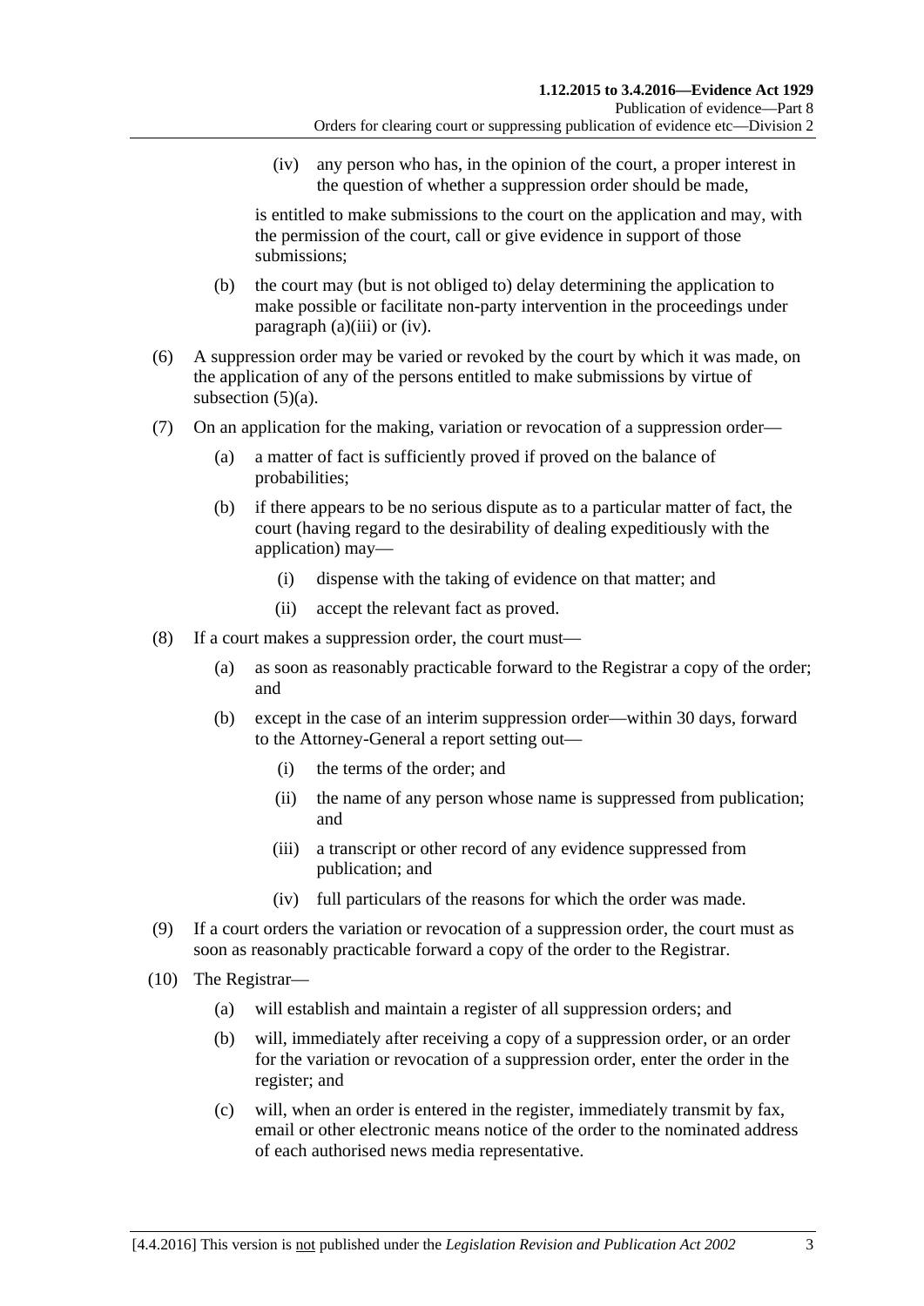(iv) any person who has, in the opinion of the court, a proper interest in the question of whether a suppression order should be made,

is entitled to make submissions to the court on the application and may, with the permission of the court, call or give evidence in support of those submissions;

(b) the court may (but is not obliged to) delay determining the application to make possible or facilitate non-party intervention in the proceedings under paragraph (a)(iii) or (iv).

(6) A suppression order may be varied or revoked by the court by which it was made, on the application of any of the persons entitled to make submissions by virtue of subsection (5)(a).

(7) On an application for the making, variation or revocation of a suppression order—

(a) a matter of fact is sufficiently proved if proved on the balance of probabilities;

(b) if there appears to be no serious dispute as to a particular matter of fact, the court (having regard to the desirability of dealing expeditiously with the application) may—

(i) dispense with the taking of evidence on that matter; and

(ii) accept the relevant fact as proved.

(8) If a court makes a suppression order, the court must—

(a) as soon as reasonably practicable forward to the Registrar a copy of the order; and

(b) except in the case of an interim suppression order—within 30 days, forward to the Attorney-General a report setting out—

(i) the terms of the order; and

(ii) the name of any person whose name is suppressed from publication; and

(iii) a transcript or other record of any evidence suppressed from publication; and

(iv) full particulars of the reasons for which the order was made.

(9) If a court orders the variation or revocation of a suppression order, the court must as soon as reasonably practicable forward a copy of the order to the Registrar.

(10) The Registrar—

(a) will establish and maintain a register of all suppression orders; and

(b) will, immediately after receiving a copy of a suppression order, or an order for the variation or revocation of a suppression order, enter the order in the register; and

(c) will, when an order is entered in the register, immediately transmit by fax, email or other electronic means notice of the order to the nominated address of each authorised news media representative.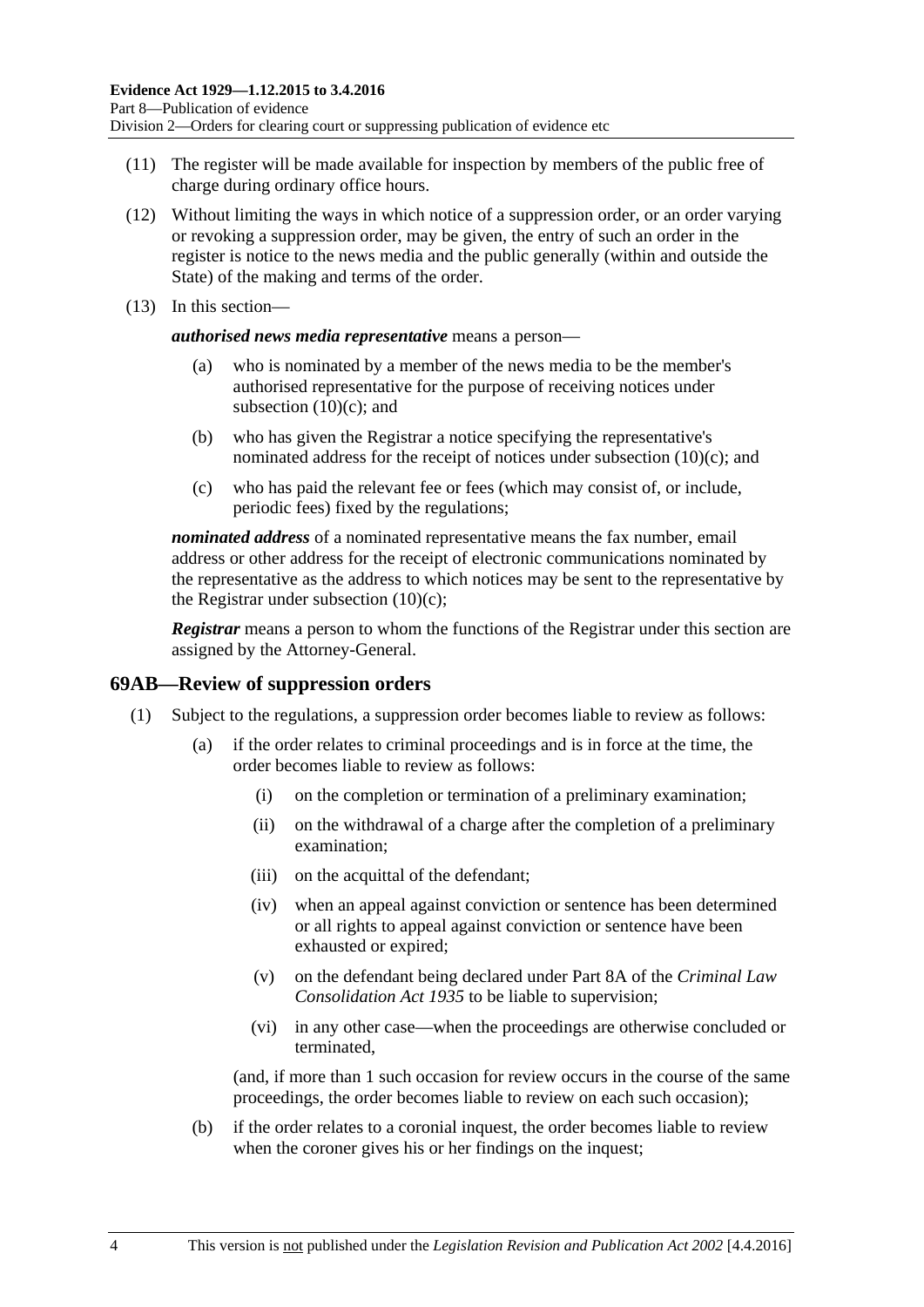(11) The register will be made available for inspection by members of the public free of charge during ordinary office hours.

(12) Without limiting the ways in which notice of a suppression order, or an order varying or revoking a suppression order, may be given, the entry of such an order in the register is notice to the news media and the public generally (within and outside the State) of the making and terms of the order.

(13) In this section—

***authorised news media representative*** means a person—

- (a) who is nominated by a member of the news media to be the member's authorised representative for the purpose of receiving notices under subsection (10)(c); and
- (b) who has given the Registrar a notice specifying the representative's nominated address for the receipt of notices under subsection (10)(c); and
- (c) who has paid the relevant fee or fees (which may consist of, or include, periodic fees) fixed by the regulations;

***nominated address*** of a nominated representative means the fax number, email address or other address for the receipt of electronic communications nominated by the representative as the address to which notices may be sent to the representative by the Registrar under subsection (10)(c);

***Registrar*** means a person to whom the functions of the Registrar under this section are assigned by the Attorney-General.

## 69AB—Review of suppression orders

(1) Subject to the regulations, a suppression order becomes liable to review as follows:

- (a) if the order relates to criminal proceedings and is in force at the time, the order becomes liable to review as follows:
  - (i) on the completion or termination of a preliminary examination;
  - (ii) on the withdrawal of a charge after the completion of a preliminary examination;
  - (iii) on the acquittal of the defendant;
  - (iv) when an appeal against conviction or sentence has been determined or all rights to appeal against conviction or sentence have been exhausted or expired;
  - (v) on the defendant being declared under Part 8A of the *Criminal Law Consolidation Act 1935* to be liable to supervision;
  - (vi) in any other case—when the proceedings are otherwise concluded or terminated,

  (and, if more than 1 such occasion for review occurs in the course of the same proceedings, the order becomes liable to review on each such occasion);
- (b) if the order relates to a coronial inquest, the order becomes liable to review when the coroner gives his or her findings on the inquest;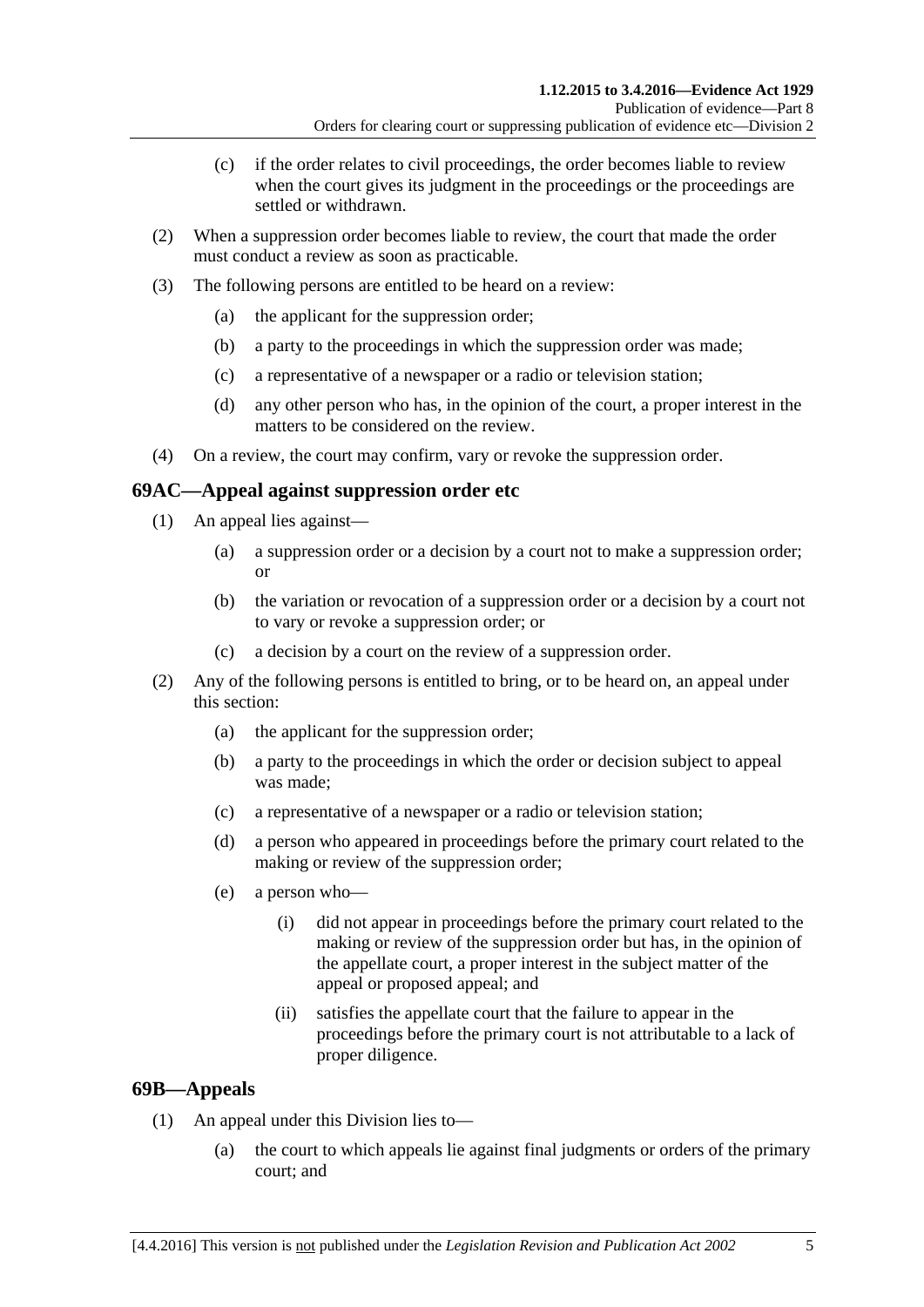(c) if the order relates to civil proceedings, the order becomes liable to review when the court gives its judgment in the proceedings or the proceedings are settled or withdrawn.

(2) When a suppression order becomes liable to review, the court that made the order must conduct a review as soon as practicable.

(3) The following persons are entitled to be heard on a review:

(a) the applicant for the suppression order;

(b) a party to the proceedings in which the suppression order was made;

(c) a representative of a newspaper or a radio or television station;

(d) any other person who has, in the opinion of the court, a proper interest in the matters to be considered on the review.

(4) On a review, the court may confirm, vary or revoke the suppression order.

## 69AC—Appeal against suppression order etc

(1) An appeal lies against—

(a) a suppression order or a decision by a court not to make a suppression order; or

(b) the variation or revocation of a suppression order or a decision by a court not to vary or revoke a suppression order; or

(c) a decision by a court on the review of a suppression order.

(2) Any of the following persons is entitled to bring, or to be heard on, an appeal under this section:

(a) the applicant for the suppression order;

(b) a party to the proceedings in which the order or decision subject to appeal was made;

(c) a representative of a newspaper or a radio or television station;

(d) a person who appeared in proceedings before the primary court related to the making or review of the suppression order;

(e) a person who—

(i) did not appear in proceedings before the primary court related to the making or review of the suppression order but has, in the opinion of the appellate court, a proper interest in the subject matter of the appeal or proposed appeal; and

(ii) satisfies the appellate court that the failure to appear in the proceedings before the primary court is not attributable to a lack of proper diligence.

## 69B—Appeals

(1) An appeal under this Division lies to—

(a) the court to which appeals lie against final judgments or orders of the primary court; and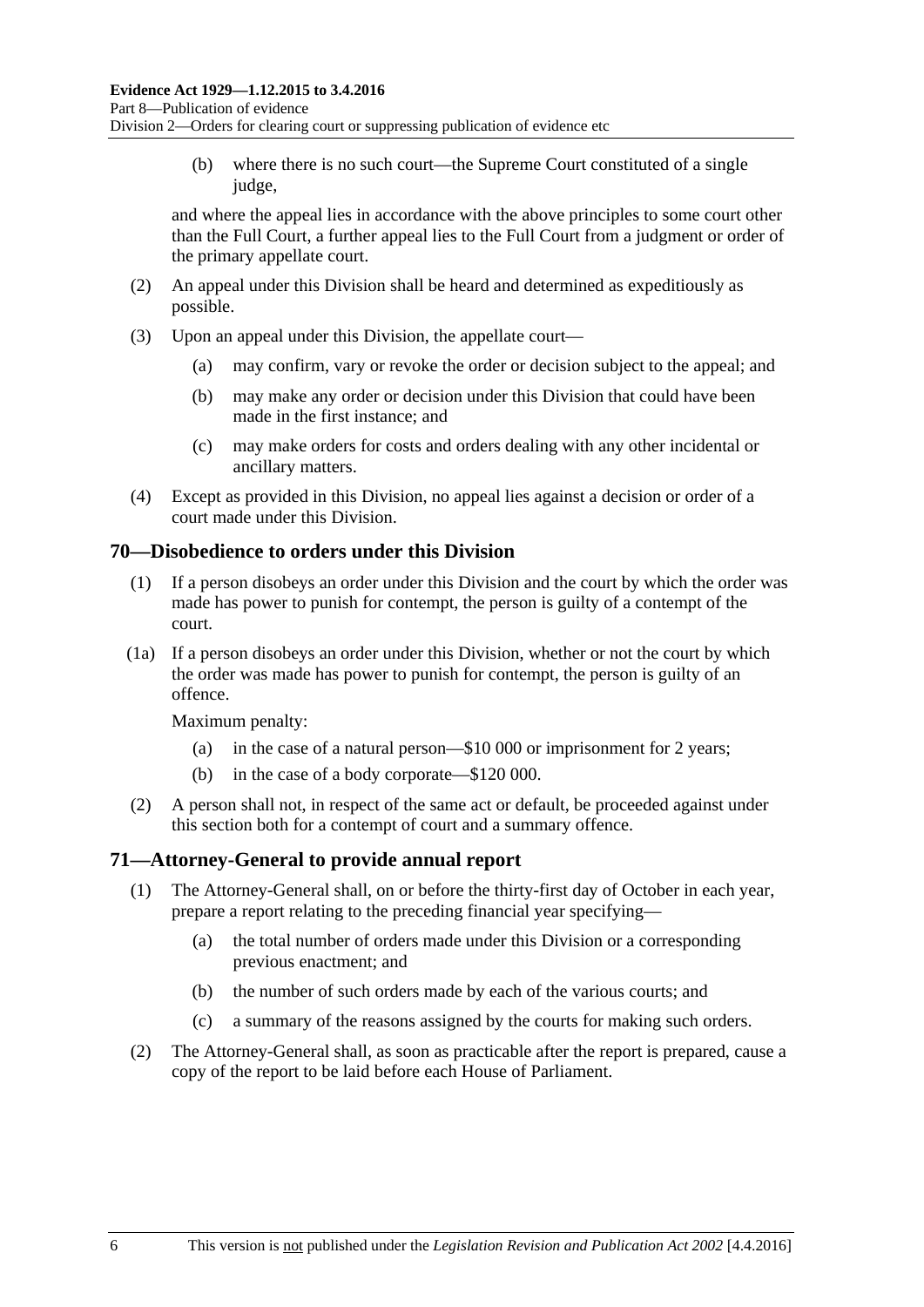(b) where there is no such court—the Supreme Court constituted of a single judge,

and where the appeal lies in accordance with the above principles to some court other than the Full Court, a further appeal lies to the Full Court from a judgment or order of the primary appellate court.

(2) An appeal under this Division shall be heard and determined as expeditiously as possible.

(3) Upon an appeal under this Division, the appellate court—

(a) may confirm, vary or revoke the order or decision subject to the appeal; and

(b) may make any order or decision under this Division that could have been made in the first instance; and

(c) may make orders for costs and orders dealing with any other incidental or ancillary matters.

(4) Except as provided in this Division, no appeal lies against a decision or order of a court made under this Division.

## 70—Disobedience to orders under this Division

(1) If a person disobeys an order under this Division and the court by which the order was made has power to punish for contempt, the person is guilty of a contempt of the court.

(1a) If a person disobeys an order under this Division, whether or not the court by which the order was made has power to punish for contempt, the person is guilty of an offence.

Maximum penalty:

(a) in the case of a natural person—$10 000 or imprisonment for 2 years;

(b) in the case of a body corporate—$120 000.

(2) A person shall not, in respect of the same act or default, be proceeded against under this section both for a contempt of court and a summary offence.

## 71—Attorney-General to provide annual report

(1) The Attorney-General shall, on or before the thirty-first day of October in each year, prepare a report relating to the preceding financial year specifying—

(a) the total number of orders made under this Division or a corresponding previous enactment; and

(b) the number of such orders made by each of the various courts; and

(c) a summary of the reasons assigned by the courts for making such orders.

(2) The Attorney-General shall, as soon as practicable after the report is prepared, cause a copy of the report to be laid before each House of Parliament.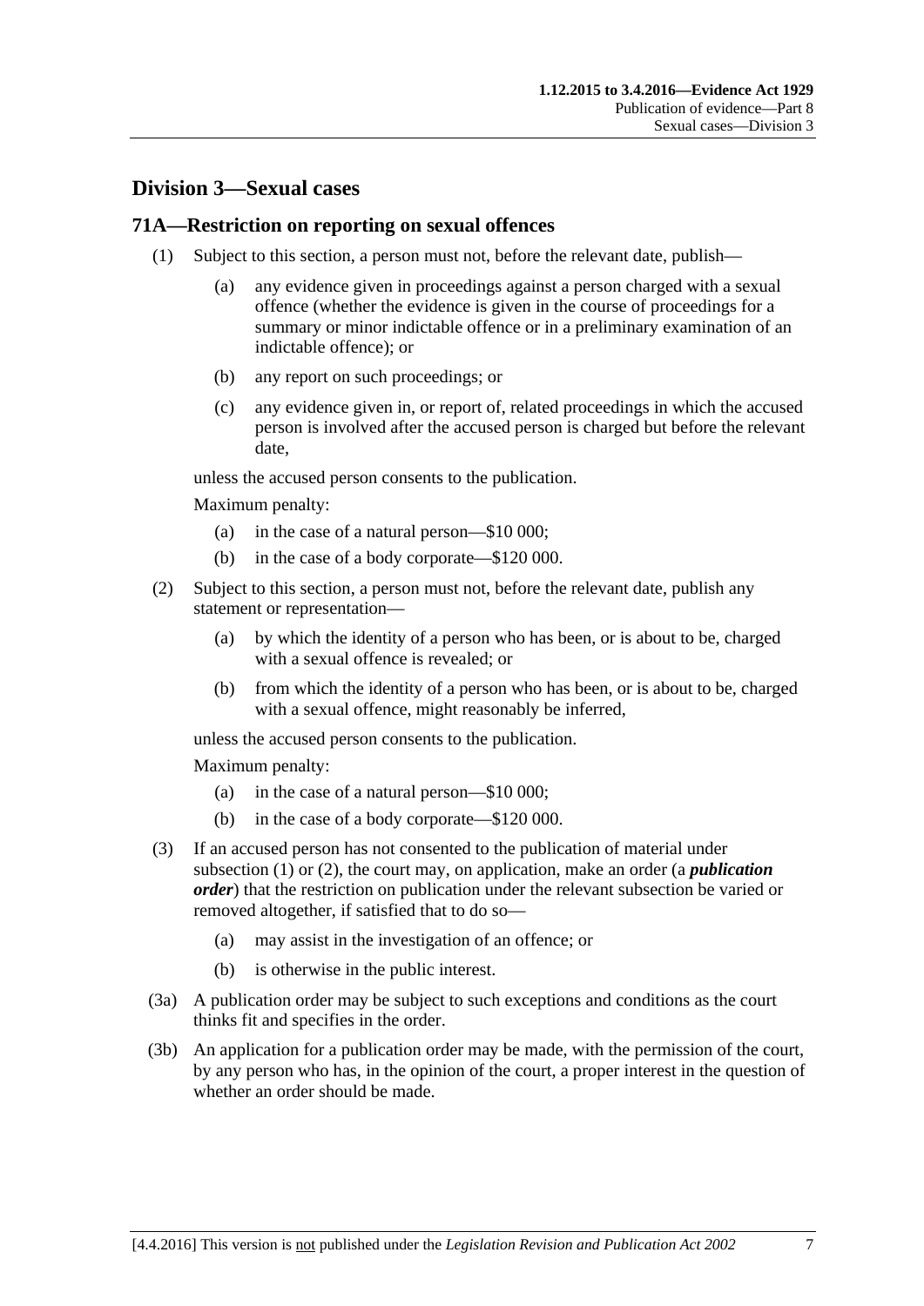## Division 3—Sexual cases

### 71A—Restriction on reporting on sexual offences

(1) Subject to this section, a person must not, before the relevant date, publish—

- (a) any evidence given in proceedings against a person charged with a sexual offence (whether the evidence is given in the course of proceedings for a summary or minor indictable offence or in a preliminary examination of an indictable offence); or
- (b) any report on such proceedings; or
- (c) any evidence given in, or report of, related proceedings in which the accused person is involved after the accused person is charged but before the relevant date,

unless the accused person consents to the publication.

Maximum penalty:

- (a) in the case of a natural person—$10 000;
- (b) in the case of a body corporate—$120 000.

(2) Subject to this section, a person must not, before the relevant date, publish any statement or representation—

- (a) by which the identity of a person who has been, or is about to be, charged with a sexual offence is revealed; or
- (b) from which the identity of a person who has been, or is about to be, charged with a sexual offence, might reasonably be inferred,

unless the accused person consents to the publication.

Maximum penalty:

- (a) in the case of a natural person—$10 000;
- (b) in the case of a body corporate—$120 000.

(3) If an accused person has not consented to the publication of material under subsection (1) or (2), the court may, on application, make an order (a ***publication order***) that the restriction on publication under the relevant subsection be varied or removed altogether, if satisfied that to do so—

- (a) may assist in the investigation of an offence; or
- (b) is otherwise in the public interest.

(3a) A publication order may be subject to such exceptions and conditions as the court thinks fit and specifies in the order.

(3b) An application for a publication order may be made, with the permission of the court, by any person who has, in the opinion of the court, a proper interest in the question of whether an order should be made.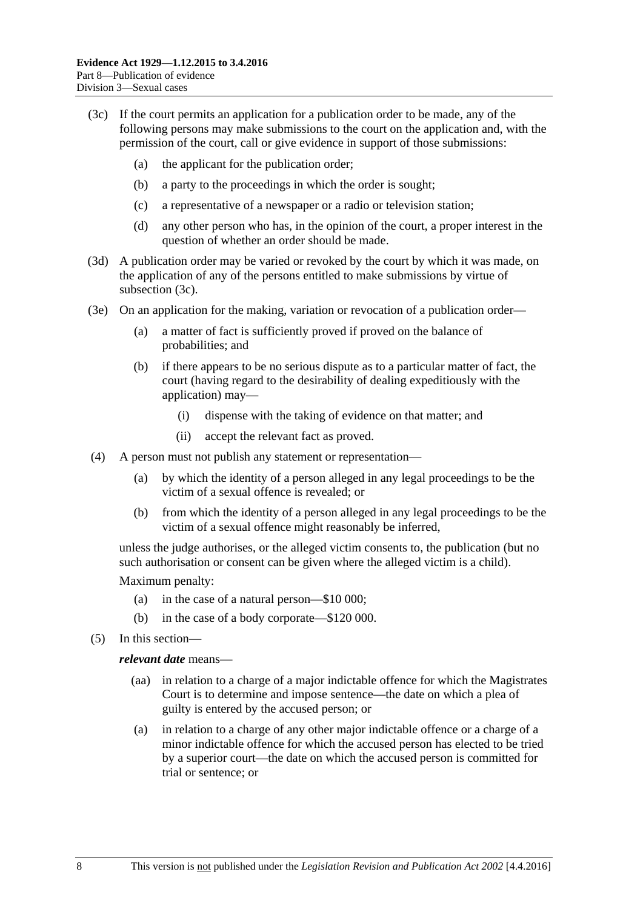(3c) If the court permits an application for a publication order to be made, any of the following persons may make submissions to the court on the application and, with the permission of the court, call or give evidence in support of those submissions:

(a) the applicant for the publication order;

(b) a party to the proceedings in which the order is sought;

(c) a representative of a newspaper or a radio or television station;

(d) any other person who has, in the opinion of the court, a proper interest in the question of whether an order should be made.

(3d) A publication order may be varied or revoked by the court by which it was made, on the application of any of the persons entitled to make submissions by virtue of subsection (3c).

(3e) On an application for the making, variation or revocation of a publication order—

(a) a matter of fact is sufficiently proved if proved on the balance of probabilities; and

(b) if there appears to be no serious dispute as to a particular matter of fact, the court (having regard to the desirability of dealing expeditiously with the application) may—

(i) dispense with the taking of evidence on that matter; and

(ii) accept the relevant fact as proved.

(4) A person must not publish any statement or representation—

(a) by which the identity of a person alleged in any legal proceedings to be the victim of a sexual offence is revealed; or

(b) from which the identity of a person alleged in any legal proceedings to be the victim of a sexual offence might reasonably be inferred,

unless the judge authorises, or the alleged victim consents to, the publication (but no such authorisation or consent can be given where the alleged victim is a child).

Maximum penalty:

(a) in the case of a natural person—$10 000;

(b) in the case of a body corporate—$120 000.

(5) In this section—

***relevant date*** means—

(aa) in relation to a charge of a major indictable offence for which the Magistrates Court is to determine and impose sentence—the date on which a plea of guilty is entered by the accused person; or

(a) in relation to a charge of any other major indictable offence or a charge of a minor indictable offence for which the accused person has elected to be tried by a superior court—the date on which the accused person is committed for trial or sentence; or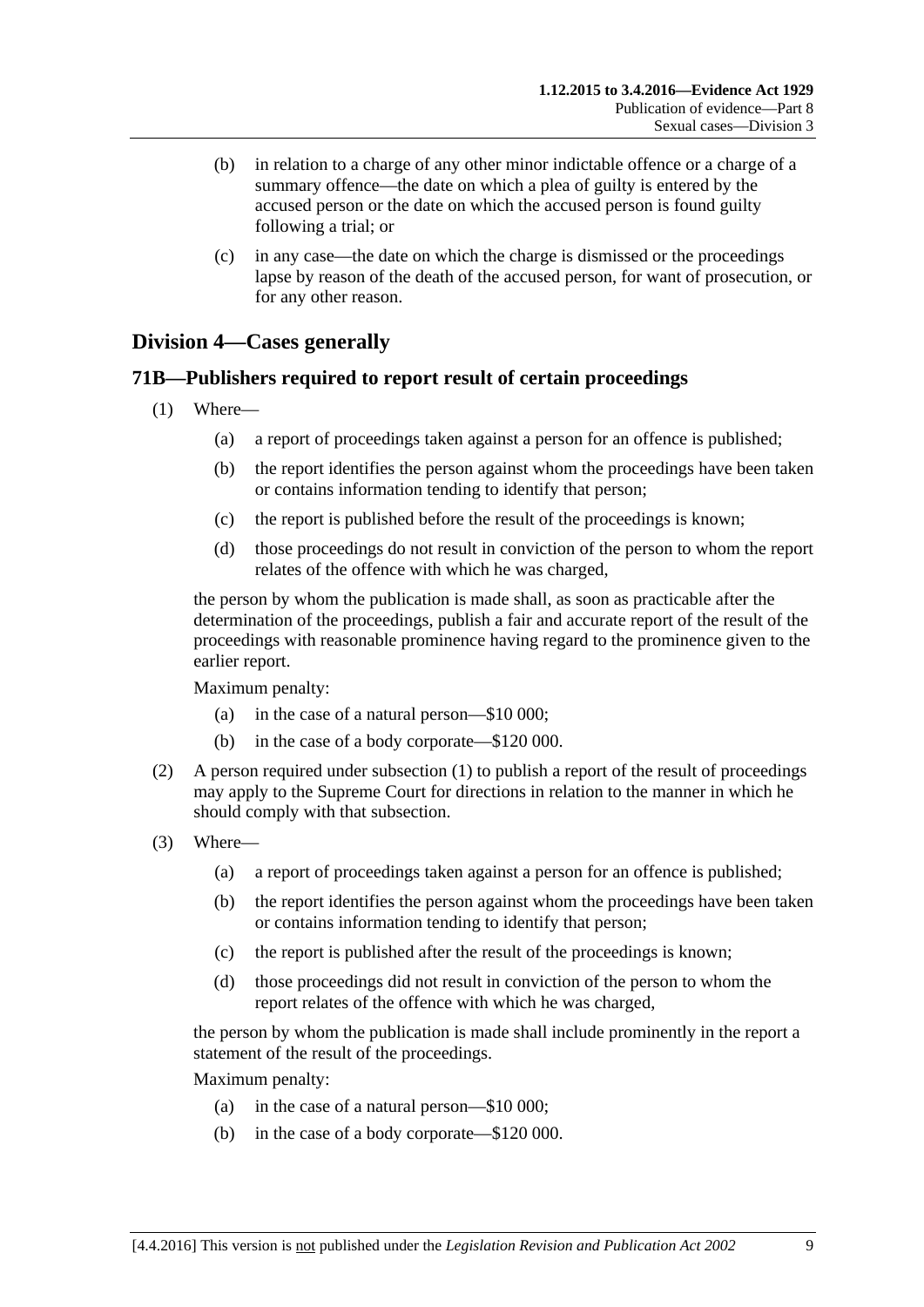(b) in relation to a charge of any other minor indictable offence or a charge of a summary offence—the date on which a plea of guilty is entered by the accused person or the date on which the accused person is found guilty following a trial; or

(c) in any case—the date on which the charge is dismissed or the proceedings lapse by reason of the death of the accused person, for want of prosecution, or for any other reason.

## Division 4—Cases generally

### 71B—Publishers required to report result of certain proceedings

(1) Where—

(a) a report of proceedings taken against a person for an offence is published;

(b) the report identifies the person against whom the proceedings have been taken or contains information tending to identify that person;

(c) the report is published before the result of the proceedings is known;

(d) those proceedings do not result in conviction of the person to whom the report relates of the offence with which he was charged,

the person by whom the publication is made shall, as soon as practicable after the determination of the proceedings, publish a fair and accurate report of the result of the proceedings with reasonable prominence having regard to the prominence given to the earlier report.

Maximum penalty:

(a) in the case of a natural person—$10 000;

(b) in the case of a body corporate—$120 000.

(2) A person required under subsection (1) to publish a report of the result of proceedings may apply to the Supreme Court for directions in relation to the manner in which he should comply with that subsection.

(3) Where—

(a) a report of proceedings taken against a person for an offence is published;

(b) the report identifies the person against whom the proceedings have been taken or contains information tending to identify that person;

(c) the report is published after the result of the proceedings is known;

(d) those proceedings did not result in conviction of the person to whom the report relates of the offence with which he was charged,

the person by whom the publication is made shall include prominently in the report a statement of the result of the proceedings.

Maximum penalty:

(a) in the case of a natural person—$10 000;

(b) in the case of a body corporate—$120 000.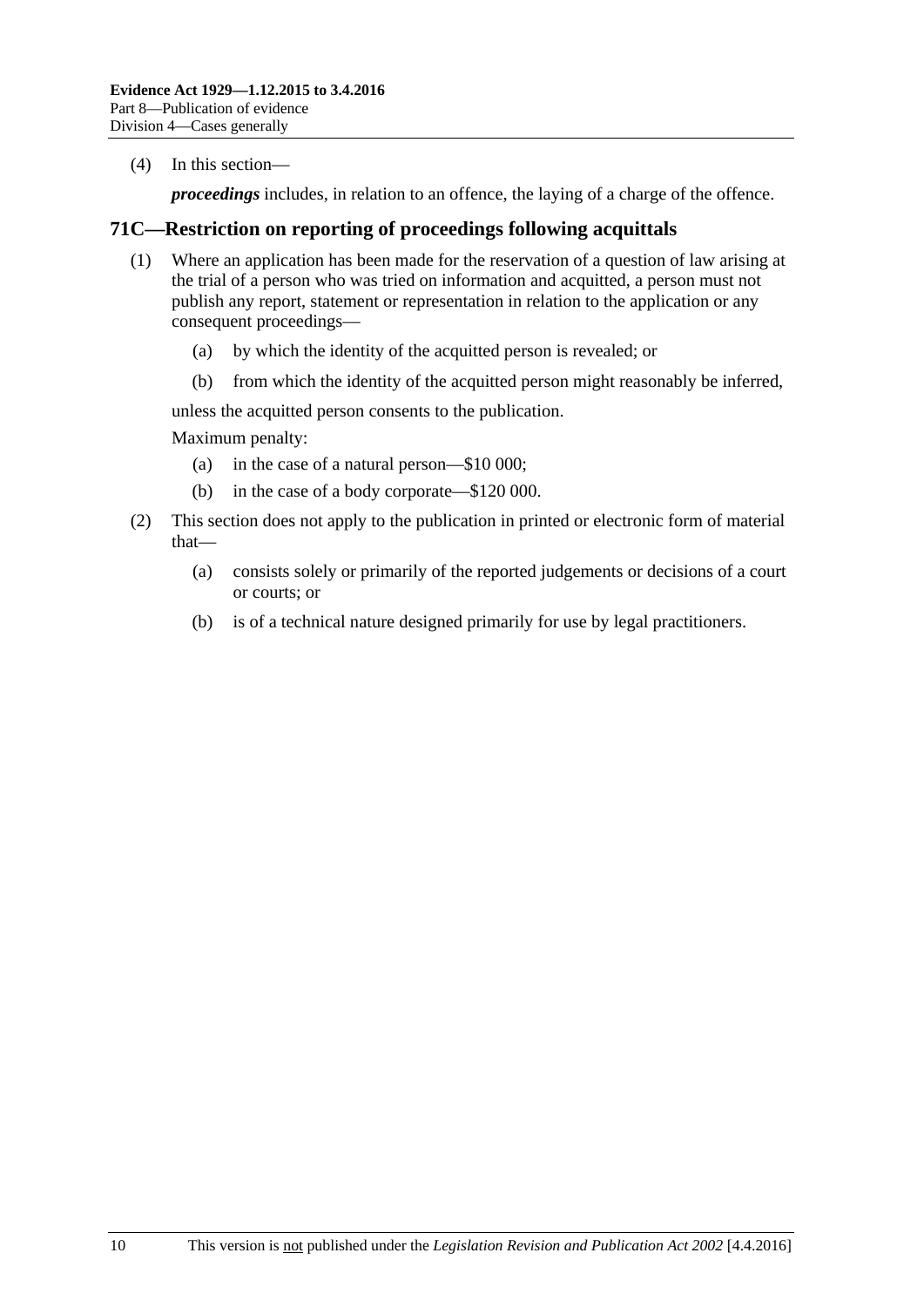(4) In this section—

*proceedings* includes, in relation to an offence, the laying of a charge of the offence.

## 71C—Restriction on reporting of proceedings following acquittals

(1) Where an application has been made for the reservation of a question of law arising at the trial of a person who was tried on information and acquitted, a person must not publish any report, statement or representation in relation to the application or any consequent proceedings—

  (a) by which the identity of the acquitted person is revealed; or

  (b) from which the identity of the acquitted person might reasonably be inferred,

unless the acquitted person consents to the publication.

Maximum penalty:

  (a) in the case of a natural person—$10 000;

  (b) in the case of a body corporate—$120 000.

(2) This section does not apply to the publication in printed or electronic form of material that—

  (a) consists solely or primarily of the reported judgements or decisions of a court or courts; or

  (b) is of a technical nature designed primarily for use by legal practitioners.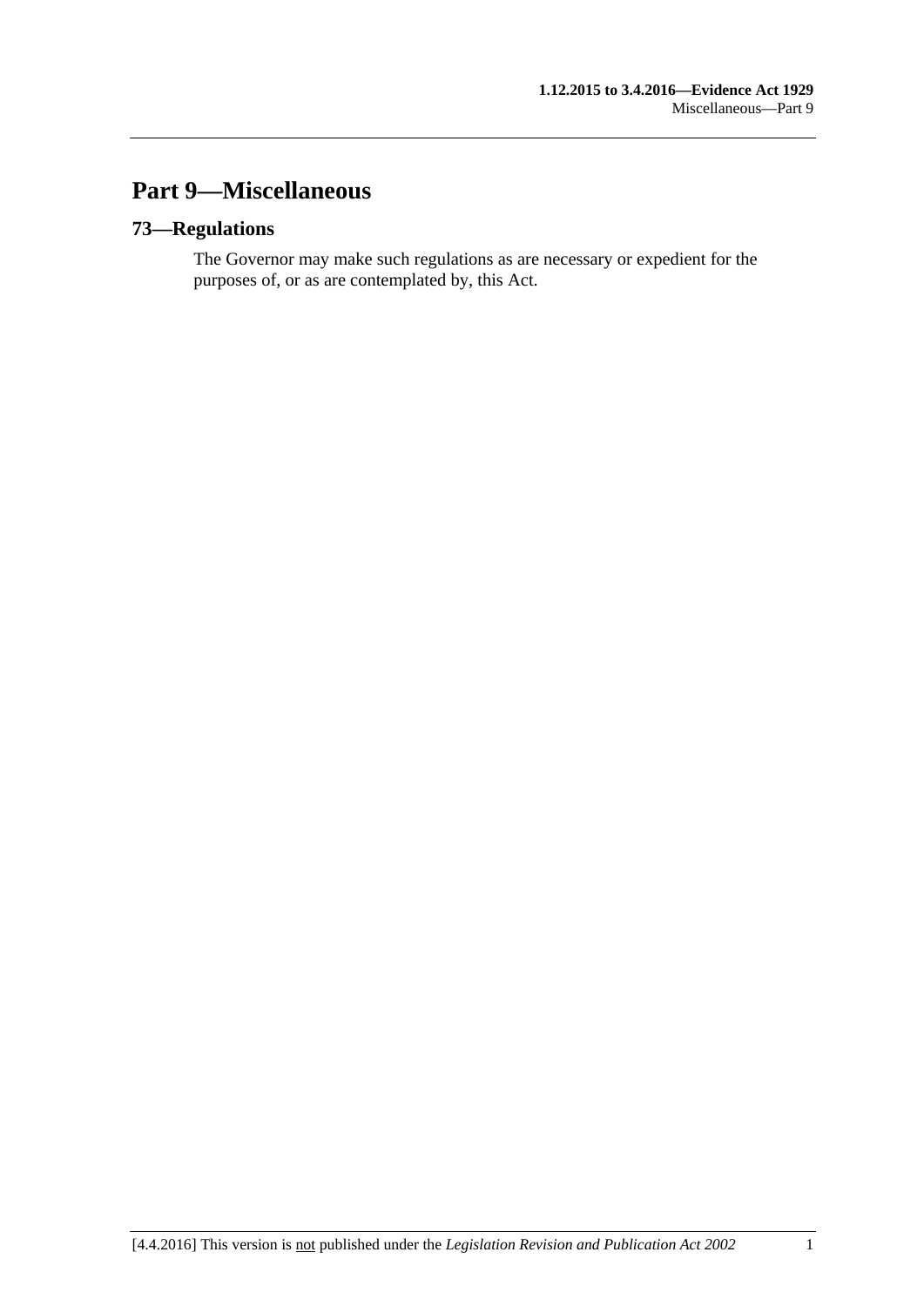# Part 9—Miscellaneous

## 73—Regulations

The Governor may make such regulations as are necessary or expedient for the purposes of, or as are contemplated by, this Act.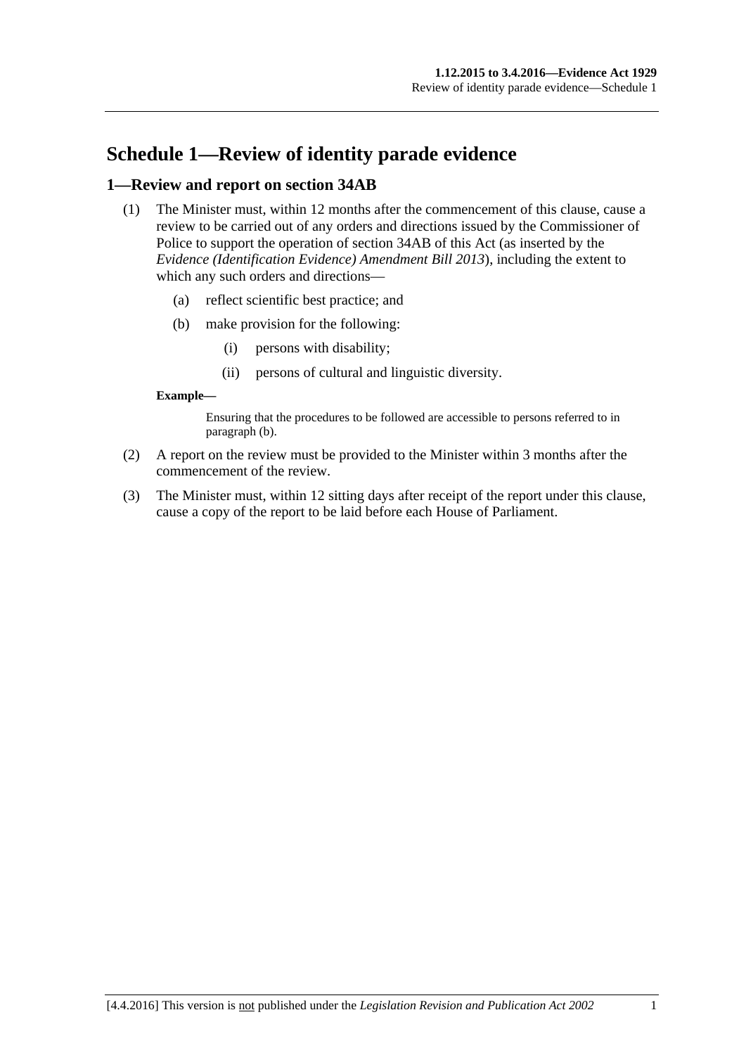# Schedule 1—Review of identity parade evidence

## 1—Review and report on section 34AB

(1) The Minister must, within 12 months after the commencement of this clause, cause a review to be carried out of any orders and directions issued by the Commissioner of Police to support the operation of section 34AB of this Act (as inserted by the *Evidence (Identification Evidence) Amendment Bill 2013*), including the extent to which any such orders and directions—

- (a) reflect scientific best practice; and
- (b) make provision for the following:
  - (i) persons with disability;
  - (ii) persons of cultural and linguistic diversity.

**Example—**

Ensuring that the procedures to be followed are accessible to persons referred to in paragraph (b).

(2) A report on the review must be provided to the Minister within 3 months after the commencement of the review.

(3) The Minister must, within 12 sitting days after receipt of the report under this clause, cause a copy of the report to be laid before each House of Parliament.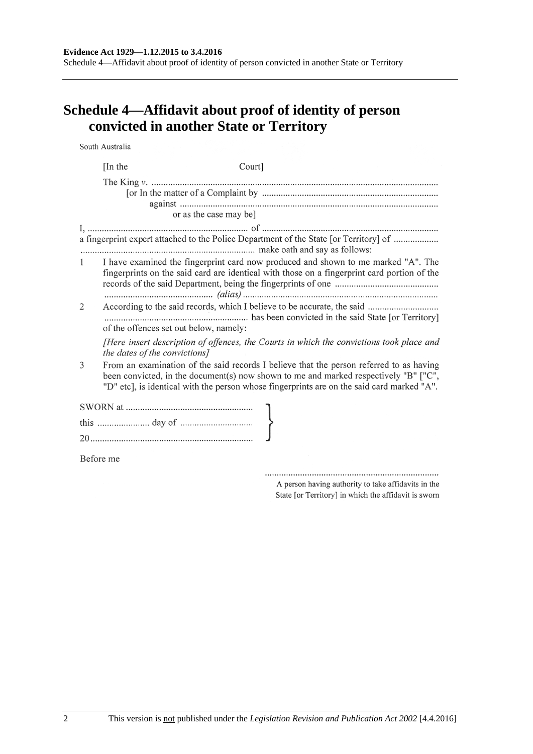# Schedule 4—Affidavit about proof of identity of person convicted in another State or Territory

South Australia

[In the Court]

The King *v.* ...........................................................................................................................
[or In the matter of a Complaint by ..........................................................................
against ..............................................................................................................
or as the case may be]

I, .................................................................... of ..........................................................................
a fingerprint expert attached to the Police Department of the State [or Territory] of ...................
.......................................................................... make oath and say as follows:

1 I have examined the fingerprint card now produced and shown to me marked "A". The fingerprints on the said card are identical with those on a fingerprint card portion of the records of the said Department, being the fingerprints of one ...........................................
.............................................. *(alias)* ..................................................................................

2 According to the said records, which I believe to be accurate, the said ..............................
............................................................ has been convicted in the said State [or Territory] of the offences set out below, namely:

*[Here insert description of offences, the Courts in which the convictions took place and the dates of the convictions]*

3 From an examination of the said records I believe that the person referred to as having been convicted, in the document(s) now shown to me and marked respectively "B" ["C", "D" etc], is identical with the person whose fingerprints are on the said card marked "A".

SWORN at .....................................................
this ...................... day of ..............................
20....................................................................

Before me

..........................................................................
A person having authority to take affidavits in the State [or Territory] in which the affidavit is sworn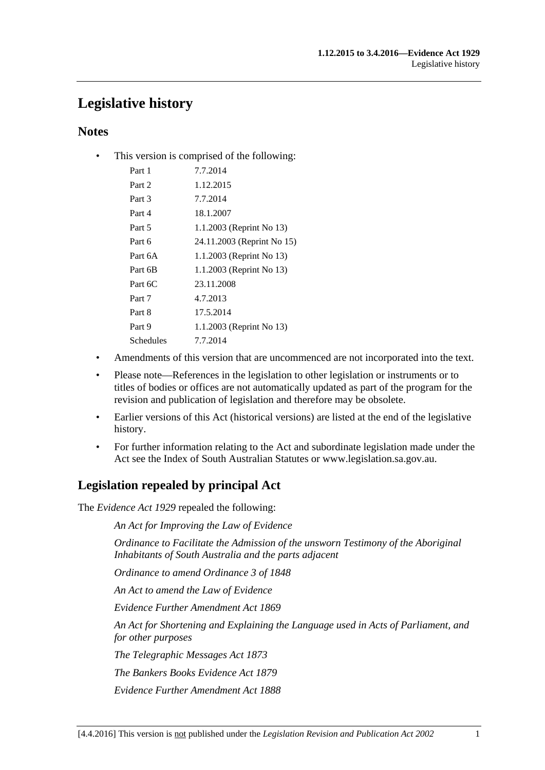# Legislative history

## Notes

- This version is comprised of the following:

| | |
|---|---|
| Part 1 | 7.7.2014 |
| Part 2 | 1.12.2015 |
| Part 3 | 7.7.2014 |
| Part 4 | 18.1.2007 |
| Part 5 | 1.1.2003 (Reprint No 13) |
| Part 6 | 24.11.2003 (Reprint No 15) |
| Part 6A | 1.1.2003 (Reprint No 13) |
| Part 6B | 1.1.2003 (Reprint No 13) |
| Part 6C | 23.11.2008 |
| Part 7 | 4.7.2013 |
| Part 8 | 17.5.2014 |
| Part 9 | 1.1.2003 (Reprint No 13) |
| Schedules | 7.7.2014 |

- Amendments of this version that are uncommenced are not incorporated into the text.
- Please note—References in the legislation to other legislation or instruments or to titles of bodies or offices are not automatically updated as part of the program for the revision and publication of legislation and therefore may be obsolete.
- Earlier versions of this Act (historical versions) are listed at the end of the legislative history.
- For further information relating to the Act and subordinate legislation made under the Act see the Index of South Australian Statutes or www.legislation.sa.gov.au.

## Legislation repealed by principal Act

The *Evidence Act 1929* repealed the following:

*An Act for Improving the Law of Evidence*

*Ordinance to Facilitate the Admission of the unsworn Testimony of the Aboriginal Inhabitants of South Australia and the parts adjacent*

*Ordinance to amend Ordinance 3 of 1848*

*An Act to amend the Law of Evidence*

*Evidence Further Amendment Act 1869*

*An Act for Shortening and Explaining the Language used in Acts of Parliament, and for other purposes*

*The Telegraphic Messages Act 1873*

*The Bankers Books Evidence Act 1879*

*Evidence Further Amendment Act 1888*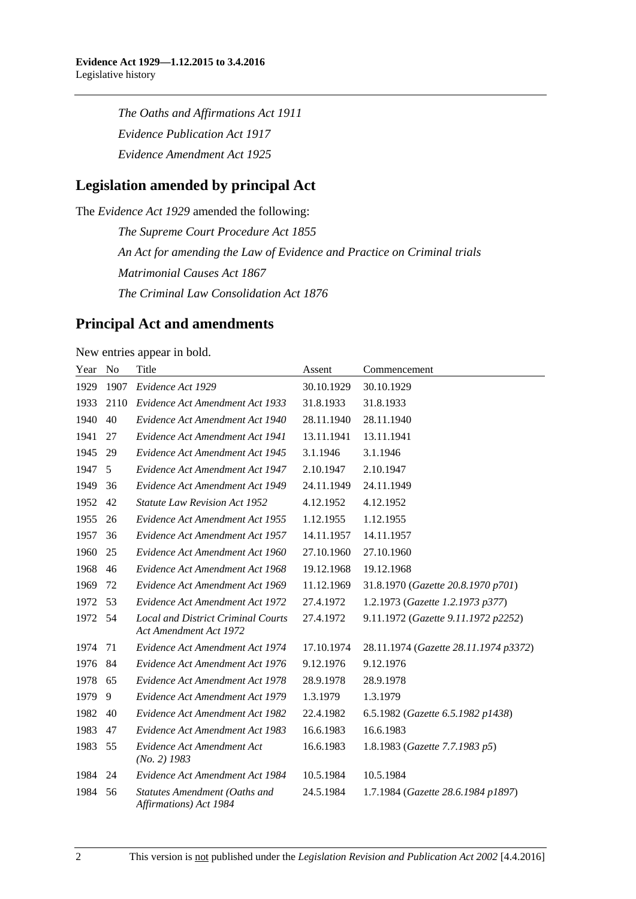*The Oaths and Affirmations Act 1911*

*Evidence Publication Act 1917*

*Evidence Amendment Act 1925*

## Legislation amended by principal Act

The *Evidence Act 1929* amended the following:

*The Supreme Court Procedure Act 1855*

*An Act for amending the Law of Evidence and Practice on Criminal trials*

*Matrimonial Causes Act 1867*

*The Criminal Law Consolidation Act 1876*

## Principal Act and amendments

New entries appear in bold.

| Year | No | Title | Assent | Commencement |
|---|---|---|---|---|
| 1929 | 1907 | *Evidence Act 1929* | 30.10.1929 | 30.10.1929 |
| 1933 | 2110 | *Evidence Act Amendment Act 1933* | 31.8.1933 | 31.8.1933 |
| 1940 | 40 | *Evidence Act Amendment Act 1940* | 28.11.1940 | 28.11.1940 |
| 1941 | 27 | *Evidence Act Amendment Act 1941* | 13.11.1941 | 13.11.1941 |
| 1945 | 29 | *Evidence Act Amendment Act 1945* | 3.1.1946 | 3.1.1946 |
| 1947 | 5 | *Evidence Act Amendment Act 1947* | 2.10.1947 | 2.10.1947 |
| 1949 | 36 | *Evidence Act Amendment Act 1949* | 24.11.1949 | 24.11.1949 |
| 1952 | 42 | *Statute Law Revision Act 1952* | 4.12.1952 | 4.12.1952 |
| 1955 | 26 | *Evidence Act Amendment Act 1955* | 1.12.1955 | 1.12.1955 |
| 1957 | 36 | *Evidence Act Amendment Act 1957* | 14.11.1957 | 14.11.1957 |
| 1960 | 25 | *Evidence Act Amendment Act 1960* | 27.10.1960 | 27.10.1960 |
| 1968 | 46 | *Evidence Act Amendment Act 1968* | 19.12.1968 | 19.12.1968 |
| 1969 | 72 | *Evidence Act Amendment Act 1969* | 11.12.1969 | 31.8.1970 (*Gazette 20.8.1970 p701*) |
| 1972 | 53 | *Evidence Act Amendment Act 1972* | 27.4.1972 | 1.2.1973 (*Gazette 1.2.1973 p377*) |
| 1972 | 54 | *Local and District Criminal Courts Act Amendment Act 1972* | 27.4.1972 | 9.11.1972 (*Gazette 9.11.1972 p2252*) |
| 1974 | 71 | *Evidence Act Amendment Act 1974* | 17.10.1974 | 28.11.1974 (*Gazette 28.11.1974 p3372*) |
| 1976 | 84 | *Evidence Act Amendment Act 1976* | 9.12.1976 | 9.12.1976 |
| 1978 | 65 | *Evidence Act Amendment Act 1978* | 28.9.1978 | 28.9.1978 |
| 1979 | 9 | *Evidence Act Amendment Act 1979* | 1.3.1979 | 1.3.1979 |
| 1982 | 40 | *Evidence Act Amendment Act 1982* | 22.4.1982 | 6.5.1982 (*Gazette 6.5.1982 p1438*) |
| 1983 | 47 | *Evidence Act Amendment Act 1983* | 16.6.1983 | 16.6.1983 |
| 1983 | 55 | *Evidence Act Amendment Act (No. 2) 1983* | 16.6.1983 | 1.8.1983 (*Gazette 7.7.1983 p5*) |
| 1984 | 24 | *Evidence Act Amendment Act 1984* | 10.5.1984 | 10.5.1984 |
| 1984 | 56 | *Statutes Amendment (Oaths and Affirmations) Act 1984* | 24.5.1984 | 1.7.1984 (*Gazette 28.6.1984 p1897*) |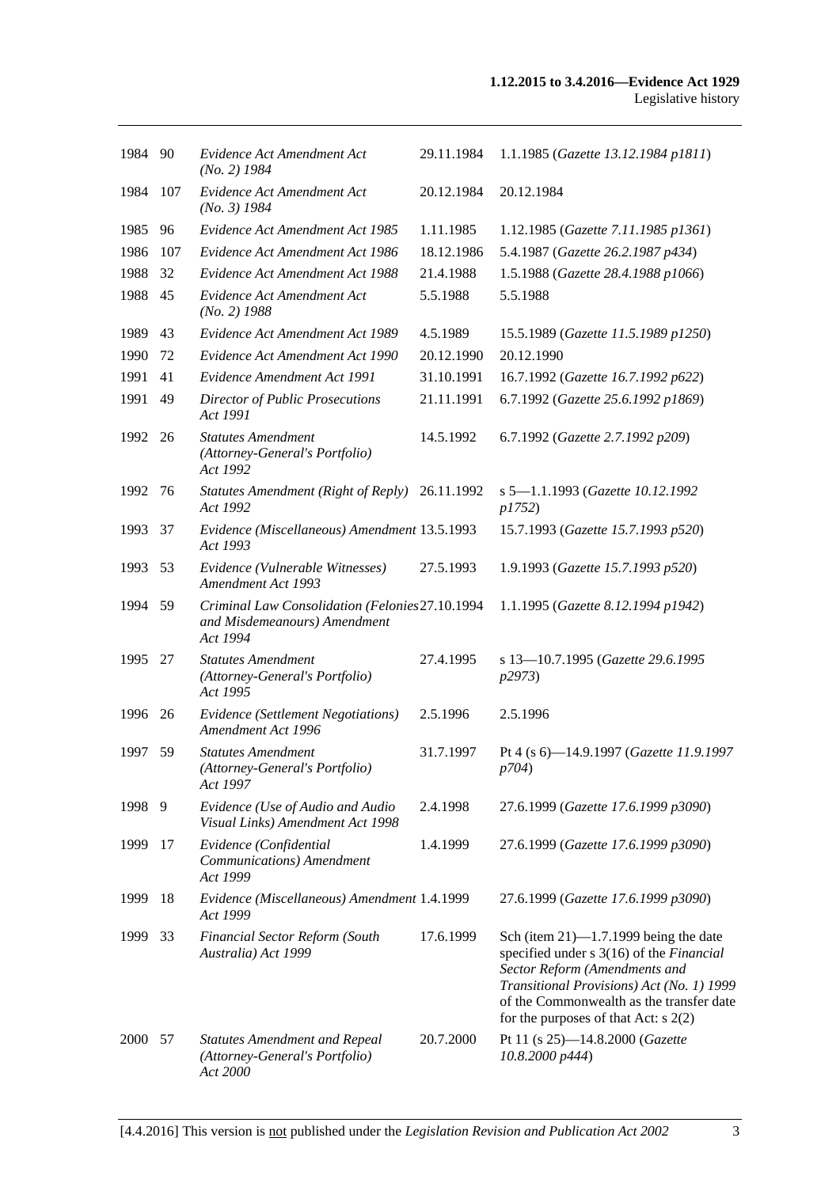| | | | | |
|---|---|---|---|---|
| 1984 | 90 | *Evidence Act Amendment Act (No. 2) 1984* | 29.11.1984 | 1.1.1985 (*Gazette 13.12.1984 p1811*) |
| 1984 | 107 | *Evidence Act Amendment Act (No. 3) 1984* | 20.12.1984 | 20.12.1984 |
| 1985 | 96 | *Evidence Act Amendment Act 1985* | 1.11.1985 | 1.12.1985 (*Gazette 7.11.1985 p1361*) |
| 1986 | 107 | *Evidence Act Amendment Act 1986* | 18.12.1986 | 5.4.1987 (*Gazette 26.2.1987 p434*) |
| 1988 | 32 | *Evidence Act Amendment Act 1988* | 21.4.1988 | 1.5.1988 (*Gazette 28.4.1988 p1066*) |
| 1988 | 45 | *Evidence Act Amendment Act (No. 2) 1988* | 5.5.1988 | 5.5.1988 |
| 1989 | 43 | *Evidence Act Amendment Act 1989* | 4.5.1989 | 15.5.1989 (*Gazette 11.5.1989 p1250*) |
| 1990 | 72 | *Evidence Act Amendment Act 1990* | 20.12.1990 | 20.12.1990 |
| 1991 | 41 | *Evidence Amendment Act 1991* | 31.10.1991 | 16.7.1992 (*Gazette 16.7.1992 p622*) |
| 1991 | 49 | *Director of Public Prosecutions Act 1991* | 21.11.1991 | 6.7.1992 (*Gazette 25.6.1992 p1869*) |
| 1992 | 26 | *Statutes Amendment (Attorney-General's Portfolio) Act 1992* | 14.5.1992 | 6.7.1992 (*Gazette 2.7.1992 p209*) |
| 1992 | 76 | *Statutes Amendment (Right of Reply) Act 1992* | 26.11.1992 | s 5—1.1.1993 (*Gazette 10.12.1992 p1752*) |
| 1993 | 37 | *Evidence (Miscellaneous) Amendment Act 1993* | 13.5.1993 | 15.7.1993 (*Gazette 15.7.1993 p520*) |
| 1993 | 53 | *Evidence (Vulnerable Witnesses) Amendment Act 1993* | 27.5.1993 | 1.9.1993 (*Gazette 15.7.1993 p520*) |
| 1994 | 59 | *Criminal Law Consolidation (Felonies and Misdemeanours) Amendment Act 1994* | 27.10.1994 | 1.1.1995 (*Gazette 8.12.1994 p1942*) |
| 1995 | 27 | *Statutes Amendment (Attorney-General's Portfolio) Act 1995* | 27.4.1995 | s 13—10.7.1995 (*Gazette 29.6.1995 p2973*) |
| 1996 | 26 | *Evidence (Settlement Negotiations) Amendment Act 1996* | 2.5.1996 | 2.5.1996 |
| 1997 | 59 | *Statutes Amendment (Attorney-General's Portfolio) Act 1997* | 31.7.1997 | Pt 4 (s 6)—14.9.1997 (*Gazette 11.9.1997 p704*) |
| 1998 | 9 | *Evidence (Use of Audio and Audio Visual Links) Amendment Act 1998* | 2.4.1998 | 27.6.1999 (*Gazette 17.6.1999 p3090*) |
| 1999 | 17 | *Evidence (Confidential Communications) Amendment Act 1999* | 1.4.1999 | 27.6.1999 (*Gazette 17.6.1999 p3090*) |
| 1999 | 18 | *Evidence (Miscellaneous) Amendment Act 1999* | 1.4.1999 | 27.6.1999 (*Gazette 17.6.1999 p3090*) |
| 1999 | 33 | *Financial Sector Reform (South Australia) Act 1999* | 17.6.1999 | Sch (item 21)—1.7.1999 being the date specified under s 3(16) of the *Financial Sector Reform (Amendments and Transitional Provisions) Act (No. 1) 1999* of the Commonwealth as the transfer date for the purposes of that Act: s 2(2) |
| 2000 | 57 | *Statutes Amendment and Repeal (Attorney-General's Portfolio) Act 2000* | 20.7.2000 | Pt 11 (s 25)—14.8.2000 (*Gazette 10.8.2000 p444*) |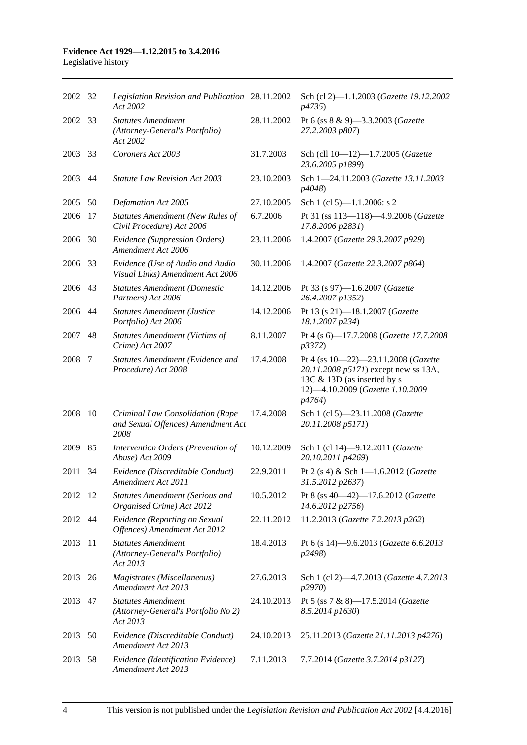| 2002 | 32 | *Legislation Revision and Publication Act 2002* | 28.11.2002 | Sch (cl 2)—1.1.2003 (*Gazette 19.12.2002 p4735*) |
|---|---|---|---|---|
| 2002 | 33 | *Statutes Amendment (Attorney-General's Portfolio) Act 2002* | 28.11.2002 | Pt 6 (ss 8 & 9)—3.3.2003 (*Gazette 27.2.2003 p807*) |
| 2003 | 33 | *Coroners Act 2003* | 31.7.2003 | Sch (cll 10—12)—1.7.2005 (*Gazette 23.6.2005 p1899*) |
| 2003 | 44 | *Statute Law Revision Act 2003* | 23.10.2003 | Sch 1—24.11.2003 (*Gazette 13.11.2003 p4048*) |
| 2005 | 50 | *Defamation Act 2005* | 27.10.2005 | Sch 1 (cl 5)—1.1.2006: s 2 |
| 2006 | 17 | *Statutes Amendment (New Rules of Civil Procedure) Act 2006* | 6.7.2006 | Pt 31 (ss 113—118)—4.9.2006 (*Gazette 17.8.2006 p2831*) |
| 2006 | 30 | *Evidence (Suppression Orders) Amendment Act 2006* | 23.11.2006 | 1.4.2007 (*Gazette 29.3.2007 p929*) |
| 2006 | 33 | *Evidence (Use of Audio and Audio Visual Links) Amendment Act 2006* | 30.11.2006 | 1.4.2007 (*Gazette 22.3.2007 p864*) |
| 2006 | 43 | *Statutes Amendment (Domestic Partners) Act 2006* | 14.12.2006 | Pt 33 (s 97)—1.6.2007 (*Gazette 26.4.2007 p1352*) |
| 2006 | 44 | *Statutes Amendment (Justice Portfolio) Act 2006* | 14.12.2006 | Pt 13 (s 21)—18.1.2007 (*Gazette 18.1.2007 p234*) |
| 2007 | 48 | *Statutes Amendment (Victims of Crime) Act 2007* | 8.11.2007 | Pt 4 (s 6)—17.7.2008 (*Gazette 17.7.2008 p3372*) |
| 2008 | 7 | *Statutes Amendment (Evidence and Procedure) Act 2008* | 17.4.2008 | Pt 4 (ss 10—22)—23.11.2008 (*Gazette 20.11.2008 p5171*) except new ss 13A, 13C & 13D (as inserted by s 12)—4.10.2009 (*Gazette 1.10.2009 p4764*) |
| 2008 | 10 | *Criminal Law Consolidation (Rape and Sexual Offences) Amendment Act 2008* | 17.4.2008 | Sch 1 (cl 5)—23.11.2008 (*Gazette 20.11.2008 p5171*) |
| 2009 | 85 | *Intervention Orders (Prevention of Abuse) Act 2009* | 10.12.2009 | Sch 1 (cl 14)—9.12.2011 (*Gazette 20.10.2011 p4269*) |
| 2011 | 34 | *Evidence (Discreditable Conduct) Amendment Act 2011* | 22.9.2011 | Pt 2 (s 4) & Sch 1—1.6.2012 (*Gazette 31.5.2012 p2637*) |
| 2012 | 12 | *Statutes Amendment (Serious and Organised Crime) Act 2012* | 10.5.2012 | Pt 8 (ss 40—42)—17.6.2012 (*Gazette 14.6.2012 p2756*) |
| 2012 | 44 | *Evidence (Reporting on Sexual Offences) Amendment Act 2012* | 22.11.2012 | 11.2.2013 (*Gazette 7.2.2013 p262*) |
| 2013 | 11 | *Statutes Amendment (Attorney-General's Portfolio) Act 2013* | 18.4.2013 | Pt 6 (s 14)—9.6.2013 (*Gazette 6.6.2013 p2498*) |
| 2013 | 26 | *Magistrates (Miscellaneous) Amendment Act 2013* | 27.6.2013 | Sch 1 (cl 2)—4.7.2013 (*Gazette 4.7.2013 p2970*) |
| 2013 | 47 | *Statutes Amendment (Attorney-General's Portfolio No 2) Act 2013* | 24.10.2013 | Pt 5 (ss 7 & 8)—17.5.2014 (*Gazette 8.5.2014 p1630*) |
| 2013 | 50 | *Evidence (Discreditable Conduct) Amendment Act 2013* | 24.10.2013 | 25.11.2013 (*Gazette 21.11.2013 p4276*) |
| 2013 | 58 | *Evidence (Identification Evidence) Amendment Act 2013* | 7.11.2013 | 7.7.2014 (*Gazette 3.7.2014 p3127*) |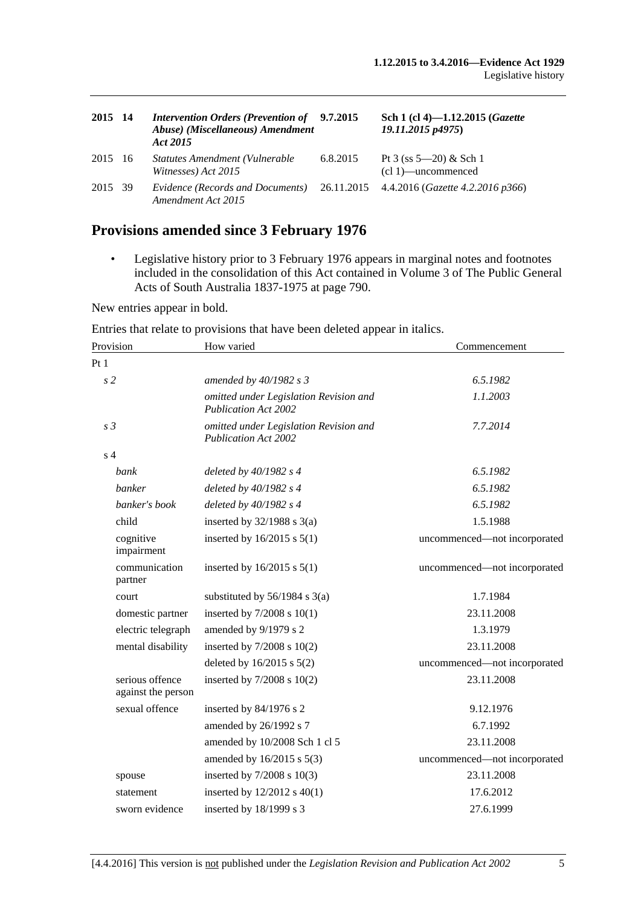| | | | | |
|---|---|---|---|---|
| **2015** | **14** | ***Intervention Orders (Prevention of Abuse) (Miscellaneous) Amendment Act 2015*** | **9.7.2015** | **Sch 1 (cl 4)—1.12.2015 (*Gazette 19.11.2015 p4975*)** |
| 2015 | 16 | *Statutes Amendment (Vulnerable Witnesses) Act 2015* | 6.8.2015 | Pt 3 (ss 5—20) & Sch 1 (cl 1)—uncommenced |
| 2015 | 39 | *Evidence (Records and Documents) Amendment Act 2015* | 26.11.2015 | 4.4.2016 (*Gazette 4.2.2016 p366*) |

## Provisions amended since 3 February 1976

- Legislative history prior to 3 February 1976 appears in marginal notes and footnotes included in the consolidation of this Act contained in Volume 3 of The Public General Acts of South Australia 1837-1975 at page 790.

New entries appear in bold.

Entries that relate to provisions that have been deleted appear in italics.

| Provision | | How varied | Commencement |
|---|---|---|---|
| Pt 1 | | | |
| *s 2* | | *amended by 40/1982 s 3* | *6.5.1982* |
| | | *omitted under Legislation Revision and Publication Act 2002* | *1.1.2003* |
| *s 3* | | *omitted under Legislation Revision and Publication Act 2002* | *7.7.2014* |
| s 4 | | | |
| | *bank* | *deleted by 40/1982 s 4* | *6.5.1982* |
| | *banker* | *deleted by 40/1982 s 4* | *6.5.1982* |
| | *banker's book* | *deleted by 40/1982 s 4* | *6.5.1982* |
| | child | inserted by 32/1988 s 3(a) | 1.5.1988 |
| | cognitive impairment | inserted by 16/2015 s 5(1) | uncommenced—not incorporated |
| | communication partner | inserted by 16/2015 s 5(1) | uncommenced—not incorporated |
| | court | substituted by 56/1984 s 3(a) | 1.7.1984 |
| | domestic partner | inserted by 7/2008 s 10(1) | 23.11.2008 |
| | electric telegraph | amended by 9/1979 s 2 | 1.3.1979 |
| | mental disability | inserted by 7/2008 s 10(2) | 23.11.2008 |
| | | deleted by 16/2015 s 5(2) | uncommenced—not incorporated |
| | serious offence against the person | inserted by 7/2008 s 10(2) | 23.11.2008 |
| | sexual offence | inserted by 84/1976 s 2 | 9.12.1976 |
| | | amended by 26/1992 s 7 | 6.7.1992 |
| | | amended by 10/2008 Sch 1 cl 5 | 23.11.2008 |
| | | amended by 16/2015 s 5(3) | uncommenced—not incorporated |
| | spouse | inserted by 7/2008 s 10(3) | 23.11.2008 |
| | statement | inserted by 12/2012 s 40(1) | 17.6.2012 |
| | sworn evidence | inserted by 18/1999 s 3 | 27.6.1999 |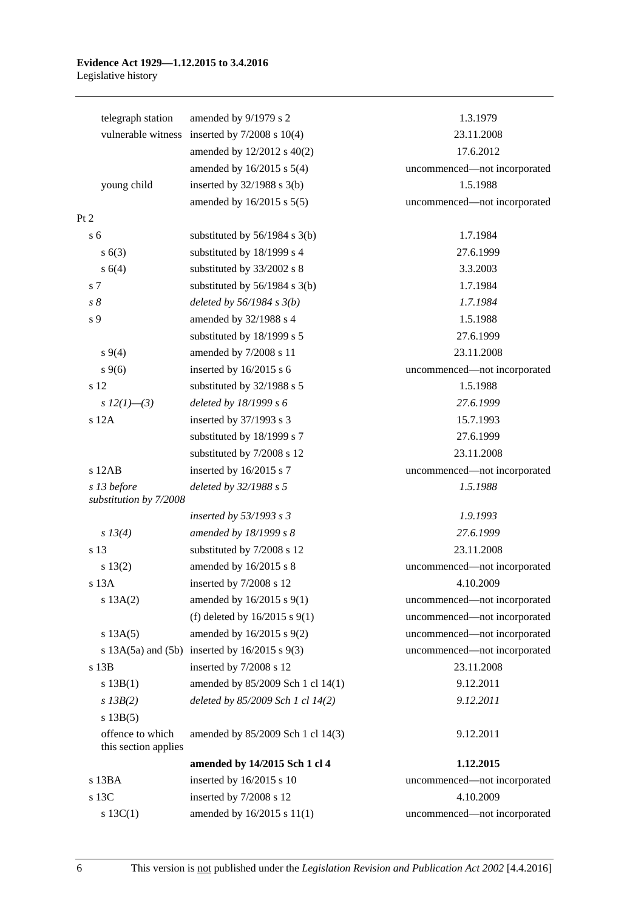| | | |
|---|---|---|
| telegraph station | amended by 9/1979 s 2 | 1.3.1979 |
| vulnerable witness | inserted by 7/2008 s 10(4) | 23.11.2008 |
| | amended by 12/2012 s 40(2) | 17.6.2012 |
| | amended by 16/2015 s 5(4) | uncommenced—not incorporated |
| young child | inserted by 32/1988 s 3(b) | 1.5.1988 |
| | amended by 16/2015 s 5(5) | uncommenced—not incorporated |
| Pt 2 | | |
| s 6 | substituted by 56/1984 s 3(b) | 1.7.1984 |
| s 6(3) | substituted by 18/1999 s 4 | 27.6.1999 |
| s 6(4) | substituted by 33/2002 s 8 | 3.3.2003 |
| s 7 | substituted by 56/1984 s 3(b) | 1.7.1984 |
| *s 8* | *deleted by 56/1984 s 3(b)* | *1.7.1984* |
| s 9 | amended by 32/1988 s 4 | 1.5.1988 |
| | substituted by 18/1999 s 5 | 27.6.1999 |
| s 9(4) | amended by 7/2008 s 11 | 23.11.2008 |
| s 9(6) | inserted by 16/2015 s 6 | uncommenced—not incorporated |
| s 12 | substituted by 32/1988 s 5 | 1.5.1988 |
| *s 12(1)—(3)* | *deleted by 18/1999 s 6* | *27.6.1999* |
| s 12A | inserted by 37/1993 s 3 | 15.7.1993 |
| | substituted by 18/1999 s 7 | 27.6.1999 |
| | substituted by 7/2008 s 12 | 23.11.2008 |
| s 12AB | inserted by 16/2015 s 7 | uncommenced—not incorporated |
| *s 13 before substitution by 7/2008* | *deleted by 32/1988 s 5* | *1.5.1988* |
| | *inserted by 53/1993 s 3* | *1.9.1993* |
| *s 13(4)* | *amended by 18/1999 s 8* | *27.6.1999* |
| s 13 | substituted by 7/2008 s 12 | 23.11.2008 |
| s 13(2) | amended by 16/2015 s 8 | uncommenced—not incorporated |
| s 13A | inserted by 7/2008 s 12 | 4.10.2009 |
| s 13A(2) | amended by 16/2015 s 9(1) | uncommenced—not incorporated |
| | (f) deleted by 16/2015 s 9(1) | uncommenced—not incorporated |
| s 13A(5) | amended by 16/2015 s 9(2) | uncommenced—not incorporated |
| s 13A(5a) and (5b) | inserted by 16/2015 s 9(3) | uncommenced—not incorporated |
| s 13B | inserted by 7/2008 s 12 | 23.11.2008 |
| s 13B(1) | amended by 85/2009 Sch 1 cl 14(1) | 9.12.2011 |
| *s 13B(2)* | *deleted by 85/2009 Sch 1 cl 14(2)* | *9.12.2011* |
| s 13B(5) | | |
| offence to which this section applies | amended by 85/2009 Sch 1 cl 14(3) | 9.12.2011 |
| | **amended by 14/2015 Sch 1 cl 4** | **1.12.2015** |
| s 13BA | inserted by 16/2015 s 10 | uncommenced—not incorporated |
| s 13C | inserted by 7/2008 s 12 | 4.10.2009 |
| s 13C(1) | amended by 16/2015 s 11(1) | uncommenced—not incorporated |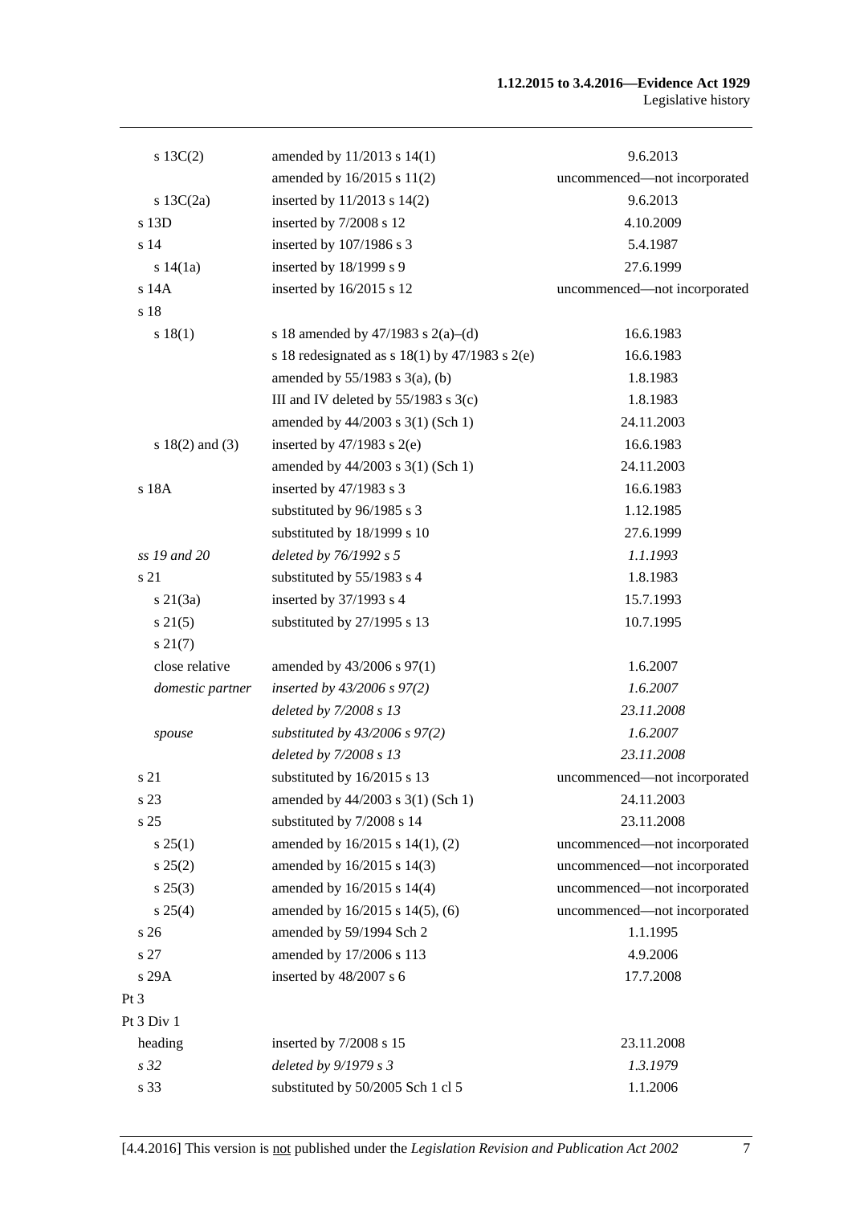| | | |
|---|---|---|
| s 13C(2) | amended by 11/2013 s 14(1) | 9.6.2013 |
| | amended by 16/2015 s 11(2) | uncommenced—not incorporated |
| s 13C(2a) | inserted by 11/2013 s 14(2) | 9.6.2013 |
| s 13D | inserted by 7/2008 s 12 | 4.10.2009 |
| s 14 | inserted by 107/1986 s 3 | 5.4.1987 |
| s 14(1a) | inserted by 18/1999 s 9 | 27.6.1999 |
| s 14A | inserted by 16/2015 s 12 | uncommenced—not incorporated |
| s 18 | | |
| s 18(1) | s 18 amended by 47/1983 s 2(a)–(d) | 16.6.1983 |
| | s 18 redesignated as s 18(1) by 47/1983 s 2(e) | 16.6.1983 |
| | amended by 55/1983 s 3(a), (b) | 1.8.1983 |
| | III and IV deleted by 55/1983 s 3(c) | 1.8.1983 |
| | amended by 44/2003 s 3(1) (Sch 1) | 24.11.2003 |
| s 18(2) and (3) | inserted by 47/1983 s 2(e) | 16.6.1983 |
| | amended by 44/2003 s 3(1) (Sch 1) | 24.11.2003 |
| s 18A | inserted by 47/1983 s 3 | 16.6.1983 |
| | substituted by 96/1985 s 3 | 1.12.1985 |
| | substituted by 18/1999 s 10 | 27.6.1999 |
| *ss 19 and 20* | *deleted by 76/1992 s 5* | *1.1.1993* |
| s 21 | substituted by 55/1983 s 4 | 1.8.1983 |
| s 21(3a) | inserted by 37/1993 s 4 | 15.7.1993 |
| s 21(5) | substituted by 27/1995 s 13 | 10.7.1995 |
| s 21(7) | | |
| close relative | amended by 43/2006 s 97(1) | 1.6.2007 |
| *domestic partner* | *inserted by 43/2006 s 97(2)* | *1.6.2007* |
| | *deleted by 7/2008 s 13* | *23.11.2008* |
| *spouse* | *substituted by 43/2006 s 97(2)* | *1.6.2007* |
| | *deleted by 7/2008 s 13* | *23.11.2008* |
| s 21 | substituted by 16/2015 s 13 | uncommenced—not incorporated |
| s 23 | amended by 44/2003 s 3(1) (Sch 1) | 24.11.2003 |
| s 25 | substituted by 7/2008 s 14 | 23.11.2008 |
| s 25(1) | amended by 16/2015 s 14(1), (2) | uncommenced—not incorporated |
| s 25(2) | amended by 16/2015 s 14(3) | uncommenced—not incorporated |
| s 25(3) | amended by 16/2015 s 14(4) | uncommenced—not incorporated |
| s 25(4) | amended by 16/2015 s 14(5), (6) | uncommenced—not incorporated |
| s 26 | amended by 59/1994 Sch 2 | 1.1.1995 |
| s 27 | amended by 17/2006 s 113 | 4.9.2006 |
| s 29A | inserted by 48/2007 s 6 | 17.7.2008 |
| Pt 3 | | |
| Pt 3 Div 1 | | |
| heading | inserted by 7/2008 s 15 | 23.11.2008 |
| *s 32* | *deleted by 9/1979 s 3* | *1.3.1979* |
| s 33 | substituted by 50/2005 Sch 1 cl 5 | 1.1.2006 |

[4.4.2016] This version is not published under the *Legislation Revision and Publication Act 2002*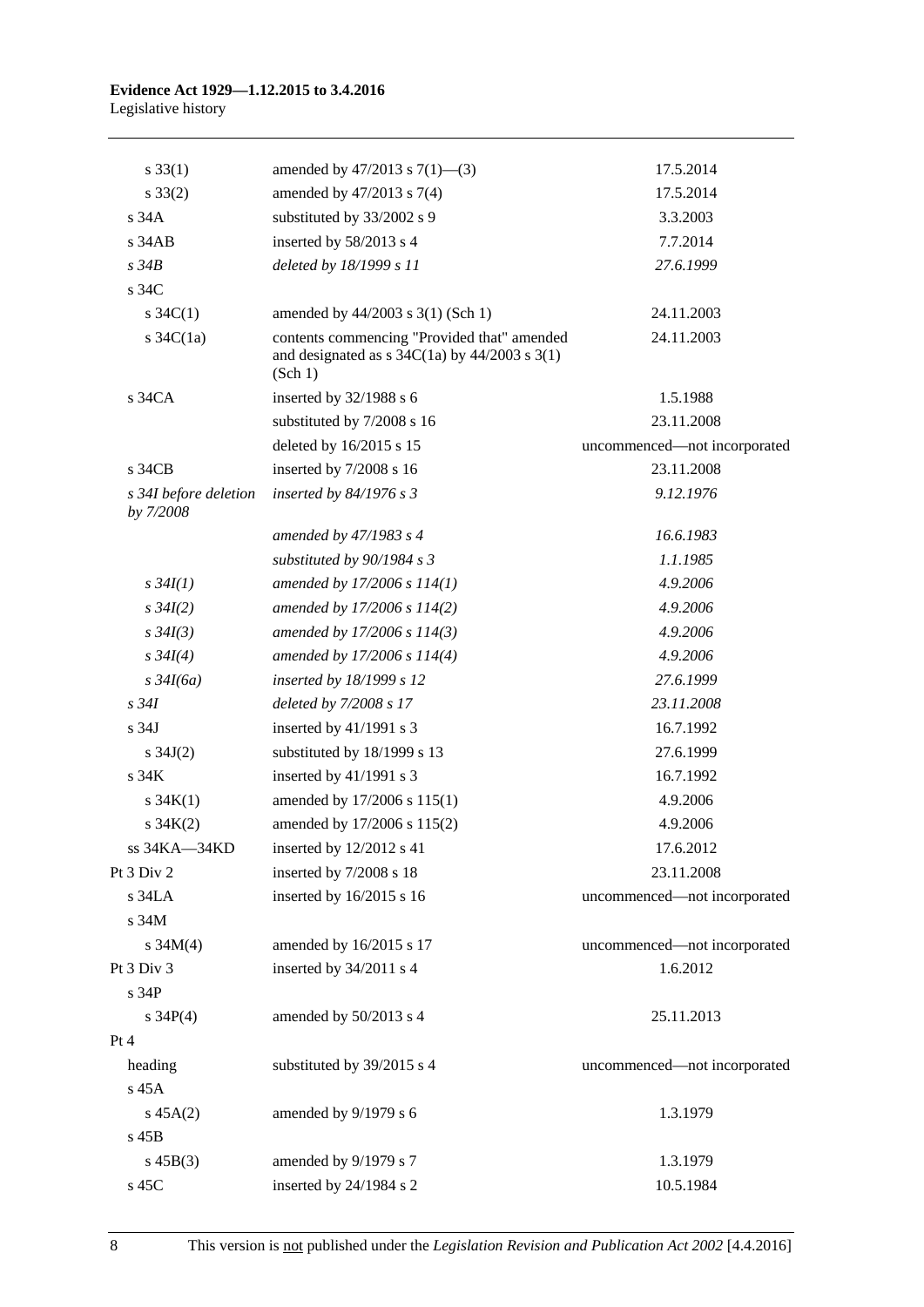| | | |
|---|---|---|
| s 33(1) | amended by 47/2013 s 7(1)—(3) | 17.5.2014 |
| s 33(2) | amended by 47/2013 s 7(4) | 17.5.2014 |
| s 34A | substituted by 33/2002 s 9 | 3.3.2003 |
| s 34AB | inserted by 58/2013 s 4 | 7.7.2014 |
| *s 34B* | *deleted by 18/1999 s 11* | *27.6.1999* |
| s 34C | | |
| s 34C(1) | amended by 44/2003 s 3(1) (Sch 1) | 24.11.2003 |
| s 34C(1a) | contents commencing "Provided that" amended and designated as s 34C(1a) by 44/2003 s 3(1) (Sch 1) | 24.11.2003 |
| s 34CA | inserted by 32/1988 s 6 | 1.5.1988 |
| | substituted by 7/2008 s 16 | 23.11.2008 |
| | deleted by 16/2015 s 15 | uncommenced—not incorporated |
| s 34CB | inserted by 7/2008 s 16 | 23.11.2008 |
| *s 34I before deletion by 7/2008* | *inserted by 84/1976 s 3* | *9.12.1976* |
| | *amended by 47/1983 s 4* | *16.6.1983* |
| | *substituted by 90/1984 s 3* | *1.1.1985* |
| *s 34I(1)* | *amended by 17/2006 s 114(1)* | *4.9.2006* |
| *s 34I(2)* | *amended by 17/2006 s 114(2)* | *4.9.2006* |
| *s 34I(3)* | *amended by 17/2006 s 114(3)* | *4.9.2006* |
| *s 34I(4)* | *amended by 17/2006 s 114(4)* | *4.9.2006* |
| *s 34I(6a)* | *inserted by 18/1999 s 12* | *27.6.1999* |
| *s 34I* | *deleted by 7/2008 s 17* | *23.11.2008* |
| s 34J | inserted by 41/1991 s 3 | 16.7.1992 |
| s 34J(2) | substituted by 18/1999 s 13 | 27.6.1999 |
| s 34K | inserted by 41/1991 s 3 | 16.7.1992 |
| s 34K(1) | amended by 17/2006 s 115(1) | 4.9.2006 |
| s 34K(2) | amended by 17/2006 s 115(2) | 4.9.2006 |
| ss 34KA—34KD | inserted by 12/2012 s 41 | 17.6.2012 |
| Pt 3 Div 2 | inserted by 7/2008 s 18 | 23.11.2008 |
| s 34LA | inserted by 16/2015 s 16 | uncommenced—not incorporated |
| s 34M | | |
| s 34M(4) | amended by 16/2015 s 17 | uncommenced—not incorporated |
| Pt 3 Div 3 | inserted by 34/2011 s 4 | 1.6.2012 |
| s 34P | | |
| s 34P(4) | amended by 50/2013 s 4 | 25.11.2013 |
| Pt 4 | | |
| heading | substituted by 39/2015 s 4 | uncommenced—not incorporated |
| s 45A | | |
| s 45A(2) | amended by 9/1979 s 6 | 1.3.1979 |
| s 45B | | |
| s 45B(3) | amended by 9/1979 s 7 | 1.3.1979 |
| s 45C | inserted by 24/1984 s 2 | 10.5.1984 |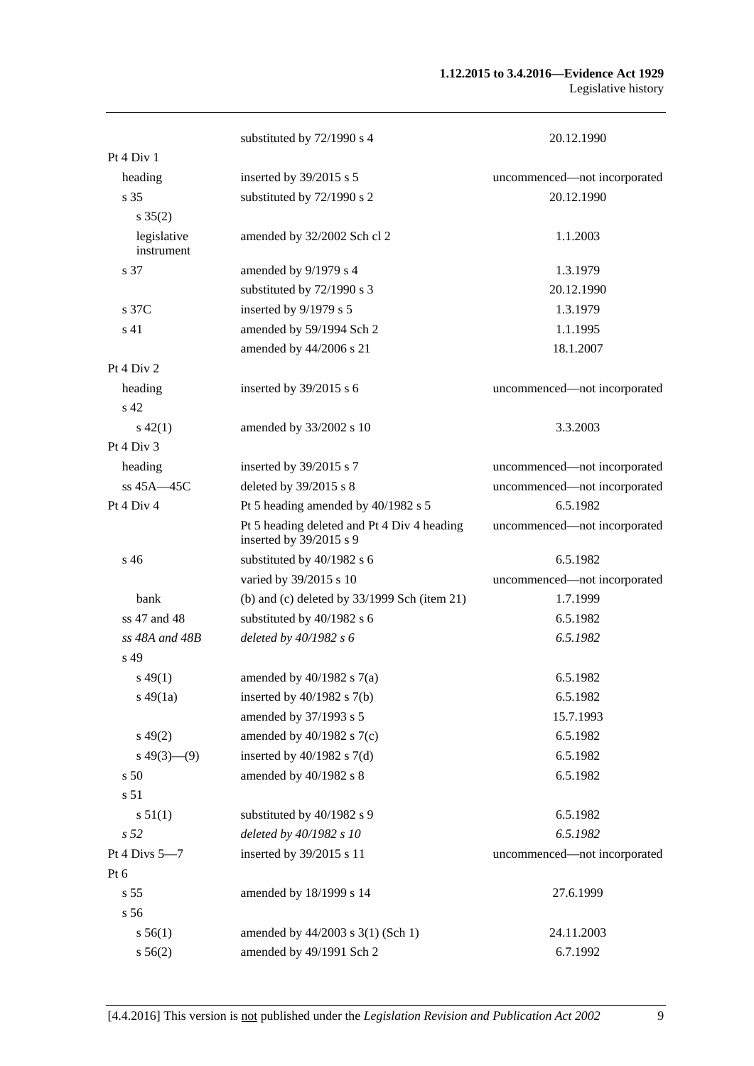| | | |
|---|---|---|
| | substituted by 72/1990 s 4 | 20.12.1990 |
| Pt 4 Div 1 | | |
| heading | inserted by 39/2015 s 5 | uncommenced—not incorporated |
| s 35 | substituted by 72/1990 s 2 | 20.12.1990 |
| s 35(2) | | |
| legislative instrument | amended by 32/2002 Sch cl 2 | 1.1.2003 |
| s 37 | amended by 9/1979 s 4 | 1.3.1979 |
| | substituted by 72/1990 s 3 | 20.12.1990 |
| s 37C | inserted by 9/1979 s 5 | 1.3.1979 |
| s 41 | amended by 59/1994 Sch 2 | 1.1.1995 |
| | amended by 44/2006 s 21 | 18.1.2007 |
| Pt 4 Div 2 | | |
| heading | inserted by 39/2015 s 6 | uncommenced—not incorporated |
| s 42 | | |
| s 42(1) | amended by 33/2002 s 10 | 3.3.2003 |
| Pt 4 Div 3 | | |
| heading | inserted by 39/2015 s 7 | uncommenced—not incorporated |
| ss 45A—45C | deleted by 39/2015 s 8 | uncommenced—not incorporated |
| Pt 4 Div 4 | Pt 5 heading amended by 40/1982 s 5 | 6.5.1982 |
| | Pt 5 heading deleted and Pt 4 Div 4 heading inserted by 39/2015 s 9 | uncommenced—not incorporated |
| s 46 | substituted by 40/1982 s 6 | 6.5.1982 |
| | varied by 39/2015 s 10 | uncommenced—not incorporated |
| bank | (b) and (c) deleted by 33/1999 Sch (item 21) | 1.7.1999 |
| ss 47 and 48 | substituted by 40/1982 s 6 | 6.5.1982 |
| *ss 48A and 48B* | *deleted by 40/1982 s 6* | *6.5.1982* |
| s 49 | | |
| s 49(1) | amended by 40/1982 s 7(a) | 6.5.1982 |
| s 49(1a) | inserted by 40/1982 s 7(b) | 6.5.1982 |
| | amended by 37/1993 s 5 | 15.7.1993 |
| s 49(2) | amended by 40/1982 s 7(c) | 6.5.1982 |
| s 49(3)—(9) | inserted by 40/1982 s 7(d) | 6.5.1982 |
| s 50 | amended by 40/1982 s 8 | 6.5.1982 |
| s 51 | | |
| s 51(1) | substituted by 40/1982 s 9 | 6.5.1982 |
| *s 52* | *deleted by 40/1982 s 10* | *6.5.1982* |
| Pt 4 Divs 5—7 | inserted by 39/2015 s 11 | uncommenced—not incorporated |
| Pt 6 | | |
| s 55 | amended by 18/1999 s 14 | 27.6.1999 |
| s 56 | | |
| s 56(1) | amended by 44/2003 s 3(1) (Sch 1) | 24.11.2003 |
| s 56(2) | amended by 49/1991 Sch 2 | 6.7.1992 |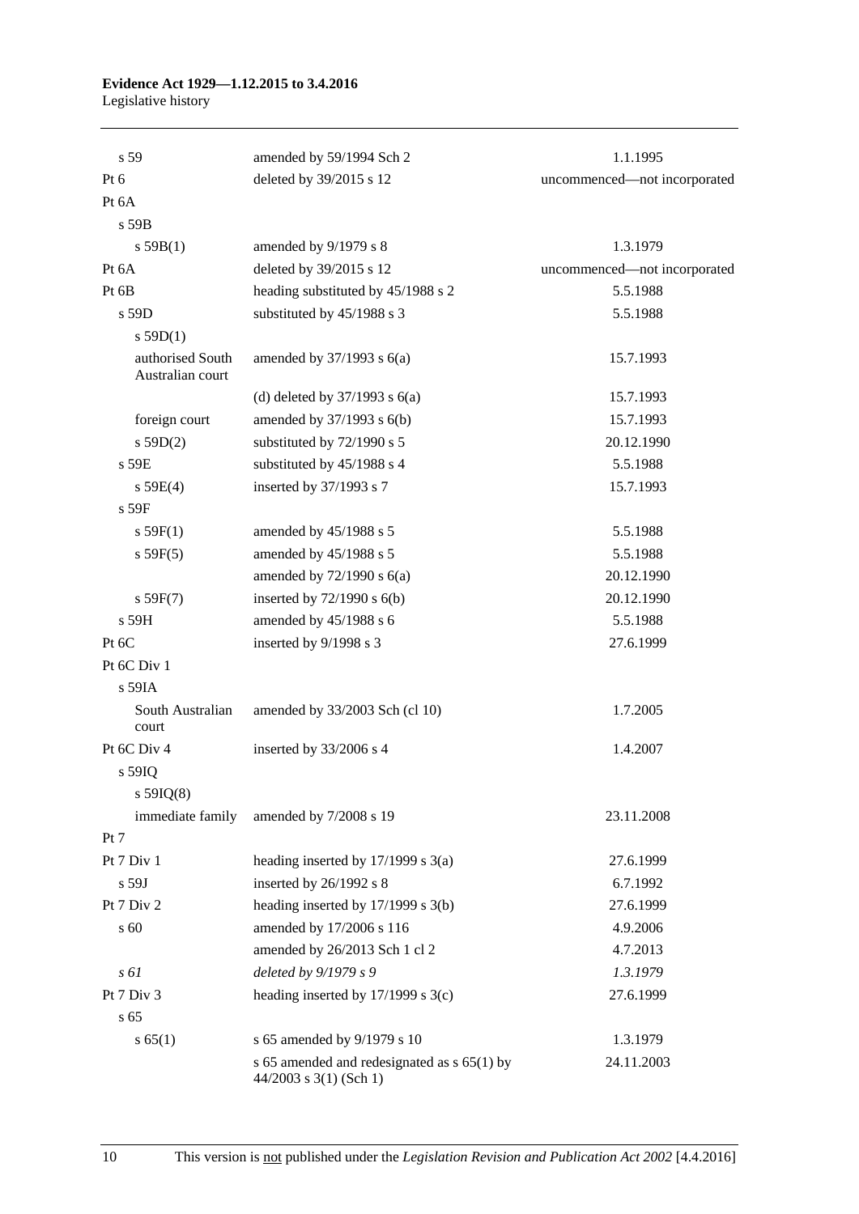| | | |
|---|---|---|
| s 59 | amended by 59/1994 Sch 2 | 1.1.1995 |
| Pt 6 | deleted by 39/2015 s 12 | uncommenced—not incorporated |
| Pt 6A | | |
| s 59B | | |
| s 59B(1) | amended by 9/1979 s 8 | 1.3.1979 |
| Pt 6A | deleted by 39/2015 s 12 | uncommenced—not incorporated |
| Pt 6B | heading substituted by 45/1988 s 2 | 5.5.1988 |
| s 59D | substituted by 45/1988 s 3 | 5.5.1988 |
| s 59D(1) | | |
| authorised South Australian court | amended by 37/1993 s 6(a) | 15.7.1993 |
| | (d) deleted by 37/1993 s 6(a) | 15.7.1993 |
| foreign court | amended by 37/1993 s 6(b) | 15.7.1993 |
| s 59D(2) | substituted by 72/1990 s 5 | 20.12.1990 |
| s 59E | substituted by 45/1988 s 4 | 5.5.1988 |
| s 59E(4) | inserted by 37/1993 s 7 | 15.7.1993 |
| s 59F | | |
| s 59F(1) | amended by 45/1988 s 5 | 5.5.1988 |
| s 59F(5) | amended by 45/1988 s 5 | 5.5.1988 |
| | amended by 72/1990 s 6(a) | 20.12.1990 |
| s 59F(7) | inserted by 72/1990 s 6(b) | 20.12.1990 |
| s 59H | amended by 45/1988 s 6 | 5.5.1988 |
| Pt 6C | inserted by 9/1998 s 3 | 27.6.1999 |
| Pt 6C Div 1 | | |
| s 59IA | | |
| South Australian court | amended by 33/2003 Sch (cl 10) | 1.7.2005 |
| Pt 6C Div 4 | inserted by 33/2006 s 4 | 1.4.2007 |
| s 59IQ | | |
| s 59IQ(8) | | |
| immediate family | amended by 7/2008 s 19 | 23.11.2008 |
| Pt 7 | | |
| Pt 7 Div 1 | heading inserted by 17/1999 s 3(a) | 27.6.1999 |
| s 59J | inserted by 26/1992 s 8 | 6.7.1992 |
| Pt 7 Div 2 | heading inserted by 17/1999 s 3(b) | 27.6.1999 |
| s 60 | amended by 17/2006 s 116 | 4.9.2006 |
| | amended by 26/2013 Sch 1 cl 2 | 4.7.2013 |
| *s 61* | *deleted by 9/1979 s 9* | *1.3.1979* |
| Pt 7 Div 3 | heading inserted by 17/1999 s 3(c) | 27.6.1999 |
| s 65 | | |
| s 65(1) | s 65 amended by 9/1979 s 10 | 1.3.1979 |
| | s 65 amended and redesignated as s 65(1) by 44/2003 s 3(1) (Sch 1) | 24.11.2003 |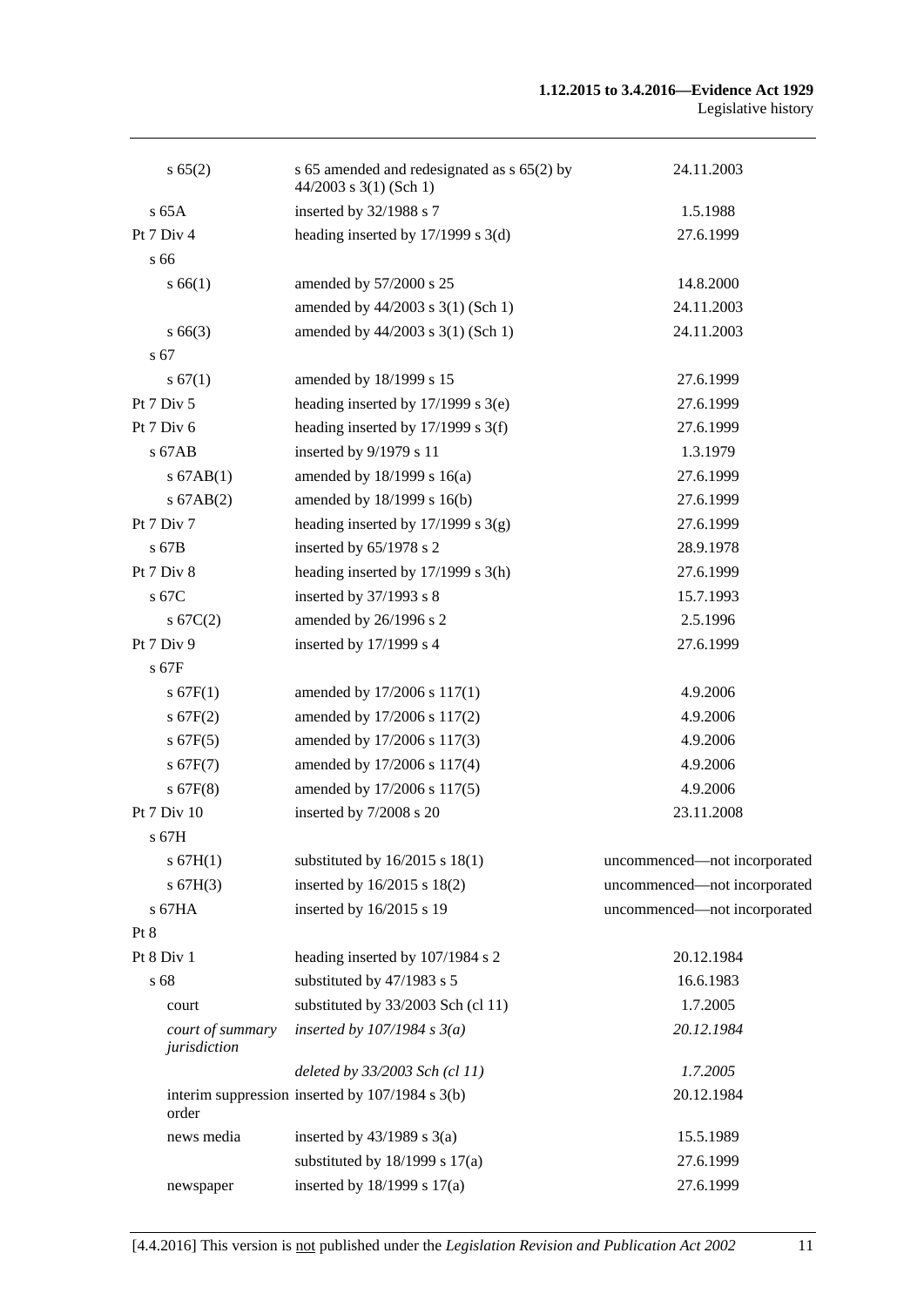| | | |
|---|---|---|
| s 65(2) | s 65 amended and redesignated as s 65(2) by 44/2003 s 3(1) (Sch 1) | 24.11.2003 |
| s 65A | inserted by 32/1988 s 7 | 1.5.1988 |
| Pt 7 Div 4 | heading inserted by 17/1999 s 3(d) | 27.6.1999 |
| s 66 | | |
| s 66(1) | amended by 57/2000 s 25 | 14.8.2000 |
| | amended by 44/2003 s 3(1) (Sch 1) | 24.11.2003 |
| s 66(3) | amended by 44/2003 s 3(1) (Sch 1) | 24.11.2003 |
| s 67 | | |
| s 67(1) | amended by 18/1999 s 15 | 27.6.1999 |
| Pt 7 Div 5 | heading inserted by 17/1999 s 3(e) | 27.6.1999 |
| Pt 7 Div 6 | heading inserted by 17/1999 s 3(f) | 27.6.1999 |
| s 67AB | inserted by 9/1979 s 11 | 1.3.1979 |
| s 67AB(1) | amended by 18/1999 s 16(a) | 27.6.1999 |
| s 67AB(2) | amended by 18/1999 s 16(b) | 27.6.1999 |
| Pt 7 Div 7 | heading inserted by 17/1999 s 3(g) | 27.6.1999 |
| s 67B | inserted by 65/1978 s 2 | 28.9.1978 |
| Pt 7 Div 8 | heading inserted by 17/1999 s 3(h) | 27.6.1999 |
| s 67C | inserted by 37/1993 s 8 | 15.7.1993 |
| s 67C(2) | amended by 26/1996 s 2 | 2.5.1996 |
| Pt 7 Div 9 | inserted by 17/1999 s 4 | 27.6.1999 |
| s 67F | | |
| s 67F(1) | amended by 17/2006 s 117(1) | 4.9.2006 |
| s 67F(2) | amended by 17/2006 s 117(2) | 4.9.2006 |
| s 67F(5) | amended by 17/2006 s 117(3) | 4.9.2006 |
| s 67F(7) | amended by 17/2006 s 117(4) | 4.9.2006 |
| s 67F(8) | amended by 17/2006 s 117(5) | 4.9.2006 |
| Pt 7 Div 10 | inserted by 7/2008 s 20 | 23.11.2008 |
| s 67H | | |
| s 67H(1) | substituted by 16/2015 s 18(1) | uncommenced—not incorporated |
| s 67H(3) | inserted by 16/2015 s 18(2) | uncommenced—not incorporated |
| s 67HA | inserted by 16/2015 s 19 | uncommenced—not incorporated |
| Pt 8 | | |
| Pt 8 Div 1 | heading inserted by 107/1984 s 2 | 20.12.1984 |
| s 68 | substituted by 47/1983 s 5 | 16.6.1983 |
| court | substituted by 33/2003 Sch (cl 11) | 1.7.2005 |
| *court of summary jurisdiction* | *inserted by 107/1984 s 3(a)* | *20.12.1984* |
| | *deleted by 33/2003 Sch (cl 11)* | *1.7.2005* |
| interim suppression order | inserted by 107/1984 s 3(b) | 20.12.1984 |
| news media | inserted by 43/1989 s 3(a) | 15.5.1989 |
| | substituted by 18/1999 s 17(a) | 27.6.1999 |
| newspaper | inserted by 18/1999 s 17(a) | 27.6.1999 |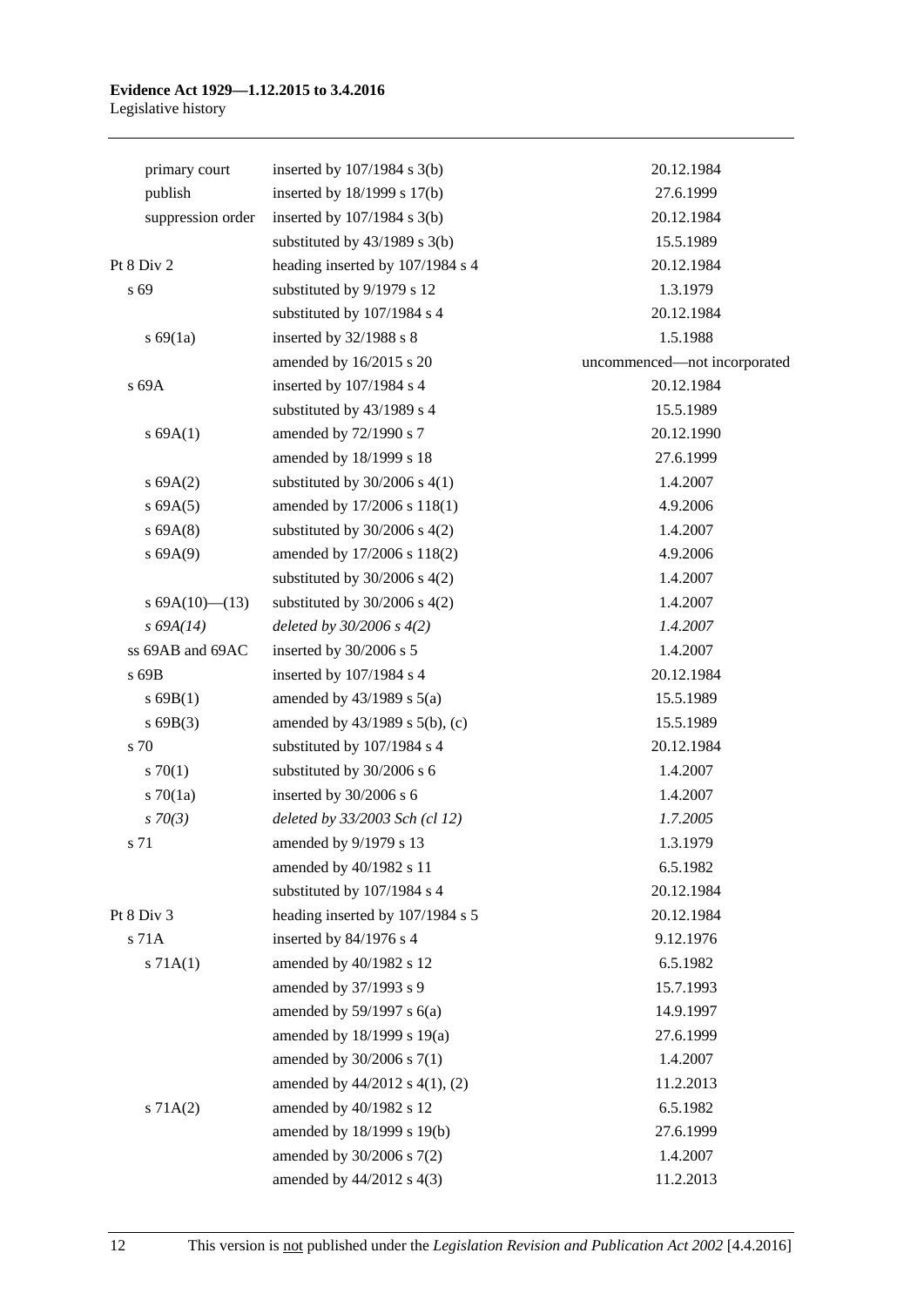| | | |
|---|---|---|
| primary court | inserted by 107/1984 s 3(b) | 20.12.1984 |
| publish | inserted by 18/1999 s 17(b) | 27.6.1999 |
| suppression order | inserted by 107/1984 s 3(b) | 20.12.1984 |
| | substituted by 43/1989 s 3(b) | 15.5.1989 |
| Pt 8 Div 2 | heading inserted by 107/1984 s 4 | 20.12.1984 |
| s 69 | substituted by 9/1979 s 12 | 1.3.1979 |
| | substituted by 107/1984 s 4 | 20.12.1984 |
| s 69(1a) | inserted by 32/1988 s 8 | 1.5.1988 |
| | amended by 16/2015 s 20 | uncommenced—not incorporated |
| s 69A | inserted by 107/1984 s 4 | 20.12.1984 |
| | substituted by 43/1989 s 4 | 15.5.1989 |
| s 69A(1) | amended by 72/1990 s 7 | 20.12.1990 |
| | amended by 18/1999 s 18 | 27.6.1999 |
| s 69A(2) | substituted by 30/2006 s 4(1) | 1.4.2007 |
| s 69A(5) | amended by 17/2006 s 118(1) | 4.9.2006 |
| s 69A(8) | substituted by 30/2006 s 4(2) | 1.4.2007 |
| s 69A(9) | amended by 17/2006 s 118(2) | 4.9.2006 |
| | substituted by 30/2006 s 4(2) | 1.4.2007 |
| s 69A(10)—(13) | substituted by 30/2006 s 4(2) | 1.4.2007 |
| *s 69A(14)* | *deleted by 30/2006 s 4(2)* | *1.4.2007* |
| ss 69AB and 69AC | inserted by 30/2006 s 5 | 1.4.2007 |
| s 69B | inserted by 107/1984 s 4 | 20.12.1984 |
| s 69B(1) | amended by 43/1989 s 5(a) | 15.5.1989 |
| s 69B(3) | amended by 43/1989 s 5(b), (c) | 15.5.1989 |
| s 70 | substituted by 107/1984 s 4 | 20.12.1984 |
| s 70(1) | substituted by 30/2006 s 6 | 1.4.2007 |
| s 70(1a) | inserted by 30/2006 s 6 | 1.4.2007 |
| *s 70(3)* | *deleted by 33/2003 Sch (cl 12)* | *1.7.2005* |
| s 71 | amended by 9/1979 s 13 | 1.3.1979 |
| | amended by 40/1982 s 11 | 6.5.1982 |
| | substituted by 107/1984 s 4 | 20.12.1984 |
| Pt 8 Div 3 | heading inserted by 107/1984 s 5 | 20.12.1984 |
| s 71A | inserted by 84/1976 s 4 | 9.12.1976 |
| s 71A(1) | amended by 40/1982 s 12 | 6.5.1982 |
| | amended by 37/1993 s 9 | 15.7.1993 |
| | amended by 59/1997 s 6(a) | 14.9.1997 |
| | amended by 18/1999 s 19(a) | 27.6.1999 |
| | amended by 30/2006 s 7(1) | 1.4.2007 |
| | amended by 44/2012 s 4(1), (2) | 11.2.2013 |
| s 71A(2) | amended by 40/1982 s 12 | 6.5.1982 |
| | amended by 18/1999 s 19(b) | 27.6.1999 |
| | amended by 30/2006 s 7(2) | 1.4.2007 |
| | amended by 44/2012 s 4(3) | 11.2.2013 |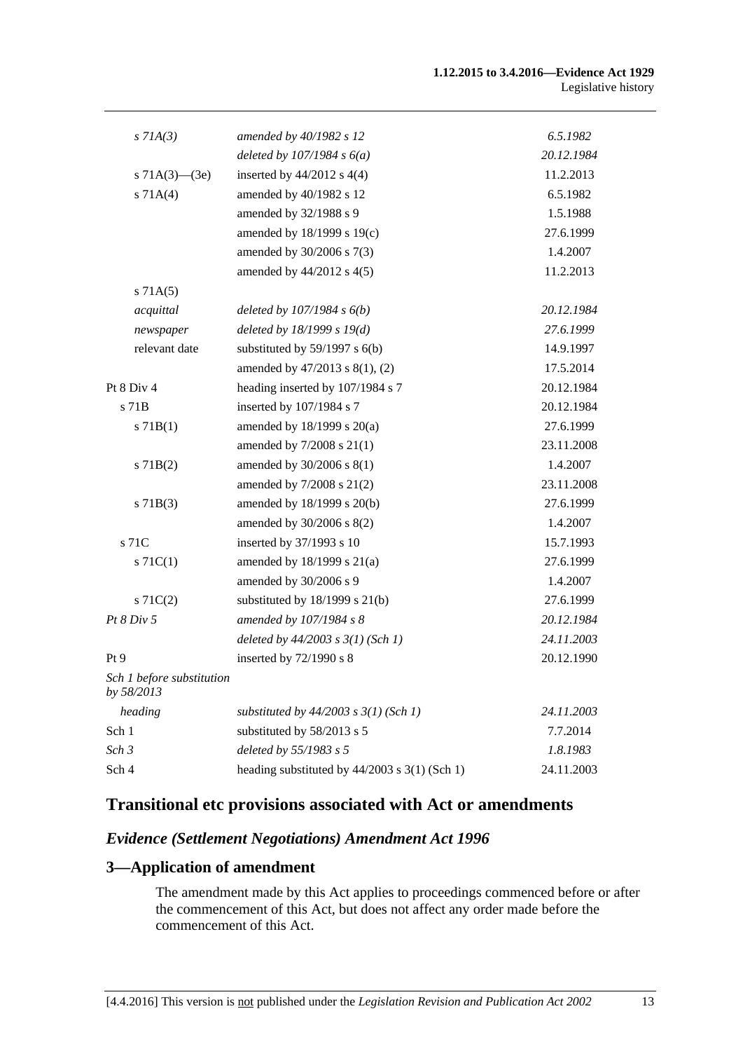| | | |
|---|---|---|
| *s 71A(3)* | *amended by 40/1982 s 12* | *6.5.1982* |
| | *deleted by 107/1984 s 6(a)* | *20.12.1984* |
| s 71A(3)—(3e) | inserted by 44/2012 s 4(4) | 11.2.2013 |
| s 71A(4) | amended by 40/1982 s 12 | 6.5.1982 |
| | amended by 32/1988 s 9 | 1.5.1988 |
| | amended by 18/1999 s 19(c) | 27.6.1999 |
| | amended by 30/2006 s 7(3) | 1.4.2007 |
| | amended by 44/2012 s 4(5) | 11.2.2013 |
| s 71A(5) | | |
| *acquittal* | *deleted by 107/1984 s 6(b)* | *20.12.1984* |
| *newspaper* | *deleted by 18/1999 s 19(d)* | *27.6.1999* |
| relevant date | substituted by 59/1997 s 6(b) | 14.9.1997 |
| | amended by 47/2013 s 8(1), (2) | 17.5.2014 |
| Pt 8 Div 4 | heading inserted by 107/1984 s 7 | 20.12.1984 |
| s 71B | inserted by 107/1984 s 7 | 20.12.1984 |
| s 71B(1) | amended by 18/1999 s 20(a) | 27.6.1999 |
| | amended by 7/2008 s 21(1) | 23.11.2008 |
| s 71B(2) | amended by 30/2006 s 8(1) | 1.4.2007 |
| | amended by 7/2008 s 21(2) | 23.11.2008 |
| s 71B(3) | amended by 18/1999 s 20(b) | 27.6.1999 |
| | amended by 30/2006 s 8(2) | 1.4.2007 |
| s 71C | inserted by 37/1993 s 10 | 15.7.1993 |
| s 71C(1) | amended by 18/1999 s 21(a) | 27.6.1999 |
| | amended by 30/2006 s 9 | 1.4.2007 |
| s 71C(2) | substituted by 18/1999 s 21(b) | 27.6.1999 |
| *Pt 8 Div 5* | *amended by 107/1984 s 8* | *20.12.1984* |
| | *deleted by 44/2003 s 3(1) (Sch 1)* | *24.11.2003* |
| Pt 9 | inserted by 72/1990 s 8 | 20.12.1990 |
| *Sch 1 before substitution by 58/2013* | | |
| *heading* | *substituted by 44/2003 s 3(1) (Sch 1)* | *24.11.2003* |
| Sch 1 | substituted by 58/2013 s 5 | 7.7.2014 |
| *Sch 3* | *deleted by 55/1983 s 5* | *1.8.1983* |
| Sch 4 | heading substituted by 44/2003 s 3(1) (Sch 1) | 24.11.2003 |

## Transitional etc provisions associated with Act or amendments

### *Evidence (Settlement Negotiations) Amendment Act 1996*

### 3—Application of amendment

The amendment made by this Act applies to proceedings commenced before or after the commencement of this Act, but does not affect any order made before the commencement of this Act.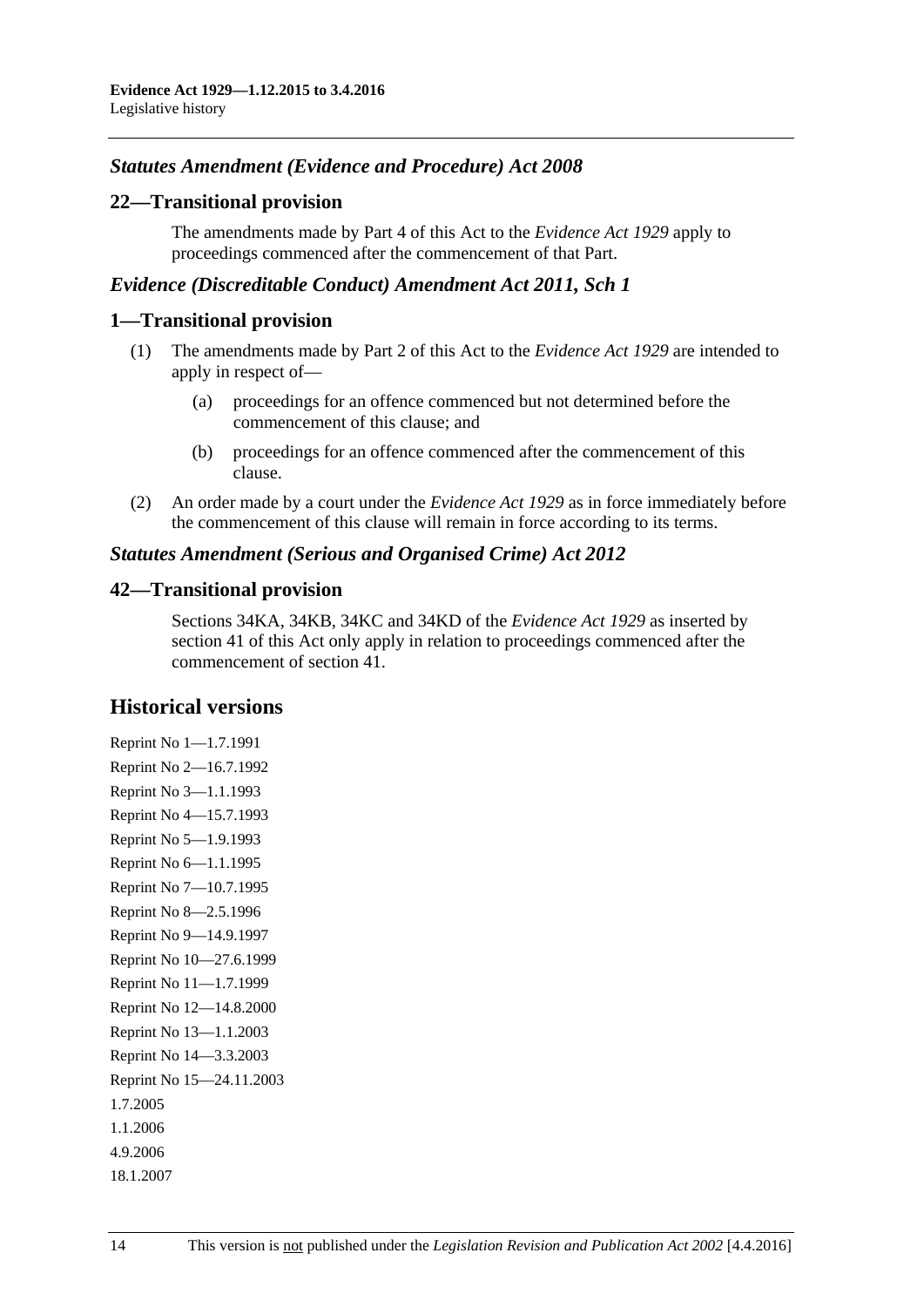### *Statutes Amendment (Evidence and Procedure) Act 2008*

## 22—Transitional provision

The amendments made by Part 4 of this Act to the *Evidence Act 1929* apply to proceedings commenced after the commencement of that Part.

### *Evidence (Discreditable Conduct) Amendment Act 2011, Sch 1*

## 1—Transitional provision

(1) The amendments made by Part 2 of this Act to the *Evidence Act 1929* are intended to apply in respect of—

(a) proceedings for an offence commenced but not determined before the commencement of this clause; and

(b) proceedings for an offence commenced after the commencement of this clause.

(2) An order made by a court under the *Evidence Act 1929* as in force immediately before the commencement of this clause will remain in force according to its terms.

### *Statutes Amendment (Serious and Organised Crime) Act 2012*

## 42—Transitional provision

Sections 34KA, 34KB, 34KC and 34KD of the *Evidence Act 1929* as inserted by section 41 of this Act only apply in relation to proceedings commenced after the commencement of section 41.

# Historical versions

Reprint No 1—1.7.1991
Reprint No 2—16.7.1992
Reprint No 3—1.1.1993
Reprint No 4—15.7.1993
Reprint No 5—1.9.1993
Reprint No 6—1.1.1995
Reprint No 7—10.7.1995
Reprint No 8—2.5.1996
Reprint No 9—14.9.1997
Reprint No 10—27.6.1999
Reprint No 11—1.7.1999
Reprint No 12—14.8.2000
Reprint No 13—1.1.2003
Reprint No 14—3.3.2003
Reprint No 15—24.11.2003
1.7.2005
1.1.2006
4.9.2006
18.1.2007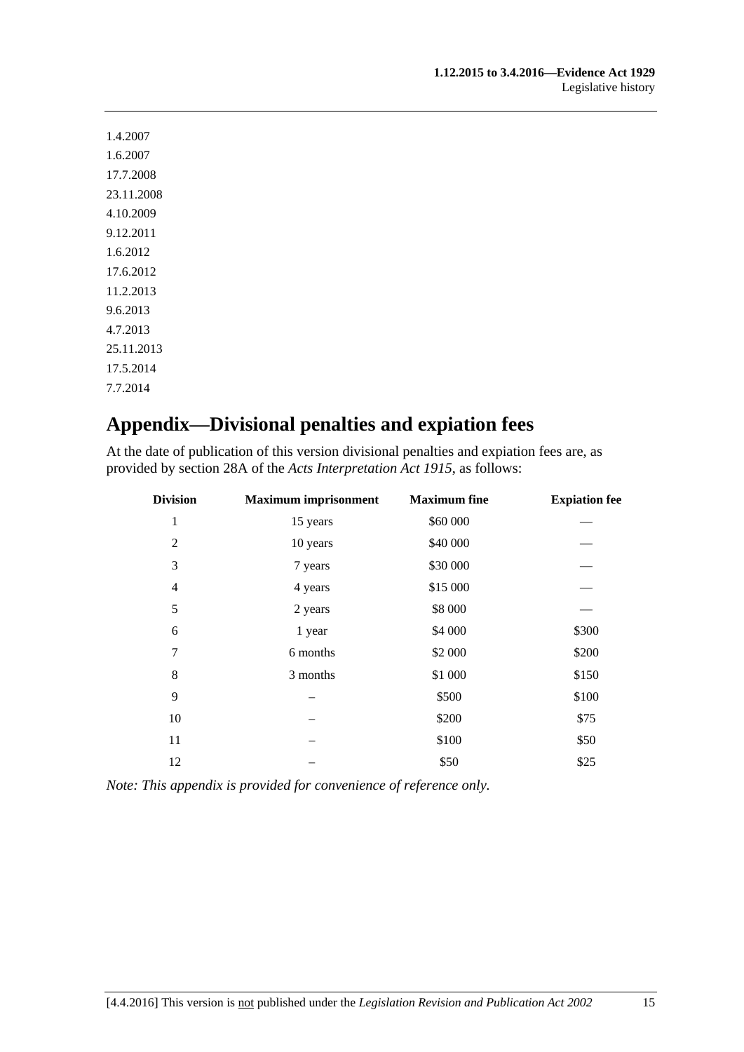1.4.2007

1.6.2007

17.7.2008

23.11.2008

4.10.2009

9.12.2011

1.6.2012

17.6.2012

11.2.2013

9.6.2013

4.7.2013

25.11.2013

17.5.2014

7.7.2014

# Appendix—Divisional penalties and expiation fees

At the date of publication of this version divisional penalties and expiation fees are, as provided by section 28A of the *Acts Interpretation Act 1915*, as follows:

| Division | Maximum imprisonment | Maximum fine | Expiation fee |
|---|---|---|---|
| 1 | 15 years | $60 000 | — |
| 2 | 10 years | $40 000 | — |
| 3 | 7 years | $30 000 | — |
| 4 | 4 years | $15 000 | — |
| 5 | 2 years | $8 000 | — |
| 6 | 1 year | $4 000 | $300 |
| 7 | 6 months | $2 000 | $200 |
| 8 | 3 months | $1 000 | $150 |
| 9 | – | $500 | $100 |
| 10 | – | $200 | $75 |
| 11 | – | $100 | $50 |
| 12 | – | $50 | $25 |

*Note: This appendix is provided for convenience of reference only.*